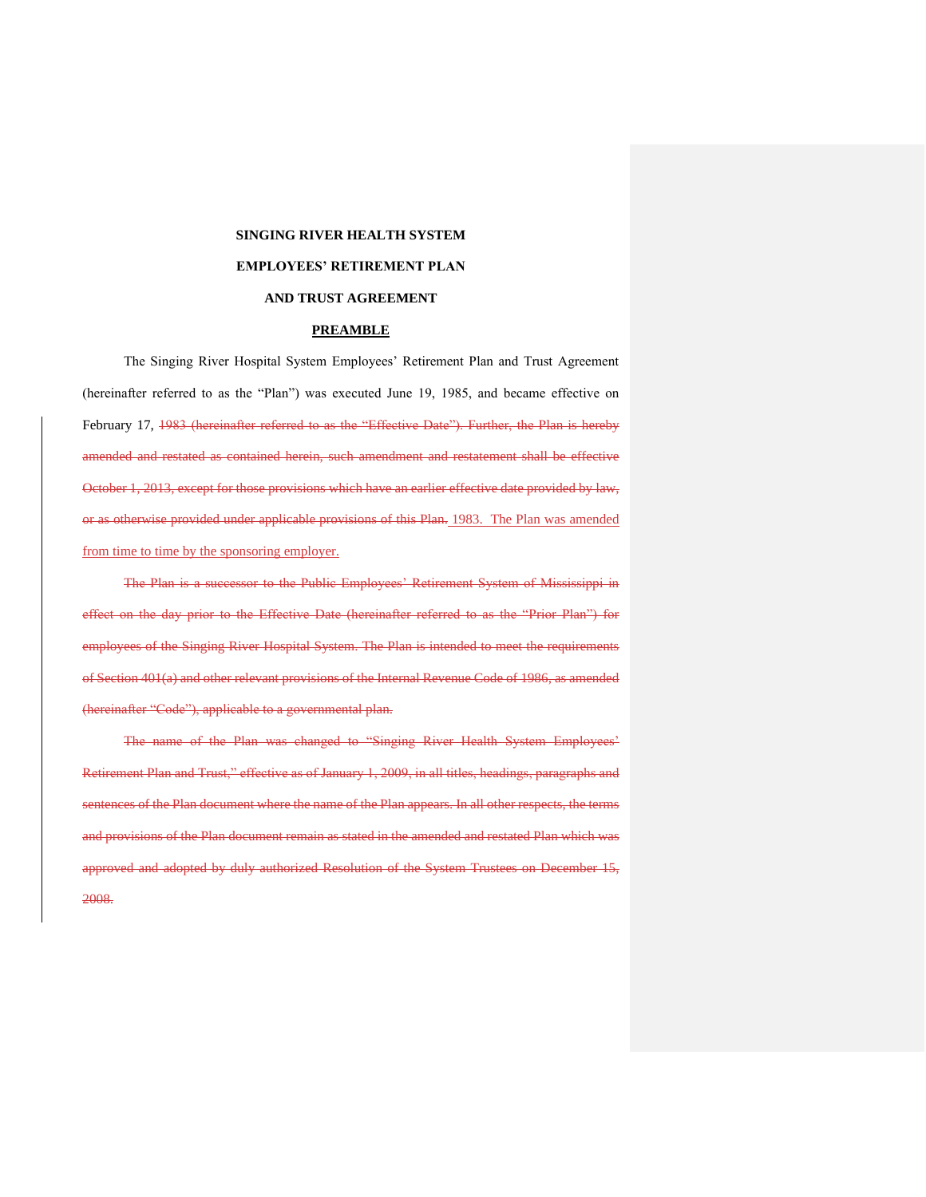**SINGING RIVER HEALTH SYSTEM**

**EMPLOYEES' RETIREMENT PLAN**

**AND TRUST AGREEMENT**

**PREAMBLE**

The Singing River Hospital System Employees' Retirement Plan and Trust Agreement (hereinafter referred to as the "Plan") was executed June 19, 1985, and became effective on February 17, ~~1983 (hereinafter referred to as the "Effective Date"). Further, the Plan is hereby amended and restated as contained herein, such amendment and restatement shall be effective October 1, 2013, except for those provisions which have an earlier effective date provided by law, or as otherwise provided under applicable provisions of this Plan.~~ 1983. The Plan was amended from time to time by the sponsoring employer.

~~The Plan is a successor to the Public Employees' Retirement System of Mississippi in effect on the day prior to the Effective Date (hereinafter referred to as the "Prior Plan") for employees of the Singing River Hospital System. The Plan is intended to meet the requirements of Section 401(a) and other relevant provisions of the Internal Revenue Code of 1986, as amended (hereinafter "Code"), applicable to a governmental plan.~~

~~The name of the Plan was changed to "Singing River Health System Employees' Retirement Plan and Trust," effective as of January 1, 2009, in all titles, headings, paragraphs and sentences of the Plan document where the name of the Plan appears. In all other respects, the terms and provisions of the Plan document remain as stated in the amended and restated Plan which was approved and adopted by duly authorized Resolution of the System Trustees on December 15, 2008.~~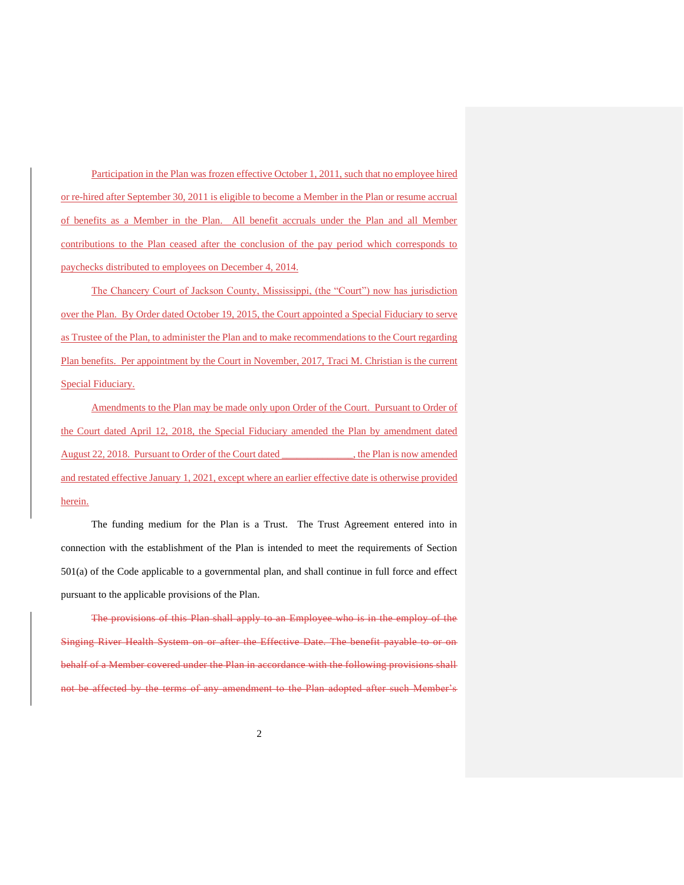Participation in the Plan was frozen effective October 1, 2011, such that no employee hired or re-hired after September 30, 2011 is eligible to become a Member in the Plan or resume accrual of benefits as a Member in the Plan. All benefit accruals under the Plan and all Member contributions to the Plan ceased after the conclusion of the pay period which corresponds to paychecks distributed to employees on December 4, 2014.

The Chancery Court of Jackson County, Mississippi, (the "Court") now has jurisdiction over the Plan. By Order dated October 19, 2015, the Court appointed a Special Fiduciary to serve as Trustee of the Plan, to administer the Plan and to make recommendations to the Court regarding Plan benefits. Per appointment by the Court in November, 2017, Traci M. Christian is the current Special Fiduciary.

Amendments to the Plan may be made only upon Order of the Court. Pursuant to Order of the Court dated April 12, 2018, the Special Fiduciary amended the Plan by amendment dated August 22, 2018. Pursuant to Order of the Court dated ______________, the Plan is now amended and restated effective January 1, 2021, except where an earlier effective date is otherwise provided herein.

The funding medium for the Plan is a Trust. The Trust Agreement entered into in connection with the establishment of the Plan is intended to meet the requirements of Section 501(a) of the Code applicable to a governmental plan, and shall continue in full force and effect pursuant to the applicable provisions of the Plan.

~~The provisions of this Plan shall apply to an Employee who is in the employ of the Singing River Health System on or after the Effective Date. The benefit payable to or on behalf of a Member covered under the Plan in accordance with the following provisions shall not be affected by the terms of any amendment to the Plan adopted after such Member's~~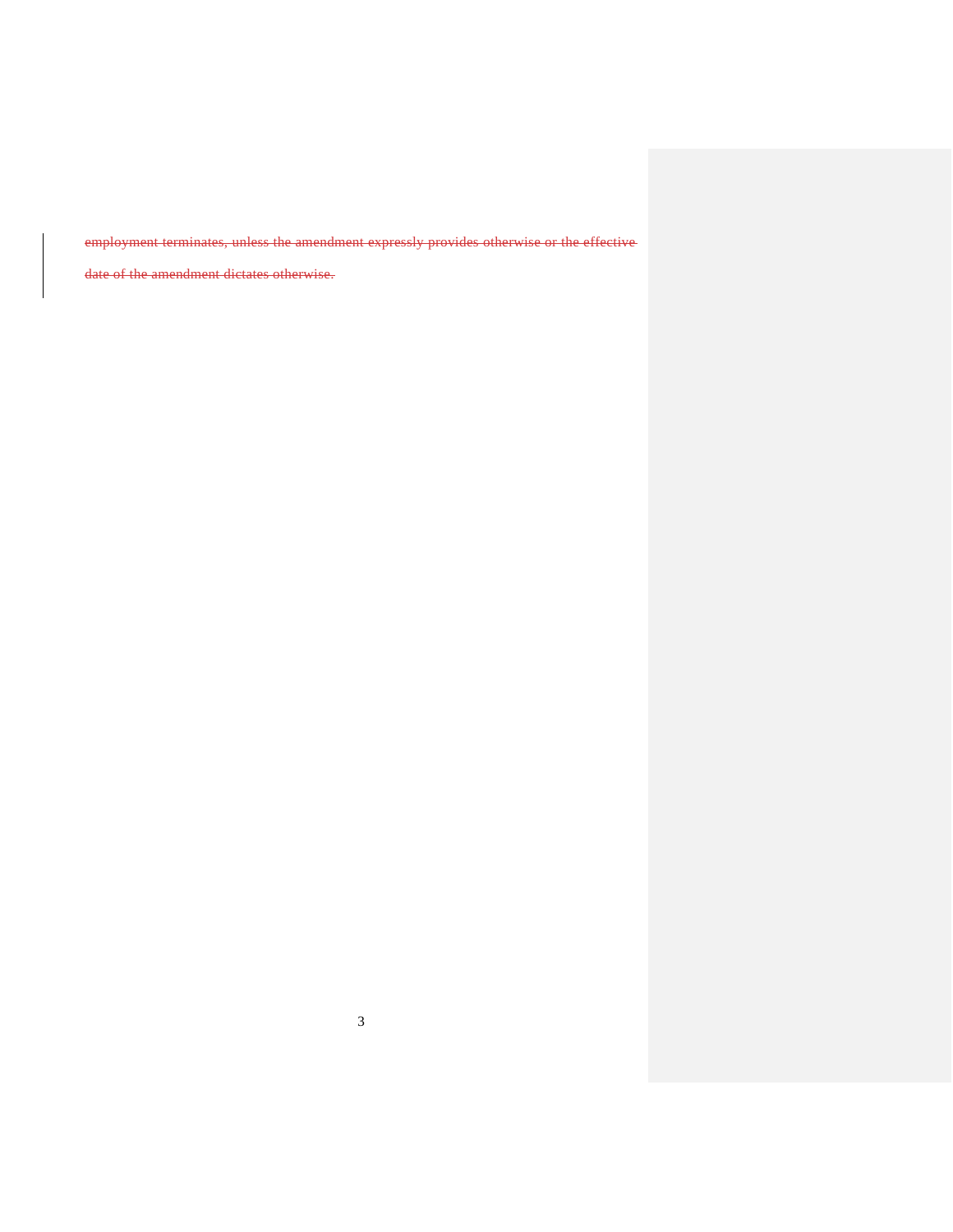~~employment terminates, unless the amendment expressly provides otherwise or the effective date of the amendment dictates otherwise.~~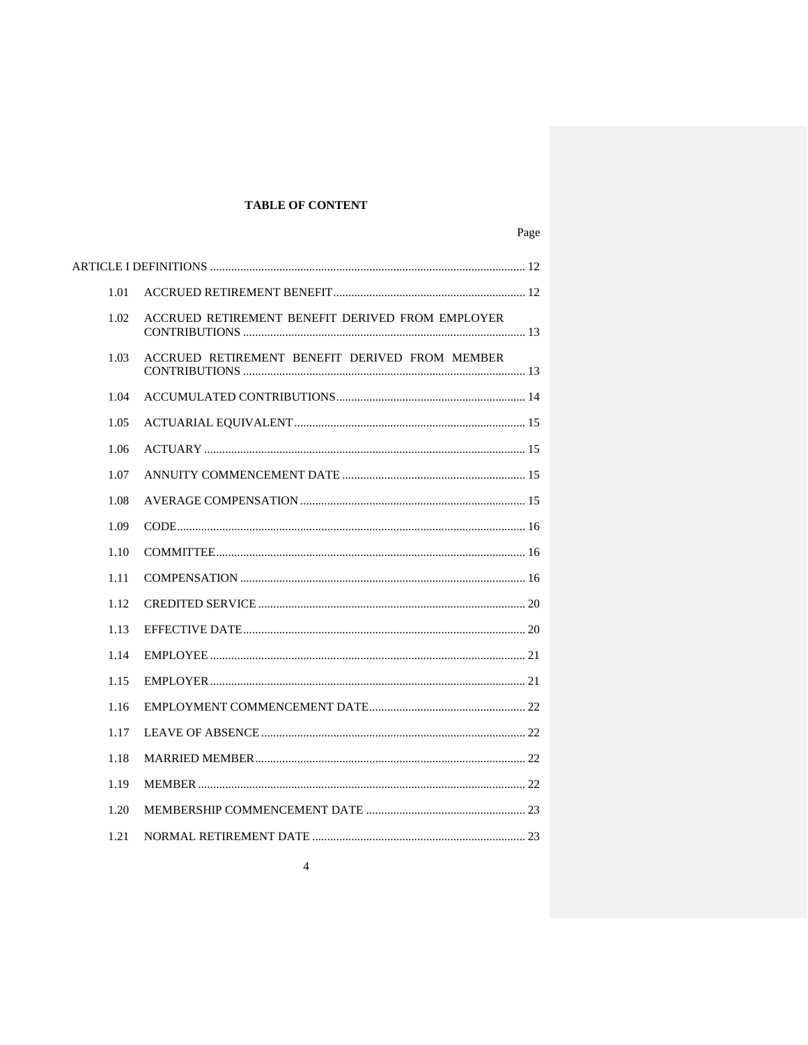**TABLE OF CONTENT**

| | | Page |
|---|---|---|
| ARTICLE I DEFINITIONS | | 12 |
| 1.01 | ACCRUED RETIREMENT BENEFIT | 12 |
| 1.02 | ACCRUED RETIREMENT BENEFIT DERIVED FROM EMPLOYER CONTRIBUTIONS | 13 |
| 1.03 | ACCRUED RETIREMENT BENEFIT DERIVED FROM MEMBER CONTRIBUTIONS | 13 |
| 1.04 | ACCUMULATED CONTRIBUTIONS | 14 |
| 1.05 | ACTUARIAL EQUIVALENT | 15 |
| 1.06 | ACTUARY | 15 |
| 1.07 | ANNUITY COMMENCEMENT DATE | 15 |
| 1.08 | AVERAGE COMPENSATION | 15 |
| 1.09 | CODE | 16 |
| 1.10 | COMMITTEE | 16 |
| 1.11 | COMPENSATION | 16 |
| 1.12 | CREDITED SERVICE | 20 |
| 1.13 | EFFECTIVE DATE | 20 |
| 1.14 | EMPLOYEE | 21 |
| 1.15 | EMPLOYER | 21 |
| 1.16 | EMPLOYMENT COMMENCEMENT DATE | 22 |
| 1.17 | LEAVE OF ABSENCE | 22 |
| 1.18 | MARRIED MEMBER | 22 |
| 1.19 | MEMBER | 22 |
| 1.20 | MEMBERSHIP COMMENCEMENT DATE | 23 |
| 1.21 | NORMAL RETIREMENT DATE | 23 |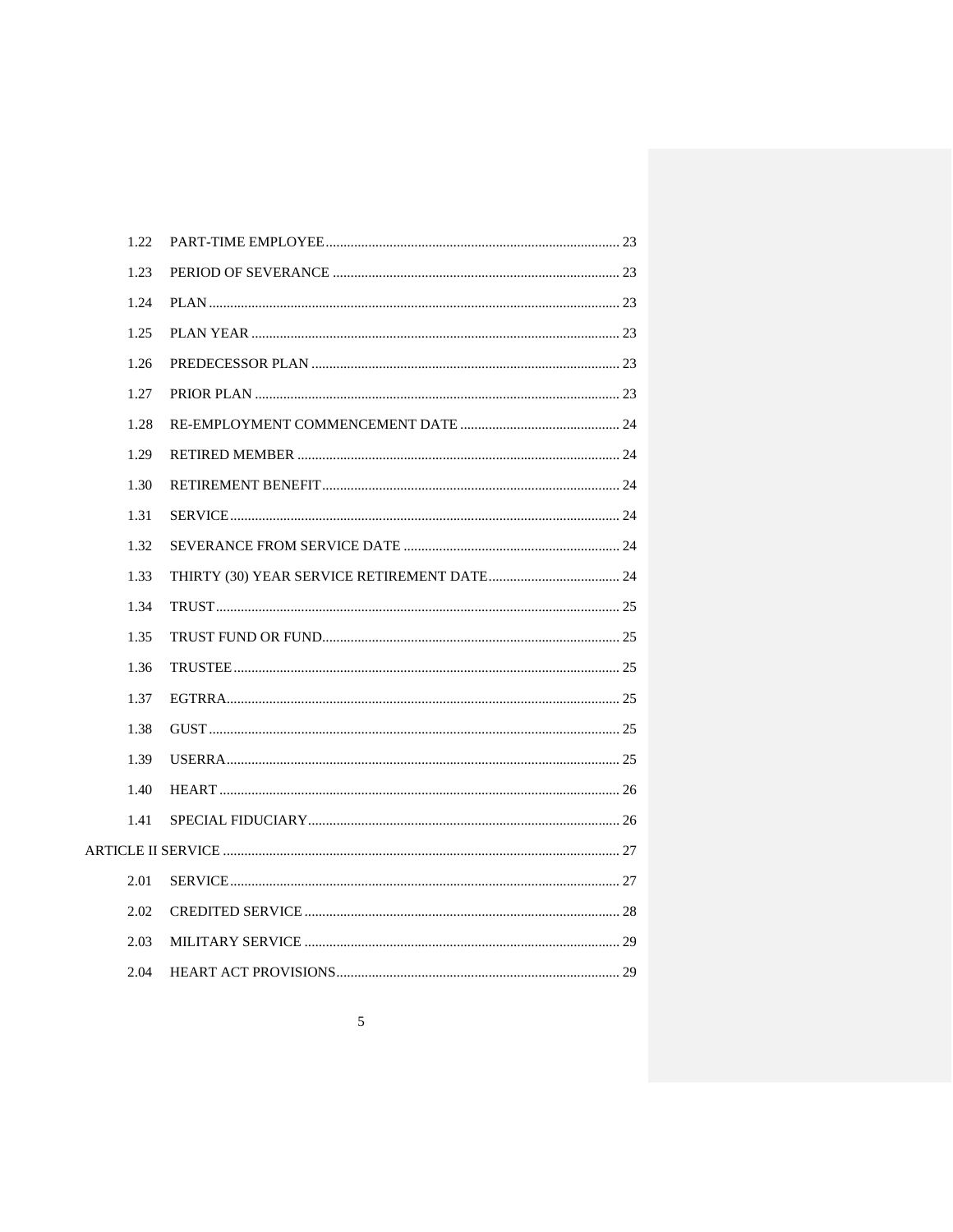| | | |
|---|---|---|
| 1.22 | PART-TIME EMPLOYEE | 23 |
| 1.23 | PERIOD OF SEVERANCE | 23 |
| 1.24 | PLAN | 23 |
| 1.25 | PLAN YEAR | 23 |
| 1.26 | PREDECESSOR PLAN | 23 |
| 1.27 | PRIOR PLAN | 23 |
| 1.28 | RE-EMPLOYMENT COMMENCEMENT DATE | 24 |
| 1.29 | RETIRED MEMBER | 24 |
| 1.30 | RETIREMENT BENEFIT | 24 |
| 1.31 | SERVICE | 24 |
| 1.32 | SEVERANCE FROM SERVICE DATE | 24 |
| 1.33 | THIRTY (30) YEAR SERVICE RETIREMENT DATE | 24 |
| 1.34 | TRUST | 25 |
| 1.35 | TRUST FUND OR FUND | 25 |
| 1.36 | TRUSTEE | 25 |
| 1.37 | EGTRRA | 25 |
| 1.38 | GUST | 25 |
| 1.39 | USERRA | 25 |
| 1.40 | HEART | 26 |
| 1.41 | SPECIAL FIDUCIARY | 26 |
| ARTICLE II SERVICE | | 27 |
| 2.01 | SERVICE | 27 |
| 2.02 | CREDITED SERVICE | 28 |
| 2.03 | MILITARY SERVICE | 29 |
| 2.04 | HEART ACT PROVISIONS | 29 |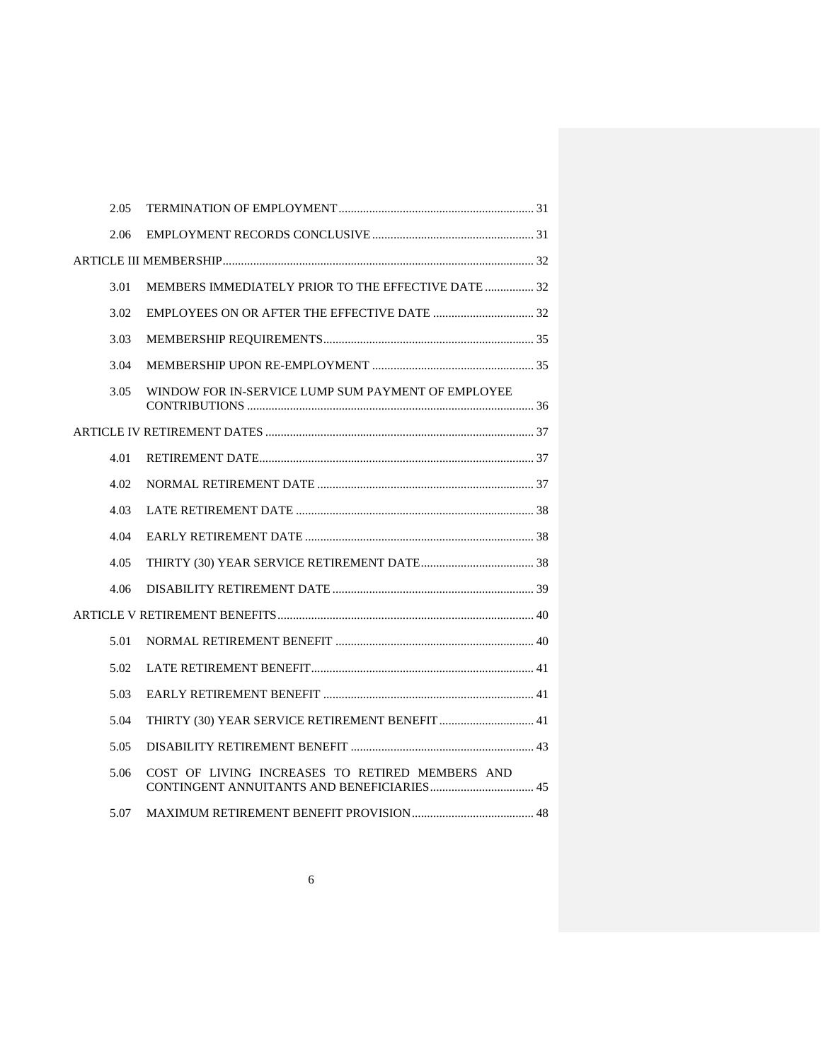| | | |
|---|---|---|
| 2.05 | TERMINATION OF EMPLOYMENT | 31 |
| 2.06 | EMPLOYMENT RECORDS CONCLUSIVE | 31 |
| ARTICLE III MEMBERSHIP | | 32 |
| 3.01 | MEMBERS IMMEDIATELY PRIOR TO THE EFFECTIVE DATE | 32 |
| 3.02 | EMPLOYEES ON OR AFTER THE EFFECTIVE DATE | 32 |
| 3.03 | MEMBERSHIP REQUIREMENTS | 35 |
| 3.04 | MEMBERSHIP UPON RE-EMPLOYMENT | 35 |
| 3.05 | WINDOW FOR IN-SERVICE LUMP SUM PAYMENT OF EMPLOYEE CONTRIBUTIONS | 36 |
| ARTICLE IV RETIREMENT DATES | | 37 |
| 4.01 | RETIREMENT DATE | 37 |
| 4.02 | NORMAL RETIREMENT DATE | 37 |
| 4.03 | LATE RETIREMENT DATE | 38 |
| 4.04 | EARLY RETIREMENT DATE | 38 |
| 4.05 | THIRTY (30) YEAR SERVICE RETIREMENT DATE | 38 |
| 4.06 | DISABILITY RETIREMENT DATE | 39 |
| ARTICLE V RETIREMENT BENEFITS | | 40 |
| 5.01 | NORMAL RETIREMENT BENEFIT | 40 |
| 5.02 | LATE RETIREMENT BENEFIT | 41 |
| 5.03 | EARLY RETIREMENT BENEFIT | 41 |
| 5.04 | THIRTY (30) YEAR SERVICE RETIREMENT BENEFIT | 41 |
| 5.05 | DISABILITY RETIREMENT BENEFIT | 43 |
| 5.06 | COST OF LIVING INCREASES TO RETIRED MEMBERS AND CONTINGENT ANNUITANTS AND BENEFICIARIES | 45 |
| 5.07 | MAXIMUM RETIREMENT BENEFIT PROVISION | 48 |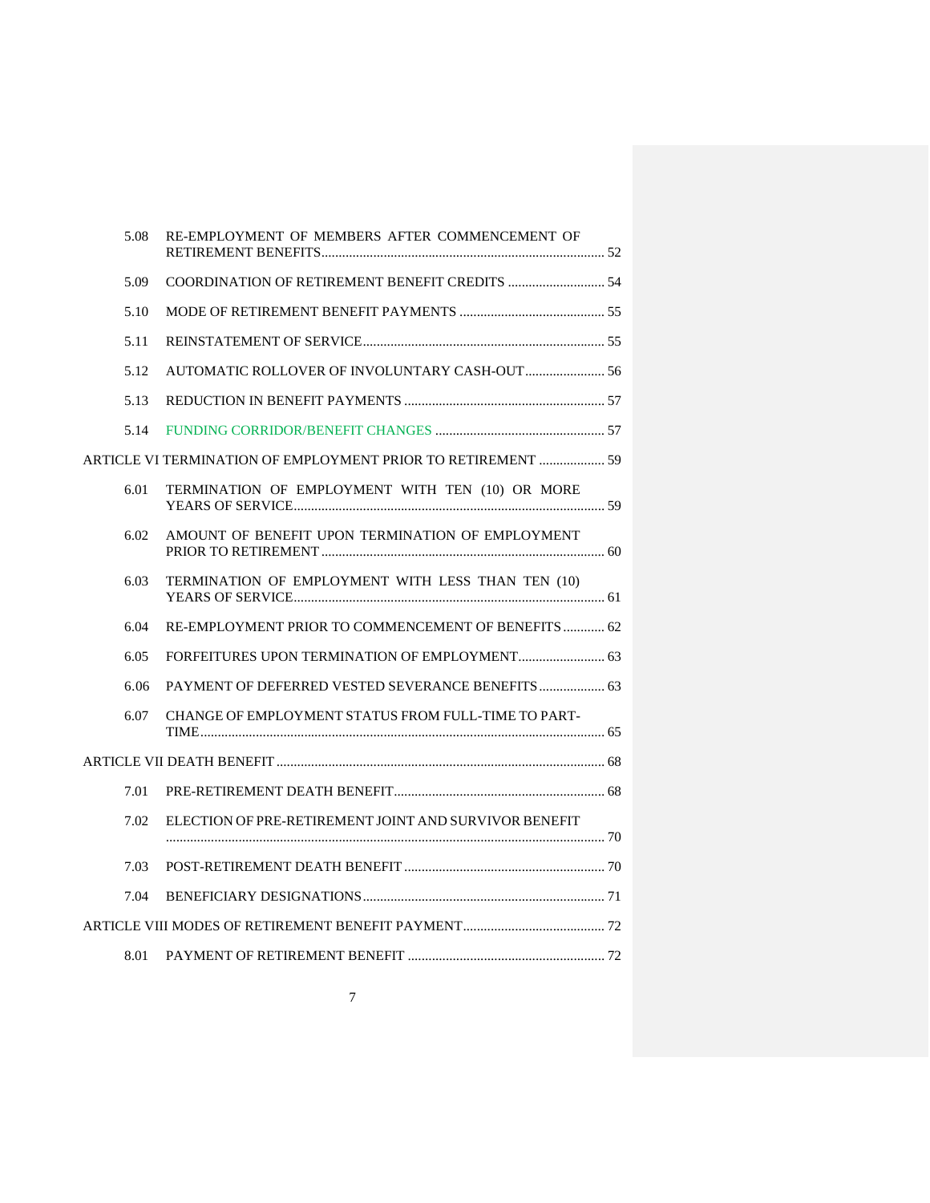| | | |
|---|---|---|
| 5.08 | RE-EMPLOYMENT OF MEMBERS AFTER COMMENCEMENT OF RETIREMENT BENEFITS | 52 |
| 5.09 | COORDINATION OF RETIREMENT BENEFIT CREDITS | 54 |
| 5.10 | MODE OF RETIREMENT BENEFIT PAYMENTS | 55 |
| 5.11 | REINSTATEMENT OF SERVICE | 55 |
| 5.12 | AUTOMATIC ROLLOVER OF INVOLUNTARY CASH-OUT | 56 |
| 5.13 | REDUCTION IN BENEFIT PAYMENTS | 57 |
| 5.14 | FUNDING CORRIDOR/BENEFIT CHANGES | 57 |
| ARTICLE VI TERMINATION OF EMPLOYMENT PRIOR TO RETIREMENT | | 59 |
| 6.01 | TERMINATION OF EMPLOYMENT WITH TEN (10) OR MORE YEARS OF SERVICE | 59 |
| 6.02 | AMOUNT OF BENEFIT UPON TERMINATION OF EMPLOYMENT PRIOR TO RETIREMENT | 60 |
| 6.03 | TERMINATION OF EMPLOYMENT WITH LESS THAN TEN (10) YEARS OF SERVICE | 61 |
| 6.04 | RE-EMPLOYMENT PRIOR TO COMMENCEMENT OF BENEFITS | 62 |
| 6.05 | FORFEITURES UPON TERMINATION OF EMPLOYMENT | 63 |
| 6.06 | PAYMENT OF DEFERRED VESTED SEVERANCE BENEFITS | 63 |
| 6.07 | CHANGE OF EMPLOYMENT STATUS FROM FULL-TIME TO PART-TIME | 65 |
| ARTICLE VII DEATH BENEFIT | | 68 |
| 7.01 | PRE-RETIREMENT DEATH BENEFIT | 68 |
| 7.02 | ELECTION OF PRE-RETIREMENT JOINT AND SURVIVOR BENEFIT | 70 |
| 7.03 | POST-RETIREMENT DEATH BENEFIT | 70 |
| 7.04 | BENEFICIARY DESIGNATIONS | 71 |
| ARTICLE VIII MODES OF RETIREMENT BENEFIT PAYMENT | | 72 |
| 8.01 | PAYMENT OF RETIREMENT BENEFIT | 72 |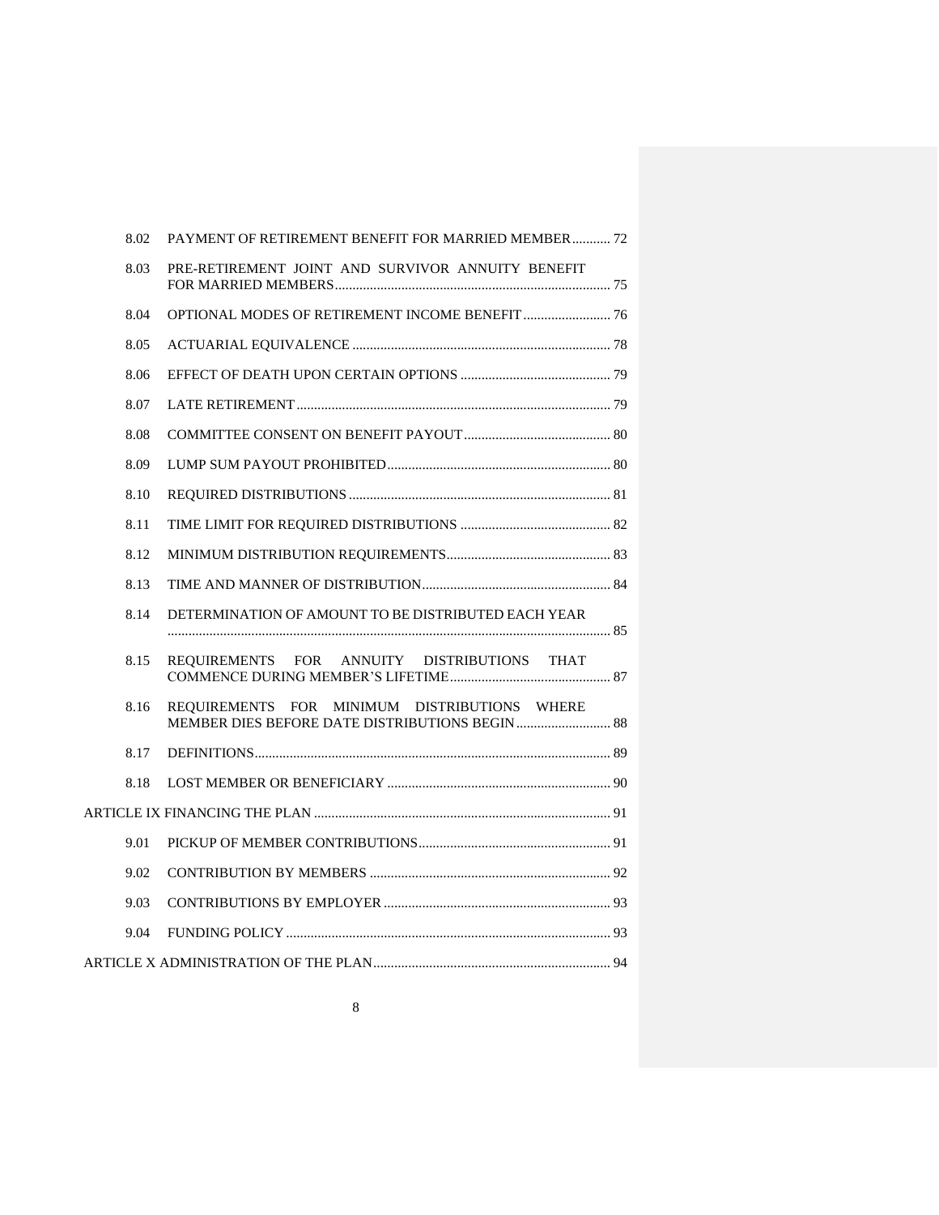| | | |
|---|---|---|
| 8.02 | PAYMENT OF RETIREMENT BENEFIT FOR MARRIED MEMBER | 72 |
| 8.03 | PRE-RETIREMENT JOINT AND SURVIVOR ANNUITY BENEFIT FOR MARRIED MEMBERS | 75 |
| 8.04 | OPTIONAL MODES OF RETIREMENT INCOME BENEFIT | 76 |
| 8.05 | ACTUARIAL EQUIVALENCE | 78 |
| 8.06 | EFFECT OF DEATH UPON CERTAIN OPTIONS | 79 |
| 8.07 | LATE RETIREMENT | 79 |
| 8.08 | COMMITTEE CONSENT ON BENEFIT PAYOUT | 80 |
| 8.09 | LUMP SUM PAYOUT PROHIBITED | 80 |
| 8.10 | REQUIRED DISTRIBUTIONS | 81 |
| 8.11 | TIME LIMIT FOR REQUIRED DISTRIBUTIONS | 82 |
| 8.12 | MINIMUM DISTRIBUTION REQUIREMENTS | 83 |
| 8.13 | TIME AND MANNER OF DISTRIBUTION | 84 |
| 8.14 | DETERMINATION OF AMOUNT TO BE DISTRIBUTED EACH YEAR | 85 |
| 8.15 | REQUIREMENTS FOR ANNUITY DISTRIBUTIONS THAT COMMENCE DURING MEMBER'S LIFETIME | 87 |
| 8.16 | REQUIREMENTS FOR MINIMUM DISTRIBUTIONS WHERE MEMBER DIES BEFORE DATE DISTRIBUTIONS BEGIN | 88 |
| 8.17 | DEFINITIONS | 89 |
| 8.18 | LOST MEMBER OR BENEFICIARY | 90 |
| ARTICLE IX FINANCING THE PLAN | | 91 |
| 9.01 | PICKUP OF MEMBER CONTRIBUTIONS | 91 |
| 9.02 | CONTRIBUTION BY MEMBERS | 92 |
| 9.03 | CONTRIBUTIONS BY EMPLOYER | 93 |
| 9.04 | FUNDING POLICY | 93 |
| ARTICLE X ADMINISTRATION OF THE PLAN | | 94 |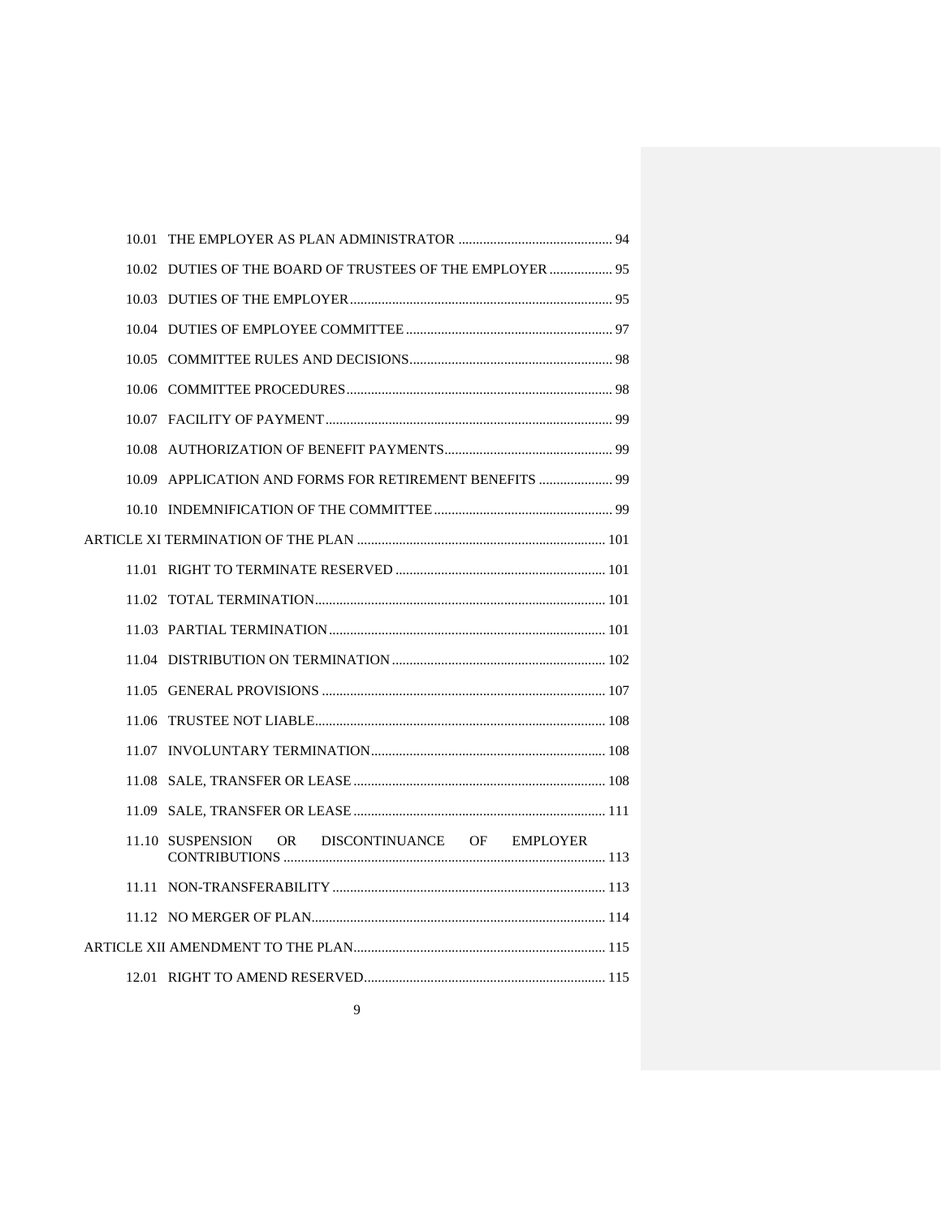10.01 THE EMPLOYER AS PLAN ADMINISTRATOR ............................................ 94

10.02 DUTIES OF THE BOARD OF TRUSTEES OF THE EMPLOYER .................. 95

10.03 DUTIES OF THE EMPLOYER.......................................................................... 95

10.04 DUTIES OF EMPLOYEE COMMITTEE .......................................................... 97

10.05 COMMITTEE RULES AND DECISIONS.......................................................... 98

10.06 COMMITTEE PROCEDURES........................................................................... 98

10.07 FACILITY OF PAYMENT................................................................................. 99

10.08 AUTHORIZATION OF BENEFIT PAYMENTS................................................ 99

10.09 APPLICATION AND FORMS FOR RETIREMENT BENEFITS ..................... 99

10.10 INDEMNIFICATION OF THE COMMITTEE................................................... 99

ARTICLE XI TERMINATION OF THE PLAN ....................................................................... 101

11.01 RIGHT TO TERMINATE RESERVED ............................................................ 101

11.02 TOTAL TERMINATION.................................................................................. 101

11.03 PARTIAL TERMINATION.............................................................................. 101

11.04 DISTRIBUTION ON TERMINATION ............................................................ 102

11.05 GENERAL PROVISIONS ................................................................................ 107

11.06 TRUSTEE NOT LIABLE.................................................................................. 108

11.07 INVOLUNTARY TERMINATION.................................................................. 108

11.08 SALE, TRANSFER OR LEASE ....................................................................... 108

11.09 SALE, TRANSFER OR LEASE ....................................................................... 111

11.10 SUSPENSION OR DISCONTINUANCE OF EMPLOYER CONTRIBUTIONS ............................................................................................ 113

11.11 NON-TRANSFERABILITY ............................................................................. 113

11.12 NO MERGER OF PLAN................................................................................... 114

ARTICLE XII AMENDMENT TO THE PLAN........................................................................ 115

12.01 RIGHT TO AMEND RESERVED.................................................................... 115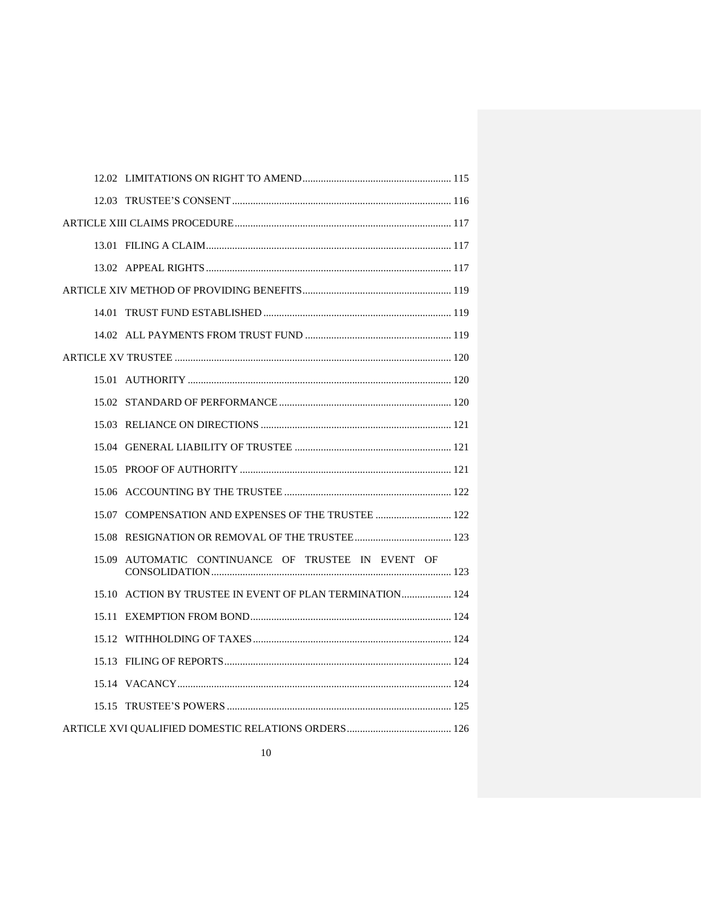12.02 LIMITATIONS ON RIGHT TO AMEND ........ 115

12.03 TRUSTEE'S CONSENT ........ 116

ARTICLE XIII CLAIMS PROCEDURE ........ 117

13.01 FILING A CLAIM ........ 117

13.02 APPEAL RIGHTS ........ 117

ARTICLE XIV METHOD OF PROVIDING BENEFITS ........ 119

14.01 TRUST FUND ESTABLISHED ........ 119

14.02 ALL PAYMENTS FROM TRUST FUND ........ 119

ARTICLE XV TRUSTEE ........ 120

15.01 AUTHORITY ........ 120

15.02 STANDARD OF PERFORMANCE ........ 120

15.03 RELIANCE ON DIRECTIONS ........ 121

15.04 GENERAL LIABILITY OF TRUSTEE ........ 121

15.05 PROOF OF AUTHORITY ........ 121

15.06 ACCOUNTING BY THE TRUSTEE ........ 122

15.07 COMPENSATION AND EXPENSES OF THE TRUSTEE ........ 122

15.08 RESIGNATION OR REMOVAL OF THE TRUSTEE ........ 123

15.09 AUTOMATIC CONTINUANCE OF TRUSTEE IN EVENT OF CONSOLIDATION ........ 123

15.10 ACTION BY TRUSTEE IN EVENT OF PLAN TERMINATION ........ 124

15.11 EXEMPTION FROM BOND ........ 124

15.12 WITHHOLDING OF TAXES ........ 124

15.13 FILING OF REPORTS ........ 124

15.14 VACANCY ........ 124

15.15 TRUSTEE'S POWERS ........ 125

ARTICLE XVI QUALIFIED DOMESTIC RELATIONS ORDERS ........ 126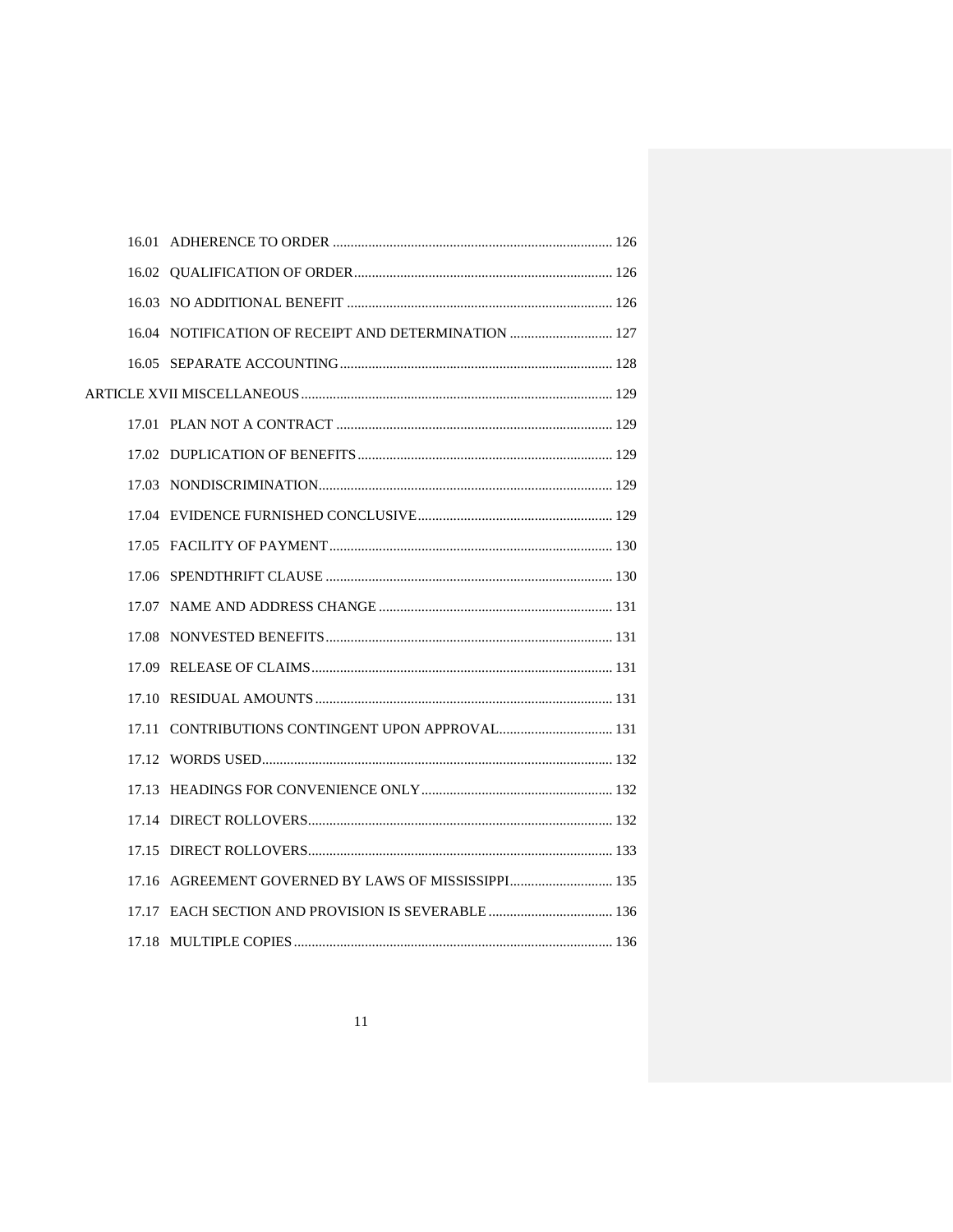16.01 ADHERENCE TO ORDER .......... 126

16.02 QUALIFICATION OF ORDER .......... 126

16.03 NO ADDITIONAL BENEFIT .......... 126

16.04 NOTIFICATION OF RECEIPT AND DETERMINATION .......... 127

16.05 SEPARATE ACCOUNTING .......... 128

ARTICLE XVII MISCELLANEOUS .......... 129

17.01 PLAN NOT A CONTRACT .......... 129

17.02 DUPLICATION OF BENEFITS .......... 129

17.03 NONDISCRIMINATION .......... 129

17.04 EVIDENCE FURNISHED CONCLUSIVE .......... 129

17.05 FACILITY OF PAYMENT .......... 130

17.06 SPENDTHRIFT CLAUSE .......... 130

17.07 NAME AND ADDRESS CHANGE .......... 131

17.08 NONVESTED BENEFITS .......... 131

17.09 RELEASE OF CLAIMS .......... 131

17.10 RESIDUAL AMOUNTS .......... 131

17.11 CONTRIBUTIONS CONTINGENT UPON APPROVAL .......... 131

17.12 WORDS USED .......... 132

17.13 HEADINGS FOR CONVENIENCE ONLY .......... 132

17.14 DIRECT ROLLOVERS .......... 132

17.15 DIRECT ROLLOVERS .......... 133

17.16 AGREEMENT GOVERNED BY LAWS OF MISSISSIPPI .......... 135

17.17 EACH SECTION AND PROVISION IS SEVERABLE .......... 136

17.18 MULTIPLE COPIES .......... 136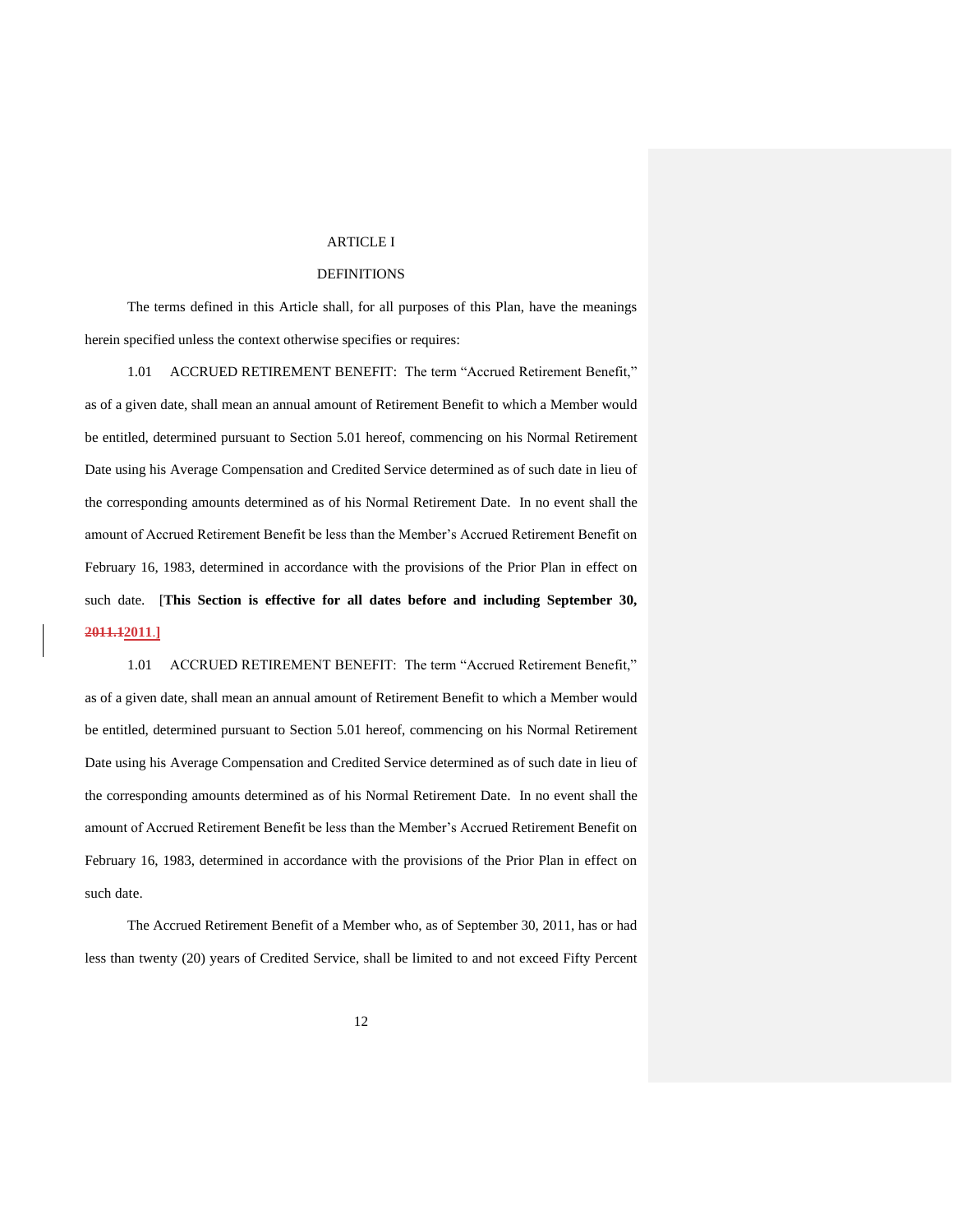# ARTICLE I

## DEFINITIONS

The terms defined in this Article shall, for all purposes of this Plan, have the meanings herein specified unless the context otherwise specifies or requires:

1.01 ACCRUED RETIREMENT BENEFIT: The term "Accrued Retirement Benefit," as of a given date, shall mean an annual amount of Retirement Benefit to which a Member would be entitled, determined pursuant to Section 5.01 hereof, commencing on his Normal Retirement Date using his Average Compensation and Credited Service determined as of such date in lieu of the corresponding amounts determined as of his Normal Retirement Date. In no event shall the amount of Accrued Retirement Benefit be less than the Member's Accrued Retirement Benefit on February 16, 1983, determined in accordance with the provisions of the Prior Plan in effect on such date. [**This Section is effective for all dates before and including September 30, ~~2011.1~~2011.]**

1.01 ACCRUED RETIREMENT BENEFIT: The term "Accrued Retirement Benefit," as of a given date, shall mean an annual amount of Retirement Benefit to which a Member would be entitled, determined pursuant to Section 5.01 hereof, commencing on his Normal Retirement Date using his Average Compensation and Credited Service determined as of such date in lieu of the corresponding amounts determined as of his Normal Retirement Date. In no event shall the amount of Accrued Retirement Benefit be less than the Member's Accrued Retirement Benefit on February 16, 1983, determined in accordance with the provisions of the Prior Plan in effect on such date.

The Accrued Retirement Benefit of a Member who, as of September 30, 2011, has or had less than twenty (20) years of Credited Service, shall be limited to and not exceed Fifty Percent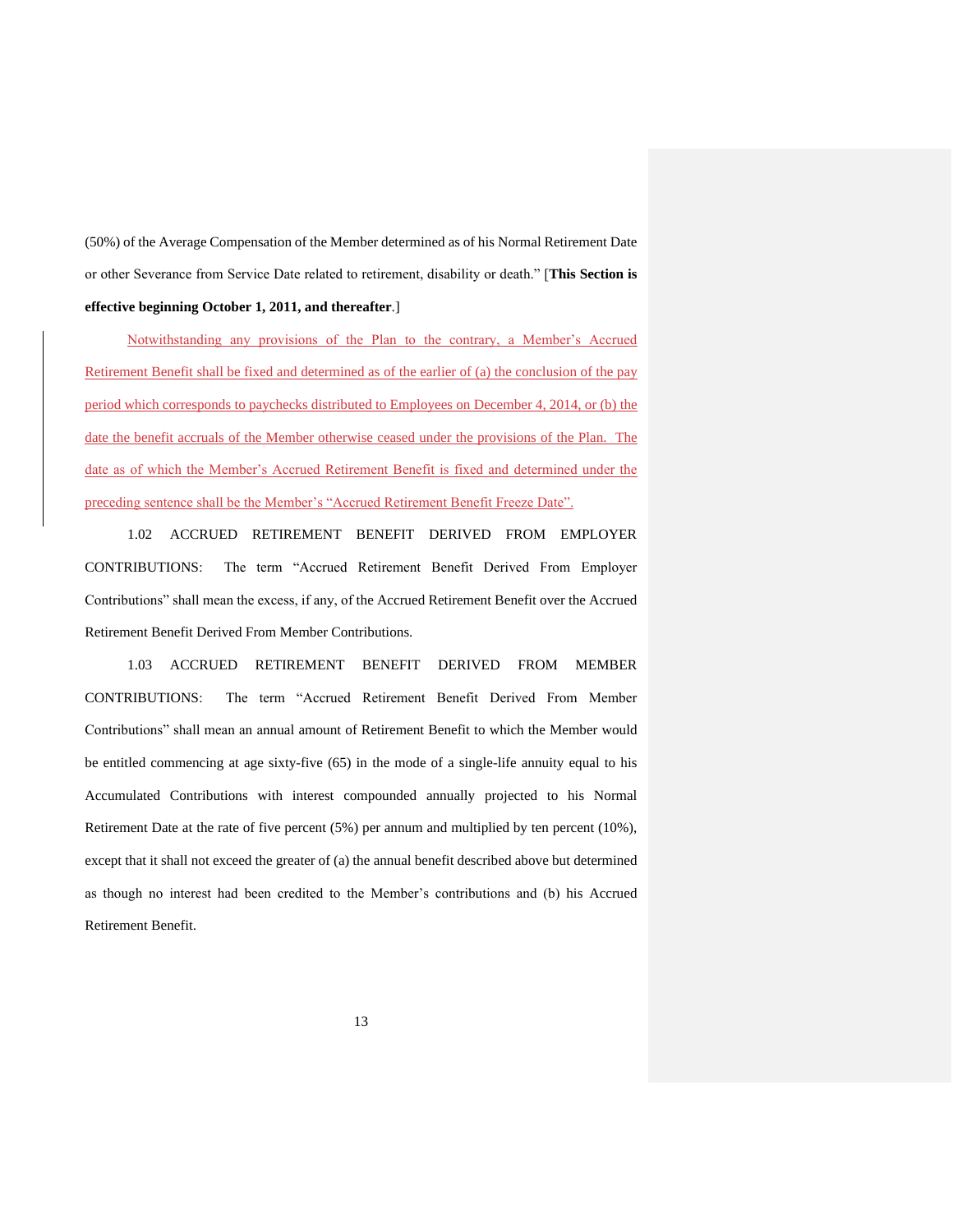(50%) of the Average Compensation of the Member determined as of his Normal Retirement Date or other Severance from Service Date related to retirement, disability or death." [**This Section is effective beginning October 1, 2011, and thereafter**.]

Notwithstanding any provisions of the Plan to the contrary, a Member's Accrued Retirement Benefit shall be fixed and determined as of the earlier of (a) the conclusion of the pay period which corresponds to paychecks distributed to Employees on December 4, 2014, or (b) the date the benefit accruals of the Member otherwise ceased under the provisions of the Plan. The date as of which the Member's Accrued Retirement Benefit is fixed and determined under the preceding sentence shall be the Member's "Accrued Retirement Benefit Freeze Date".

1.02 ACCRUED RETIREMENT BENEFIT DERIVED FROM EMPLOYER CONTRIBUTIONS: The term "Accrued Retirement Benefit Derived From Employer Contributions" shall mean the excess, if any, of the Accrued Retirement Benefit over the Accrued Retirement Benefit Derived From Member Contributions.

1.03 ACCRUED RETIREMENT BENEFIT DERIVED FROM MEMBER CONTRIBUTIONS: The term "Accrued Retirement Benefit Derived From Member Contributions" shall mean an annual amount of Retirement Benefit to which the Member would be entitled commencing at age sixty-five (65) in the mode of a single-life annuity equal to his Accumulated Contributions with interest compounded annually projected to his Normal Retirement Date at the rate of five percent (5%) per annum and multiplied by ten percent (10%), except that it shall not exceed the greater of (a) the annual benefit described above but determined as though no interest had been credited to the Member's contributions and (b) his Accrued Retirement Benefit.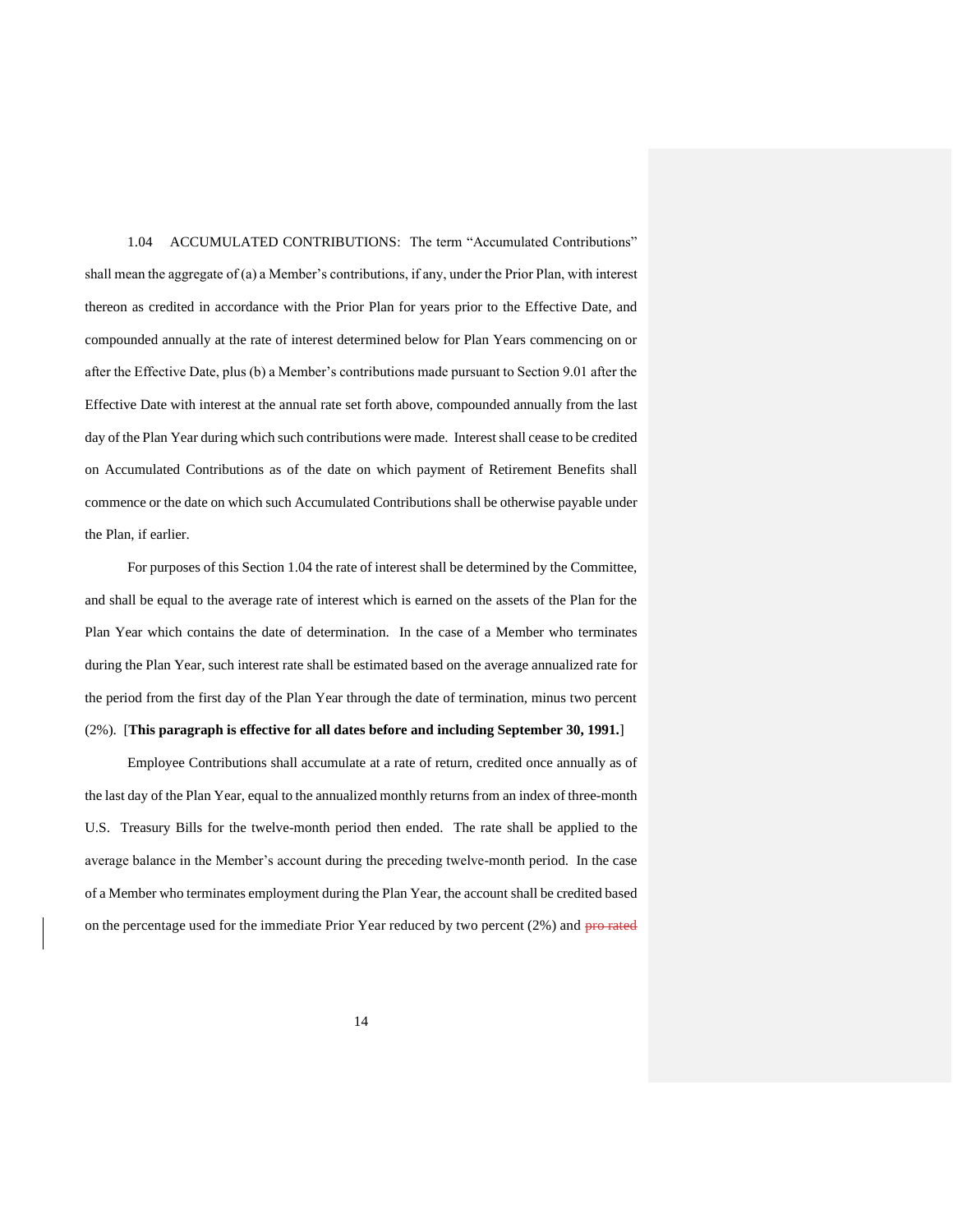1.04 ACCUMULATED CONTRIBUTIONS: The term "Accumulated Contributions" shall mean the aggregate of (a) a Member's contributions, if any, under the Prior Plan, with interest thereon as credited in accordance with the Prior Plan for years prior to the Effective Date, and compounded annually at the rate of interest determined below for Plan Years commencing on or after the Effective Date, plus (b) a Member's contributions made pursuant to Section 9.01 after the Effective Date with interest at the annual rate set forth above, compounded annually from the last day of the Plan Year during which such contributions were made. Interest shall cease to be credited on Accumulated Contributions as of the date on which payment of Retirement Benefits shall commence or the date on which such Accumulated Contributions shall be otherwise payable under the Plan, if earlier.

For purposes of this Section 1.04 the rate of interest shall be determined by the Committee, and shall be equal to the average rate of interest which is earned on the assets of the Plan for the Plan Year which contains the date of determination. In the case of a Member who terminates during the Plan Year, such interest rate shall be estimated based on the average annualized rate for the period from the first day of the Plan Year through the date of termination, minus two percent (2%). [**This paragraph is effective for all dates before and including September 30, 1991.**]

Employee Contributions shall accumulate at a rate of return, credited once annually as of the last day of the Plan Year, equal to the annualized monthly returns from an index of three-month U.S. Treasury Bills for the twelve-month period then ended. The rate shall be applied to the average balance in the Member's account during the preceding twelve-month period. In the case of a Member who terminates employment during the Plan Year, the account shall be credited based on the percentage used for the immediate Prior Year reduced by two percent (2%) and ~~pro rated~~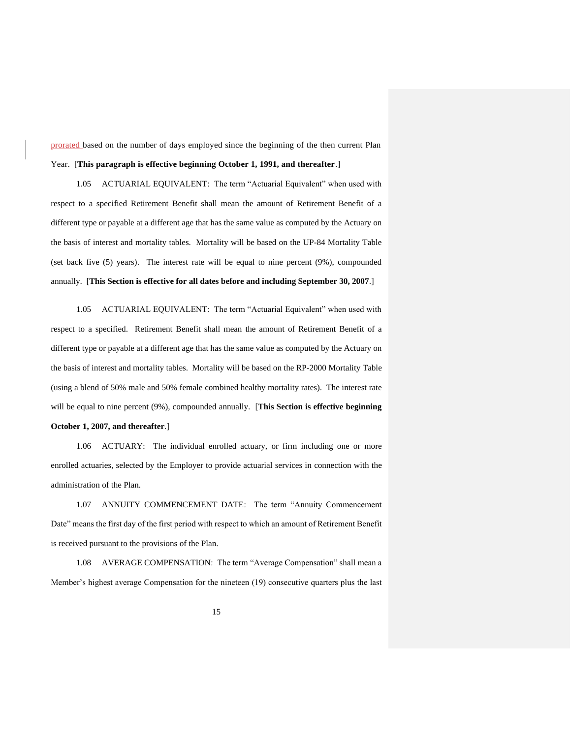prorated based on the number of days employed since the beginning of the then current Plan Year. [**This paragraph is effective beginning October 1, 1991, and thereafter**.]

1.05 ACTUARIAL EQUIVALENT: The term "Actuarial Equivalent" when used with respect to a specified Retirement Benefit shall mean the amount of Retirement Benefit of a different type or payable at a different age that has the same value as computed by the Actuary on the basis of interest and mortality tables. Mortality will be based on the UP-84 Mortality Table (set back five (5) years). The interest rate will be equal to nine percent (9%), compounded annually. [**This Section is effective for all dates before and including September 30, 2007**.]

1.05 ACTUARIAL EQUIVALENT: The term "Actuarial Equivalent" when used with respect to a specified. Retirement Benefit shall mean the amount of Retirement Benefit of a different type or payable at a different age that has the same value as computed by the Actuary on the basis of interest and mortality tables. Mortality will be based on the RP-2000 Mortality Table (using a blend of 50% male and 50% female combined healthy mortality rates). The interest rate will be equal to nine percent (9%), compounded annually. [**This Section is effective beginning October 1, 2007, and thereafter**.]

1.06 ACTUARY: The individual enrolled actuary, or firm including one or more enrolled actuaries, selected by the Employer to provide actuarial services in connection with the administration of the Plan.

1.07 ANNUITY COMMENCEMENT DATE: The term "Annuity Commencement Date" means the first day of the first period with respect to which an amount of Retirement Benefit is received pursuant to the provisions of the Plan.

1.08 AVERAGE COMPENSATION: The term "Average Compensation" shall mean a Member's highest average Compensation for the nineteen (19) consecutive quarters plus the last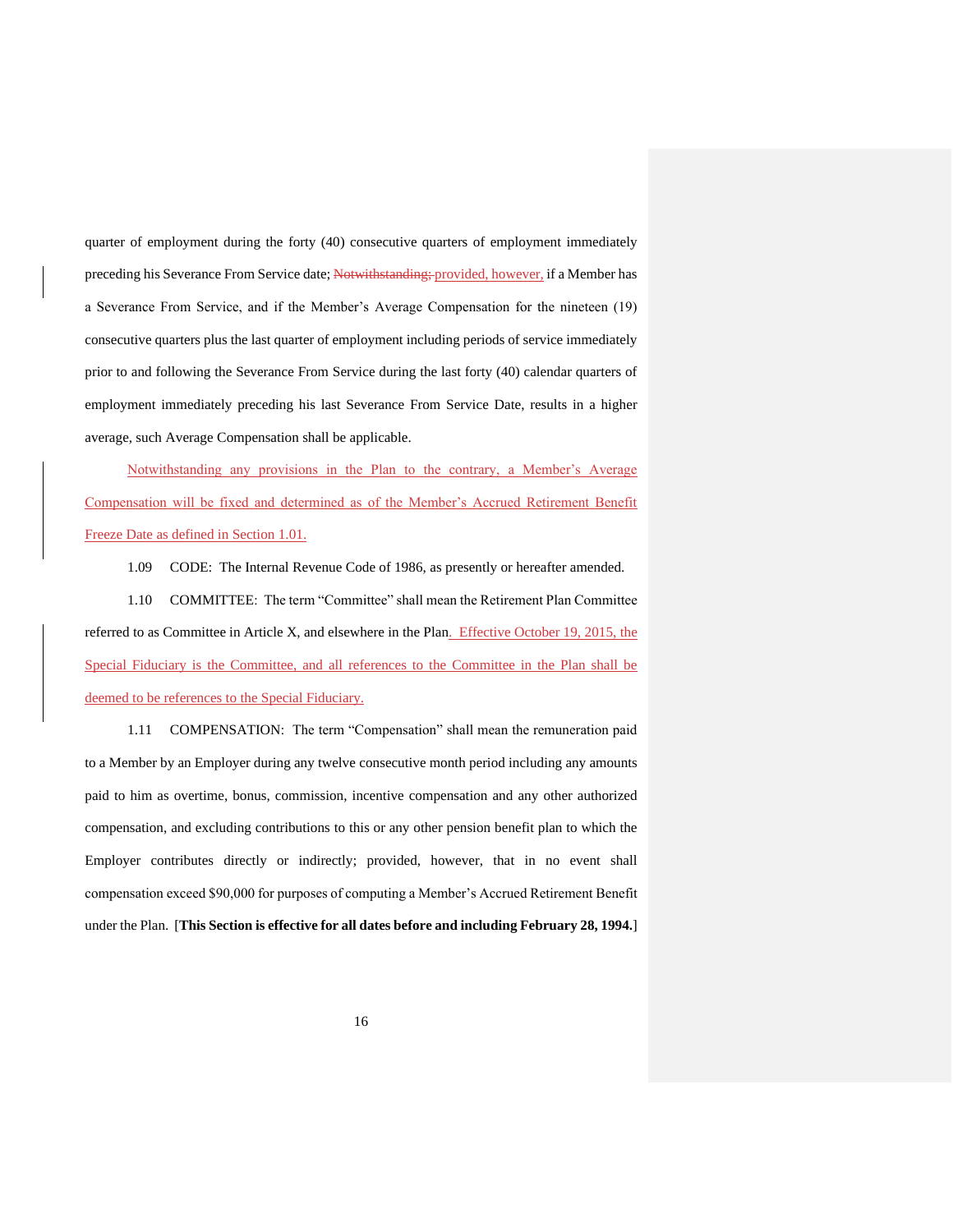quarter of employment during the forty (40) consecutive quarters of employment immediately preceding his Severance From Service date; ~~Notwithstanding;~~ provided, however, if a Member has a Severance From Service, and if the Member's Average Compensation for the nineteen (19) consecutive quarters plus the last quarter of employment including periods of service immediately prior to and following the Severance From Service during the last forty (40) calendar quarters of employment immediately preceding his last Severance From Service Date, results in a higher average, such Average Compensation shall be applicable.

Notwithstanding any provisions in the Plan to the contrary, a Member's Average Compensation will be fixed and determined as of the Member's Accrued Retirement Benefit Freeze Date as defined in Section 1.01.

1.09 CODE: The Internal Revenue Code of 1986, as presently or hereafter amended.

1.10 COMMITTEE: The term "Committee" shall mean the Retirement Plan Committee referred to as Committee in Article X, and elsewhere in the Plan. Effective October 19, 2015, the Special Fiduciary is the Committee, and all references to the Committee in the Plan shall be deemed to be references to the Special Fiduciary.

1.11 COMPENSATION: The term "Compensation" shall mean the remuneration paid to a Member by an Employer during any twelve consecutive month period including any amounts paid to him as overtime, bonus, commission, incentive compensation and any other authorized compensation, and excluding contributions to this or any other pension benefit plan to which the Employer contributes directly or indirectly; provided, however, that in no event shall compensation exceed $90,000 for purposes of computing a Member's Accrued Retirement Benefit under the Plan. [**This Section is effective for all dates before and including February 28, 1994.**]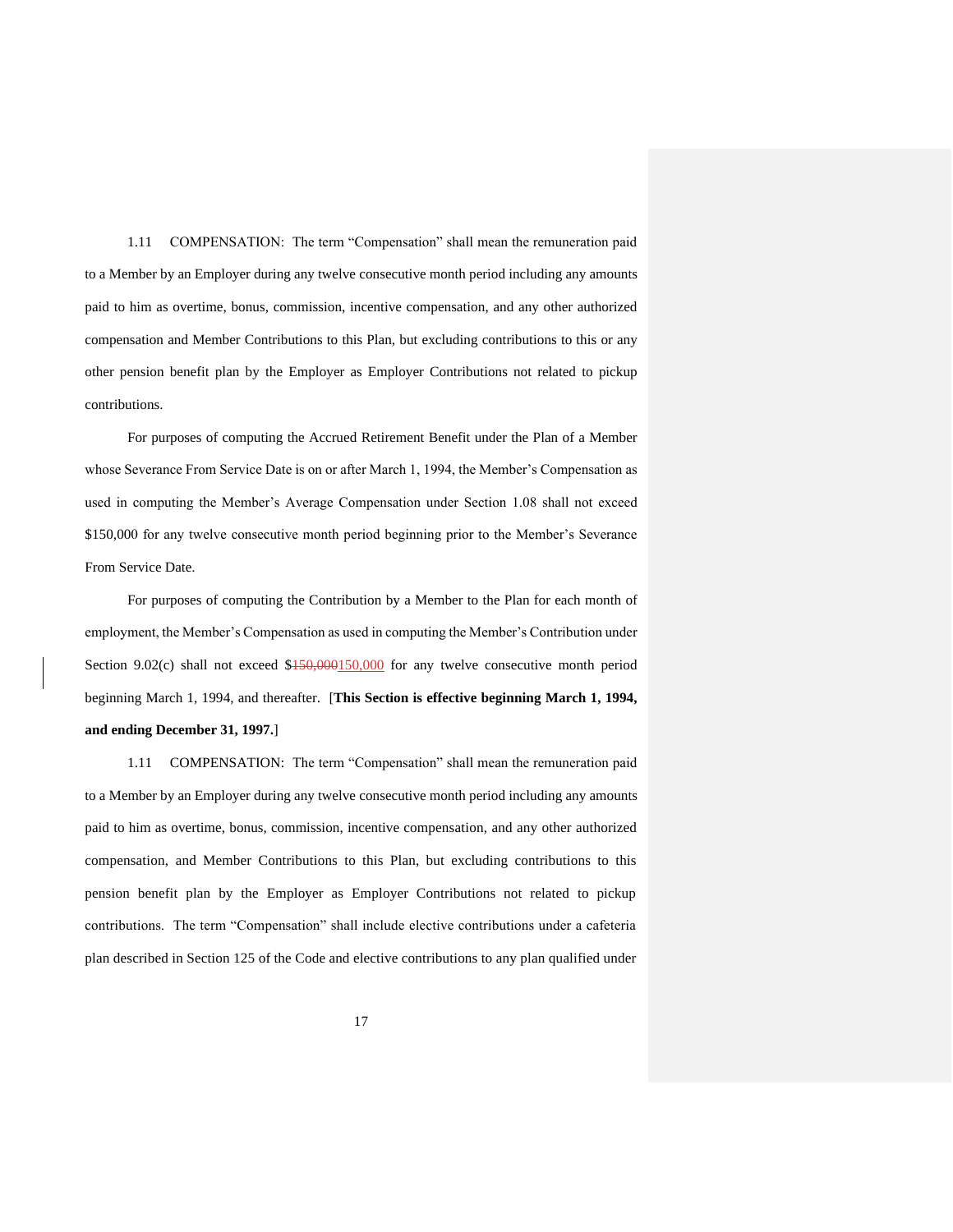1.11 COMPENSATION: The term "Compensation" shall mean the remuneration paid to a Member by an Employer during any twelve consecutive month period including any amounts paid to him as overtime, bonus, commission, incentive compensation, and any other authorized compensation and Member Contributions to this Plan, but excluding contributions to this or any other pension benefit plan by the Employer as Employer Contributions not related to pickup contributions.

For purposes of computing the Accrued Retirement Benefit under the Plan of a Member whose Severance From Service Date is on or after March 1, 1994, the Member's Compensation as used in computing the Member's Average Compensation under Section 1.08 shall not exceed $150,000 for any twelve consecutive month period beginning prior to the Member's Severance From Service Date.

For purposes of computing the Contribution by a Member to the Plan for each month of employment, the Member's Compensation as used in computing the Member's Contribution under Section 9.02(c) shall not exceed $~~150,000~~150,000 for any twelve consecutive month period beginning March 1, 1994, and thereafter. [**This Section is effective beginning March 1, 1994, and ending December 31, 1997.**]

1.11 COMPENSATION: The term "Compensation" shall mean the remuneration paid to a Member by an Employer during any twelve consecutive month period including any amounts paid to him as overtime, bonus, commission, incentive compensation, and any other authorized compensation, and Member Contributions to this Plan, but excluding contributions to this pension benefit plan by the Employer as Employer Contributions not related to pickup contributions. The term "Compensation" shall include elective contributions under a cafeteria plan described in Section 125 of the Code and elective contributions to any plan qualified under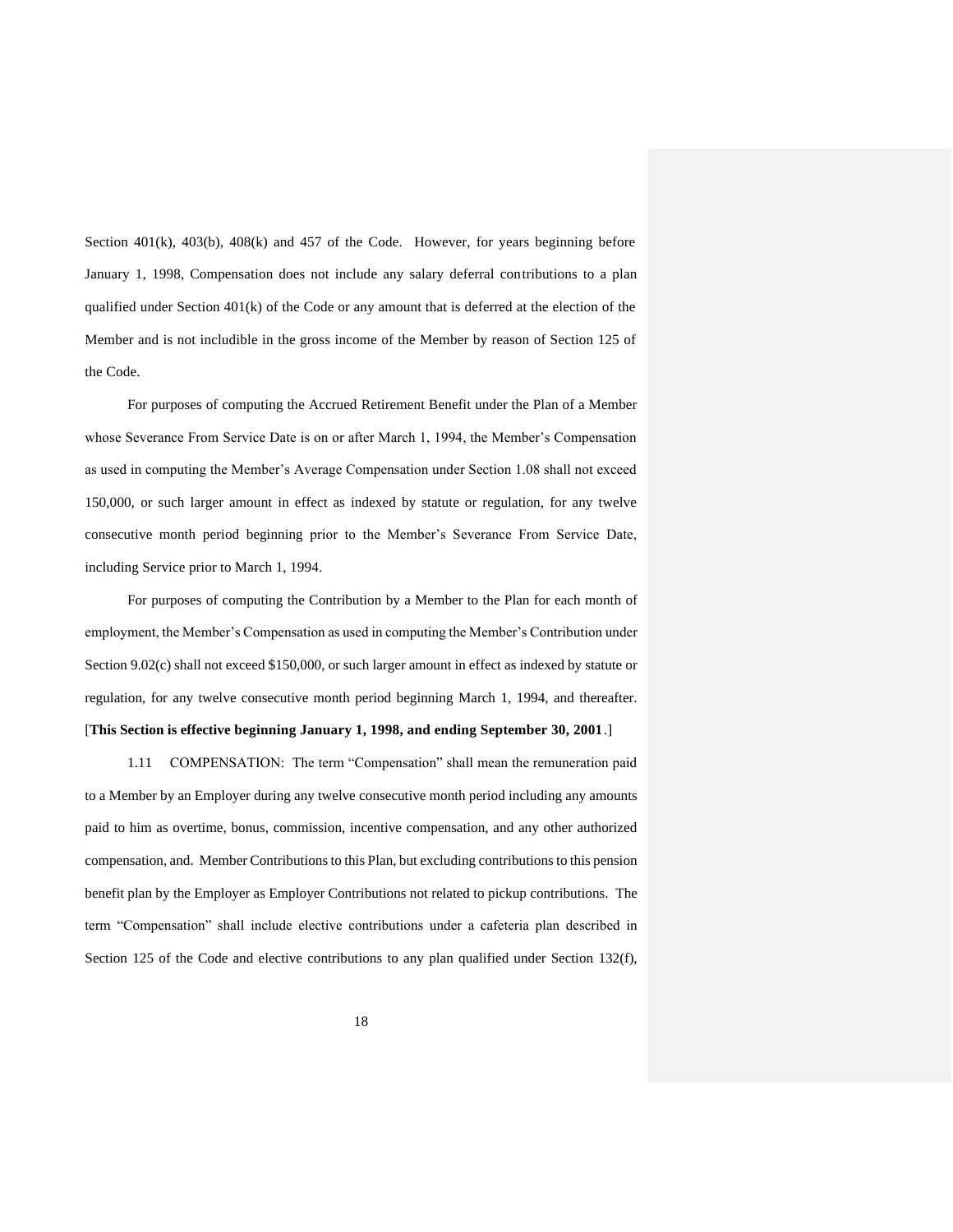Section 401(k), 403(b), 408(k) and 457 of the Code. However, for years beginning before January 1, 1998, Compensation does not include any salary deferral contributions to a plan qualified under Section 401(k) of the Code or any amount that is deferred at the election of the Member and is not includible in the gross income of the Member by reason of Section 125 of the Code.

For purposes of computing the Accrued Retirement Benefit under the Plan of a Member whose Severance From Service Date is on or after March 1, 1994, the Member's Compensation as used in computing the Member's Average Compensation under Section 1.08 shall not exceed 150,000, or such larger amount in effect as indexed by statute or regulation, for any twelve consecutive month period beginning prior to the Member's Severance From Service Date, including Service prior to March 1, 1994.

For purposes of computing the Contribution by a Member to the Plan for each month of employment, the Member's Compensation as used in computing the Member's Contribution under Section 9.02(c) shall not exceed $150,000, or such larger amount in effect as indexed by statute or regulation, for any twelve consecutive month period beginning March 1, 1994, and thereafter. [**This Section is effective beginning January 1, 1998, and ending September 30, 2001**.]

1.11 COMPENSATION: The term "Compensation" shall mean the remuneration paid to a Member by an Employer during any twelve consecutive month period including any amounts paid to him as overtime, bonus, commission, incentive compensation, and any other authorized compensation, and. Member Contributions to this Plan, but excluding contributions to this pension benefit plan by the Employer as Employer Contributions not related to pickup contributions. The term "Compensation" shall include elective contributions under a cafeteria plan described in Section 125 of the Code and elective contributions to any plan qualified under Section 132(f),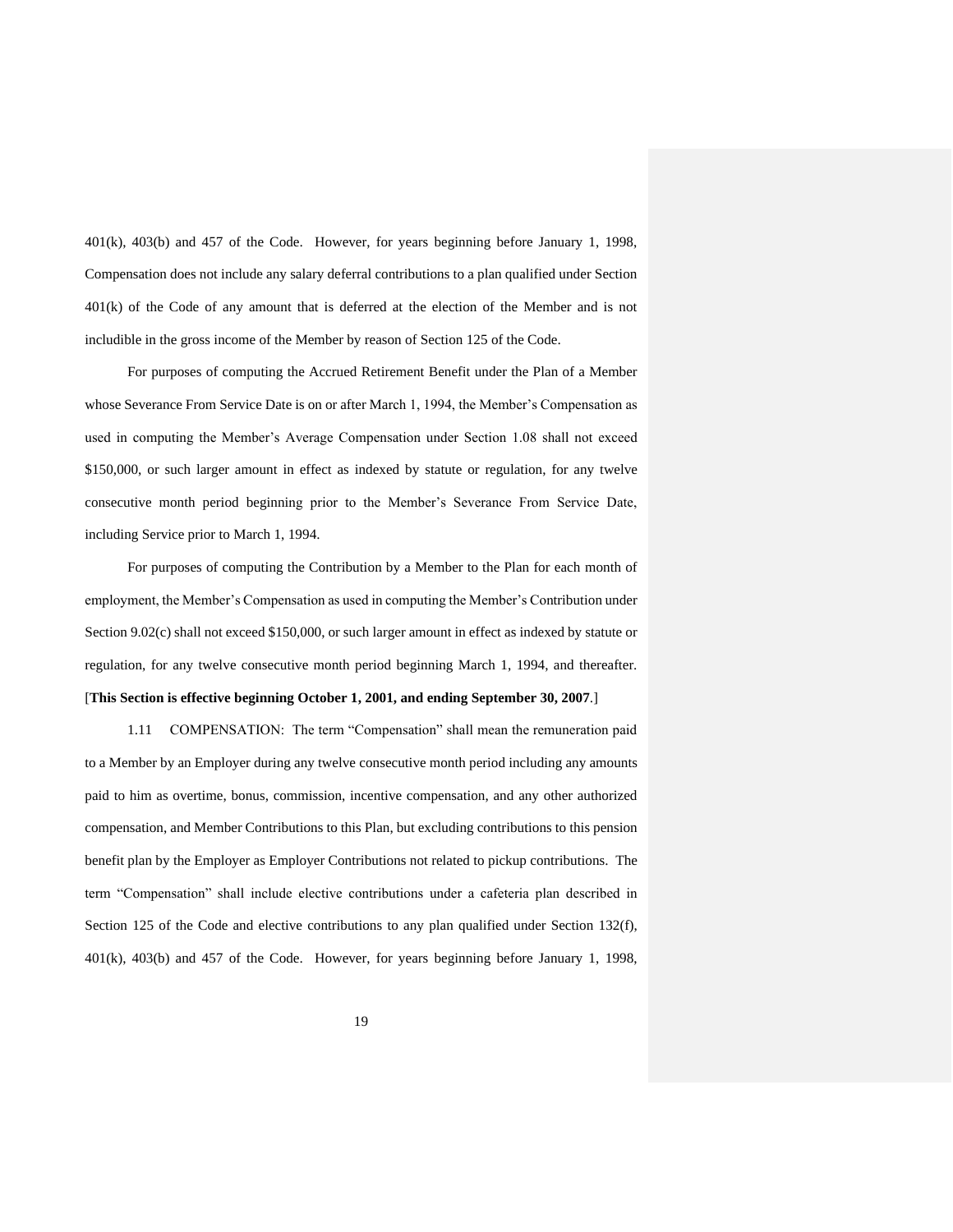401(k), 403(b) and 457 of the Code. However, for years beginning before January 1, 1998, Compensation does not include any salary deferral contributions to a plan qualified under Section 401(k) of the Code of any amount that is deferred at the election of the Member and is not includible in the gross income of the Member by reason of Section 125 of the Code.

For purposes of computing the Accrued Retirement Benefit under the Plan of a Member whose Severance From Service Date is on or after March 1, 1994, the Member's Compensation as used in computing the Member's Average Compensation under Section 1.08 shall not exceed $150,000, or such larger amount in effect as indexed by statute or regulation, for any twelve consecutive month period beginning prior to the Member's Severance From Service Date, including Service prior to March 1, 1994.

For purposes of computing the Contribution by a Member to the Plan for each month of employment, the Member's Compensation as used in computing the Member's Contribution under Section 9.02(c) shall not exceed $150,000, or such larger amount in effect as indexed by statute or regulation, for any twelve consecutive month period beginning March 1, 1994, and thereafter. [**This Section is effective beginning October 1, 2001, and ending September 30, 2007**.]

1.11 COMPENSATION: The term "Compensation" shall mean the remuneration paid to a Member by an Employer during any twelve consecutive month period including any amounts paid to him as overtime, bonus, commission, incentive compensation, and any other authorized compensation, and Member Contributions to this Plan, but excluding contributions to this pension benefit plan by the Employer as Employer Contributions not related to pickup contributions. The term "Compensation" shall include elective contributions under a cafeteria plan described in Section 125 of the Code and elective contributions to any plan qualified under Section 132(f), 401(k), 403(b) and 457 of the Code. However, for years beginning before January 1, 1998,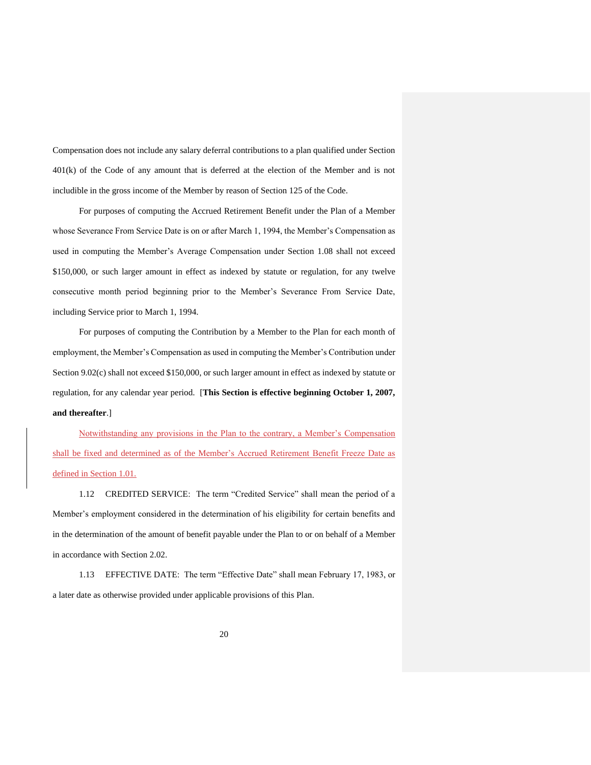Compensation does not include any salary deferral contributions to a plan qualified under Section 401(k) of the Code of any amount that is deferred at the election of the Member and is not includible in the gross income of the Member by reason of Section 125 of the Code.

For purposes of computing the Accrued Retirement Benefit under the Plan of a Member whose Severance From Service Date is on or after March 1, 1994, the Member's Compensation as used in computing the Member's Average Compensation under Section 1.08 shall not exceed $150,000, or such larger amount in effect as indexed by statute or regulation, for any twelve consecutive month period beginning prior to the Member's Severance From Service Date, including Service prior to March 1, 1994.

For purposes of computing the Contribution by a Member to the Plan for each month of employment, the Member's Compensation as used in computing the Member's Contribution under Section 9.02(c) shall not exceed $150,000, or such larger amount in effect as indexed by statute or regulation, for any calendar year period. [**This Section is effective beginning October 1, 2007, and thereafter**.]

Notwithstanding any provisions in the Plan to the contrary, a Member's Compensation shall be fixed and determined as of the Member's Accrued Retirement Benefit Freeze Date as defined in Section 1.01.

1.12 CREDITED SERVICE: The term "Credited Service" shall mean the period of a Member's employment considered in the determination of his eligibility for certain benefits and in the determination of the amount of benefit payable under the Plan to or on behalf of a Member in accordance with Section 2.02.

1.13 EFFECTIVE DATE: The term "Effective Date" shall mean February 17, 1983, or a later date as otherwise provided under applicable provisions of this Plan.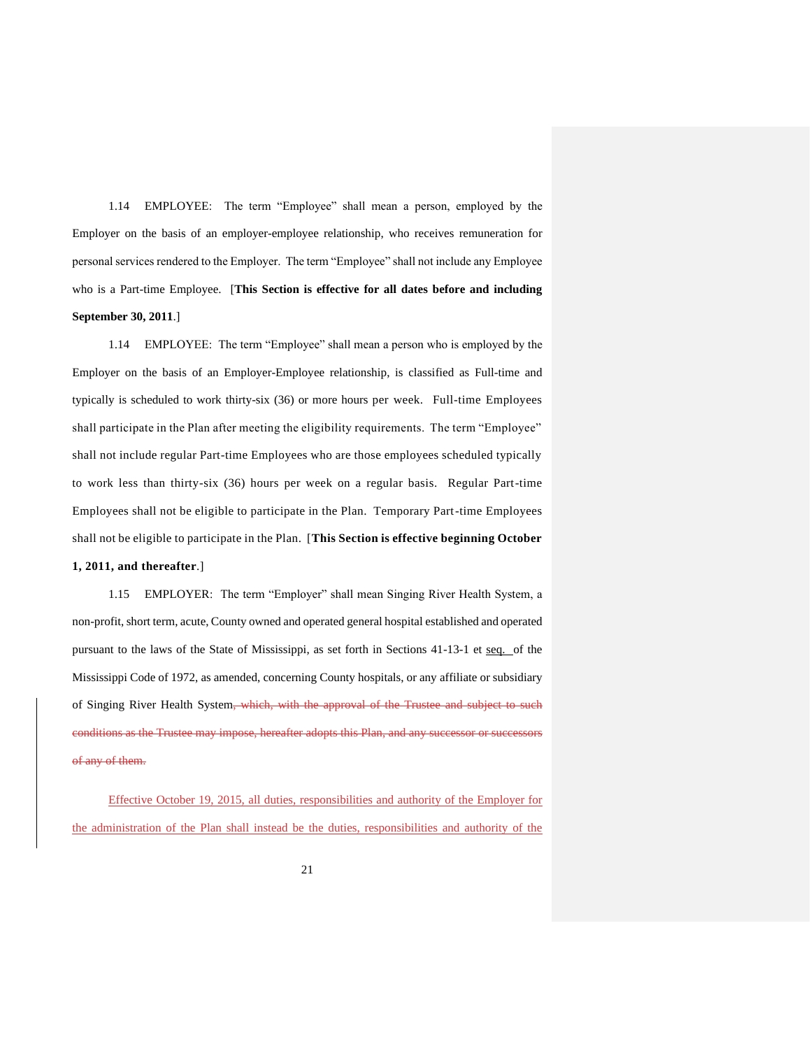1.14 EMPLOYEE: The term "Employee" shall mean a person, employed by the Employer on the basis of an employer-employee relationship, who receives remuneration for personal services rendered to the Employer. The term "Employee" shall not include any Employee who is a Part-time Employee. [**This Section is effective for all dates before and including September 30, 2011**.]

1.14 EMPLOYEE: The term "Employee" shall mean a person who is employed by the Employer on the basis of an Employer-Employee relationship, is classified as Full-time and typically is scheduled to work thirty-six (36) or more hours per week. Full-time Employees shall participate in the Plan after meeting the eligibility requirements. The term "Employee" shall not include regular Part-time Employees who are those employees scheduled typically to work less than thirty-six (36) hours per week on a regular basis. Regular Part-time Employees shall not be eligible to participate in the Plan. Temporary Part-time Employees shall not be eligible to participate in the Plan. [**This Section is effective beginning October 1, 2011, and thereafter**.]

1.15 EMPLOYER: The term "Employer" shall mean Singing River Health System, a non-profit, short term, acute, County owned and operated general hospital established and operated pursuant to the laws of the State of Mississippi, as set forth in Sections 41-13-1 et seq. of the Mississippi Code of 1972, as amended, concerning County hospitals, or any affiliate or subsidiary of Singing River Health System~~, which, with the approval of the Trustee and subject to such conditions as the Trustee may impose, hereafter adopts this Plan, and any successor or successors of any of them.~~

Effective October 19, 2015, all duties, responsibilities and authority of the Employer for the administration of the Plan shall instead be the duties, responsibilities and authority of the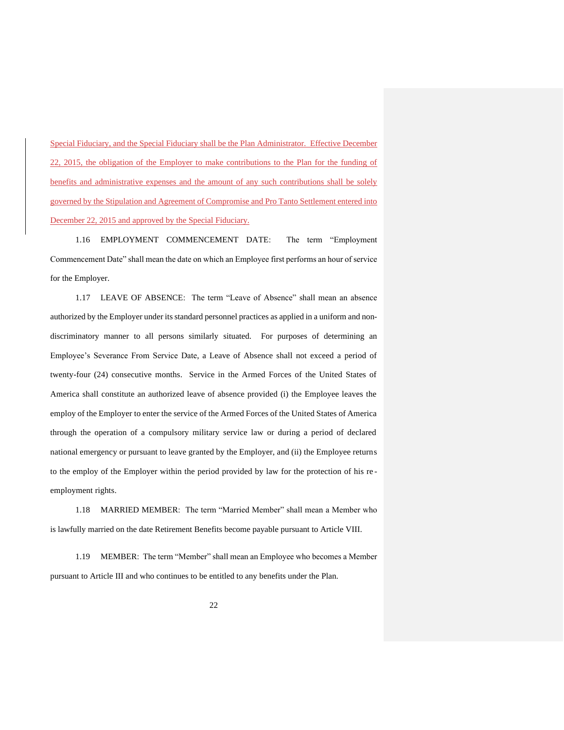Special Fiduciary, and the Special Fiduciary shall be the Plan Administrator. Effective December 22, 2015, the obligation of the Employer to make contributions to the Plan for the funding of benefits and administrative expenses and the amount of any such contributions shall be solely governed by the Stipulation and Agreement of Compromise and Pro Tanto Settlement entered into December 22, 2015 and approved by the Special Fiduciary.

1.16 EMPLOYMENT COMMENCEMENT DATE: The term "Employment Commencement Date" shall mean the date on which an Employee first performs an hour of service for the Employer.

1.17 LEAVE OF ABSENCE: The term "Leave of Absence" shall mean an absence authorized by the Employer under its standard personnel practices as applied in a uniform and non-discriminatory manner to all persons similarly situated. For purposes of determining an Employee's Severance From Service Date, a Leave of Absence shall not exceed a period of twenty-four (24) consecutive months. Service in the Armed Forces of the United States of America shall constitute an authorized leave of absence provided (i) the Employee leaves the employ of the Employer to enter the service of the Armed Forces of the United States of America through the operation of a compulsory military service law or during a period of declared national emergency or pursuant to leave granted by the Employer, and (ii) the Employee returns to the employ of the Employer within the period provided by law for the protection of his re-employment rights.

1.18 MARRIED MEMBER: The term "Married Member" shall mean a Member who is lawfully married on the date Retirement Benefits become payable pursuant to Article VIII.

1.19 MEMBER: The term "Member" shall mean an Employee who becomes a Member pursuant to Article III and who continues to be entitled to any benefits under the Plan.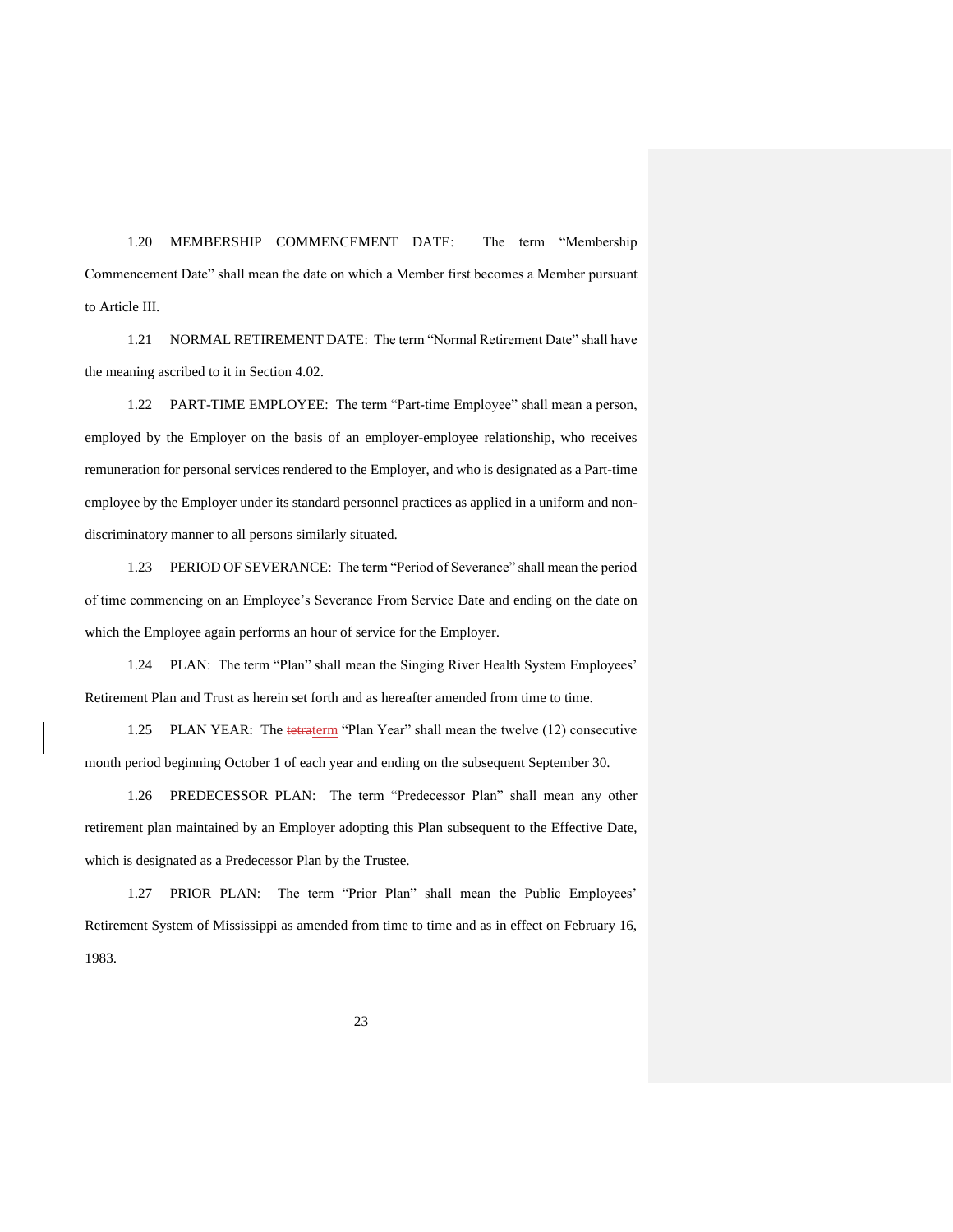1.20 MEMBERSHIP COMMENCEMENT DATE: The term "Membership Commencement Date" shall mean the date on which a Member first becomes a Member pursuant to Article III.

1.21 NORMAL RETIREMENT DATE: The term "Normal Retirement Date" shall have the meaning ascribed to it in Section 4.02.

1.22 PART-TIME EMPLOYEE: The term "Part-time Employee" shall mean a person, employed by the Employer on the basis of an employer-employee relationship, who receives remuneration for personal services rendered to the Employer, and who is designated as a Part-time employee by the Employer under its standard personnel practices as applied in a uniform and non-discriminatory manner to all persons similarly situated.

1.23 PERIOD OF SEVERANCE: The term "Period of Severance" shall mean the period of time commencing on an Employee's Severance From Service Date and ending on the date on which the Employee again performs an hour of service for the Employer.

1.24 PLAN: The term "Plan" shall mean the Singing River Health System Employees' Retirement Plan and Trust as herein set forth and as hereafter amended from time to time.

1.25 PLAN YEAR: The ~~tetra~~term "Plan Year" shall mean the twelve (12) consecutive month period beginning October 1 of each year and ending on the subsequent September 30.

1.26 PREDECESSOR PLAN: The term "Predecessor Plan" shall mean any other retirement plan maintained by an Employer adopting this Plan subsequent to the Effective Date, which is designated as a Predecessor Plan by the Trustee.

1.27 PRIOR PLAN: The term "Prior Plan" shall mean the Public Employees' Retirement System of Mississippi as amended from time to time and as in effect on February 16, 1983.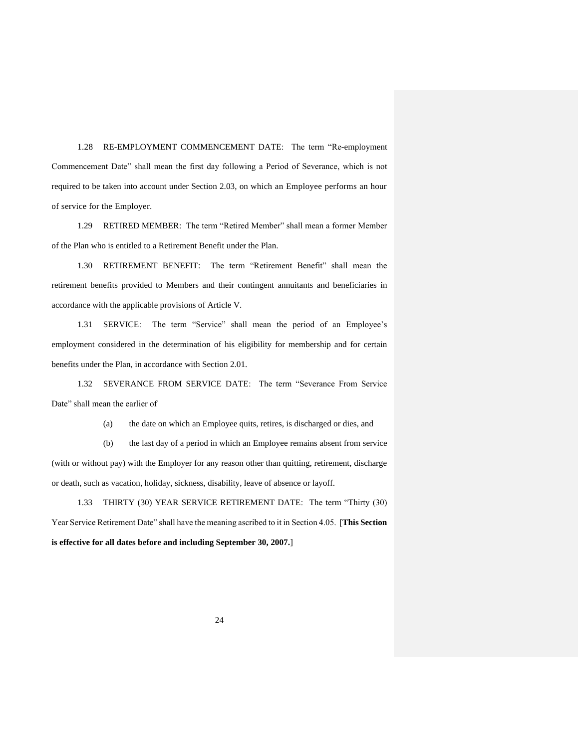1.28 RE-EMPLOYMENT COMMENCEMENT DATE: The term "Re-employment Commencement Date" shall mean the first day following a Period of Severance, which is not required to be taken into account under Section 2.03, on which an Employee performs an hour of service for the Employer.

1.29 RETIRED MEMBER: The term "Retired Member" shall mean a former Member of the Plan who is entitled to a Retirement Benefit under the Plan.

1.30 RETIREMENT BENEFIT: The term "Retirement Benefit" shall mean the retirement benefits provided to Members and their contingent annuitants and beneficiaries in accordance with the applicable provisions of Article V.

1.31 SERVICE: The term "Service" shall mean the period of an Employee's employment considered in the determination of his eligibility for membership and for certain benefits under the Plan, in accordance with Section 2.01.

1.32 SEVERANCE FROM SERVICE DATE: The term "Severance From Service Date" shall mean the earlier of

(a) the date on which an Employee quits, retires, is discharged or dies, and

(b) the last day of a period in which an Employee remains absent from service (with or without pay) with the Employer for any reason other than quitting, retirement, discharge or death, such as vacation, holiday, sickness, disability, leave of absence or layoff.

1.33 THIRTY (30) YEAR SERVICE RETIREMENT DATE: The term "Thirty (30) Year Service Retirement Date" shall have the meaning ascribed to it in Section 4.05. [**This Section is effective for all dates before and including September 30, 2007.**]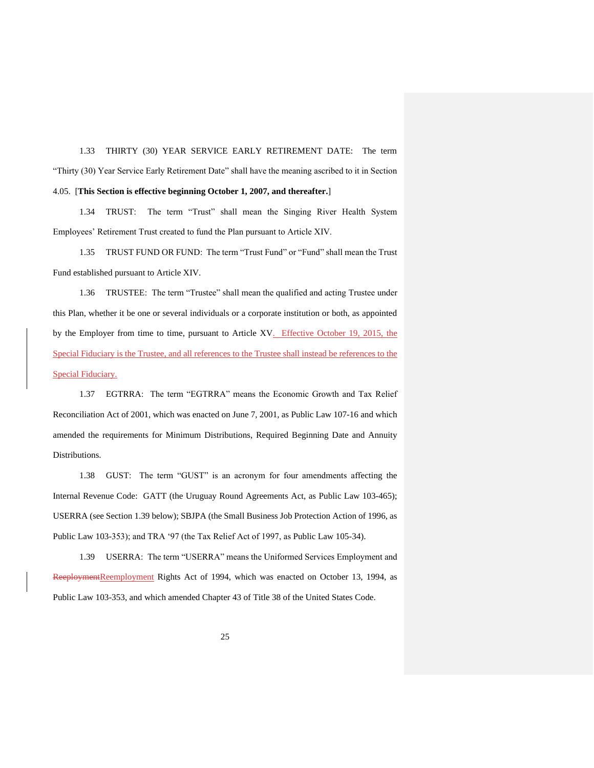1.33 THIRTY (30) YEAR SERVICE EARLY RETIREMENT DATE: The term "Thirty (30) Year Service Early Retirement Date" shall have the meaning ascribed to it in Section 4.05. [**This Section is effective beginning October 1, 2007, and thereafter.**]

1.34 TRUST: The term "Trust" shall mean the Singing River Health System Employees' Retirement Trust created to fund the Plan pursuant to Article XIV.

1.35 TRUST FUND OR FUND: The term "Trust Fund" or "Fund" shall mean the Trust Fund established pursuant to Article XIV.

1.36 TRUSTEE: The term "Trustee" shall mean the qualified and acting Trustee under this Plan, whether it be one or several individuals or a corporate institution or both, as appointed by the Employer from time to time, pursuant to Article XV. Effective October 19, 2015, the Special Fiduciary is the Trustee, and all references to the Trustee shall instead be references to the Special Fiduciary.

1.37 EGTRRA: The term "EGTRRA" means the Economic Growth and Tax Relief Reconciliation Act of 2001, which was enacted on June 7, 2001, as Public Law 107-16 and which amended the requirements for Minimum Distributions, Required Beginning Date and Annuity Distributions.

1.38 GUST: The term "GUST" is an acronym for four amendments affecting the Internal Revenue Code: GATT (the Uruguay Round Agreements Act, as Public Law 103-465); USERRA (see Section 1.39 below); SBJPA (the Small Business Job Protection Action of 1996, as Public Law 103-353); and TRA '97 (the Tax Relief Act of 1997, as Public Law 105-34).

1.39 USERRA: The term "USERRA" means the Uniformed Services Employment and ~~Reeployment~~Reemployment Rights Act of 1994, which was enacted on October 13, 1994, as Public Law 103-353, and which amended Chapter 43 of Title 38 of the United States Code.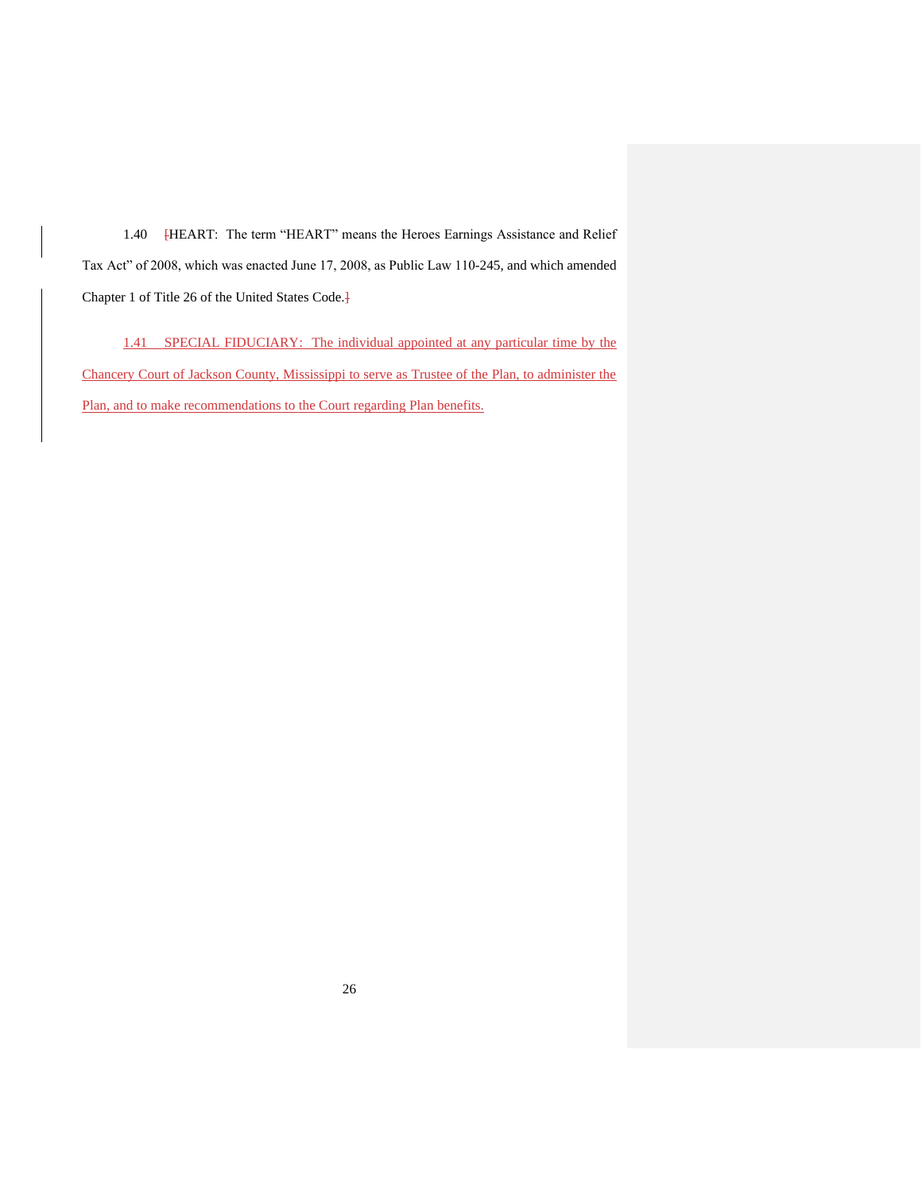1.40 [HEART: The term "HEART" means the Heroes Earnings Assistance and Relief Tax Act" of 2008, which was enacted June 17, 2008, as Public Law 110-245, and which amended Chapter 1 of Title 26 of the United States Code.]

1.41 SPECIAL FIDUCIARY: The individual appointed at any particular time by the Chancery Court of Jackson County, Mississippi to serve as Trustee of the Plan, to administer the Plan, and to make recommendations to the Court regarding Plan benefits.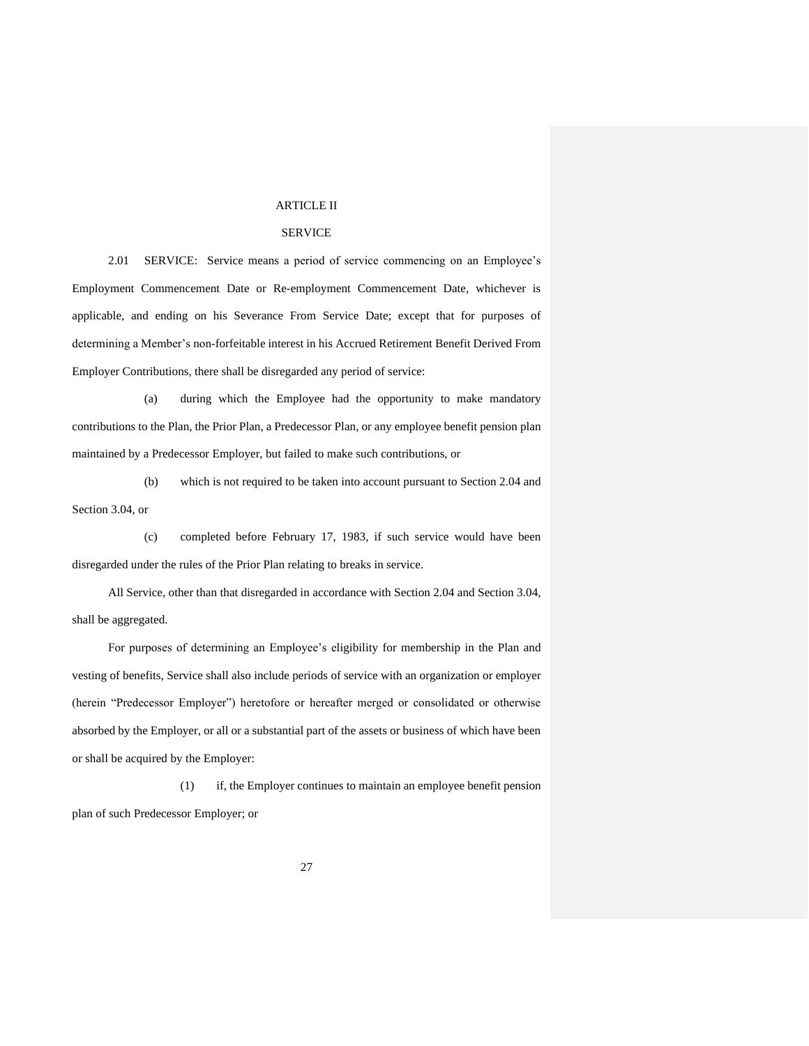# ARTICLE II

## SERVICE

2.01 SERVICE: Service means a period of service commencing on an Employee's Employment Commencement Date or Re-employment Commencement Date, whichever is applicable, and ending on his Severance From Service Date; except that for purposes of determining a Member's non-forfeitable interest in his Accrued Retirement Benefit Derived From Employer Contributions, there shall be disregarded any period of service:

(a) during which the Employee had the opportunity to make mandatory contributions to the Plan, the Prior Plan, a Predecessor Plan, or any employee benefit pension plan maintained by a Predecessor Employer, but failed to make such contributions, or

(b) which is not required to be taken into account pursuant to Section 2.04 and Section 3.04, or

(c) completed before February 17, 1983, if such service would have been disregarded under the rules of the Prior Plan relating to breaks in service.

All Service, other than that disregarded in accordance with Section 2.04 and Section 3.04, shall be aggregated.

For purposes of determining an Employee's eligibility for membership in the Plan and vesting of benefits, Service shall also include periods of service with an organization or employer (herein "Predecessor Employer") heretofore or hereafter merged or consolidated or otherwise absorbed by the Employer, or all or a substantial part of the assets or business of which have been or shall be acquired by the Employer:

(1) if, the Employer continues to maintain an employee benefit pension plan of such Predecessor Employer; or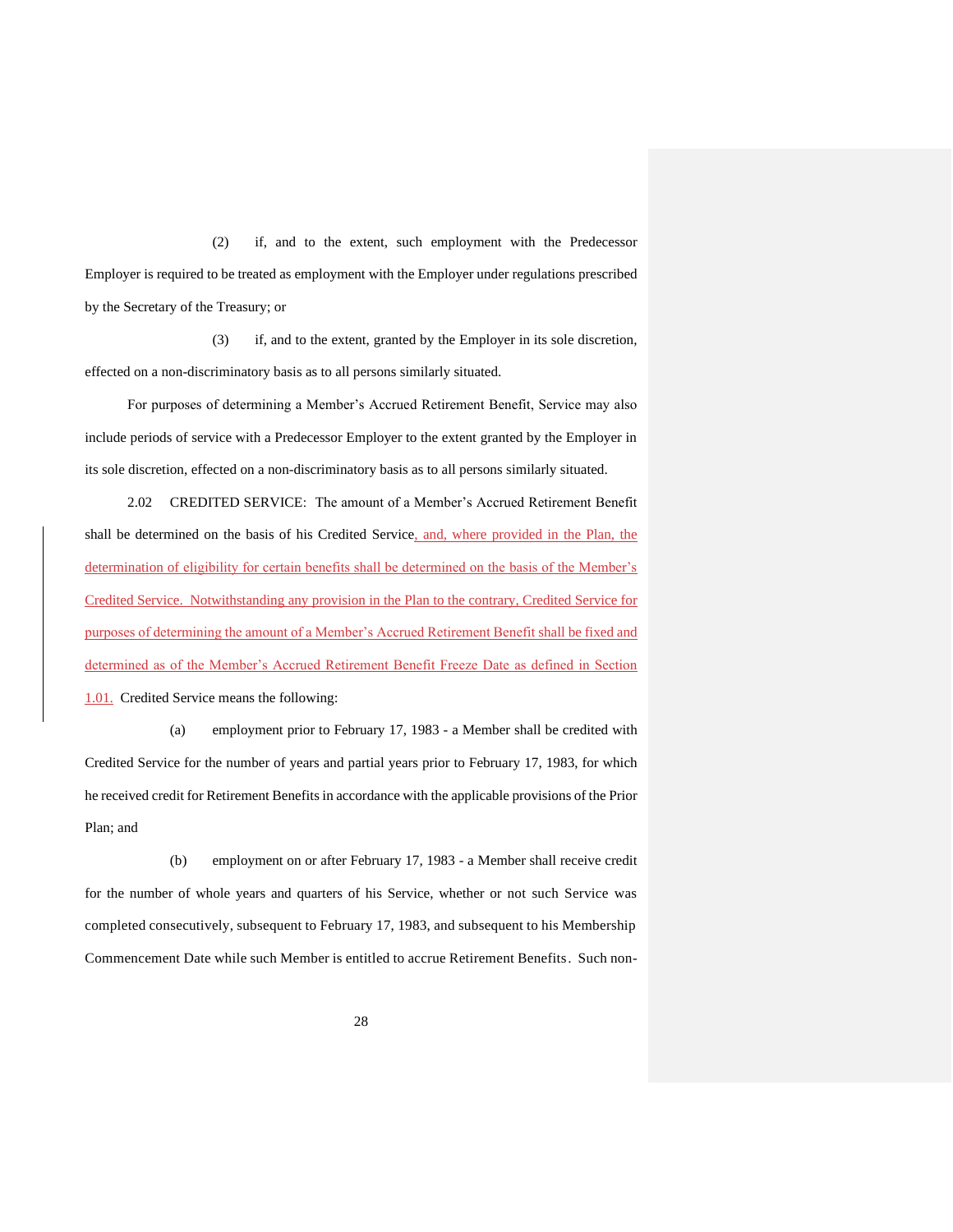(2) if, and to the extent, such employment with the Predecessor Employer is required to be treated as employment with the Employer under regulations prescribed by the Secretary of the Treasury; or

(3) if, and to the extent, granted by the Employer in its sole discretion, effected on a non-discriminatory basis as to all persons similarly situated.

For purposes of determining a Member's Accrued Retirement Benefit, Service may also include periods of service with a Predecessor Employer to the extent granted by the Employer in its sole discretion, effected on a non-discriminatory basis as to all persons similarly situated.

2.02 CREDITED SERVICE: The amount of a Member's Accrued Retirement Benefit shall be determined on the basis of his Credited Service, and, where provided in the Plan, the determination of eligibility for certain benefits shall be determined on the basis of the Member's Credited Service. Notwithstanding any provision in the Plan to the contrary, Credited Service for purposes of determining the amount of a Member's Accrued Retirement Benefit shall be fixed and determined as of the Member's Accrued Retirement Benefit Freeze Date as defined in Section 1.01. Credited Service means the following:

(a) employment prior to February 17, 1983 - a Member shall be credited with Credited Service for the number of years and partial years prior to February 17, 1983, for which he received credit for Retirement Benefits in accordance with the applicable provisions of the Prior Plan; and

(b) employment on or after February 17, 1983 - a Member shall receive credit for the number of whole years and quarters of his Service, whether or not such Service was completed consecutively, subsequent to February 17, 1983, and subsequent to his Membership Commencement Date while such Member is entitled to accrue Retirement Benefits. Such non-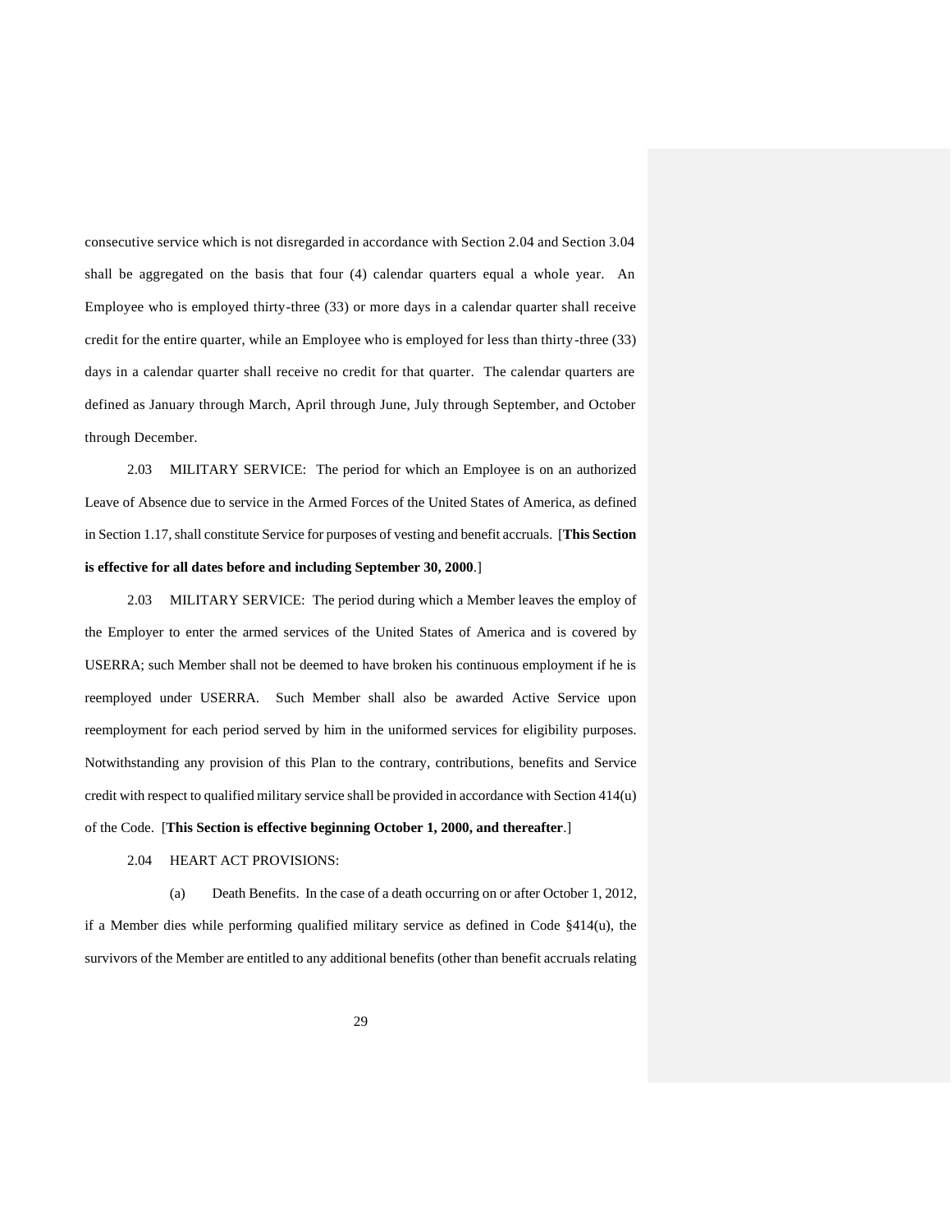consecutive service which is not disregarded in accordance with Section 2.04 and Section 3.04 shall be aggregated on the basis that four (4) calendar quarters equal a whole year. An Employee who is employed thirty-three (33) or more days in a calendar quarter shall receive credit for the entire quarter, while an Employee who is employed for less than thirty-three (33) days in a calendar quarter shall receive no credit for that quarter. The calendar quarters are defined as January through March, April through June, July through September, and October through December.

2.03 MILITARY SERVICE: The period for which an Employee is on an authorized Leave of Absence due to service in the Armed Forces of the United States of America, as defined in Section 1.17, shall constitute Service for purposes of vesting and benefit accruals. [**This Section is effective for all dates before and including September 30, 2000**.]

2.03 MILITARY SERVICE: The period during which a Member leaves the employ of the Employer to enter the armed services of the United States of America and is covered by USERRA; such Member shall not be deemed to have broken his continuous employment if he is reemployed under USERRA. Such Member shall also be awarded Active Service upon reemployment for each period served by him in the uniformed services for eligibility purposes. Notwithstanding any provision of this Plan to the contrary, contributions, benefits and Service credit with respect to qualified military service shall be provided in accordance with Section 414(u) of the Code. [**This Section is effective beginning October 1, 2000, and thereafter**.]

2.04 HEART ACT PROVISIONS:

(a) Death Benefits. In the case of a death occurring on or after October 1, 2012, if a Member dies while performing qualified military service as defined in Code §414(u), the survivors of the Member are entitled to any additional benefits (other than benefit accruals relating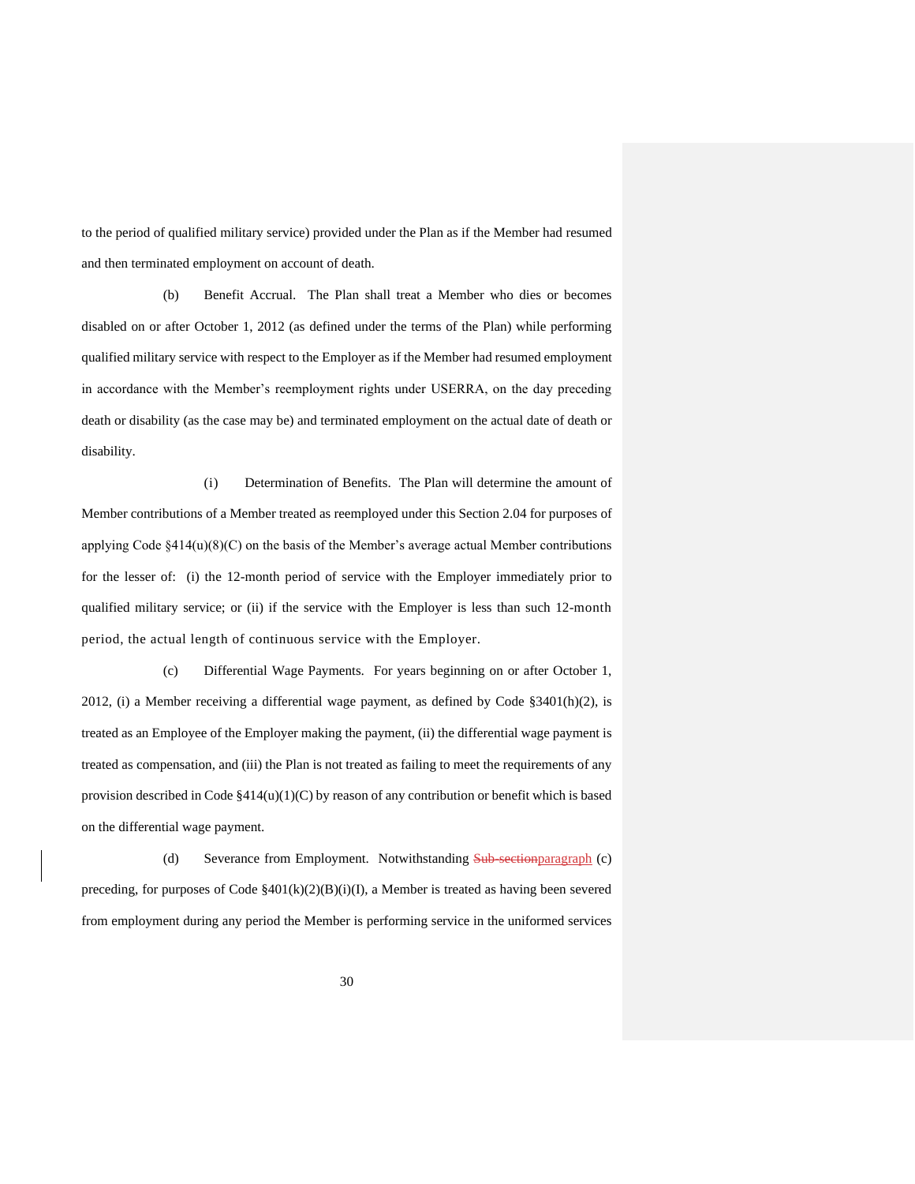to the period of qualified military service) provided under the Plan as if the Member had resumed and then terminated employment on account of death.

(b) Benefit Accrual. The Plan shall treat a Member who dies or becomes disabled on or after October 1, 2012 (as defined under the terms of the Plan) while performing qualified military service with respect to the Employer as if the Member had resumed employment in accordance with the Member's reemployment rights under USERRA, on the day preceding death or disability (as the case may be) and terminated employment on the actual date of death or disability.

(i) Determination of Benefits. The Plan will determine the amount of Member contributions of a Member treated as reemployed under this Section 2.04 for purposes of applying Code §414(u)(8)(C) on the basis of the Member's average actual Member contributions for the lesser of: (i) the 12-month period of service with the Employer immediately prior to qualified military service; or (ii) if the service with the Employer is less than such 12-month period, the actual length of continuous service with the Employer.

(c) Differential Wage Payments. For years beginning on or after October 1, 2012, (i) a Member receiving a differential wage payment, as defined by Code §3401(h)(2), is treated as an Employee of the Employer making the payment, (ii) the differential wage payment is treated as compensation, and (iii) the Plan is not treated as failing to meet the requirements of any provision described in Code §414(u)(1)(C) by reason of any contribution or benefit which is based on the differential wage payment.

(d) Severance from Employment. Notwithstanding ~~Sub-section~~paragraph (c) preceding, for purposes of Code §401(k)(2)(B)(i)(I), a Member is treated as having been severed from employment during any period the Member is performing service in the uniformed services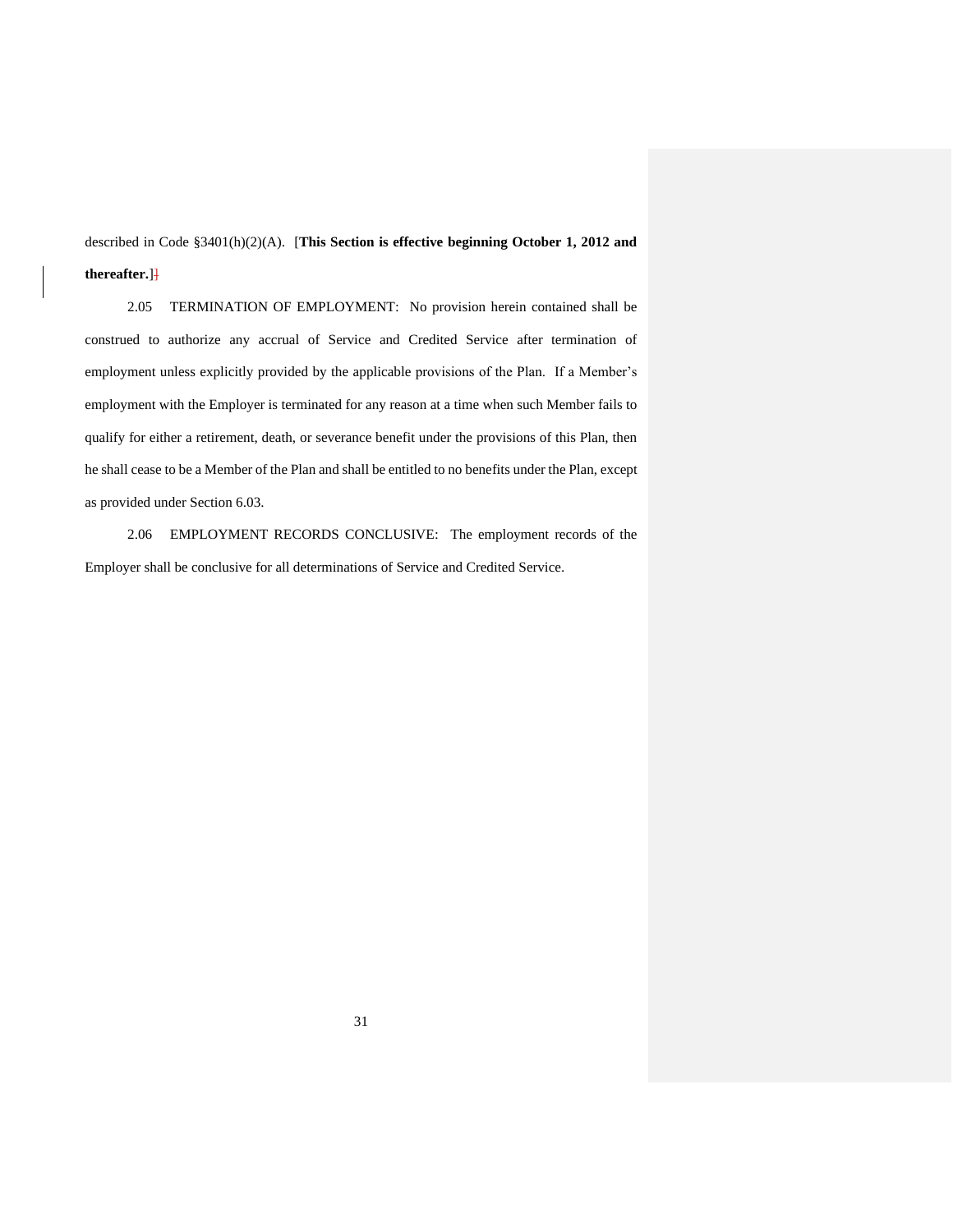described in Code §3401(h)(2)(A). [**This Section is effective beginning October 1, 2012 and thereafter.**]

2.05 TERMINATION OF EMPLOYMENT: No provision herein contained shall be construed to authorize any accrual of Service and Credited Service after termination of employment unless explicitly provided by the applicable provisions of the Plan. If a Member's employment with the Employer is terminated for any reason at a time when such Member fails to qualify for either a retirement, death, or severance benefit under the provisions of this Plan, then he shall cease to be a Member of the Plan and shall be entitled to no benefits under the Plan, except as provided under Section 6.03.

2.06 EMPLOYMENT RECORDS CONCLUSIVE: The employment records of the Employer shall be conclusive for all determinations of Service and Credited Service.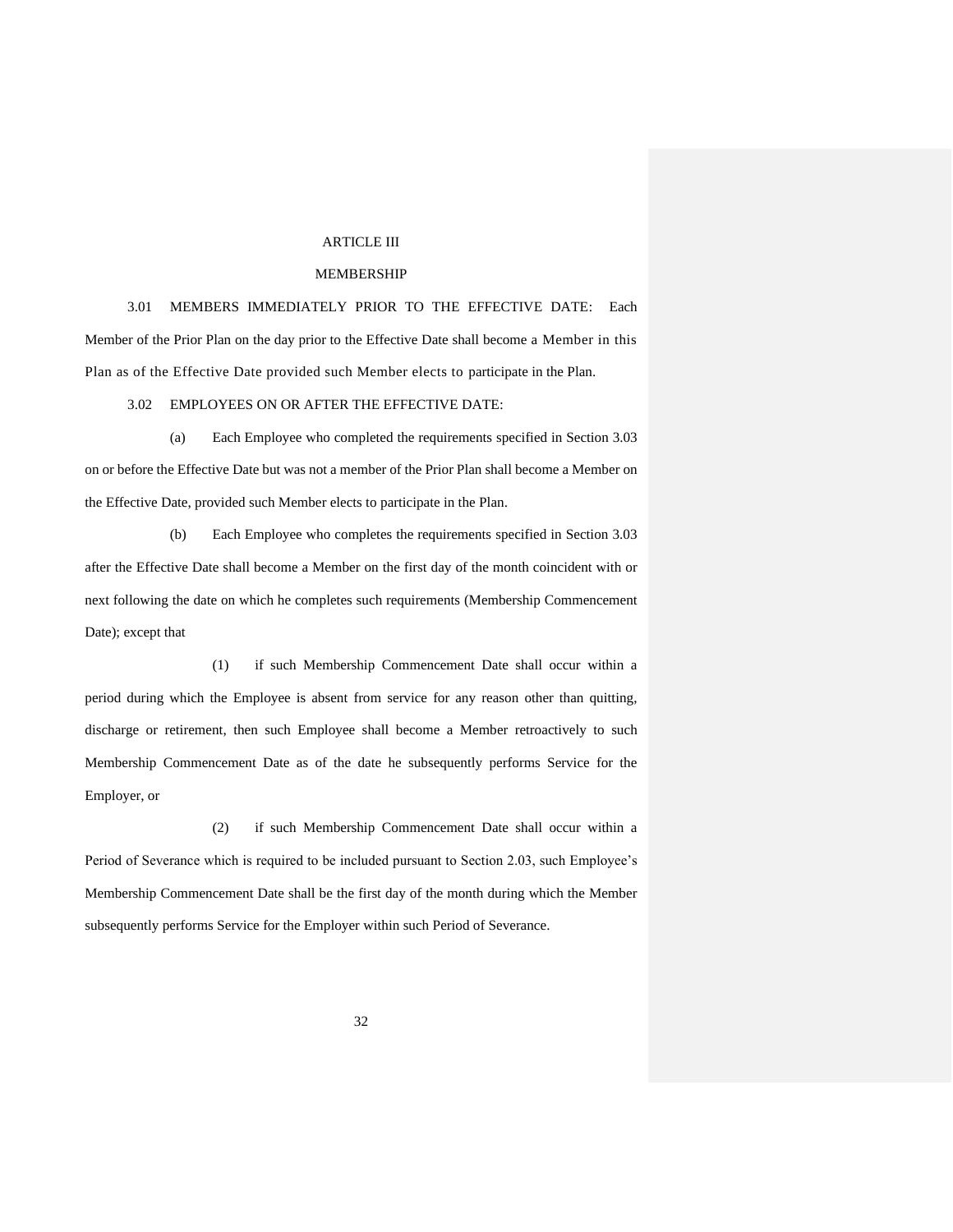# ARTICLE III

## MEMBERSHIP

3.01 MEMBERS IMMEDIATELY PRIOR TO THE EFFECTIVE DATE: Each Member of the Prior Plan on the day prior to the Effective Date shall become a Member in this Plan as of the Effective Date provided such Member elects to participate in the Plan.

3.02 EMPLOYEES ON OR AFTER THE EFFECTIVE DATE:

(a) Each Employee who completed the requirements specified in Section 3.03 on or before the Effective Date but was not a member of the Prior Plan shall become a Member on the Effective Date, provided such Member elects to participate in the Plan.

(b) Each Employee who completes the requirements specified in Section 3.03 after the Effective Date shall become a Member on the first day of the month coincident with or next following the date on which he completes such requirements (Membership Commencement Date); except that

(1) if such Membership Commencement Date shall occur within a period during which the Employee is absent from service for any reason other than quitting, discharge or retirement, then such Employee shall become a Member retroactively to such Membership Commencement Date as of the date he subsequently performs Service for the Employer, or

(2) if such Membership Commencement Date shall occur within a Period of Severance which is required to be included pursuant to Section 2.03, such Employee's Membership Commencement Date shall be the first day of the month during which the Member subsequently performs Service for the Employer within such Period of Severance.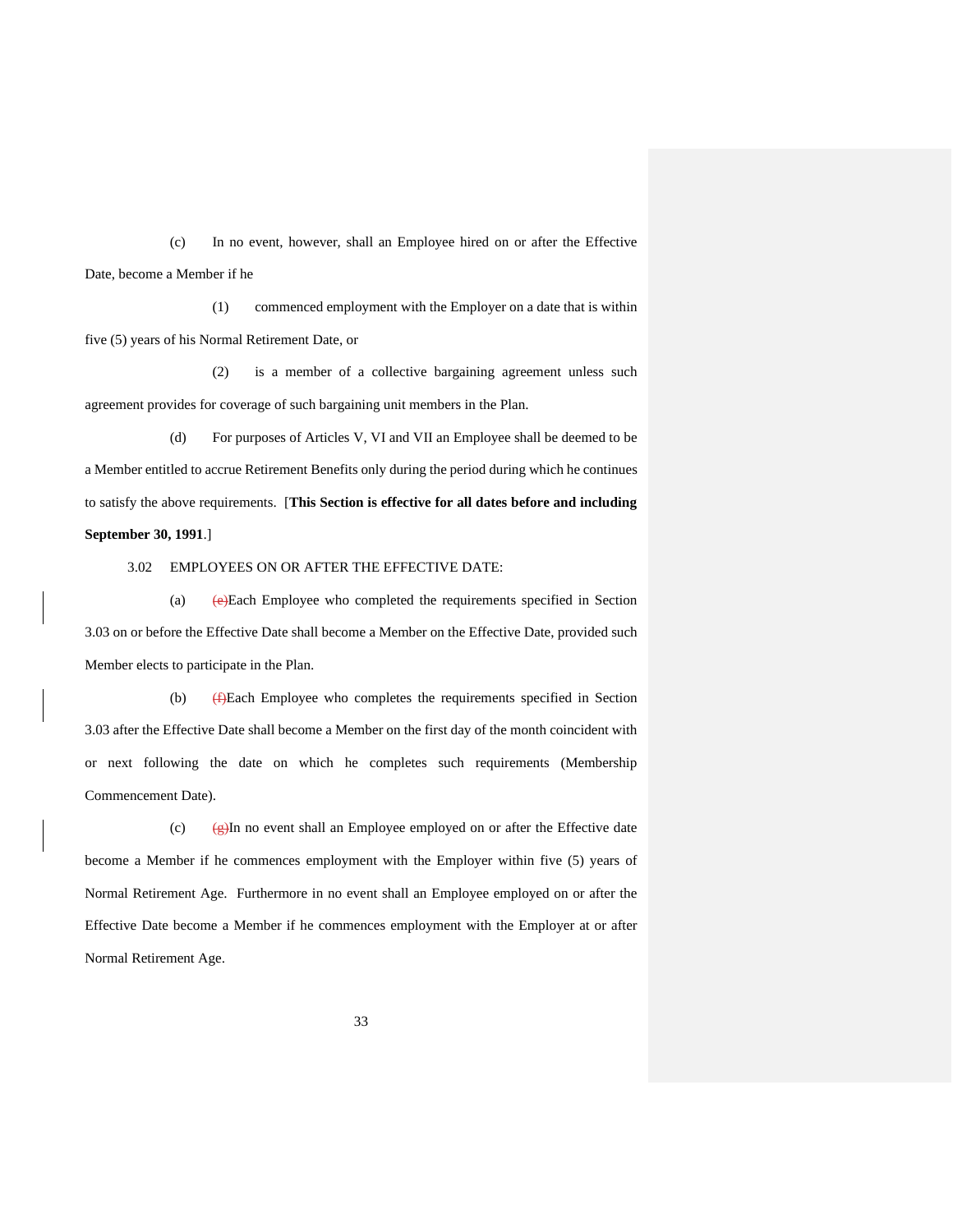(c) In no event, however, shall an Employee hired on or after the Effective Date, become a Member if he

(1) commenced employment with the Employer on a date that is within five (5) years of his Normal Retirement Date, or

(2) is a member of a collective bargaining agreement unless such agreement provides for coverage of such bargaining unit members in the Plan.

(d) For purposes of Articles V, VI and VII an Employee shall be deemed to be a Member entitled to accrue Retirement Benefits only during the period during which he continues to satisfy the above requirements. [**This Section is effective for all dates before and including September 30, 1991**.]

3.02 EMPLOYEES ON OR AFTER THE EFFECTIVE DATE:

(a) ~~(e)~~Each Employee who completed the requirements specified in Section 3.03 on or before the Effective Date shall become a Member on the Effective Date, provided such Member elects to participate in the Plan.

(b) ~~(f)~~Each Employee who completes the requirements specified in Section 3.03 after the Effective Date shall become a Member on the first day of the month coincident with or next following the date on which he completes such requirements (Membership Commencement Date).

(c) ~~(g)~~In no event shall an Employee employed on or after the Effective date become a Member if he commences employment with the Employer within five (5) years of Normal Retirement Age. Furthermore in no event shall an Employee employed on or after the Effective Date become a Member if he commences employment with the Employer at or after Normal Retirement Age.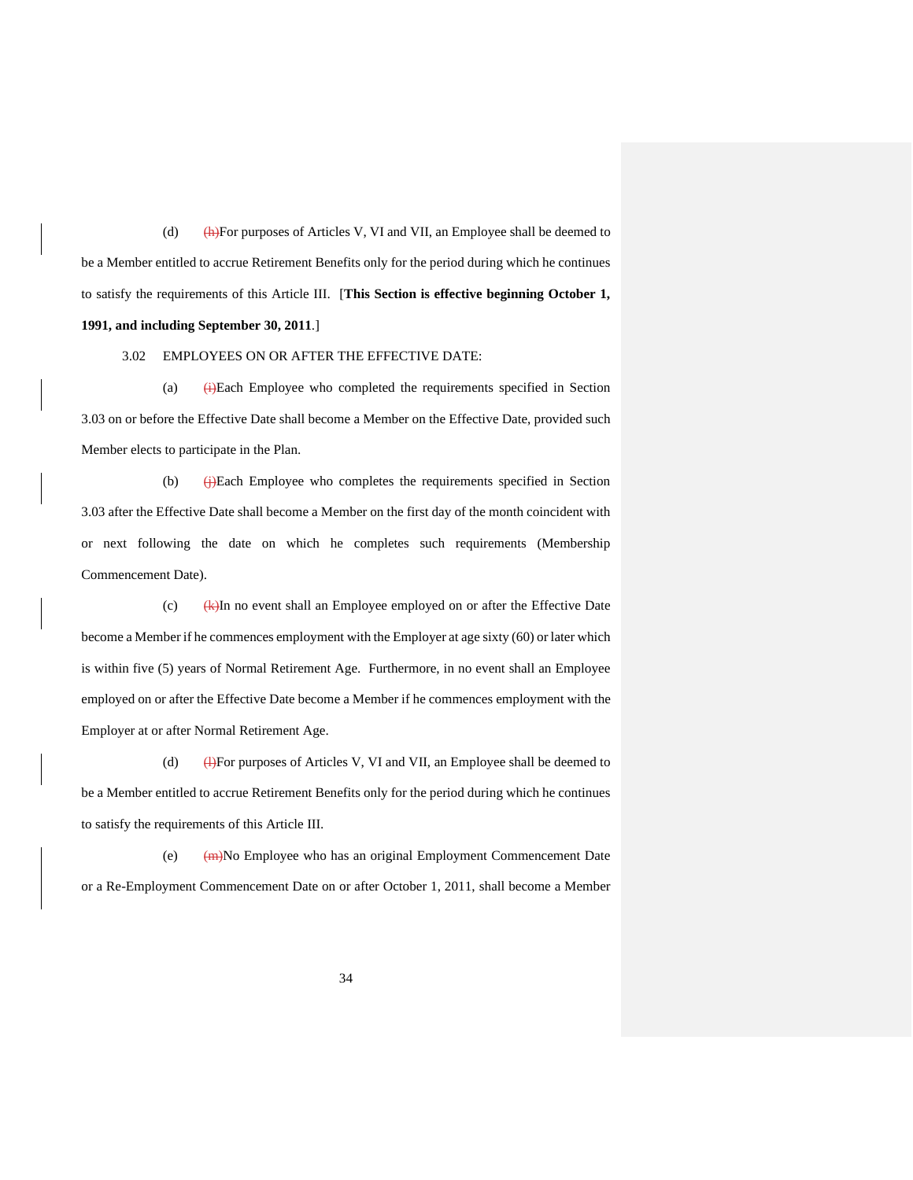(d) ~~(h)~~For purposes of Articles V, VI and VII, an Employee shall be deemed to be a Member entitled to accrue Retirement Benefits only for the period during which he continues to satisfy the requirements of this Article III. [**This Section is effective beginning October 1, 1991, and including September 30, 2011**.]

3.02 EMPLOYEES ON OR AFTER THE EFFECTIVE DATE:

(a) ~~(i)~~Each Employee who completed the requirements specified in Section 3.03 on or before the Effective Date shall become a Member on the Effective Date, provided such Member elects to participate in the Plan.

(b) ~~(j)~~Each Employee who completes the requirements specified in Section 3.03 after the Effective Date shall become a Member on the first day of the month coincident with or next following the date on which he completes such requirements (Membership Commencement Date).

(c) ~~(k)~~In no event shall an Employee employed on or after the Effective Date become a Member if he commences employment with the Employer at age sixty (60) or later which is within five (5) years of Normal Retirement Age. Furthermore, in no event shall an Employee employed on or after the Effective Date become a Member if he commences employment with the Employer at or after Normal Retirement Age.

(d) ~~(l)~~For purposes of Articles V, VI and VII, an Employee shall be deemed to be a Member entitled to accrue Retirement Benefits only for the period during which he continues to satisfy the requirements of this Article III.

(e) ~~(m)~~No Employee who has an original Employment Commencement Date or a Re-Employment Commencement Date on or after October 1, 2011, shall become a Member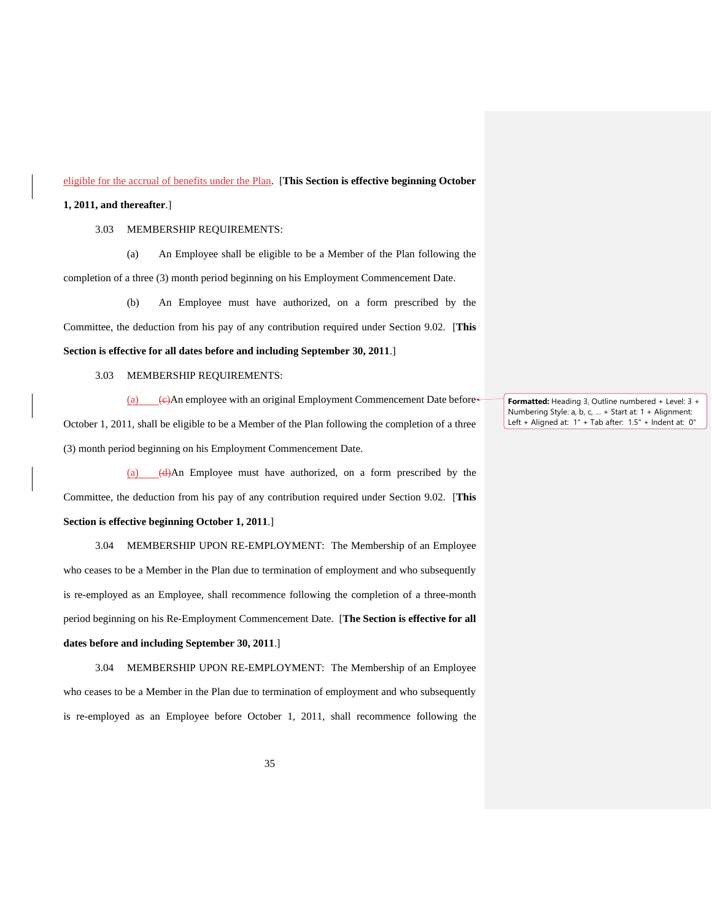eligible for the accrual of benefits under the Plan. [**This Section is effective beginning October 1, 2011, and thereafter**.]

3.03 MEMBERSHIP REQUIREMENTS:

(a) An Employee shall be eligible to be a Member of the Plan following the completion of a three (3) month period beginning on his Employment Commencement Date.

(b) An Employee must have authorized, on a form prescribed by the Committee, the deduction from his pay of any contribution required under Section 9.02. [**This Section is effective for all dates before and including September 30, 2011**.]

3.03 MEMBERSHIP REQUIREMENTS:

(a) ~~(c)~~An employee with an original Employment Commencement Date before October 1, 2011, shall be eligible to be a Member of the Plan following the completion of a three (3) month period beginning on his Employment Commencement Date.

(a) ~~(d)~~An Employee must have authorized, on a form prescribed by the Committee, the deduction from his pay of any contribution required under Section 9.02. [**This Section is effective beginning October 1, 2011**.]

Formatted: Heading 3, Outline numbered + Level: 3 + Numbering Style: a, b, c, … + Start at: 1 + Alignment: Left + Aligned at: 1" + Tab after: 1.5" + Indent at: 0"

3.04 MEMBERSHIP UPON RE-EMPLOYMENT: The Membership of an Employee who ceases to be a Member in the Plan due to termination of employment and who subsequently is re-employed as an Employee, shall recommence following the completion of a three-month period beginning on his Re-Employment Commencement Date. [**The Section is effective for all dates before and including September 30, 2011**.]

3.04 MEMBERSHIP UPON RE-EMPLOYMENT: The Membership of an Employee who ceases to be a Member in the Plan due to termination of employment and who subsequently is re-employed as an Employee before October 1, 2011, shall recommence following the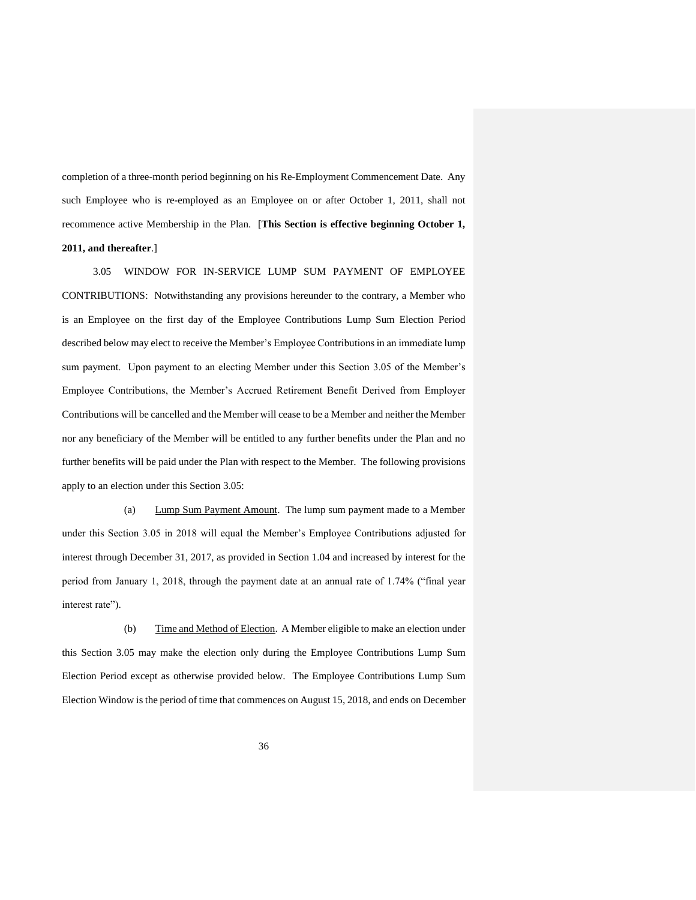completion of a three-month period beginning on his Re-Employment Commencement Date. Any such Employee who is re-employed as an Employee on or after October 1, 2011, shall not recommence active Membership in the Plan. [**This Section is effective beginning October 1, 2011, and thereafter**.]

3.05 WINDOW FOR IN-SERVICE LUMP SUM PAYMENT OF EMPLOYEE CONTRIBUTIONS: Notwithstanding any provisions hereunder to the contrary, a Member who is an Employee on the first day of the Employee Contributions Lump Sum Election Period described below may elect to receive the Member's Employee Contributions in an immediate lump sum payment. Upon payment to an electing Member under this Section 3.05 of the Member's Employee Contributions, the Member's Accrued Retirement Benefit Derived from Employer Contributions will be cancelled and the Member will cease to be a Member and neither the Member nor any beneficiary of the Member will be entitled to any further benefits under the Plan and no further benefits will be paid under the Plan with respect to the Member. The following provisions apply to an election under this Section 3.05:

(a) Lump Sum Payment Amount. The lump sum payment made to a Member under this Section 3.05 in 2018 will equal the Member's Employee Contributions adjusted for interest through December 31, 2017, as provided in Section 1.04 and increased by interest for the period from January 1, 2018, through the payment date at an annual rate of 1.74% ("final year interest rate").

(b) Time and Method of Election. A Member eligible to make an election under this Section 3.05 may make the election only during the Employee Contributions Lump Sum Election Period except as otherwise provided below. The Employee Contributions Lump Sum Election Window is the period of time that commences on August 15, 2018, and ends on December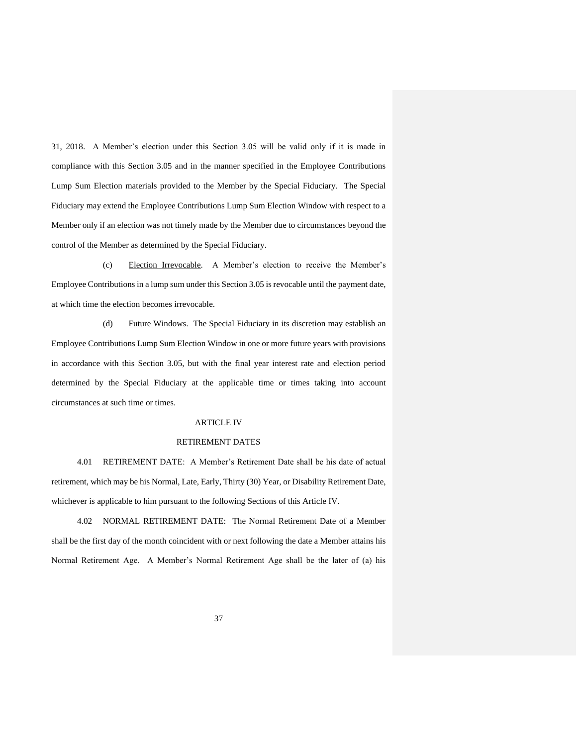31, 2018. A Member's election under this Section 3.05 will be valid only if it is made in compliance with this Section 3.05 and in the manner specified in the Employee Contributions Lump Sum Election materials provided to the Member by the Special Fiduciary. The Special Fiduciary may extend the Employee Contributions Lump Sum Election Window with respect to a Member only if an election was not timely made by the Member due to circumstances beyond the control of the Member as determined by the Special Fiduciary.

(c) Election Irrevocable. A Member's election to receive the Member's Employee Contributions in a lump sum under this Section 3.05 is revocable until the payment date, at which time the election becomes irrevocable.

(d) Future Windows. The Special Fiduciary in its discretion may establish an Employee Contributions Lump Sum Election Window in one or more future years with provisions in accordance with this Section 3.05, but with the final year interest rate and election period determined by the Special Fiduciary at the applicable time or times taking into account circumstances at such time or times.

## ARTICLE IV

## RETIREMENT DATES

4.01 RETIREMENT DATE: A Member's Retirement Date shall be his date of actual retirement, which may be his Normal, Late, Early, Thirty (30) Year, or Disability Retirement Date, whichever is applicable to him pursuant to the following Sections of this Article IV.

4.02 NORMAL RETIREMENT DATE: The Normal Retirement Date of a Member shall be the first day of the month coincident with or next following the date a Member attains his Normal Retirement Age. A Member's Normal Retirement Age shall be the later of (a) his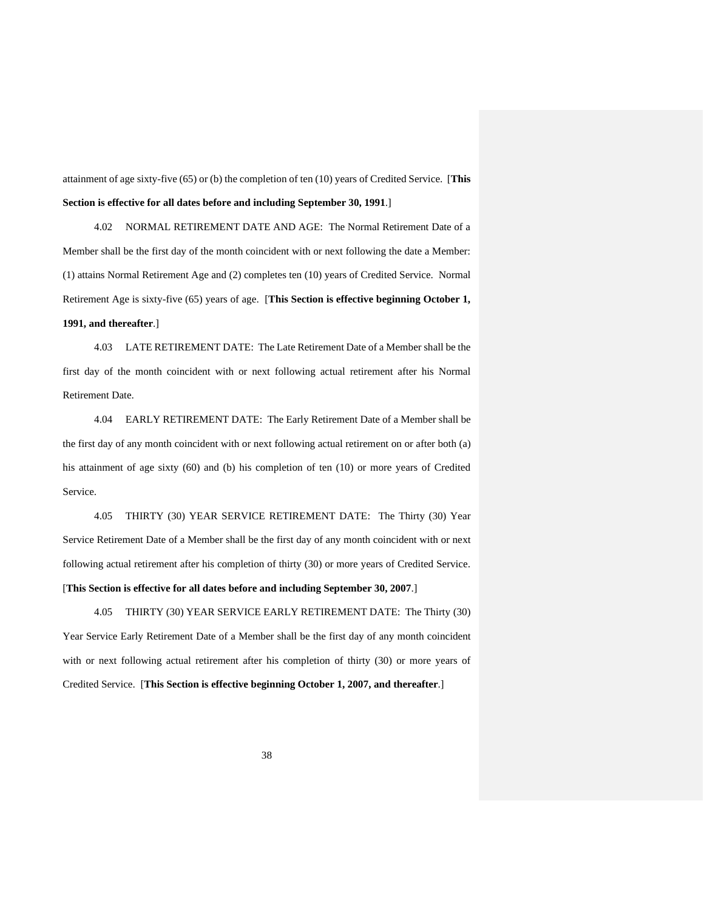attainment of age sixty-five (65) or (b) the completion of ten (10) years of Credited Service. [**This Section is effective for all dates before and including September 30, 1991**.]

4.02 NORMAL RETIREMENT DATE AND AGE: The Normal Retirement Date of a Member shall be the first day of the month coincident with or next following the date a Member: (1) attains Normal Retirement Age and (2) completes ten (10) years of Credited Service. Normal Retirement Age is sixty-five (65) years of age. [**This Section is effective beginning October 1, 1991, and thereafter**.]

4.03 LATE RETIREMENT DATE: The Late Retirement Date of a Member shall be the first day of the month coincident with or next following actual retirement after his Normal Retirement Date.

4.04 EARLY RETIREMENT DATE: The Early Retirement Date of a Member shall be the first day of any month coincident with or next following actual retirement on or after both (a) his attainment of age sixty (60) and (b) his completion of ten (10) or more years of Credited Service.

4.05 THIRTY (30) YEAR SERVICE RETIREMENT DATE: The Thirty (30) Year Service Retirement Date of a Member shall be the first day of any month coincident with or next following actual retirement after his completion of thirty (30) or more years of Credited Service. [**This Section is effective for all dates before and including September 30, 2007**.]

4.05 THIRTY (30) YEAR SERVICE EARLY RETIREMENT DATE: The Thirty (30) Year Service Early Retirement Date of a Member shall be the first day of any month coincident with or next following actual retirement after his completion of thirty (30) or more years of Credited Service. [**This Section is effective beginning October 1, 2007, and thereafter**.]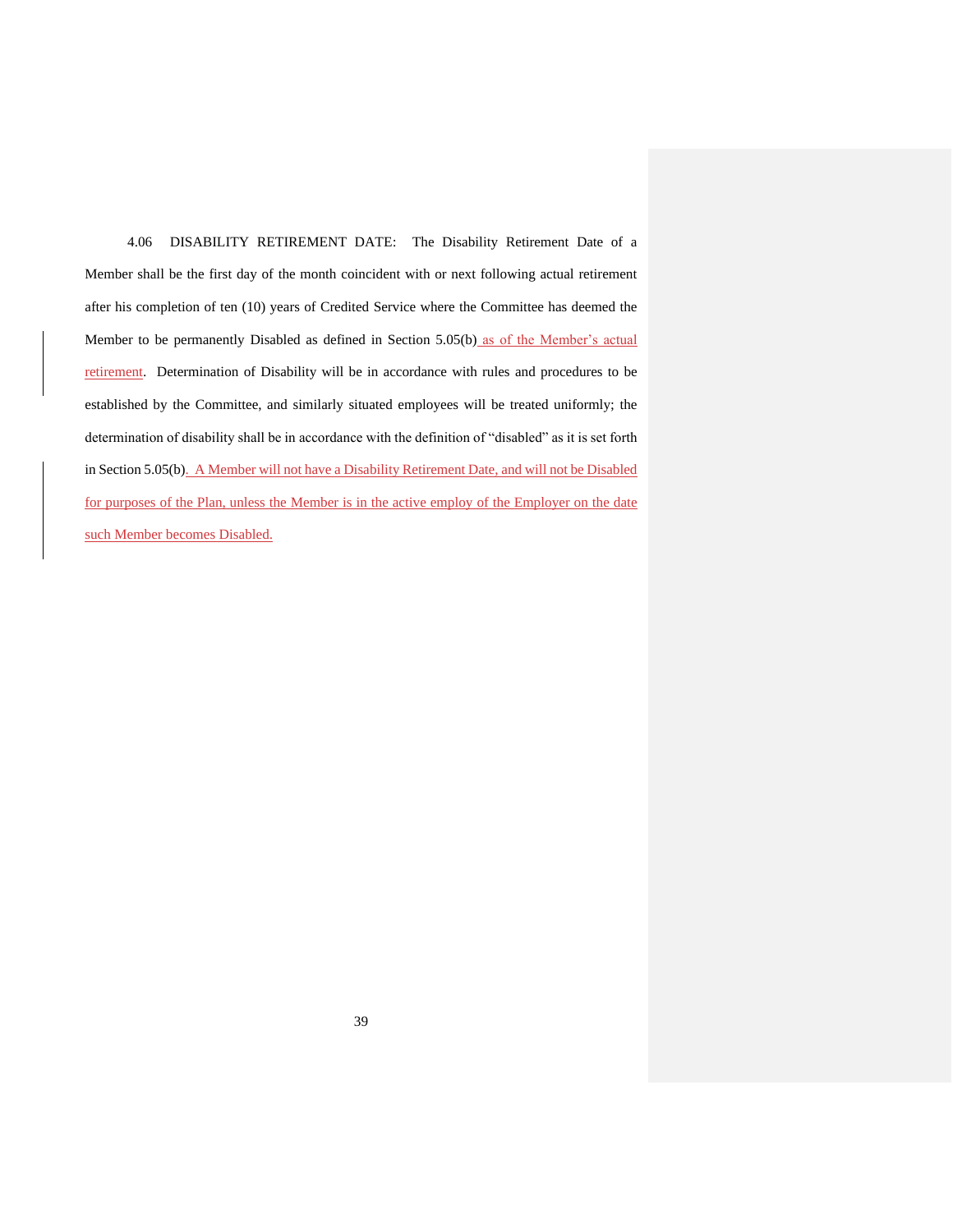4.06 DISABILITY RETIREMENT DATE: The Disability Retirement Date of a Member shall be the first day of the month coincident with or next following actual retirement after his completion of ten (10) years of Credited Service where the Committee has deemed the Member to be permanently Disabled as defined in Section 5.05(b) as of the Member's actual retirement. Determination of Disability will be in accordance with rules and procedures to be established by the Committee, and similarly situated employees will be treated uniformly; the determination of disability shall be in accordance with the definition of "disabled" as it is set forth in Section 5.05(b). A Member will not have a Disability Retirement Date, and will not be Disabled for purposes of the Plan, unless the Member is in the active employ of the Employer on the date such Member becomes Disabled.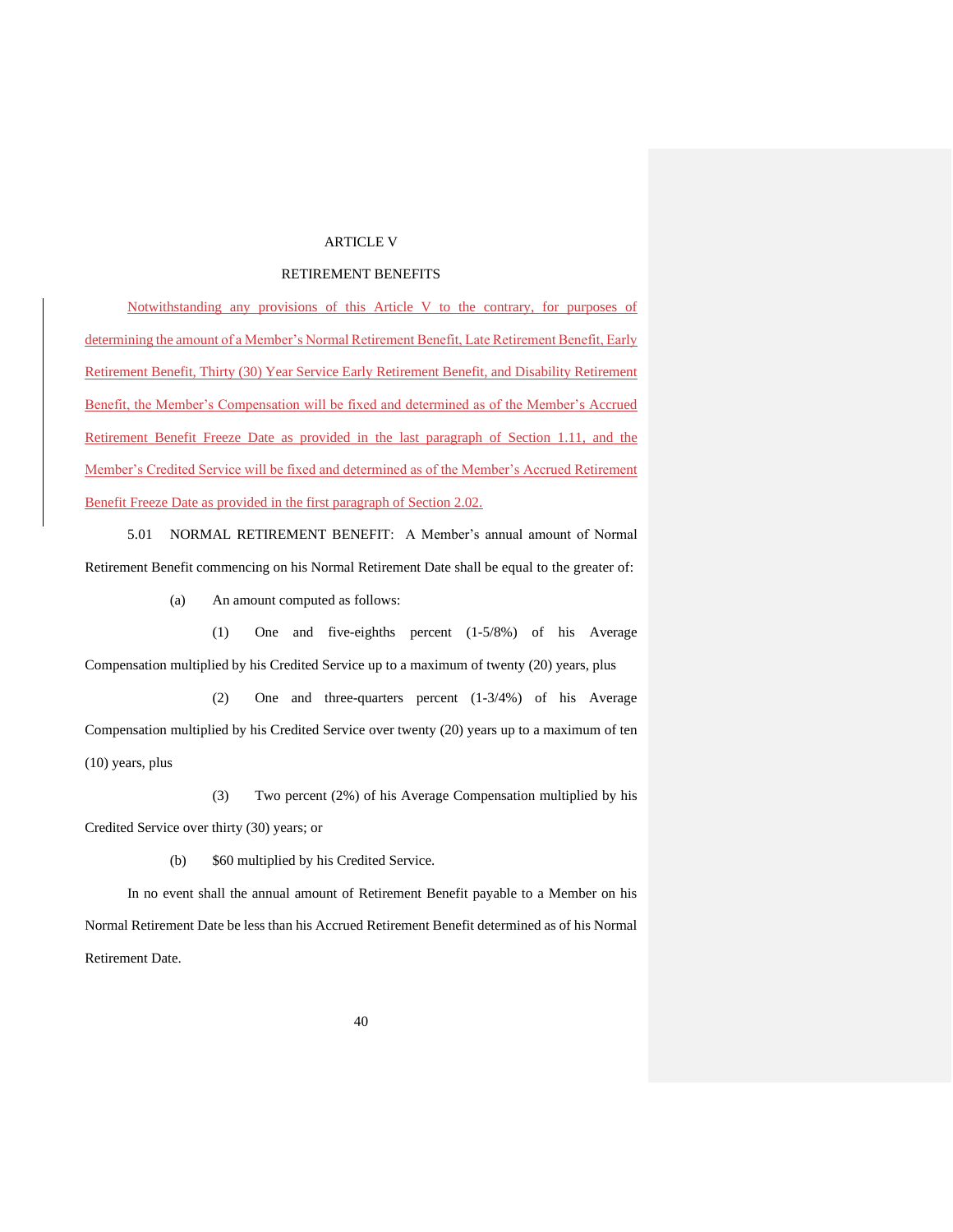# ARTICLE V

## RETIREMENT BENEFITS

Notwithstanding any provisions of this Article V to the contrary, for purposes of determining the amount of a Member's Normal Retirement Benefit, Late Retirement Benefit, Early Retirement Benefit, Thirty (30) Year Service Early Retirement Benefit, and Disability Retirement Benefit, the Member's Compensation will be fixed and determined as of the Member's Accrued Retirement Benefit Freeze Date as provided in the last paragraph of Section 1.11, and the Member's Credited Service will be fixed and determined as of the Member's Accrued Retirement Benefit Freeze Date as provided in the first paragraph of Section 2.02.

5.01 NORMAL RETIREMENT BENEFIT: A Member's annual amount of Normal Retirement Benefit commencing on his Normal Retirement Date shall be equal to the greater of:

(a) An amount computed as follows:

(1) One and five-eighths percent (1-5/8%) of his Average Compensation multiplied by his Credited Service up to a maximum of twenty (20) years, plus

(2) One and three-quarters percent (1-3/4%) of his Average Compensation multiplied by his Credited Service over twenty (20) years up to a maximum of ten (10) years, plus

(3) Two percent (2%) of his Average Compensation multiplied by his Credited Service over thirty (30) years; or

(b) $60 multiplied by his Credited Service.

In no event shall the annual amount of Retirement Benefit payable to a Member on his Normal Retirement Date be less than his Accrued Retirement Benefit determined as of his Normal Retirement Date.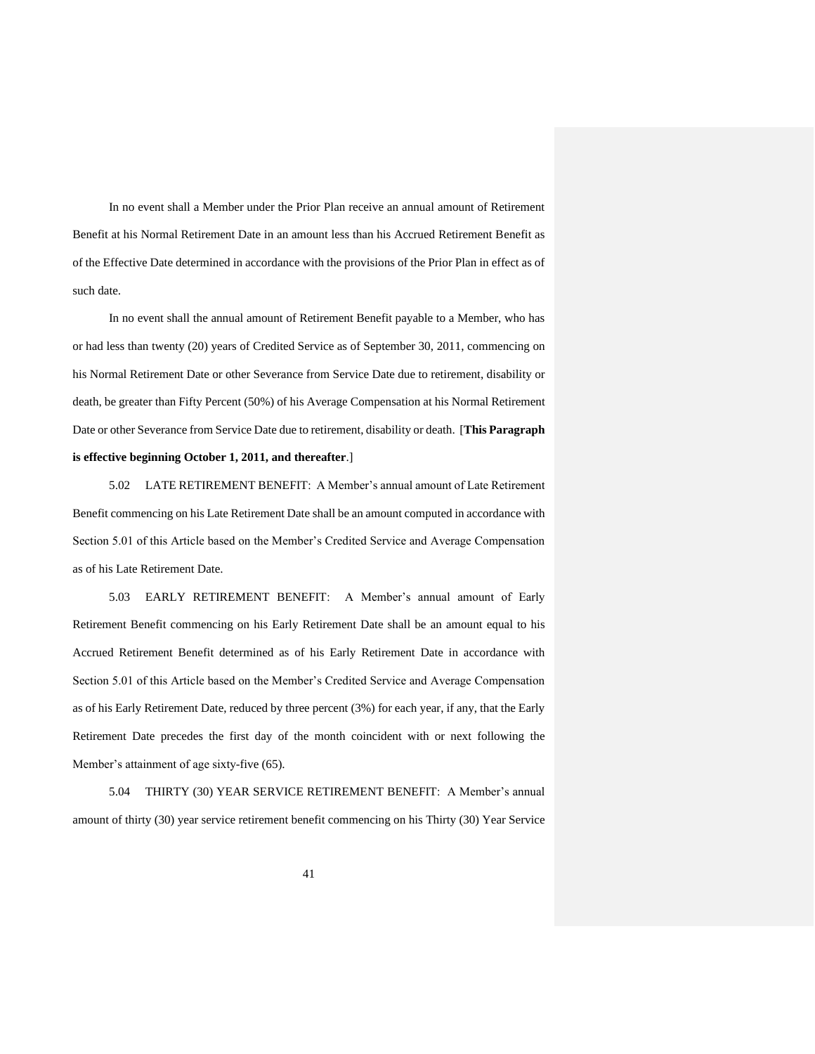In no event shall a Member under the Prior Plan receive an annual amount of Retirement Benefit at his Normal Retirement Date in an amount less than his Accrued Retirement Benefit as of the Effective Date determined in accordance with the provisions of the Prior Plan in effect as of such date.

In no event shall the annual amount of Retirement Benefit payable to a Member, who has or had less than twenty (20) years of Credited Service as of September 30, 2011, commencing on his Normal Retirement Date or other Severance from Service Date due to retirement, disability or death, be greater than Fifty Percent (50%) of his Average Compensation at his Normal Retirement Date or other Severance from Service Date due to retirement, disability or death. [**This Paragraph is effective beginning October 1, 2011, and thereafter**.]

5.02 LATE RETIREMENT BENEFIT: A Member's annual amount of Late Retirement Benefit commencing on his Late Retirement Date shall be an amount computed in accordance with Section 5.01 of this Article based on the Member's Credited Service and Average Compensation as of his Late Retirement Date.

5.03 EARLY RETIREMENT BENEFIT: A Member's annual amount of Early Retirement Benefit commencing on his Early Retirement Date shall be an amount equal to his Accrued Retirement Benefit determined as of his Early Retirement Date in accordance with Section 5.01 of this Article based on the Member's Credited Service and Average Compensation as of his Early Retirement Date, reduced by three percent (3%) for each year, if any, that the Early Retirement Date precedes the first day of the month coincident with or next following the Member's attainment of age sixty-five (65).

5.04 THIRTY (30) YEAR SERVICE RETIREMENT BENEFIT: A Member's annual amount of thirty (30) year service retirement benefit commencing on his Thirty (30) Year Service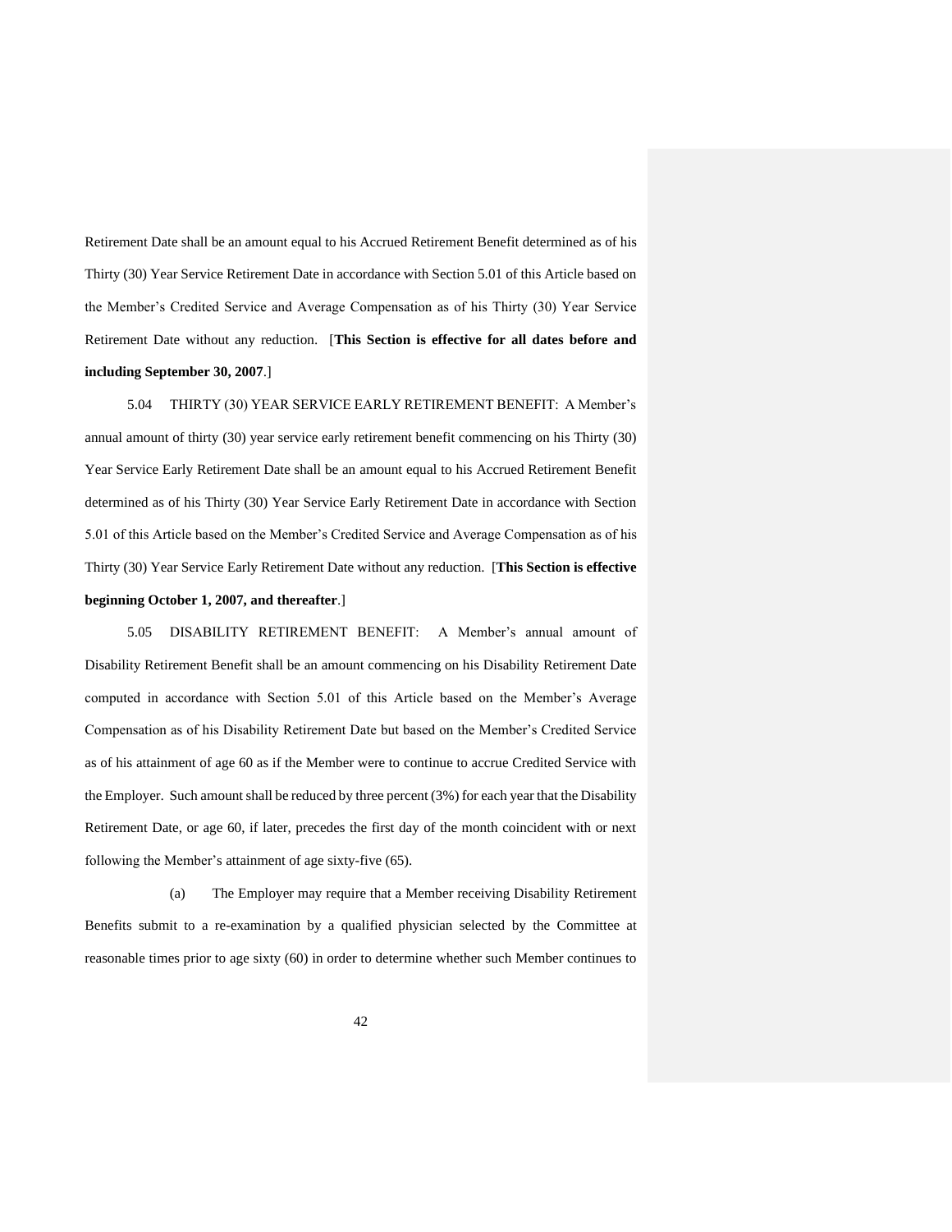Retirement Date shall be an amount equal to his Accrued Retirement Benefit determined as of his Thirty (30) Year Service Retirement Date in accordance with Section 5.01 of this Article based on the Member's Credited Service and Average Compensation as of his Thirty (30) Year Service Retirement Date without any reduction. [**This Section is effective for all dates before and including September 30, 2007**.]

5.04 THIRTY (30) YEAR SERVICE EARLY RETIREMENT BENEFIT: A Member's annual amount of thirty (30) year service early retirement benefit commencing on his Thirty (30) Year Service Early Retirement Date shall be an amount equal to his Accrued Retirement Benefit determined as of his Thirty (30) Year Service Early Retirement Date in accordance with Section 5.01 of this Article based on the Member's Credited Service and Average Compensation as of his Thirty (30) Year Service Early Retirement Date without any reduction. [**This Section is effective beginning October 1, 2007, and thereafter**.]

5.05 DISABILITY RETIREMENT BENEFIT: A Member's annual amount of Disability Retirement Benefit shall be an amount commencing on his Disability Retirement Date computed in accordance with Section 5.01 of this Article based on the Member's Average Compensation as of his Disability Retirement Date but based on the Member's Credited Service as of his attainment of age 60 as if the Member were to continue to accrue Credited Service with the Employer. Such amount shall be reduced by three percent (3%) for each year that the Disability Retirement Date, or age 60, if later, precedes the first day of the month coincident with or next following the Member's attainment of age sixty-five (65).

(a) The Employer may require that a Member receiving Disability Retirement Benefits submit to a re-examination by a qualified physician selected by the Committee at reasonable times prior to age sixty (60) in order to determine whether such Member continues to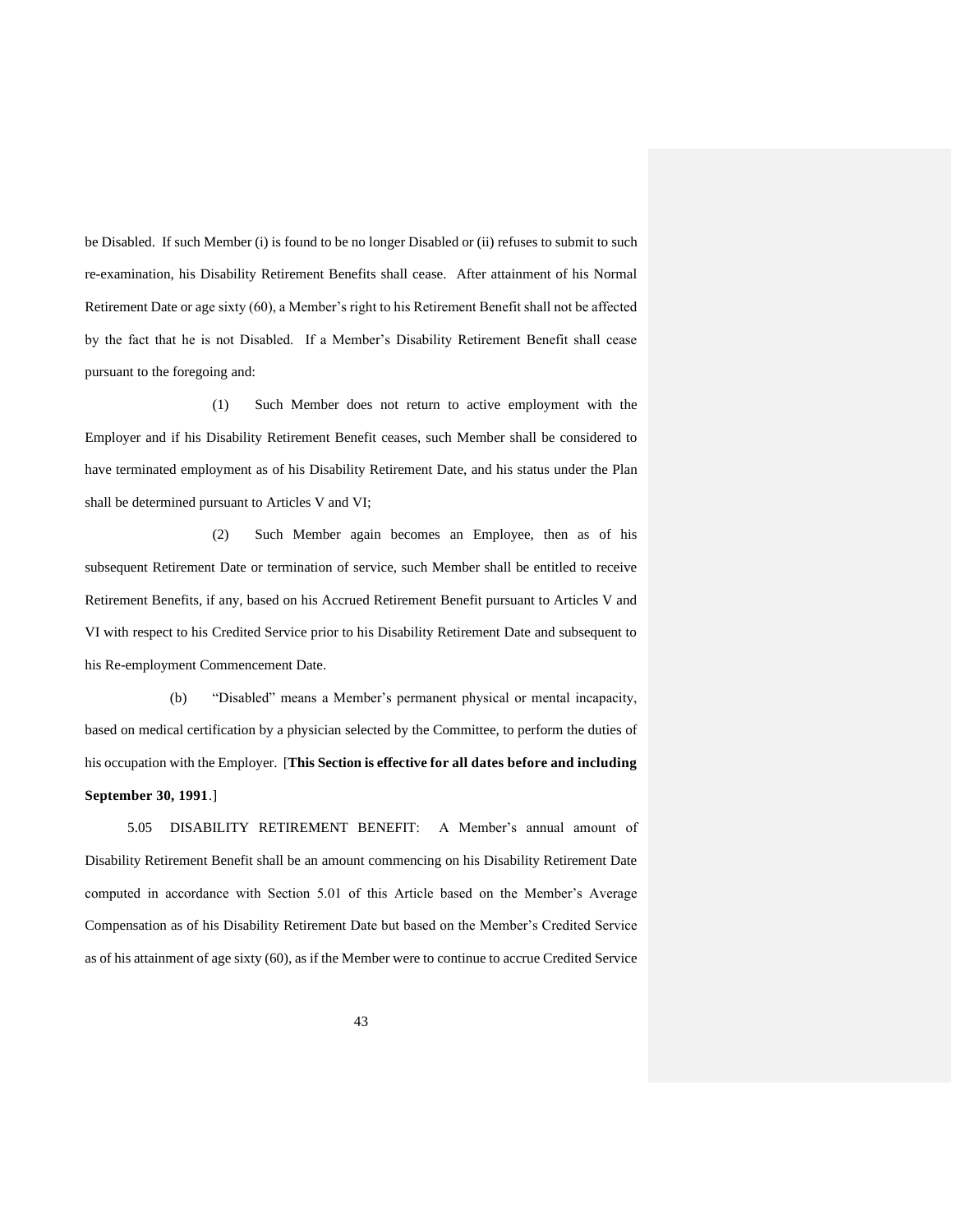be Disabled. If such Member (i) is found to be no longer Disabled or (ii) refuses to submit to such re-examination, his Disability Retirement Benefits shall cease. After attainment of his Normal Retirement Date or age sixty (60), a Member's right to his Retirement Benefit shall not be affected by the fact that he is not Disabled. If a Member's Disability Retirement Benefit shall cease pursuant to the foregoing and:

(1) Such Member does not return to active employment with the Employer and if his Disability Retirement Benefit ceases, such Member shall be considered to have terminated employment as of his Disability Retirement Date, and his status under the Plan shall be determined pursuant to Articles V and VI;

(2) Such Member again becomes an Employee, then as of his subsequent Retirement Date or termination of service, such Member shall be entitled to receive Retirement Benefits, if any, based on his Accrued Retirement Benefit pursuant to Articles V and VI with respect to his Credited Service prior to his Disability Retirement Date and subsequent to his Re-employment Commencement Date.

(b) "Disabled" means a Member's permanent physical or mental incapacity, based on medical certification by a physician selected by the Committee, to perform the duties of his occupation with the Employer. [**This Section is effective for all dates before and including September 30, 1991**.]

5.05 DISABILITY RETIREMENT BENEFIT: A Member's annual amount of Disability Retirement Benefit shall be an amount commencing on his Disability Retirement Date computed in accordance with Section 5.01 of this Article based on the Member's Average Compensation as of his Disability Retirement Date but based on the Member's Credited Service as of his attainment of age sixty (60), as if the Member were to continue to accrue Credited Service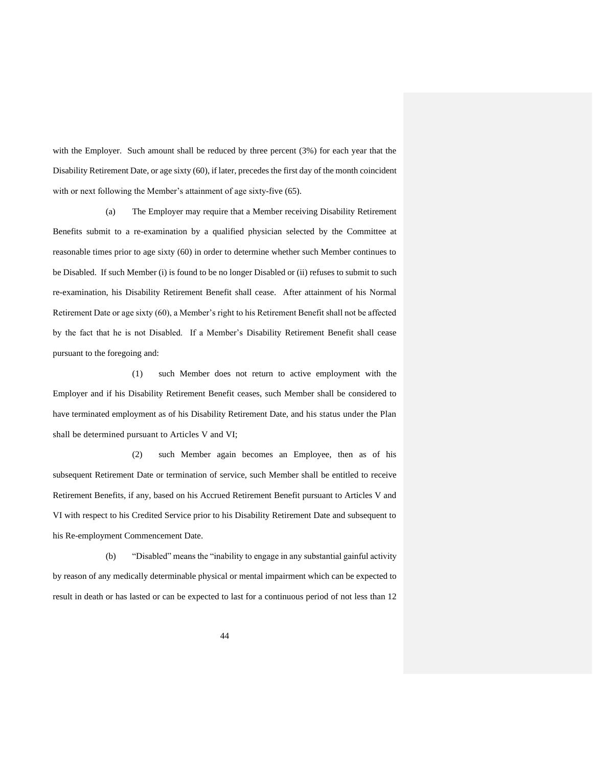with the Employer. Such amount shall be reduced by three percent (3%) for each year that the Disability Retirement Date, or age sixty (60), if later, precedes the first day of the month coincident with or next following the Member's attainment of age sixty-five (65).

(a) The Employer may require that a Member receiving Disability Retirement Benefits submit to a re-examination by a qualified physician selected by the Committee at reasonable times prior to age sixty (60) in order to determine whether such Member continues to be Disabled. If such Member (i) is found to be no longer Disabled or (ii) refuses to submit to such re-examination, his Disability Retirement Benefit shall cease. After attainment of his Normal Retirement Date or age sixty (60), a Member's right to his Retirement Benefit shall not be affected by the fact that he is not Disabled. If a Member's Disability Retirement Benefit shall cease pursuant to the foregoing and:

(1) such Member does not return to active employment with the Employer and if his Disability Retirement Benefit ceases, such Member shall be considered to have terminated employment as of his Disability Retirement Date, and his status under the Plan shall be determined pursuant to Articles V and VI;

(2) such Member again becomes an Employee, then as of his subsequent Retirement Date or termination of service, such Member shall be entitled to receive Retirement Benefits, if any, based on his Accrued Retirement Benefit pursuant to Articles V and VI with respect to his Credited Service prior to his Disability Retirement Date and subsequent to his Re-employment Commencement Date.

(b) "Disabled" means the "inability to engage in any substantial gainful activity by reason of any medically determinable physical or mental impairment which can be expected to result in death or has lasted or can be expected to last for a continuous period of not less than 12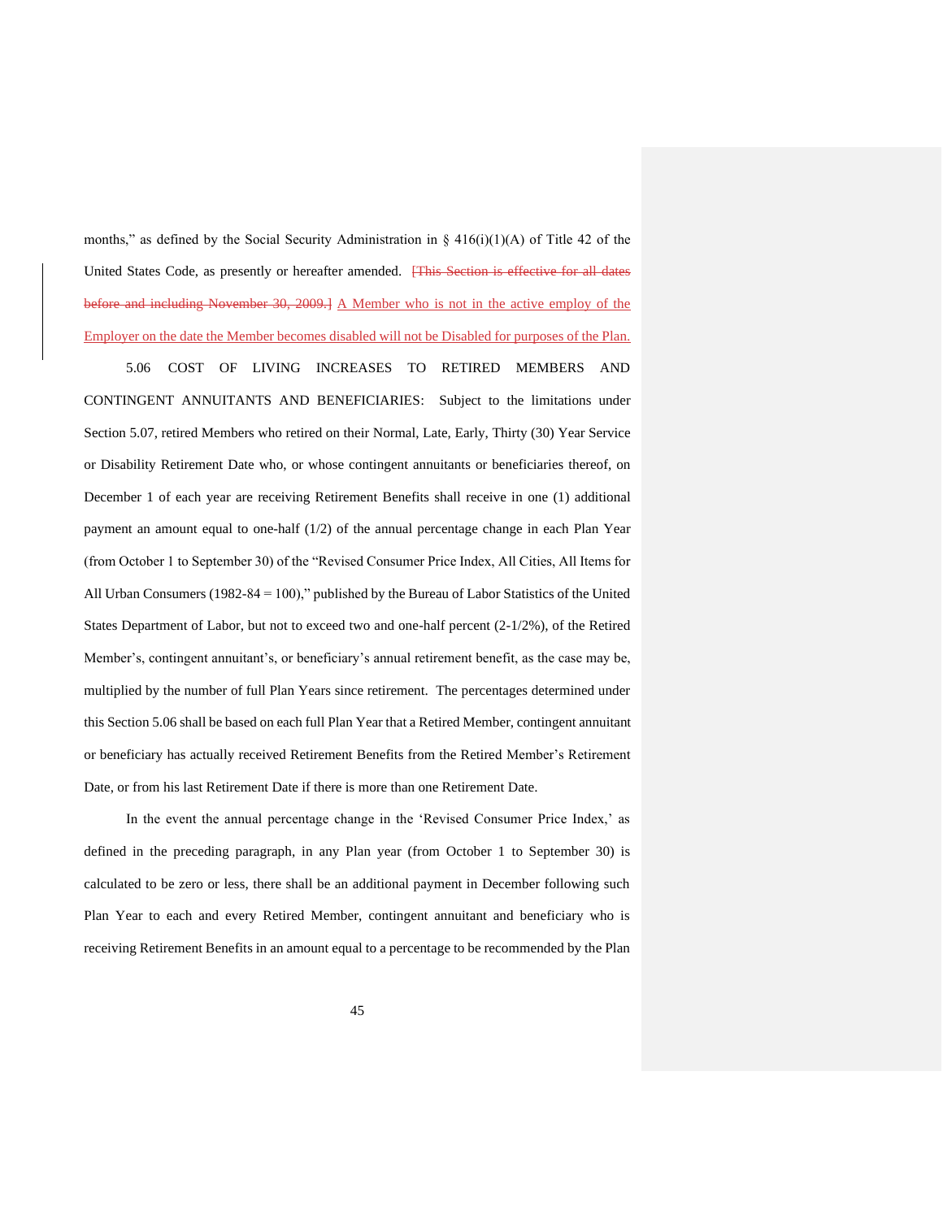months," as defined by the Social Security Administration in § 416(i)(1)(A) of Title 42 of the United States Code, as presently or hereafter amended. ~~[This Section is effective for all dates before and including November 30, 2009.]~~ A Member who is not in the active employ of the Employer on the date the Member becomes disabled will not be Disabled for purposes of the Plan.

5.06 COST OF LIVING INCREASES TO RETIRED MEMBERS AND CONTINGENT ANNUITANTS AND BENEFICIARIES: Subject to the limitations under Section 5.07, retired Members who retired on their Normal, Late, Early, Thirty (30) Year Service or Disability Retirement Date who, or whose contingent annuitants or beneficiaries thereof, on December 1 of each year are receiving Retirement Benefits shall receive in one (1) additional payment an amount equal to one-half (1/2) of the annual percentage change in each Plan Year (from October 1 to September 30) of the "Revised Consumer Price Index, All Cities, All Items for All Urban Consumers (1982-84 = 100)," published by the Bureau of Labor Statistics of the United States Department of Labor, but not to exceed two and one-half percent (2-1/2%), of the Retired Member's, contingent annuitant's, or beneficiary's annual retirement benefit, as the case may be, multiplied by the number of full Plan Years since retirement. The percentages determined under this Section 5.06 shall be based on each full Plan Year that a Retired Member, contingent annuitant or beneficiary has actually received Retirement Benefits from the Retired Member's Retirement Date, or from his last Retirement Date if there is more than one Retirement Date.

In the event the annual percentage change in the 'Revised Consumer Price Index,' as defined in the preceding paragraph, in any Plan year (from October 1 to September 30) is calculated to be zero or less, there shall be an additional payment in December following such Plan Year to each and every Retired Member, contingent annuitant and beneficiary who is receiving Retirement Benefits in an amount equal to a percentage to be recommended by the Plan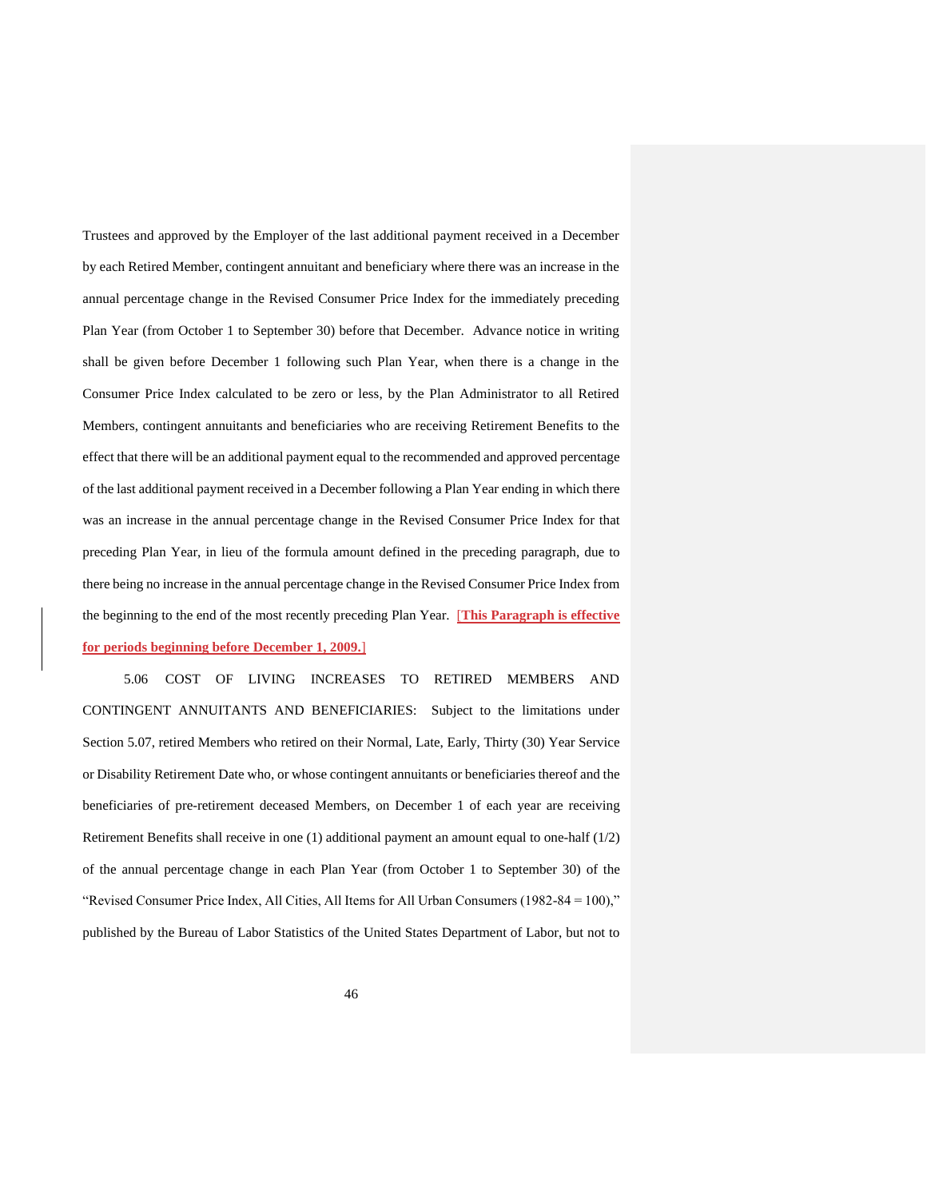Trustees and approved by the Employer of the last additional payment received in a December by each Retired Member, contingent annuitant and beneficiary where there was an increase in the annual percentage change in the Revised Consumer Price Index for the immediately preceding Plan Year (from October 1 to September 30) before that December. Advance notice in writing shall be given before December 1 following such Plan Year, when there is a change in the Consumer Price Index calculated to be zero or less, by the Plan Administrator to all Retired Members, contingent annuitants and beneficiaries who are receiving Retirement Benefits to the effect that there will be an additional payment equal to the recommended and approved percentage of the last additional payment received in a December following a Plan Year ending in which there was an increase in the annual percentage change in the Revised Consumer Price Index for that preceding Plan Year, in lieu of the formula amount defined in the preceding paragraph, due to there being no increase in the annual percentage change in the Revised Consumer Price Index from the beginning to the end of the most recently preceding Plan Year. [**This Paragraph is effective for periods beginning before December 1, 2009.**]

5.06 COST OF LIVING INCREASES TO RETIRED MEMBERS AND CONTINGENT ANNUITANTS AND BENEFICIARIES: Subject to the limitations under Section 5.07, retired Members who retired on their Normal, Late, Early, Thirty (30) Year Service or Disability Retirement Date who, or whose contingent annuitants or beneficiaries thereof and the beneficiaries of pre-retirement deceased Members, on December 1 of each year are receiving Retirement Benefits shall receive in one (1) additional payment an amount equal to one-half (1/2) of the annual percentage change in each Plan Year (from October 1 to September 30) of the "Revised Consumer Price Index, All Cities, All Items for All Urban Consumers (1982-84 = 100)," published by the Bureau of Labor Statistics of the United States Department of Labor, but not to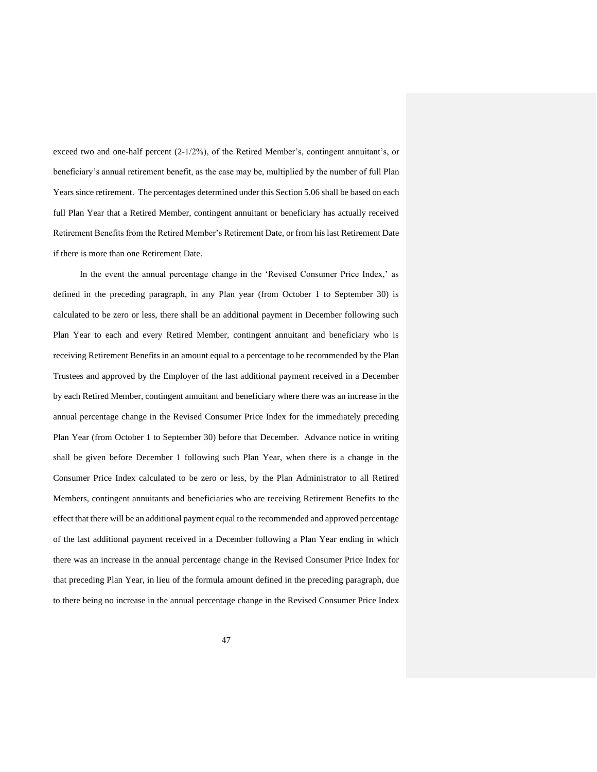exceed two and one-half percent (2-1/2%), of the Retired Member's, contingent annuitant's, or beneficiary's annual retirement benefit, as the case may be, multiplied by the number of full Plan Years since retirement. The percentages determined under this Section 5.06 shall be based on each full Plan Year that a Retired Member, contingent annuitant or beneficiary has actually received Retirement Benefits from the Retired Member's Retirement Date, or from his last Retirement Date if there is more than one Retirement Date.

In the event the annual percentage change in the 'Revised Consumer Price Index,' as defined in the preceding paragraph, in any Plan year (from October 1 to September 30) is calculated to be zero or less, there shall be an additional payment in December following such Plan Year to each and every Retired Member, contingent annuitant and beneficiary who is receiving Retirement Benefits in an amount equal to a percentage to be recommended by the Plan Trustees and approved by the Employer of the last additional payment received in a December by each Retired Member, contingent annuitant and beneficiary where there was an increase in the annual percentage change in the Revised Consumer Price Index for the immediately preceding Plan Year (from October 1 to September 30) before that December. Advance notice in writing shall be given before December 1 following such Plan Year, when there is a change in the Consumer Price Index calculated to be zero or less, by the Plan Administrator to all Retired Members, contingent annuitants and beneficiaries who are receiving Retirement Benefits to the effect that there will be an additional payment equal to the recommended and approved percentage of the last additional payment received in a December following a Plan Year ending in which there was an increase in the annual percentage change in the Revised Consumer Price Index for that preceding Plan Year, in lieu of the formula amount defined in the preceding paragraph, due to there being no increase in the annual percentage change in the Revised Consumer Price Index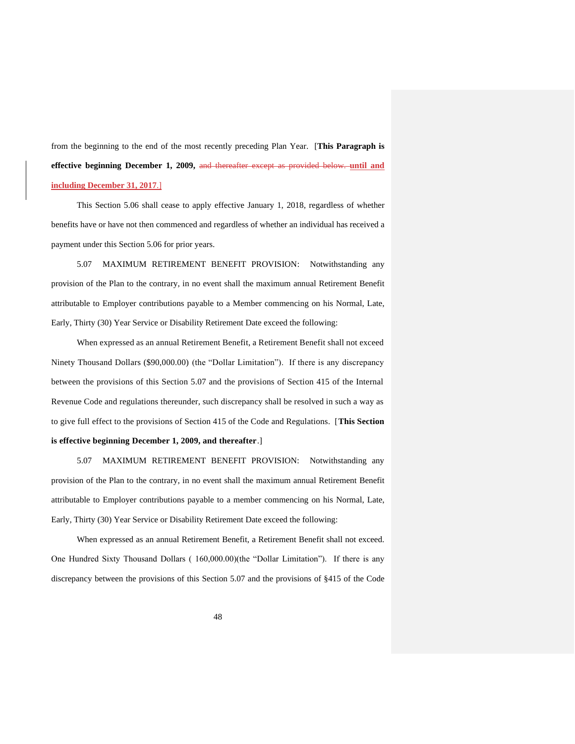from the beginning to the end of the most recently preceding Plan Year. [**This Paragraph is effective beginning December 1, 2009,** ~~and thereafter except as provided below.~~ **until and including December 31, 2017**.]

This Section 5.06 shall cease to apply effective January 1, 2018, regardless of whether benefits have or have not then commenced and regardless of whether an individual has received a payment under this Section 5.06 for prior years.

5.07 MAXIMUM RETIREMENT BENEFIT PROVISION: Notwithstanding any provision of the Plan to the contrary, in no event shall the maximum annual Retirement Benefit attributable to Employer contributions payable to a Member commencing on his Normal, Late, Early, Thirty (30) Year Service or Disability Retirement Date exceed the following:

When expressed as an annual Retirement Benefit, a Retirement Benefit shall not exceed Ninety Thousand Dollars ($90,000.00) (the "Dollar Limitation"). If there is any discrepancy between the provisions of this Section 5.07 and the provisions of Section 415 of the Internal Revenue Code and regulations thereunder, such discrepancy shall be resolved in such a way as to give full effect to the provisions of Section 415 of the Code and Regulations. [**This Section is effective beginning December 1, 2009, and thereafter**.]

5.07 MAXIMUM RETIREMENT BENEFIT PROVISION: Notwithstanding any provision of the Plan to the contrary, in no event shall the maximum annual Retirement Benefit attributable to Employer contributions payable to a member commencing on his Normal, Late, Early, Thirty (30) Year Service or Disability Retirement Date exceed the following:

When expressed as an annual Retirement Benefit, a Retirement Benefit shall not exceed. One Hundred Sixty Thousand Dollars ( 160,000.00)(the "Dollar Limitation"). If there is any discrepancy between the provisions of this Section 5.07 and the provisions of §415 of the Code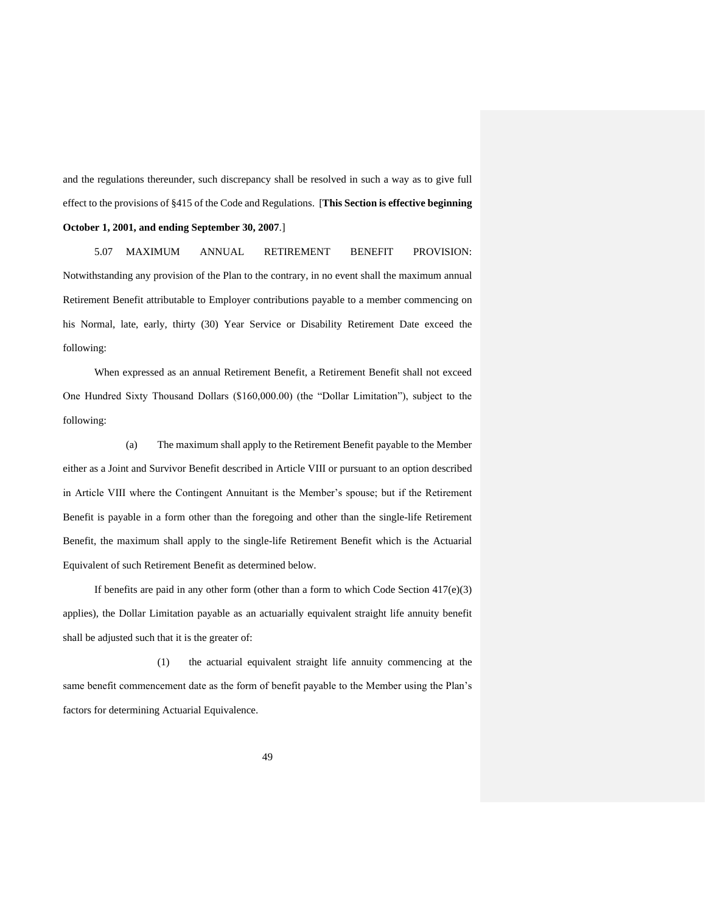and the regulations thereunder, such discrepancy shall be resolved in such a way as to give full effect to the provisions of §415 of the Code and Regulations. [**This Section is effective beginning October 1, 2001, and ending September 30, 2007**.]

5.07 MAXIMUM ANNUAL RETIREMENT BENEFIT PROVISION: Notwithstanding any provision of the Plan to the contrary, in no event shall the maximum annual Retirement Benefit attributable to Employer contributions payable to a member commencing on his Normal, late, early, thirty (30) Year Service or Disability Retirement Date exceed the following:

When expressed as an annual Retirement Benefit, a Retirement Benefit shall not exceed One Hundred Sixty Thousand Dollars ($160,000.00) (the "Dollar Limitation"), subject to the following:

(a) The maximum shall apply to the Retirement Benefit payable to the Member either as a Joint and Survivor Benefit described in Article VIII or pursuant to an option described in Article VIII where the Contingent Annuitant is the Member's spouse; but if the Retirement Benefit is payable in a form other than the foregoing and other than the single-life Retirement Benefit, the maximum shall apply to the single-life Retirement Benefit which is the Actuarial Equivalent of such Retirement Benefit as determined below.

If benefits are paid in any other form (other than a form to which Code Section 417(e)(3) applies), the Dollar Limitation payable as an actuarially equivalent straight life annuity benefit shall be adjusted such that it is the greater of:

(1) the actuarial equivalent straight life annuity commencing at the same benefit commencement date as the form of benefit payable to the Member using the Plan's factors for determining Actuarial Equivalence.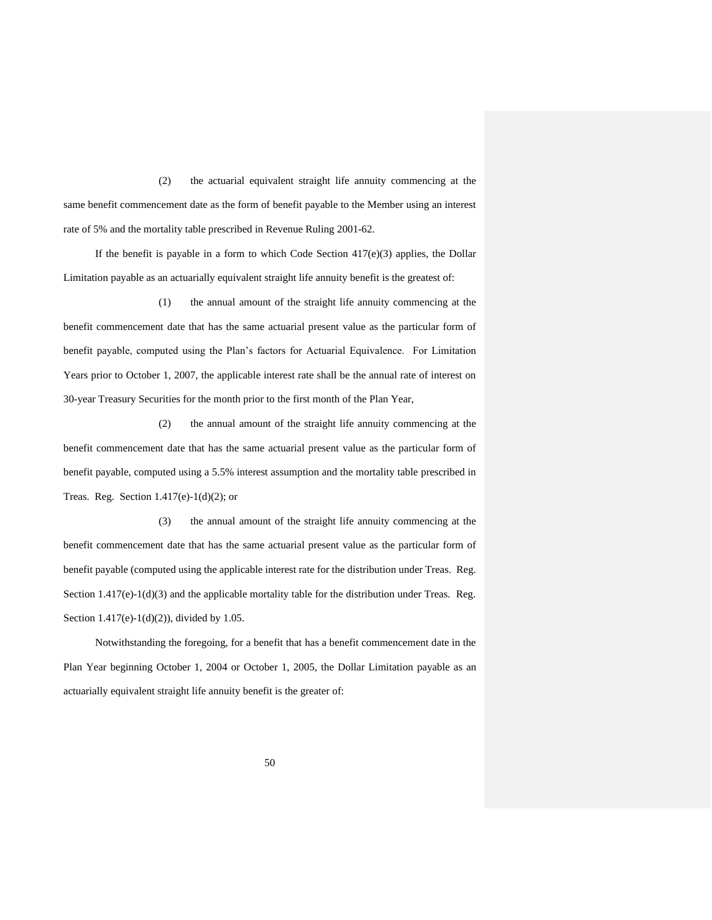(2) the actuarial equivalent straight life annuity commencing at the same benefit commencement date as the form of benefit payable to the Member using an interest rate of 5% and the mortality table prescribed in Revenue Ruling 2001-62.

If the benefit is payable in a form to which Code Section 417(e)(3) applies, the Dollar Limitation payable as an actuarially equivalent straight life annuity benefit is the greatest of:

(1) the annual amount of the straight life annuity commencing at the benefit commencement date that has the same actuarial present value as the particular form of benefit payable, computed using the Plan's factors for Actuarial Equivalence. For Limitation Years prior to October 1, 2007, the applicable interest rate shall be the annual rate of interest on 30-year Treasury Securities for the month prior to the first month of the Plan Year,

(2) the annual amount of the straight life annuity commencing at the benefit commencement date that has the same actuarial present value as the particular form of benefit payable, computed using a 5.5% interest assumption and the mortality table prescribed in Treas. Reg. Section 1.417(e)-1(d)(2); or

(3) the annual amount of the straight life annuity commencing at the benefit commencement date that has the same actuarial present value as the particular form of benefit payable (computed using the applicable interest rate for the distribution under Treas. Reg. Section 1.417(e)-1(d)(3) and the applicable mortality table for the distribution under Treas. Reg. Section 1.417(e)-1(d)(2)), divided by 1.05.

Notwithstanding the foregoing, for a benefit that has a benefit commencement date in the Plan Year beginning October 1, 2004 or October 1, 2005, the Dollar Limitation payable as an actuarially equivalent straight life annuity benefit is the greater of: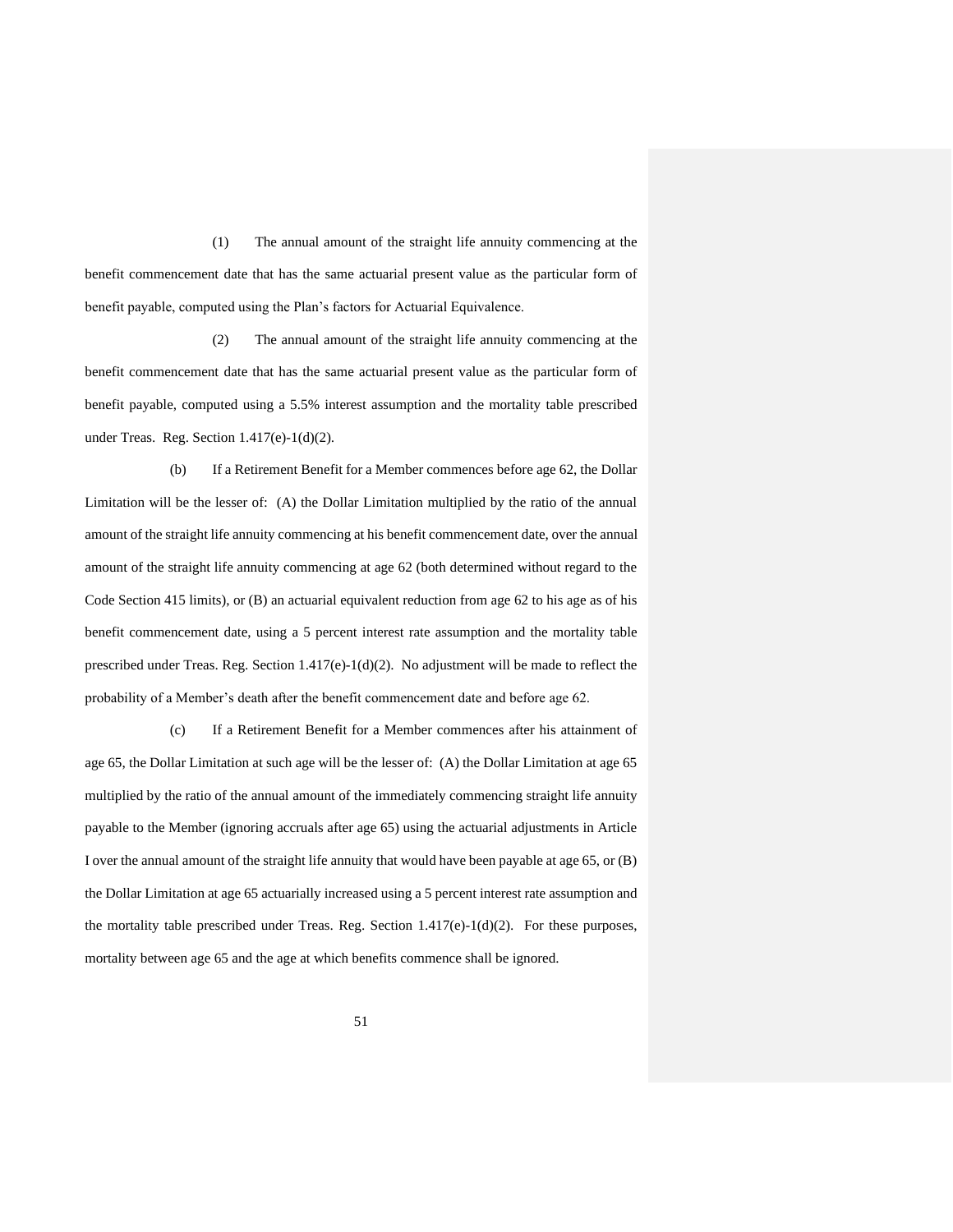(1) The annual amount of the straight life annuity commencing at the benefit commencement date that has the same actuarial present value as the particular form of benefit payable, computed using the Plan's factors for Actuarial Equivalence.

(2) The annual amount of the straight life annuity commencing at the benefit commencement date that has the same actuarial present value as the particular form of benefit payable, computed using a 5.5% interest assumption and the mortality table prescribed under Treas. Reg. Section 1.417(e)-1(d)(2).

(b) If a Retirement Benefit for a Member commences before age 62, the Dollar Limitation will be the lesser of: (A) the Dollar Limitation multiplied by the ratio of the annual amount of the straight life annuity commencing at his benefit commencement date, over the annual amount of the straight life annuity commencing at age 62 (both determined without regard to the Code Section 415 limits), or (B) an actuarial equivalent reduction from age 62 to his age as of his benefit commencement date, using a 5 percent interest rate assumption and the mortality table prescribed under Treas. Reg. Section 1.417(e)-1(d)(2). No adjustment will be made to reflect the probability of a Member's death after the benefit commencement date and before age 62.

(c) If a Retirement Benefit for a Member commences after his attainment of age 65, the Dollar Limitation at such age will be the lesser of: (A) the Dollar Limitation at age 65 multiplied by the ratio of the annual amount of the immediately commencing straight life annuity payable to the Member (ignoring accruals after age 65) using the actuarial adjustments in Article I over the annual amount of the straight life annuity that would have been payable at age 65, or (B) the Dollar Limitation at age 65 actuarially increased using a 5 percent interest rate assumption and the mortality table prescribed under Treas. Reg. Section 1.417(e)-1(d)(2). For these purposes, mortality between age 65 and the age at which benefits commence shall be ignored.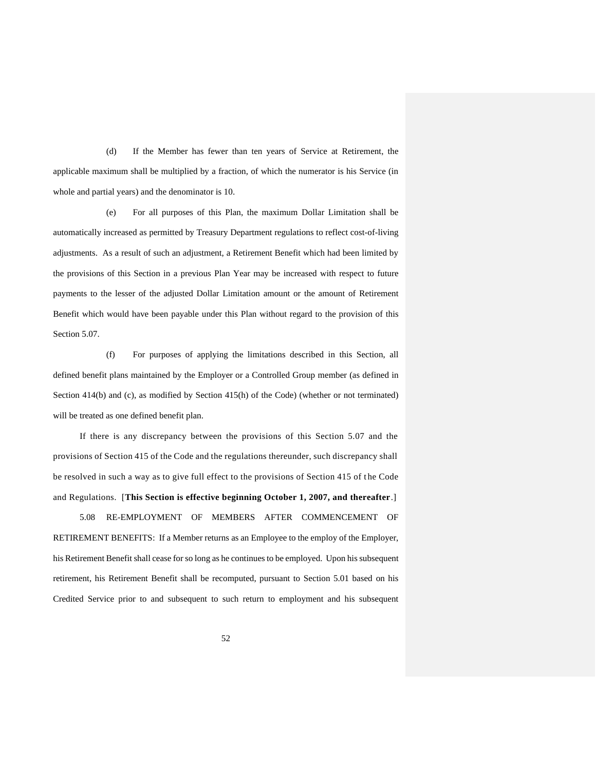(d) If the Member has fewer than ten years of Service at Retirement, the applicable maximum shall be multiplied by a fraction, of which the numerator is his Service (in whole and partial years) and the denominator is 10.

(e) For all purposes of this Plan, the maximum Dollar Limitation shall be automatically increased as permitted by Treasury Department regulations to reflect cost-of-living adjustments. As a result of such an adjustment, a Retirement Benefit which had been limited by the provisions of this Section in a previous Plan Year may be increased with respect to future payments to the lesser of the adjusted Dollar Limitation amount or the amount of Retirement Benefit which would have been payable under this Plan without regard to the provision of this Section 5.07.

(f) For purposes of applying the limitations described in this Section, all defined benefit plans maintained by the Employer or a Controlled Group member (as defined in Section 414(b) and (c), as modified by Section 415(h) of the Code) (whether or not terminated) will be treated as one defined benefit plan.

If there is any discrepancy between the provisions of this Section 5.07 and the provisions of Section 415 of the Code and the regulations thereunder, such discrepancy shall be resolved in such a way as to give full effect to the provisions of Section 415 of the Code and Regulations. [**This Section is effective beginning October 1, 2007, and thereafter**.]

5.08 RE-EMPLOYMENT OF MEMBERS AFTER COMMENCEMENT OF RETIREMENT BENEFITS: If a Member returns as an Employee to the employ of the Employer, his Retirement Benefit shall cease for so long as he continues to be employed. Upon his subsequent retirement, his Retirement Benefit shall be recomputed, pursuant to Section 5.01 based on his Credited Service prior to and subsequent to such return to employment and his subsequent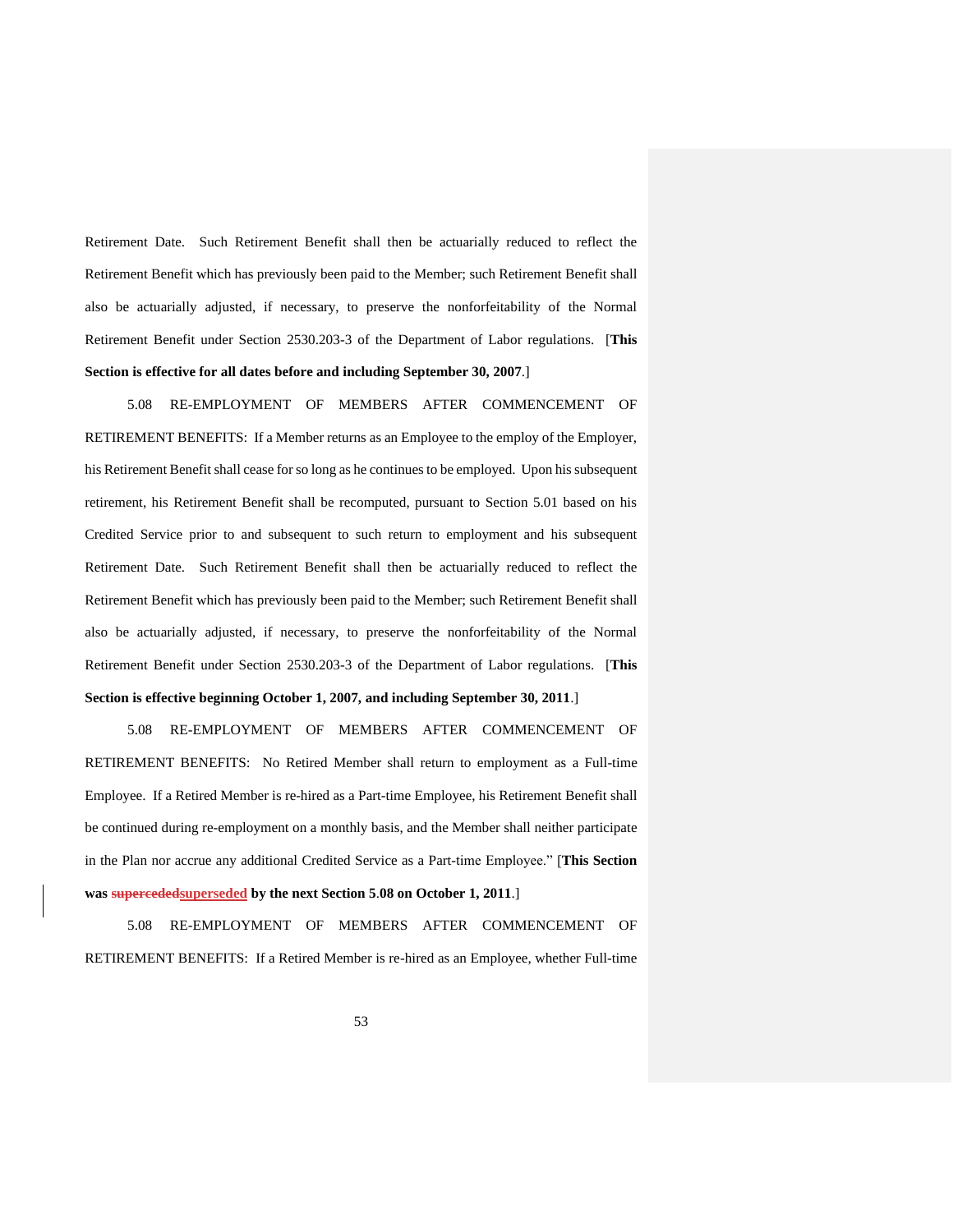Retirement Date. Such Retirement Benefit shall then be actuarially reduced to reflect the Retirement Benefit which has previously been paid to the Member; such Retirement Benefit shall also be actuarially adjusted, if necessary, to preserve the nonforfeitability of the Normal Retirement Benefit under Section 2530.203-3 of the Department of Labor regulations. [**This Section is effective for all dates before and including September 30, 2007**.]

5.08 RE-EMPLOYMENT OF MEMBERS AFTER COMMENCEMENT OF RETIREMENT BENEFITS: If a Member returns as an Employee to the employ of the Employer, his Retirement Benefit shall cease for so long as he continues to be employed. Upon his subsequent retirement, his Retirement Benefit shall be recomputed, pursuant to Section 5.01 based on his Credited Service prior to and subsequent to such return to employment and his subsequent Retirement Date. Such Retirement Benefit shall then be actuarially reduced to reflect the Retirement Benefit which has previously been paid to the Member; such Retirement Benefit shall also be actuarially adjusted, if necessary, to preserve the nonforfeitability of the Normal Retirement Benefit under Section 2530.203-3 of the Department of Labor regulations. [**This Section is effective beginning October 1, 2007, and including September 30, 2011**.]

5.08 RE-EMPLOYMENT OF MEMBERS AFTER COMMENCEMENT OF RETIREMENT BENEFITS: No Retired Member shall return to employment as a Full-time Employee. If a Retired Member is re-hired as a Part-time Employee, his Retirement Benefit shall be continued during re-employment on a monthly basis, and the Member shall neither participate in the Plan nor accrue any additional Credited Service as a Part-time Employee." [**This Section was ~~superceded~~superseded by the next Section 5.08 on October 1, 2011**.]

5.08 RE-EMPLOYMENT OF MEMBERS AFTER COMMENCEMENT OF RETIREMENT BENEFITS: If a Retired Member is re-hired as an Employee, whether Full-time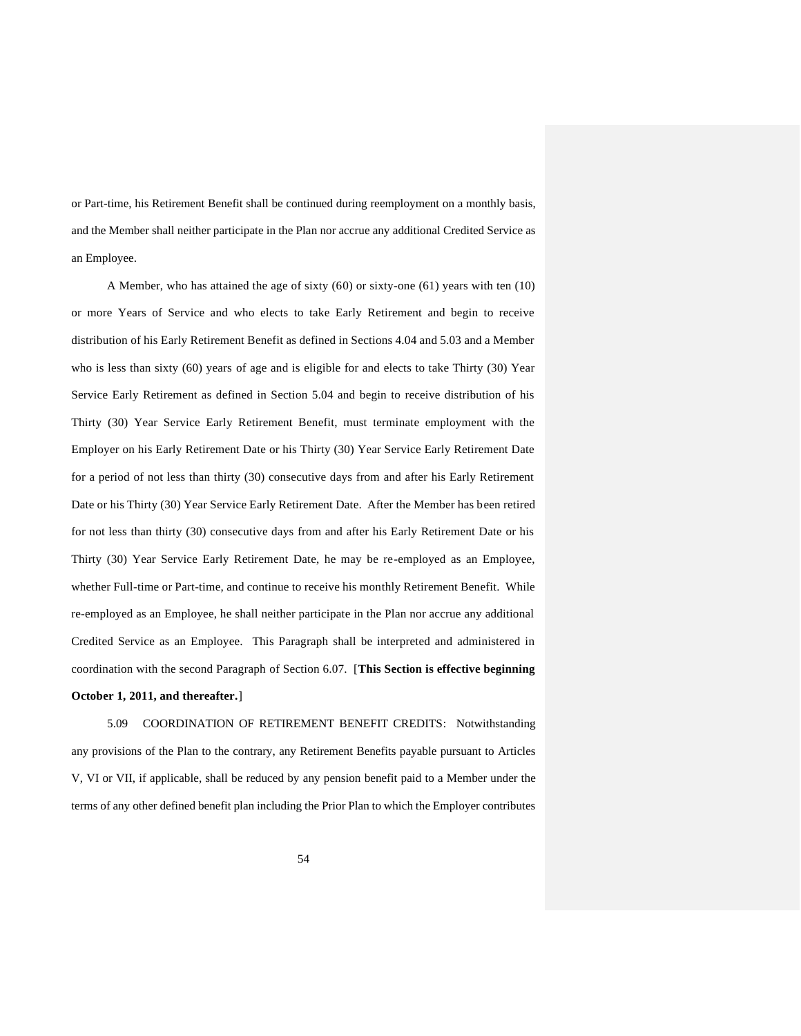or Part-time, his Retirement Benefit shall be continued during reemployment on a monthly basis, and the Member shall neither participate in the Plan nor accrue any additional Credited Service as an Employee.

A Member, who has attained the age of sixty (60) or sixty-one (61) years with ten (10) or more Years of Service and who elects to take Early Retirement and begin to receive distribution of his Early Retirement Benefit as defined in Sections 4.04 and 5.03 and a Member who is less than sixty (60) years of age and is eligible for and elects to take Thirty (30) Year Service Early Retirement as defined in Section 5.04 and begin to receive distribution of his Thirty (30) Year Service Early Retirement Benefit, must terminate employment with the Employer on his Early Retirement Date or his Thirty (30) Year Service Early Retirement Date for a period of not less than thirty (30) consecutive days from and after his Early Retirement Date or his Thirty (30) Year Service Early Retirement Date. After the Member has been retired for not less than thirty (30) consecutive days from and after his Early Retirement Date or his Thirty (30) Year Service Early Retirement Date, he may be re-employed as an Employee, whether Full-time or Part-time, and continue to receive his monthly Retirement Benefit. While re-employed as an Employee, he shall neither participate in the Plan nor accrue any additional Credited Service as an Employee. This Paragraph shall be interpreted and administered in coordination with the second Paragraph of Section 6.07. [**This Section is effective beginning October 1, 2011, and thereafter.**]

5.09 COORDINATION OF RETIREMENT BENEFIT CREDITS: Notwithstanding any provisions of the Plan to the contrary, any Retirement Benefits payable pursuant to Articles V, VI or VII, if applicable, shall be reduced by any pension benefit paid to a Member under the terms of any other defined benefit plan including the Prior Plan to which the Employer contributes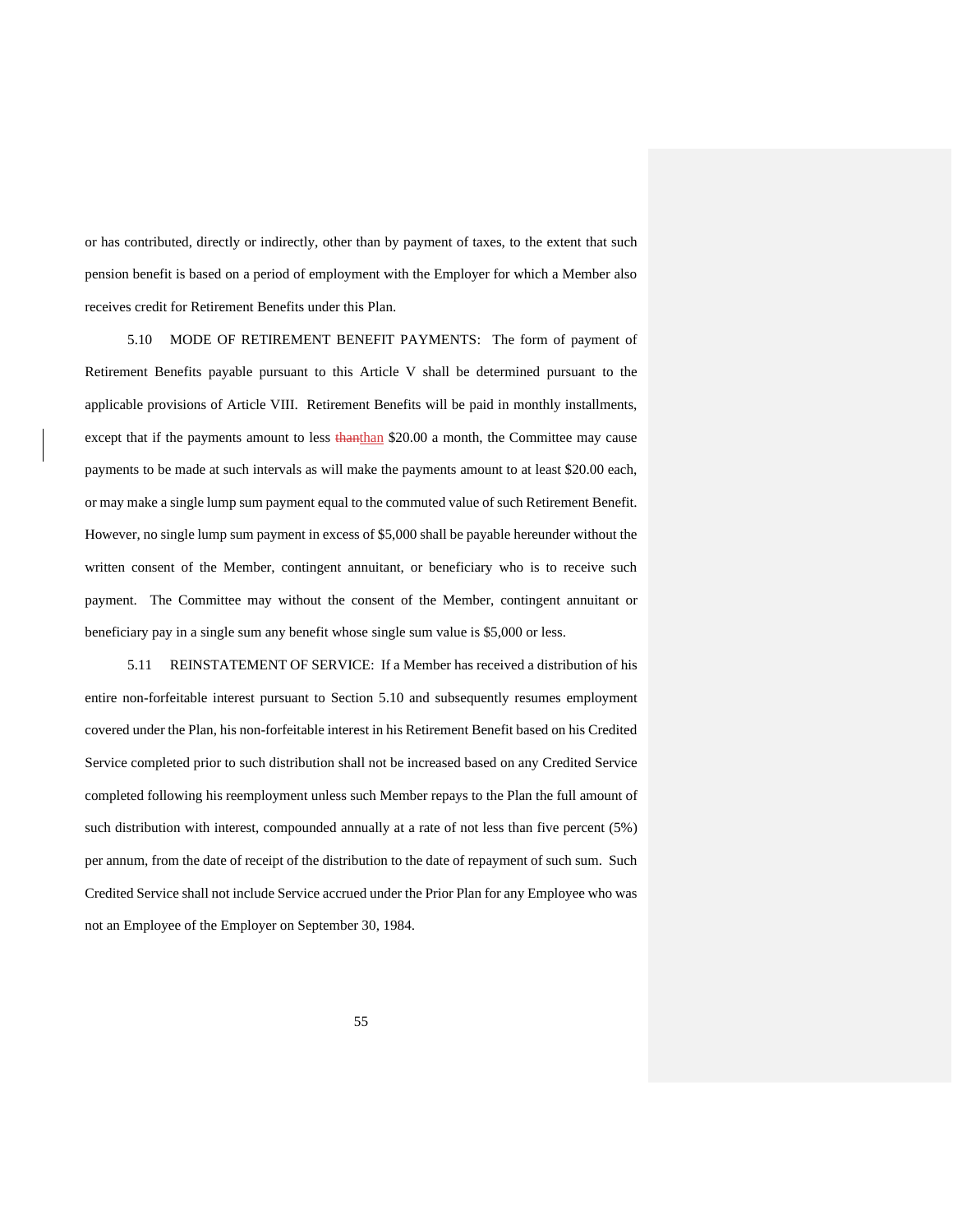or has contributed, directly or indirectly, other than by payment of taxes, to the extent that such pension benefit is based on a period of employment with the Employer for which a Member also receives credit for Retirement Benefits under this Plan.

5.10 MODE OF RETIREMENT BENEFIT PAYMENTS: The form of payment of Retirement Benefits payable pursuant to this Article V shall be determined pursuant to the applicable provisions of Article VIII. Retirement Benefits will be paid in monthly installments, except that if the payments amount to less than $20.00 a month, the Committee may cause payments to be made at such intervals as will make the payments amount to at least $20.00 each, or may make a single lump sum payment equal to the commuted value of such Retirement Benefit. However, no single lump sum payment in excess of $5,000 shall be payable hereunder without the written consent of the Member, contingent annuitant, or beneficiary who is to receive such payment. The Committee may without the consent of the Member, contingent annuitant or beneficiary pay in a single sum any benefit whose single sum value is $5,000 or less.

5.11 REINSTATEMENT OF SERVICE: If a Member has received a distribution of his entire non-forfeitable interest pursuant to Section 5.10 and subsequently resumes employment covered under the Plan, his non-forfeitable interest in his Retirement Benefit based on his Credited Service completed prior to such distribution shall not be increased based on any Credited Service completed following his reemployment unless such Member repays to the Plan the full amount of such distribution with interest, compounded annually at a rate of not less than five percent (5%) per annum, from the date of receipt of the distribution to the date of repayment of such sum. Such Credited Service shall not include Service accrued under the Prior Plan for any Employee who was not an Employee of the Employer on September 30, 1984.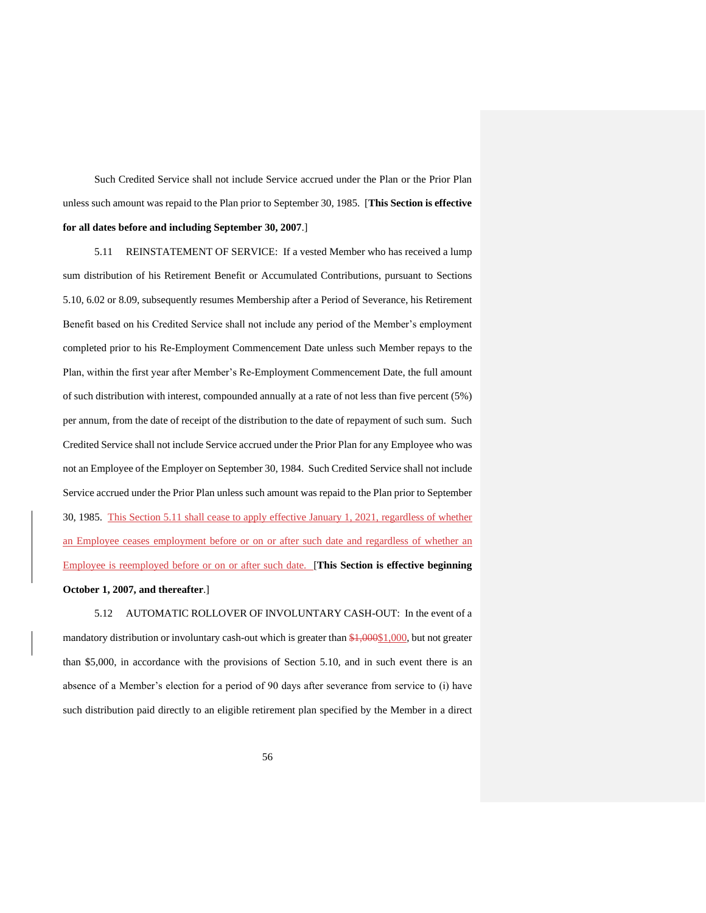Such Credited Service shall not include Service accrued under the Plan or the Prior Plan unless such amount was repaid to the Plan prior to September 30, 1985. [**This Section is effective for all dates before and including September 30, 2007**.]

5.11 REINSTATEMENT OF SERVICE: If a vested Member who has received a lump sum distribution of his Retirement Benefit or Accumulated Contributions, pursuant to Sections 5.10, 6.02 or 8.09, subsequently resumes Membership after a Period of Severance, his Retirement Benefit based on his Credited Service shall not include any period of the Member's employment completed prior to his Re-Employment Commencement Date unless such Member repays to the Plan, within the first year after Member's Re-Employment Commencement Date, the full amount of such distribution with interest, compounded annually at a rate of not less than five percent (5%) per annum, from the date of receipt of the distribution to the date of repayment of such sum. Such Credited Service shall not include Service accrued under the Prior Plan for any Employee who was not an Employee of the Employer on September 30, 1984. Such Credited Service shall not include Service accrued under the Prior Plan unless such amount was repaid to the Plan prior to September 30, 1985. This Section 5.11 shall cease to apply effective January 1, 2021, regardless of whether an Employee ceases employment before or on or after such date and regardless of whether an Employee is reemployed before or on or after such date. [**This Section is effective beginning October 1, 2007, and thereafter**.]

5.12 AUTOMATIC ROLLOVER OF INVOLUNTARY CASH-OUT: In the event of a mandatory distribution or involuntary cash-out which is greater than ~~$1,000~~$1,000, but not greater than $5,000, in accordance with the provisions of Section 5.10, and in such event there is an absence of a Member's election for a period of 90 days after severance from service to (i) have such distribution paid directly to an eligible retirement plan specified by the Member in a direct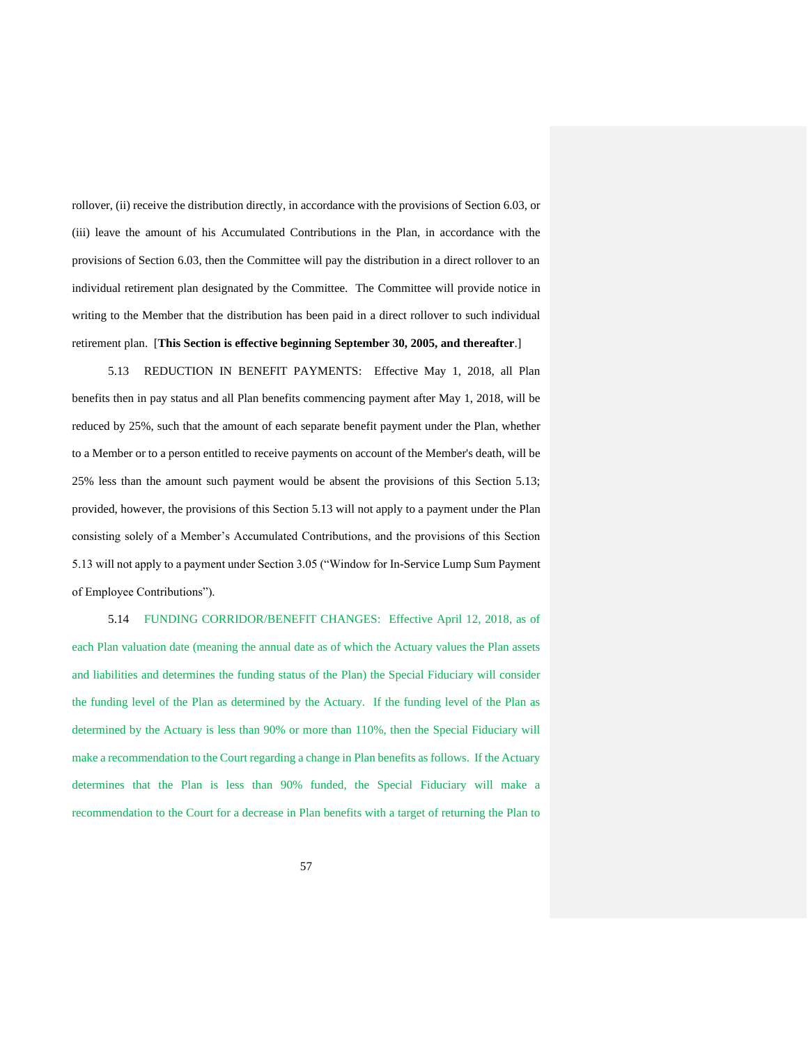rollover, (ii) receive the distribution directly, in accordance with the provisions of Section 6.03, or (iii) leave the amount of his Accumulated Contributions in the Plan, in accordance with the provisions of Section 6.03, then the Committee will pay the distribution in a direct rollover to an individual retirement plan designated by the Committee. The Committee will provide notice in writing to the Member that the distribution has been paid in a direct rollover to such individual retirement plan. [**This Section is effective beginning September 30, 2005, and thereafter**.]

5.13 REDUCTION IN BENEFIT PAYMENTS: Effective May 1, 2018, all Plan benefits then in pay status and all Plan benefits commencing payment after May 1, 2018, will be reduced by 25%, such that the amount of each separate benefit payment under the Plan, whether to a Member or to a person entitled to receive payments on account of the Member's death, will be 25% less than the amount such payment would be absent the provisions of this Section 5.13; provided, however, the provisions of this Section 5.13 will not apply to a payment under the Plan consisting solely of a Member's Accumulated Contributions, and the provisions of this Section 5.13 will not apply to a payment under Section 3.05 ("Window for In-Service Lump Sum Payment of Employee Contributions").

5.14 FUNDING CORRIDOR/BENEFIT CHANGES: Effective April 12, 2018, as of each Plan valuation date (meaning the annual date as of which the Actuary values the Plan assets and liabilities and determines the funding status of the Plan) the Special Fiduciary will consider the funding level of the Plan as determined by the Actuary. If the funding level of the Plan as determined by the Actuary is less than 90% or more than 110%, then the Special Fiduciary will make a recommendation to the Court regarding a change in Plan benefits as follows. If the Actuary determines that the Plan is less than 90% funded, the Special Fiduciary will make a recommendation to the Court for a decrease in Plan benefits with a target of returning the Plan to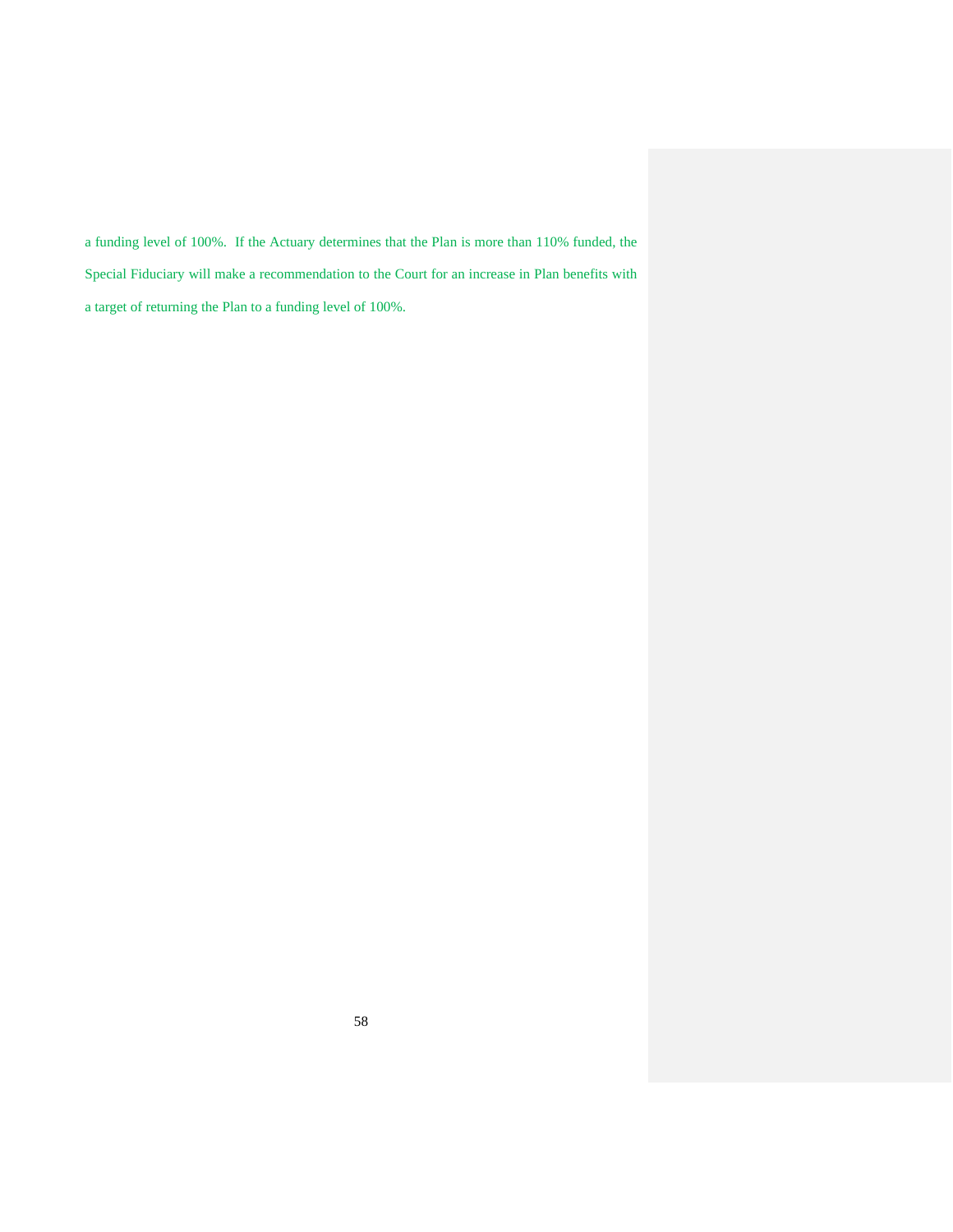a funding level of 100%. If the Actuary determines that the Plan is more than 110% funded, the Special Fiduciary will make a recommendation to the Court for an increase in Plan benefits with a target of returning the Plan to a funding level of 100%.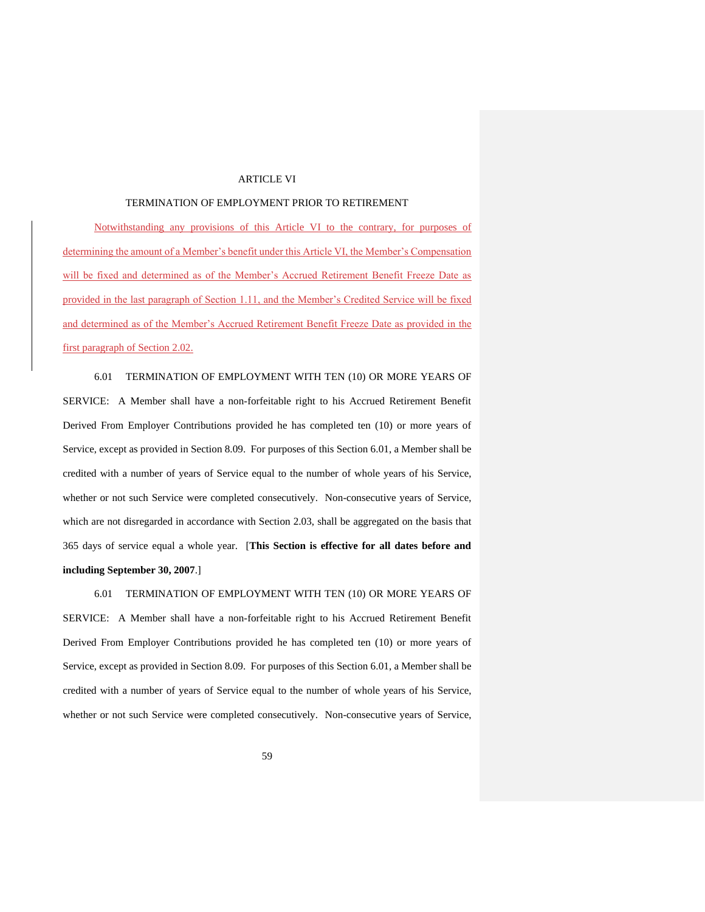# ARTICLE VI

## TERMINATION OF EMPLOYMENT PRIOR TO RETIREMENT

Notwithstanding any provisions of this Article VI to the contrary, for purposes of determining the amount of a Member's benefit under this Article VI, the Member's Compensation will be fixed and determined as of the Member's Accrued Retirement Benefit Freeze Date as provided in the last paragraph of Section 1.11, and the Member's Credited Service will be fixed and determined as of the Member's Accrued Retirement Benefit Freeze Date as provided in the first paragraph of Section 2.02.

6.01 TERMINATION OF EMPLOYMENT WITH TEN (10) OR MORE YEARS OF SERVICE: A Member shall have a non-forfeitable right to his Accrued Retirement Benefit Derived From Employer Contributions provided he has completed ten (10) or more years of Service, except as provided in Section 8.09. For purposes of this Section 6.01, a Member shall be credited with a number of years of Service equal to the number of whole years of his Service, whether or not such Service were completed consecutively. Non-consecutive years of Service, which are not disregarded in accordance with Section 2.03, shall be aggregated on the basis that 365 days of service equal a whole year. [**This Section is effective for all dates before and including September 30, 2007**.]

6.01 TERMINATION OF EMPLOYMENT WITH TEN (10) OR MORE YEARS OF SERVICE: A Member shall have a non-forfeitable right to his Accrued Retirement Benefit Derived From Employer Contributions provided he has completed ten (10) or more years of Service, except as provided in Section 8.09. For purposes of this Section 6.01, a Member shall be credited with a number of years of Service equal to the number of whole years of his Service, whether or not such Service were completed consecutively. Non-consecutive years of Service,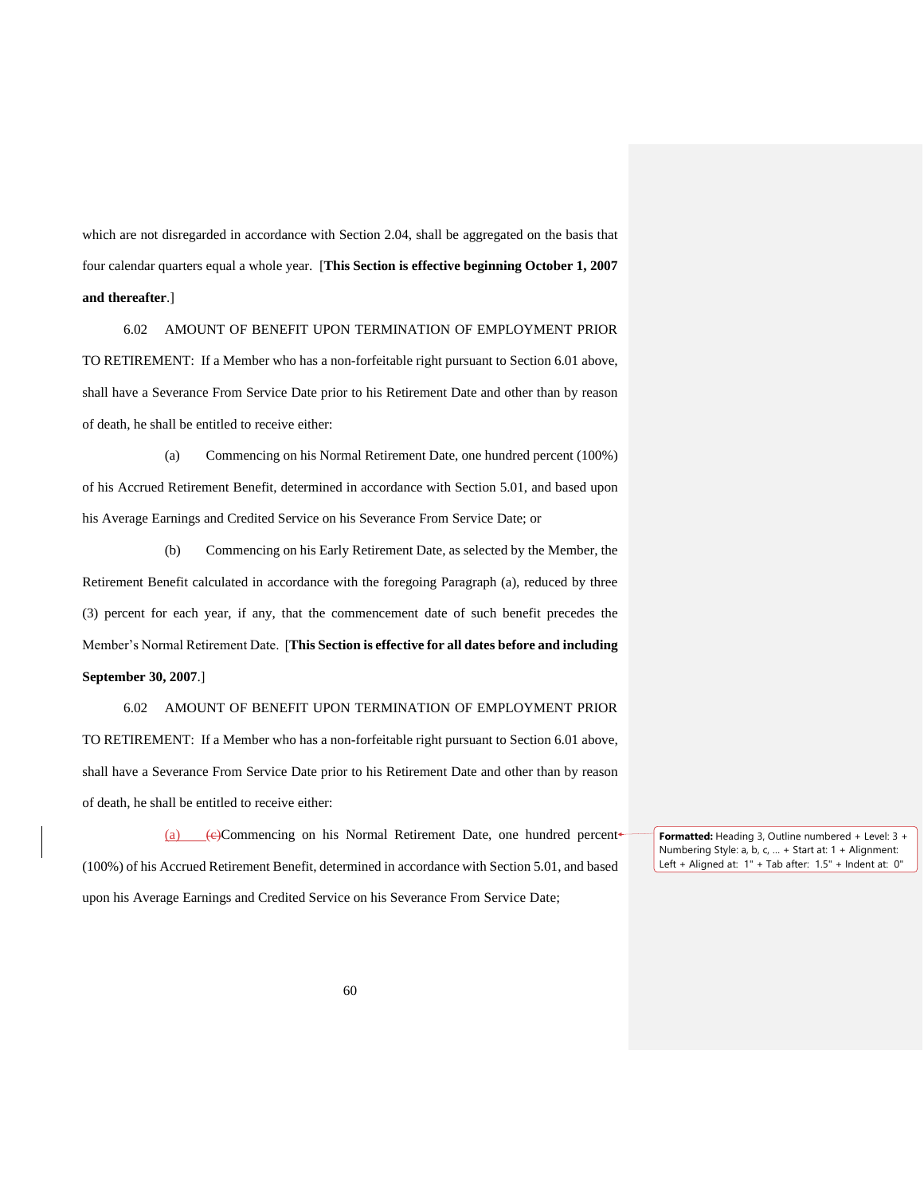which are not disregarded in accordance with Section 2.04, shall be aggregated on the basis that four calendar quarters equal a whole year. [**This Section is effective beginning October 1, 2007 and thereafter**.]

6.02 AMOUNT OF BENEFIT UPON TERMINATION OF EMPLOYMENT PRIOR TO RETIREMENT: If a Member who has a non-forfeitable right pursuant to Section 6.01 above, shall have a Severance From Service Date prior to his Retirement Date and other than by reason of death, he shall be entitled to receive either:

(a) Commencing on his Normal Retirement Date, one hundred percent (100%) of his Accrued Retirement Benefit, determined in accordance with Section 5.01, and based upon his Average Earnings and Credited Service on his Severance From Service Date; or

(b) Commencing on his Early Retirement Date, as selected by the Member, the Retirement Benefit calculated in accordance with the foregoing Paragraph (a), reduced by three (3) percent for each year, if any, that the commencement date of such benefit precedes the Member's Normal Retirement Date. [**This Section is effective for all dates before and including September 30, 2007**.]

6.02 AMOUNT OF BENEFIT UPON TERMINATION OF EMPLOYMENT PRIOR TO RETIREMENT: If a Member who has a non-forfeitable right pursuant to Section 6.01 above, shall have a Severance From Service Date prior to his Retirement Date and other than by reason of death, he shall be entitled to receive either:

(a) ~~(c)~~Commencing on his Normal Retirement Date, one hundred percent (100%) of his Accrued Retirement Benefit, determined in accordance with Section 5.01, and based upon his Average Earnings and Credited Service on his Severance From Service Date;

**Formatted:** Heading 3, Outline numbered + Level: 3 + Numbering Style: a, b, c, … + Start at: 1 + Alignment: Left + Aligned at: 1" + Tab after: 1.5" + Indent at: 0"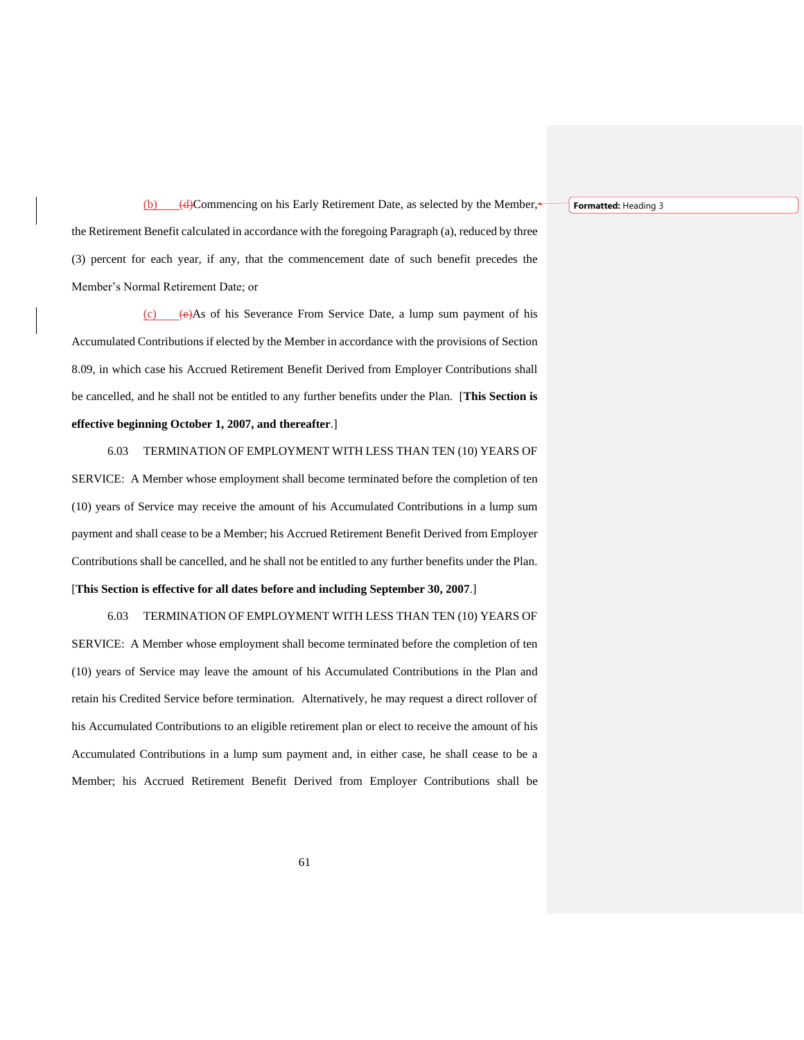(b) ~~(d)~~Commencing on his Early Retirement Date, as selected by the Member, the Retirement Benefit calculated in accordance with the foregoing Paragraph (a), reduced by three (3) percent for each year, if any, that the commencement date of such benefit precedes the Member's Normal Retirement Date; or

(c) ~~(e)~~As of his Severance From Service Date, a lump sum payment of his Accumulated Contributions if elected by the Member in accordance with the provisions of Section 8.09, in which case his Accrued Retirement Benefit Derived from Employer Contributions shall be cancelled, and he shall not be entitled to any further benefits under the Plan. [**This Section is effective beginning October 1, 2007, and thereafter**.]

6.03 TERMINATION OF EMPLOYMENT WITH LESS THAN TEN (10) YEARS OF SERVICE: A Member whose employment shall become terminated before the completion of ten (10) years of Service may receive the amount of his Accumulated Contributions in a lump sum payment and shall cease to be a Member; his Accrued Retirement Benefit Derived from Employer Contributions shall be cancelled, and he shall not be entitled to any further benefits under the Plan. [**This Section is effective for all dates before and including September 30, 2007**.]

6.03 TERMINATION OF EMPLOYMENT WITH LESS THAN TEN (10) YEARS OF SERVICE: A Member whose employment shall become terminated before the completion of ten (10) years of Service may leave the amount of his Accumulated Contributions in the Plan and retain his Credited Service before termination. Alternatively, he may request a direct rollover of his Accumulated Contributions to an eligible retirement plan or elect to receive the amount of his Accumulated Contributions in a lump sum payment and, in either case, he shall cease to be a Member; his Accrued Retirement Benefit Derived from Employer Contributions shall be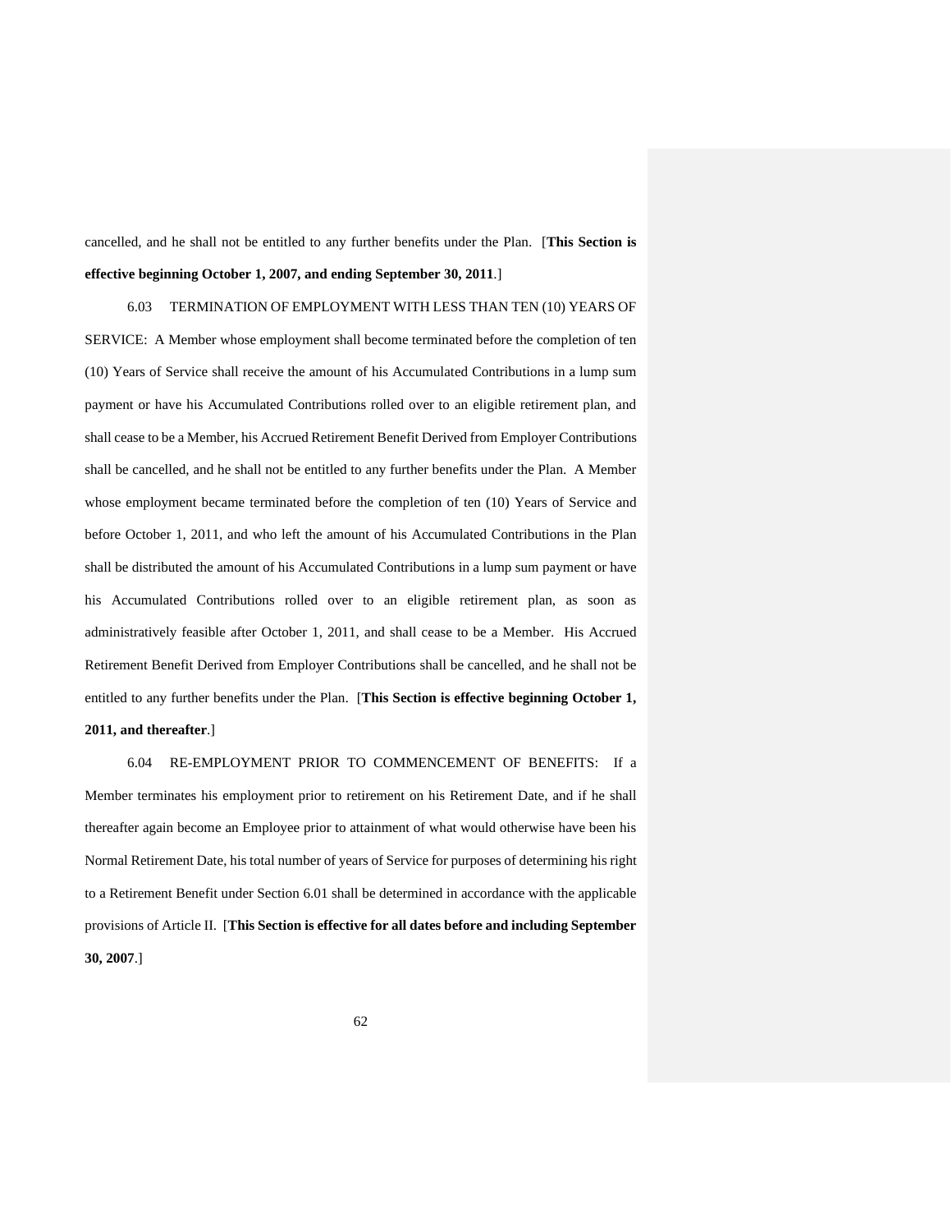cancelled, and he shall not be entitled to any further benefits under the Plan. [**This Section is effective beginning October 1, 2007, and ending September 30, 2011**.]

6.03 TERMINATION OF EMPLOYMENT WITH LESS THAN TEN (10) YEARS OF SERVICE: A Member whose employment shall become terminated before the completion of ten (10) Years of Service shall receive the amount of his Accumulated Contributions in a lump sum payment or have his Accumulated Contributions rolled over to an eligible retirement plan, and shall cease to be a Member, his Accrued Retirement Benefit Derived from Employer Contributions shall be cancelled, and he shall not be entitled to any further benefits under the Plan. A Member whose employment became terminated before the completion of ten (10) Years of Service and before October 1, 2011, and who left the amount of his Accumulated Contributions in the Plan shall be distributed the amount of his Accumulated Contributions in a lump sum payment or have his Accumulated Contributions rolled over to an eligible retirement plan, as soon as administratively feasible after October 1, 2011, and shall cease to be a Member. His Accrued Retirement Benefit Derived from Employer Contributions shall be cancelled, and he shall not be entitled to any further benefits under the Plan. [**This Section is effective beginning October 1, 2011, and thereafter**.]

6.04 RE-EMPLOYMENT PRIOR TO COMMENCEMENT OF BENEFITS: If a Member terminates his employment prior to retirement on his Retirement Date, and if he shall thereafter again become an Employee prior to attainment of what would otherwise have been his Normal Retirement Date, his total number of years of Service for purposes of determining his right to a Retirement Benefit under Section 6.01 shall be determined in accordance with the applicable provisions of Article II. [**This Section is effective for all dates before and including September 30, 2007**.]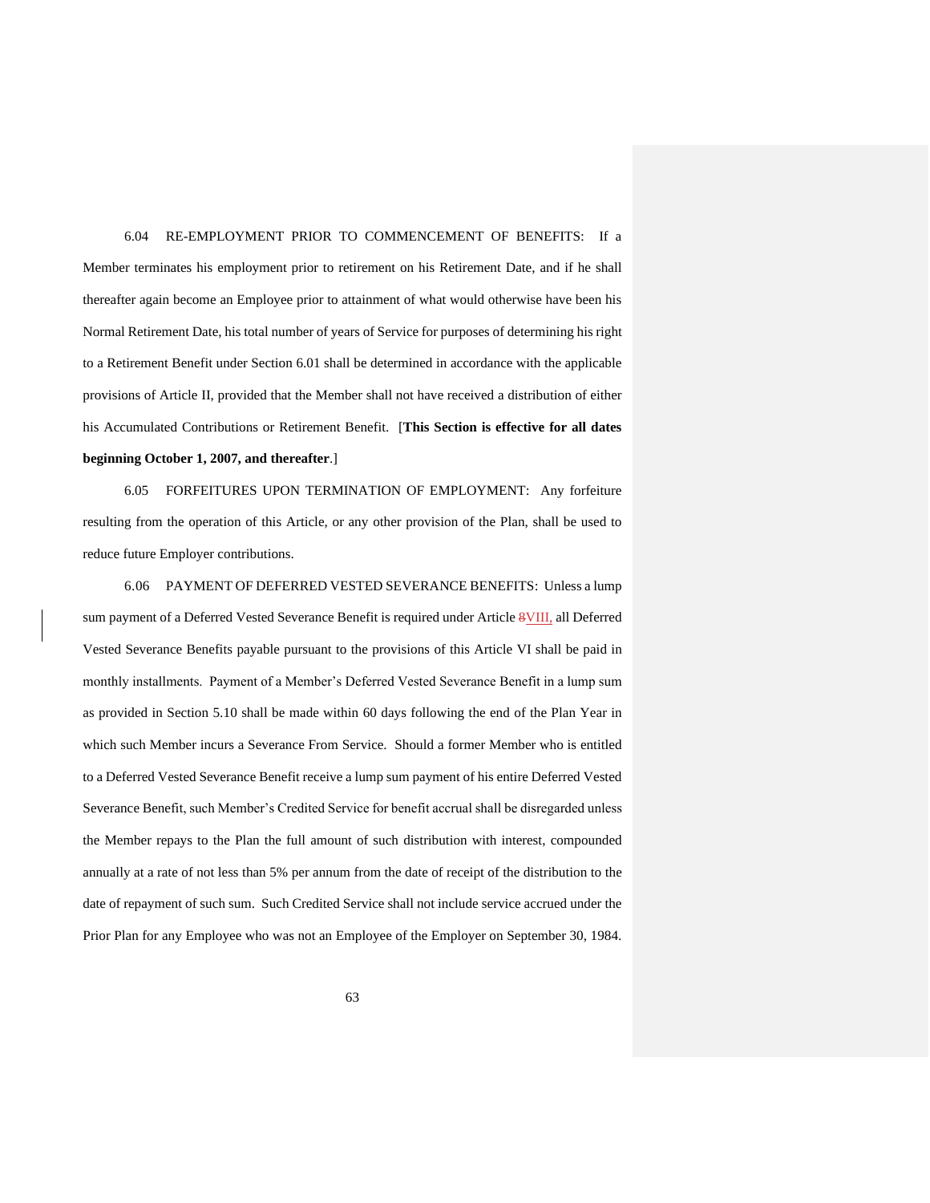6.04 RE-EMPLOYMENT PRIOR TO COMMENCEMENT OF BENEFITS: If a Member terminates his employment prior to retirement on his Retirement Date, and if he shall thereafter again become an Employee prior to attainment of what would otherwise have been his Normal Retirement Date, his total number of years of Service for purposes of determining his right to a Retirement Benefit under Section 6.01 shall be determined in accordance with the applicable provisions of Article II, provided that the Member shall not have received a distribution of either his Accumulated Contributions or Retirement Benefit. [**This Section is effective for all dates beginning October 1, 2007, and thereafter**.]

6.05 FORFEITURES UPON TERMINATION OF EMPLOYMENT: Any forfeiture resulting from the operation of this Article, or any other provision of the Plan, shall be used to reduce future Employer contributions.

6.06 PAYMENT OF DEFERRED VESTED SEVERANCE BENEFITS: Unless a lump sum payment of a Deferred Vested Severance Benefit is required under Article ~~8~~VIII, all Deferred Vested Severance Benefits payable pursuant to the provisions of this Article VI shall be paid in monthly installments. Payment of a Member's Deferred Vested Severance Benefit in a lump sum as provided in Section 5.10 shall be made within 60 days following the end of the Plan Year in which such Member incurs a Severance From Service. Should a former Member who is entitled to a Deferred Vested Severance Benefit receive a lump sum payment of his entire Deferred Vested Severance Benefit, such Member's Credited Service for benefit accrual shall be disregarded unless the Member repays to the Plan the full amount of such distribution with interest, compounded annually at a rate of not less than 5% per annum from the date of receipt of the distribution to the date of repayment of such sum. Such Credited Service shall not include service accrued under the Prior Plan for any Employee who was not an Employee of the Employer on September 30, 1984.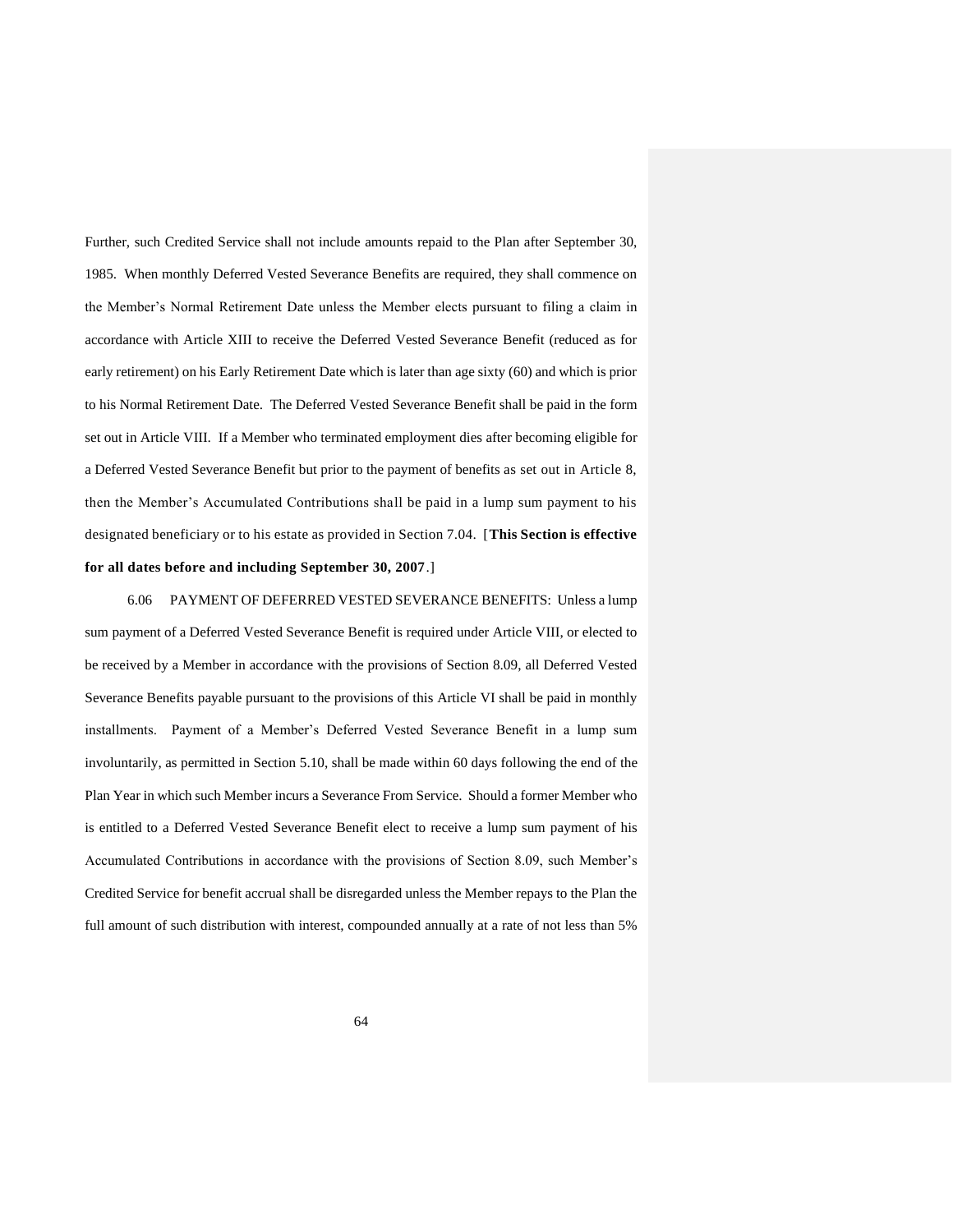Further, such Credited Service shall not include amounts repaid to the Plan after September 30, 1985. When monthly Deferred Vested Severance Benefits are required, they shall commence on the Member's Normal Retirement Date unless the Member elects pursuant to filing a claim in accordance with Article XIII to receive the Deferred Vested Severance Benefit (reduced as for early retirement) on his Early Retirement Date which is later than age sixty (60) and which is prior to his Normal Retirement Date. The Deferred Vested Severance Benefit shall be paid in the form set out in Article VIII. If a Member who terminated employment dies after becoming eligible for a Deferred Vested Severance Benefit but prior to the payment of benefits as set out in Article 8, then the Member's Accumulated Contributions shall be paid in a lump sum payment to his designated beneficiary or to his estate as provided in Section 7.04. [**This Section is effective for all dates before and including September 30, 2007**.]

6.06 PAYMENT OF DEFERRED VESTED SEVERANCE BENEFITS: Unless a lump sum payment of a Deferred Vested Severance Benefit is required under Article VIII, or elected to be received by a Member in accordance with the provisions of Section 8.09, all Deferred Vested Severance Benefits payable pursuant to the provisions of this Article VI shall be paid in monthly installments. Payment of a Member's Deferred Vested Severance Benefit in a lump sum involuntarily, as permitted in Section 5.10, shall be made within 60 days following the end of the Plan Year in which such Member incurs a Severance From Service. Should a former Member who is entitled to a Deferred Vested Severance Benefit elect to receive a lump sum payment of his Accumulated Contributions in accordance with the provisions of Section 8.09, such Member's Credited Service for benefit accrual shall be disregarded unless the Member repays to the Plan the full amount of such distribution with interest, compounded annually at a rate of not less than 5%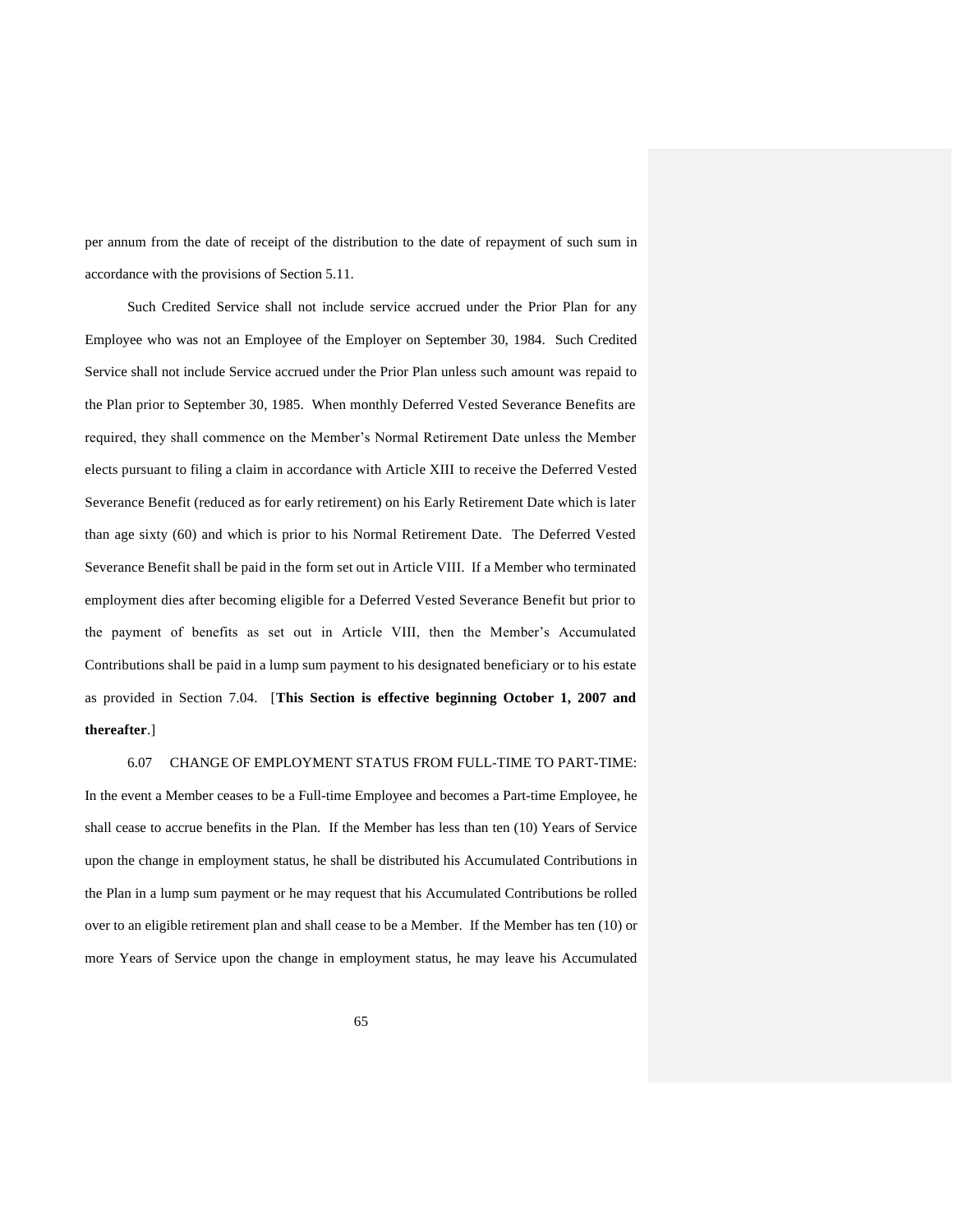per annum from the date of receipt of the distribution to the date of repayment of such sum in accordance with the provisions of Section 5.11.

Such Credited Service shall not include service accrued under the Prior Plan for any Employee who was not an Employee of the Employer on September 30, 1984. Such Credited Service shall not include Service accrued under the Prior Plan unless such amount was repaid to the Plan prior to September 30, 1985. When monthly Deferred Vested Severance Benefits are required, they shall commence on the Member's Normal Retirement Date unless the Member elects pursuant to filing a claim in accordance with Article XIII to receive the Deferred Vested Severance Benefit (reduced as for early retirement) on his Early Retirement Date which is later than age sixty (60) and which is prior to his Normal Retirement Date. The Deferred Vested Severance Benefit shall be paid in the form set out in Article VIII. If a Member who terminated employment dies after becoming eligible for a Deferred Vested Severance Benefit but prior to the payment of benefits as set out in Article VIII, then the Member's Accumulated Contributions shall be paid in a lump sum payment to his designated beneficiary or to his estate as provided in Section 7.04. [**This Section is effective beginning October 1, 2007 and thereafter**.]

6.07 CHANGE OF EMPLOYMENT STATUS FROM FULL-TIME TO PART-TIME: In the event a Member ceases to be a Full-time Employee and becomes a Part-time Employee, he shall cease to accrue benefits in the Plan. If the Member has less than ten (10) Years of Service upon the change in employment status, he shall be distributed his Accumulated Contributions in the Plan in a lump sum payment or he may request that his Accumulated Contributions be rolled over to an eligible retirement plan and shall cease to be a Member. If the Member has ten (10) or more Years of Service upon the change in employment status, he may leave his Accumulated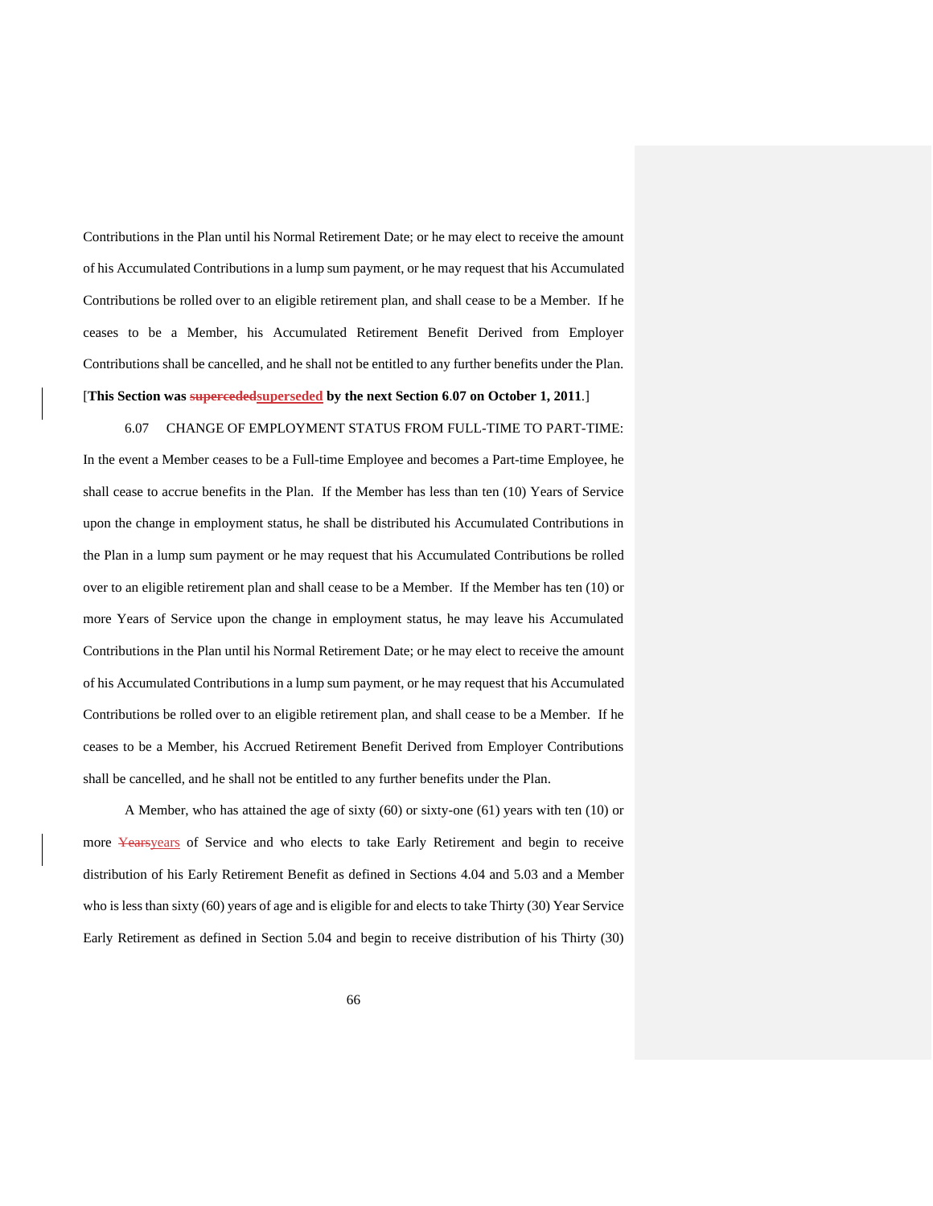Contributions in the Plan until his Normal Retirement Date; or he may elect to receive the amount of his Accumulated Contributions in a lump sum payment, or he may request that his Accumulated Contributions be rolled over to an eligible retirement plan, and shall cease to be a Member. If he ceases to be a Member, his Accumulated Retirement Benefit Derived from Employer Contributions shall be cancelled, and he shall not be entitled to any further benefits under the Plan. [**This Section was ~~superceded~~superseded by the next Section 6.07 on October 1, 2011**.]

6.07 CHANGE OF EMPLOYMENT STATUS FROM FULL-TIME TO PART-TIME: In the event a Member ceases to be a Full-time Employee and becomes a Part-time Employee, he shall cease to accrue benefits in the Plan. If the Member has less than ten (10) Years of Service upon the change in employment status, he shall be distributed his Accumulated Contributions in the Plan in a lump sum payment or he may request that his Accumulated Contributions be rolled over to an eligible retirement plan and shall cease to be a Member. If the Member has ten (10) or more Years of Service upon the change in employment status, he may leave his Accumulated Contributions in the Plan until his Normal Retirement Date; or he may elect to receive the amount of his Accumulated Contributions in a lump sum payment, or he may request that his Accumulated Contributions be rolled over to an eligible retirement plan, and shall cease to be a Member. If he ceases to be a Member, his Accrued Retirement Benefit Derived from Employer Contributions shall be cancelled, and he shall not be entitled to any further benefits under the Plan.

A Member, who has attained the age of sixty (60) or sixty-one (61) years with ten (10) or more ~~Years~~years of Service and who elects to take Early Retirement and begin to receive distribution of his Early Retirement Benefit as defined in Sections 4.04 and 5.03 and a Member who is less than sixty (60) years of age and is eligible for and elects to take Thirty (30) Year Service Early Retirement as defined in Section 5.04 and begin to receive distribution of his Thirty (30)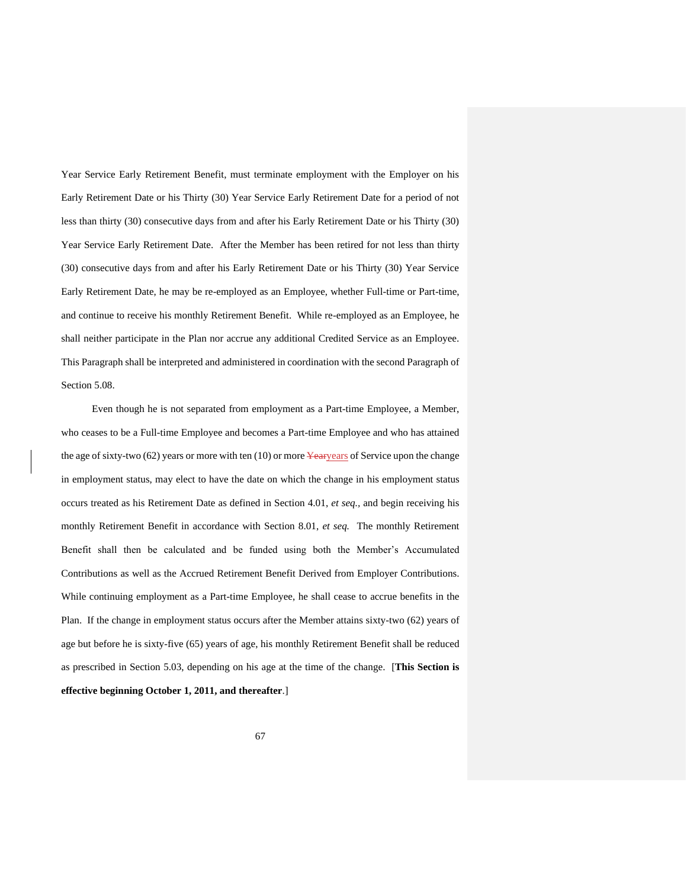Year Service Early Retirement Benefit, must terminate employment with the Employer on his Early Retirement Date or his Thirty (30) Year Service Early Retirement Date for a period of not less than thirty (30) consecutive days from and after his Early Retirement Date or his Thirty (30) Year Service Early Retirement Date. After the Member has been retired for not less than thirty (30) consecutive days from and after his Early Retirement Date or his Thirty (30) Year Service Early Retirement Date, he may be re-employed as an Employee, whether Full-time or Part-time, and continue to receive his monthly Retirement Benefit. While re-employed as an Employee, he shall neither participate in the Plan nor accrue any additional Credited Service as an Employee. This Paragraph shall be interpreted and administered in coordination with the second Paragraph of Section 5.08.

Even though he is not separated from employment as a Part-time Employee, a Member, who ceases to be a Full-time Employee and becomes a Part-time Employee and who has attained the age of sixty-two (62) years or more with ten (10) or more ~~Year~~years of Service upon the change in employment status, may elect to have the date on which the change in his employment status occurs treated as his Retirement Date as defined in Section 4.01, *et seq.*, and begin receiving his monthly Retirement Benefit in accordance with Section 8.01, *et seq.* The monthly Retirement Benefit shall then be calculated and be funded using both the Member's Accumulated Contributions as well as the Accrued Retirement Benefit Derived from Employer Contributions. While continuing employment as a Part-time Employee, he shall cease to accrue benefits in the Plan. If the change in employment status occurs after the Member attains sixty-two (62) years of age but before he is sixty-five (65) years of age, his monthly Retirement Benefit shall be reduced as prescribed in Section 5.03, depending on his age at the time of the change. [**This Section is effective beginning October 1, 2011, and thereafter**.]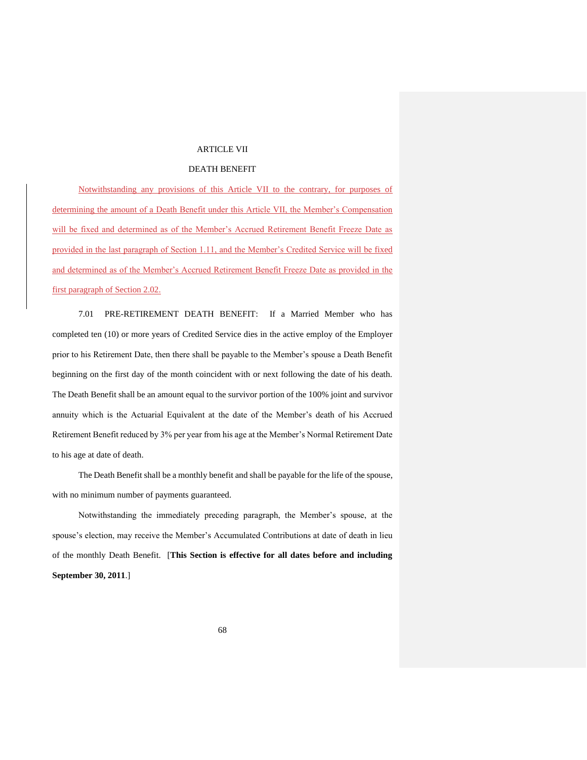ARTICLE VII

DEATH BENEFIT

Notwithstanding any provisions of this Article VII to the contrary, for purposes of determining the amount of a Death Benefit under this Article VII, the Member's Compensation will be fixed and determined as of the Member's Accrued Retirement Benefit Freeze Date as provided in the last paragraph of Section 1.11, and the Member's Credited Service will be fixed and determined as of the Member's Accrued Retirement Benefit Freeze Date as provided in the first paragraph of Section 2.02.

7.01 PRE-RETIREMENT DEATH BENEFIT: If a Married Member who has completed ten (10) or more years of Credited Service dies in the active employ of the Employer prior to his Retirement Date, then there shall be payable to the Member's spouse a Death Benefit beginning on the first day of the month coincident with or next following the date of his death. The Death Benefit shall be an amount equal to the survivor portion of the 100% joint and survivor annuity which is the Actuarial Equivalent at the date of the Member's death of his Accrued Retirement Benefit reduced by 3% per year from his age at the Member's Normal Retirement Date to his age at date of death.

The Death Benefit shall be a monthly benefit and shall be payable for the life of the spouse, with no minimum number of payments guaranteed.

Notwithstanding the immediately preceding paragraph, the Member's spouse, at the spouse's election, may receive the Member's Accumulated Contributions at date of death in lieu of the monthly Death Benefit. [**This Section is effective for all dates before and including September 30, 2011**.]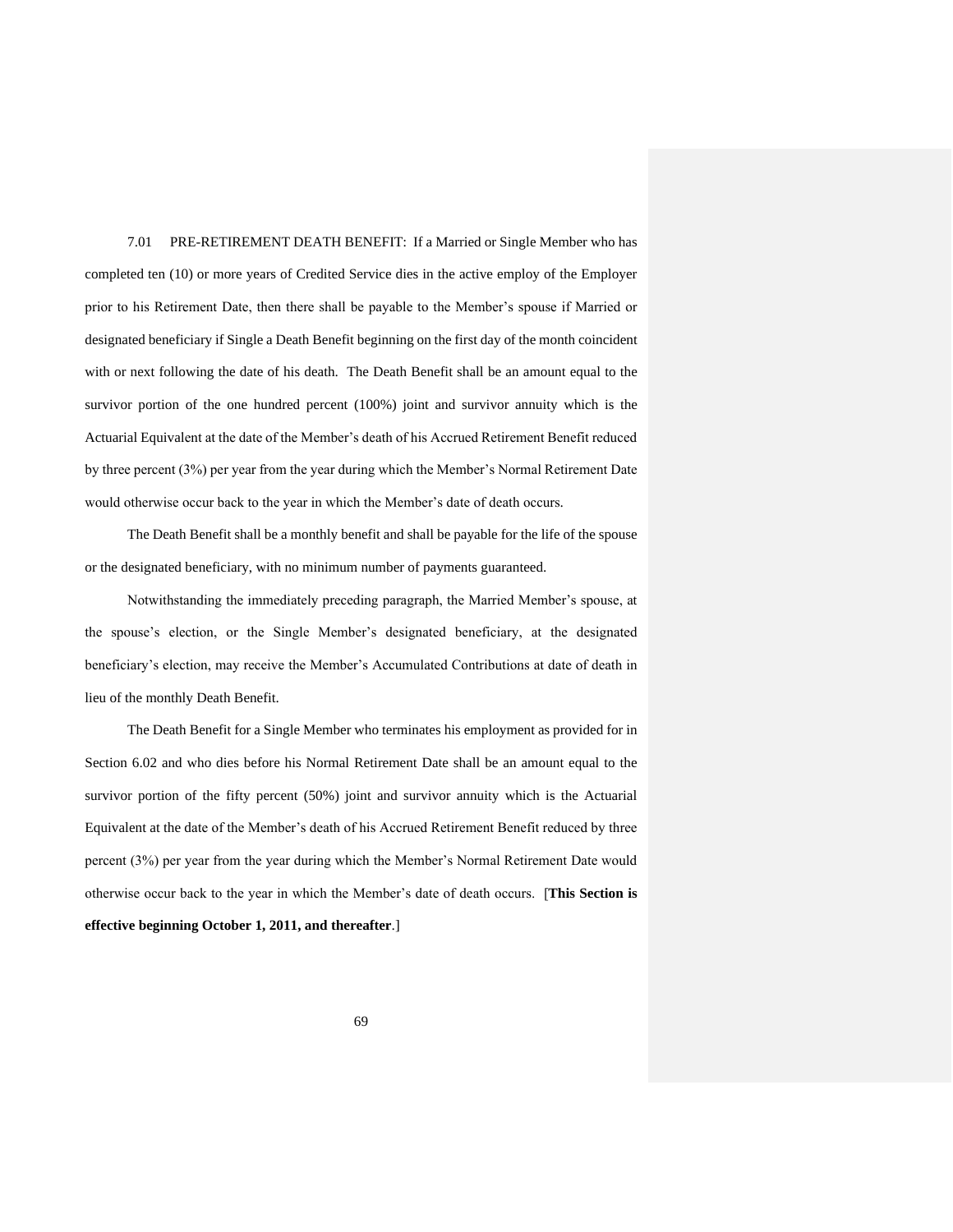7.01 PRE-RETIREMENT DEATH BENEFIT: If a Married or Single Member who has completed ten (10) or more years of Credited Service dies in the active employ of the Employer prior to his Retirement Date, then there shall be payable to the Member's spouse if Married or designated beneficiary if Single a Death Benefit beginning on the first day of the month coincident with or next following the date of his death. The Death Benefit shall be an amount equal to the survivor portion of the one hundred percent (100%) joint and survivor annuity which is the Actuarial Equivalent at the date of the Member's death of his Accrued Retirement Benefit reduced by three percent (3%) per year from the year during which the Member's Normal Retirement Date would otherwise occur back to the year in which the Member's date of death occurs.

The Death Benefit shall be a monthly benefit and shall be payable for the life of the spouse or the designated beneficiary, with no minimum number of payments guaranteed.

Notwithstanding the immediately preceding paragraph, the Married Member's spouse, at the spouse's election, or the Single Member's designated beneficiary, at the designated beneficiary's election, may receive the Member's Accumulated Contributions at date of death in lieu of the monthly Death Benefit.

The Death Benefit for a Single Member who terminates his employment as provided for in Section 6.02 and who dies before his Normal Retirement Date shall be an amount equal to the survivor portion of the fifty percent (50%) joint and survivor annuity which is the Actuarial Equivalent at the date of the Member's death of his Accrued Retirement Benefit reduced by three percent (3%) per year from the year during which the Member's Normal Retirement Date would otherwise occur back to the year in which the Member's date of death occurs. [**This Section is effective beginning October 1, 2011, and thereafter**.]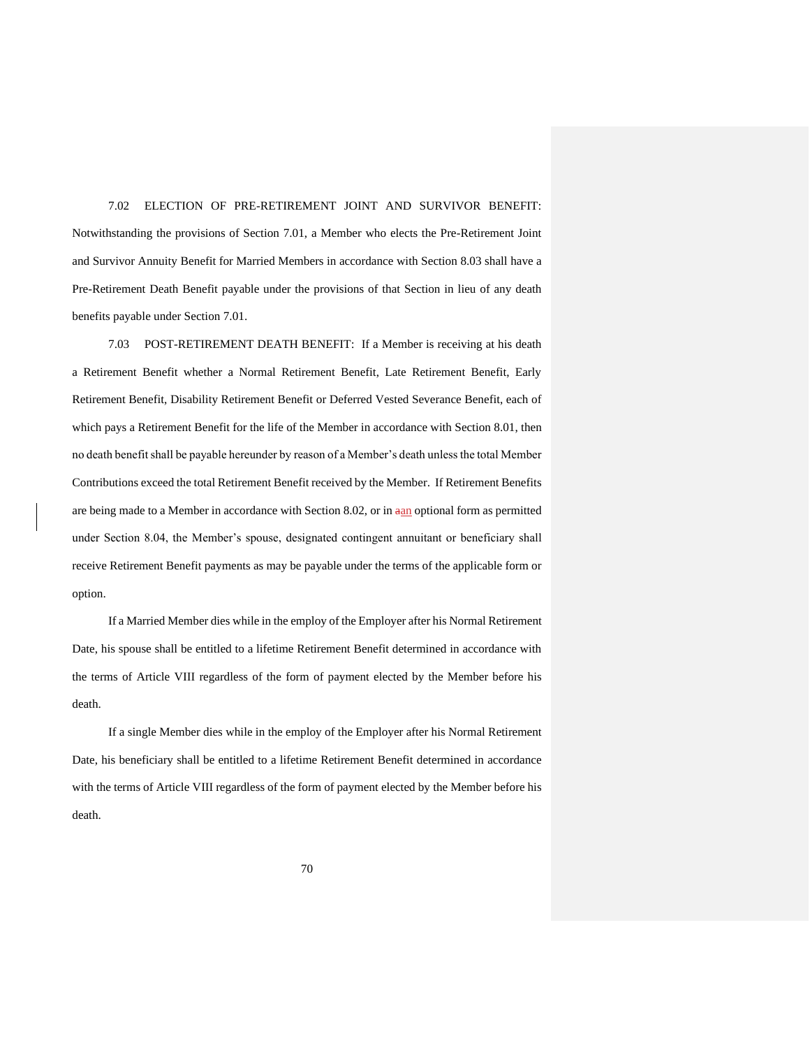7.02 ELECTION OF PRE-RETIREMENT JOINT AND SURVIVOR BENEFIT: Notwithstanding the provisions of Section 7.01, a Member who elects the Pre-Retirement Joint and Survivor Annuity Benefit for Married Members in accordance with Section 8.03 shall have a Pre-Retirement Death Benefit payable under the provisions of that Section in lieu of any death benefits payable under Section 7.01.

7.03 POST-RETIREMENT DEATH BENEFIT: If a Member is receiving at his death a Retirement Benefit whether a Normal Retirement Benefit, Late Retirement Benefit, Early Retirement Benefit, Disability Retirement Benefit or Deferred Vested Severance Benefit, each of which pays a Retirement Benefit for the life of the Member in accordance with Section 8.01, then no death benefit shall be payable hereunder by reason of a Member's death unless the total Member Contributions exceed the total Retirement Benefit received by the Member. If Retirement Benefits are being made to a Member in accordance with Section 8.02, or in an optional form as permitted under Section 8.04, the Member's spouse, designated contingent annuitant or beneficiary shall receive Retirement Benefit payments as may be payable under the terms of the applicable form or option.

If a Married Member dies while in the employ of the Employer after his Normal Retirement Date, his spouse shall be entitled to a lifetime Retirement Benefit determined in accordance with the terms of Article VIII regardless of the form of payment elected by the Member before his death.

If a single Member dies while in the employ of the Employer after his Normal Retirement Date, his beneficiary shall be entitled to a lifetime Retirement Benefit determined in accordance with the terms of Article VIII regardless of the form of payment elected by the Member before his death.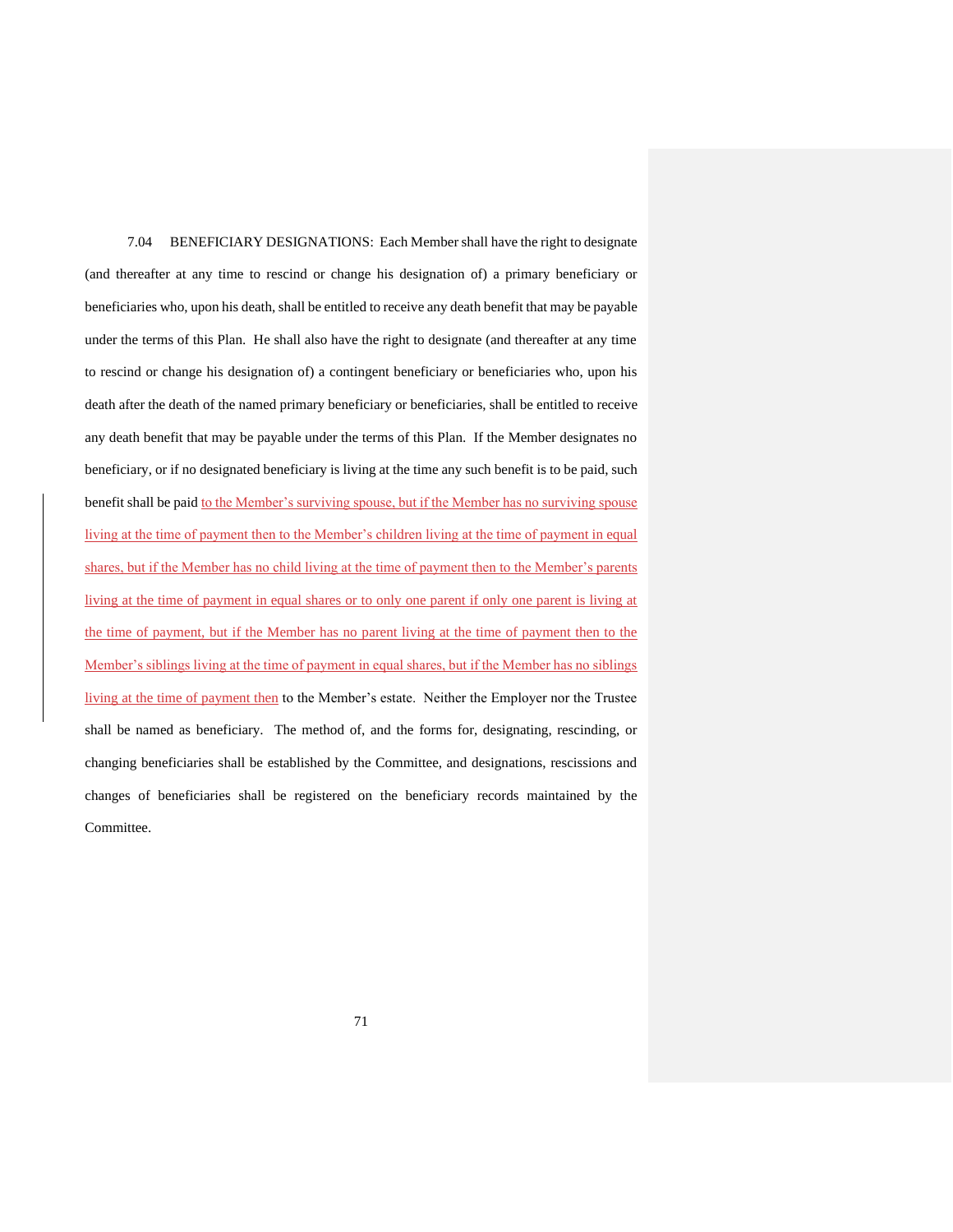7.04 BENEFICIARY DESIGNATIONS: Each Member shall have the right to designate (and thereafter at any time to rescind or change his designation of) a primary beneficiary or beneficiaries who, upon his death, shall be entitled to receive any death benefit that may be payable under the terms of this Plan. He shall also have the right to designate (and thereafter at any time to rescind or change his designation of) a contingent beneficiary or beneficiaries who, upon his death after the death of the named primary beneficiary or beneficiaries, shall be entitled to receive any death benefit that may be payable under the terms of this Plan. If the Member designates no beneficiary, or if no designated beneficiary is living at the time any such benefit is to be paid, such benefit shall be paid to the Member's surviving spouse, but if the Member has no surviving spouse living at the time of payment then to the Member's children living at the time of payment in equal shares, but if the Member has no child living at the time of payment then to the Member's parents living at the time of payment in equal shares or to only one parent if only one parent is living at the time of payment, but if the Member has no parent living at the time of payment then to the Member's siblings living at the time of payment in equal shares, but if the Member has no siblings living at the time of payment then to the Member's estate. Neither the Employer nor the Trustee shall be named as beneficiary. The method of, and the forms for, designating, rescinding, or changing beneficiaries shall be established by the Committee, and designations, rescissions and changes of beneficiaries shall be registered on the beneficiary records maintained by the Committee.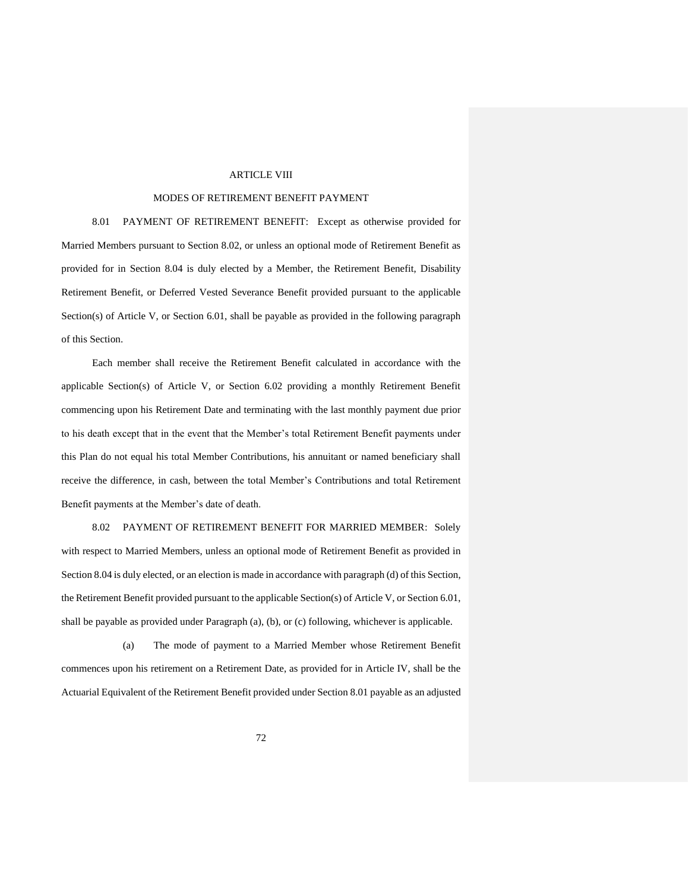# ARTICLE VIII

## MODES OF RETIREMENT BENEFIT PAYMENT

8.01 PAYMENT OF RETIREMENT BENEFIT: Except as otherwise provided for Married Members pursuant to Section 8.02, or unless an optional mode of Retirement Benefit as provided for in Section 8.04 is duly elected by a Member, the Retirement Benefit, Disability Retirement Benefit, or Deferred Vested Severance Benefit provided pursuant to the applicable Section(s) of Article V, or Section 6.01, shall be payable as provided in the following paragraph of this Section.

Each member shall receive the Retirement Benefit calculated in accordance with the applicable Section(s) of Article V, or Section 6.02 providing a monthly Retirement Benefit commencing upon his Retirement Date and terminating with the last monthly payment due prior to his death except that in the event that the Member's total Retirement Benefit payments under this Plan do not equal his total Member Contributions, his annuitant or named beneficiary shall receive the difference, in cash, between the total Member's Contributions and total Retirement Benefit payments at the Member's date of death.

8.02 PAYMENT OF RETIREMENT BENEFIT FOR MARRIED MEMBER: Solely with respect to Married Members, unless an optional mode of Retirement Benefit as provided in Section 8.04 is duly elected, or an election is made in accordance with paragraph (d) of this Section, the Retirement Benefit provided pursuant to the applicable Section(s) of Article V, or Section 6.01, shall be payable as provided under Paragraph (a), (b), or (c) following, whichever is applicable.

(a) The mode of payment to a Married Member whose Retirement Benefit commences upon his retirement on a Retirement Date, as provided for in Article IV, shall be the Actuarial Equivalent of the Retirement Benefit provided under Section 8.01 payable as an adjusted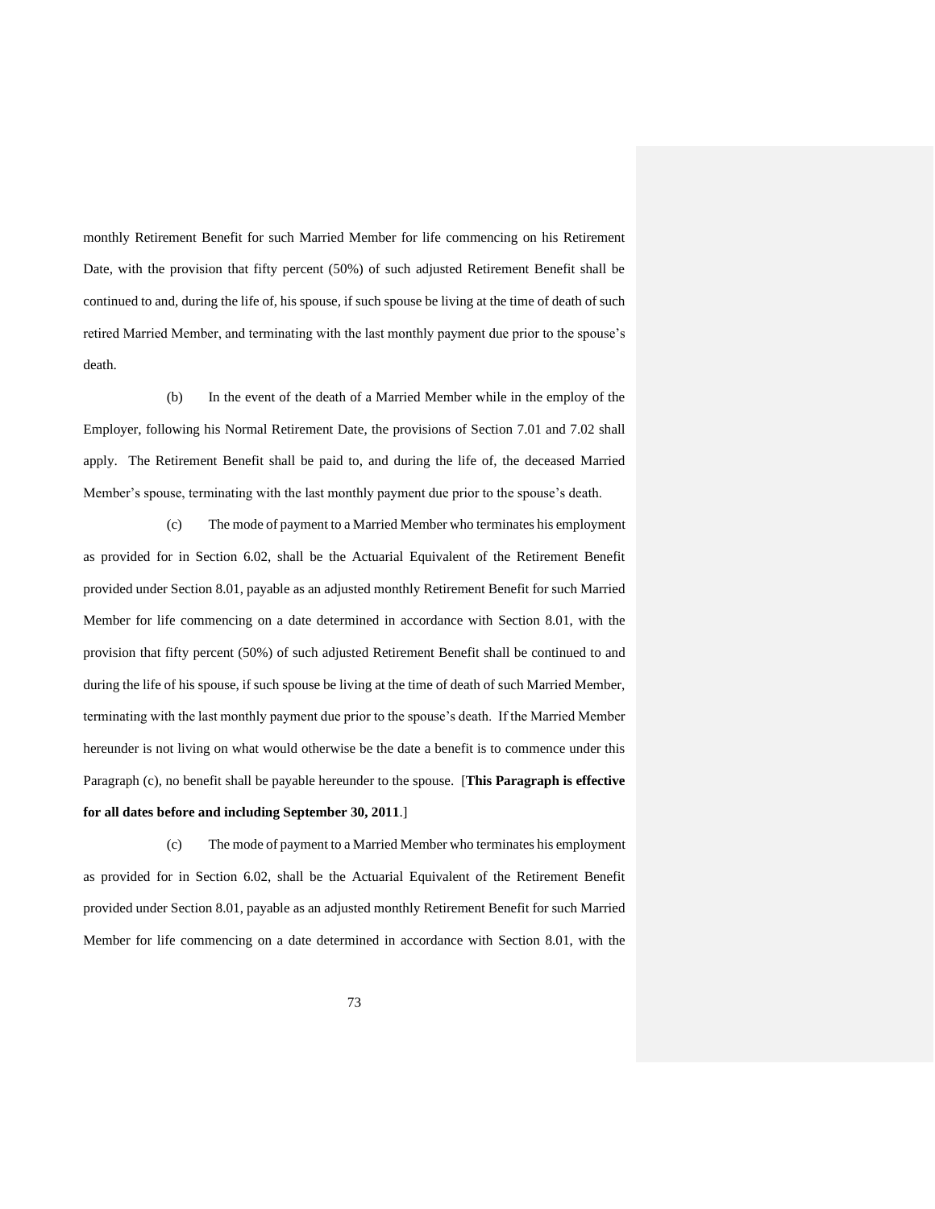monthly Retirement Benefit for such Married Member for life commencing on his Retirement Date, with the provision that fifty percent (50%) of such adjusted Retirement Benefit shall be continued to and, during the life of, his spouse, if such spouse be living at the time of death of such retired Married Member, and terminating with the last monthly payment due prior to the spouse's death.

(b) In the event of the death of a Married Member while in the employ of the Employer, following his Normal Retirement Date, the provisions of Section 7.01 and 7.02 shall apply. The Retirement Benefit shall be paid to, and during the life of, the deceased Married Member's spouse, terminating with the last monthly payment due prior to the spouse's death.

(c) The mode of payment to a Married Member who terminates his employment as provided for in Section 6.02, shall be the Actuarial Equivalent of the Retirement Benefit provided under Section 8.01, payable as an adjusted monthly Retirement Benefit for such Married Member for life commencing on a date determined in accordance with Section 8.01, with the provision that fifty percent (50%) of such adjusted Retirement Benefit shall be continued to and during the life of his spouse, if such spouse be living at the time of death of such Married Member, terminating with the last monthly payment due prior to the spouse's death. If the Married Member hereunder is not living on what would otherwise be the date a benefit is to commence under this Paragraph (c), no benefit shall be payable hereunder to the spouse. [**This Paragraph is effective for all dates before and including September 30, 2011**.]

(c) The mode of payment to a Married Member who terminates his employment as provided for in Section 6.02, shall be the Actuarial Equivalent of the Retirement Benefit provided under Section 8.01, payable as an adjusted monthly Retirement Benefit for such Married Member for life commencing on a date determined in accordance with Section 8.01, with the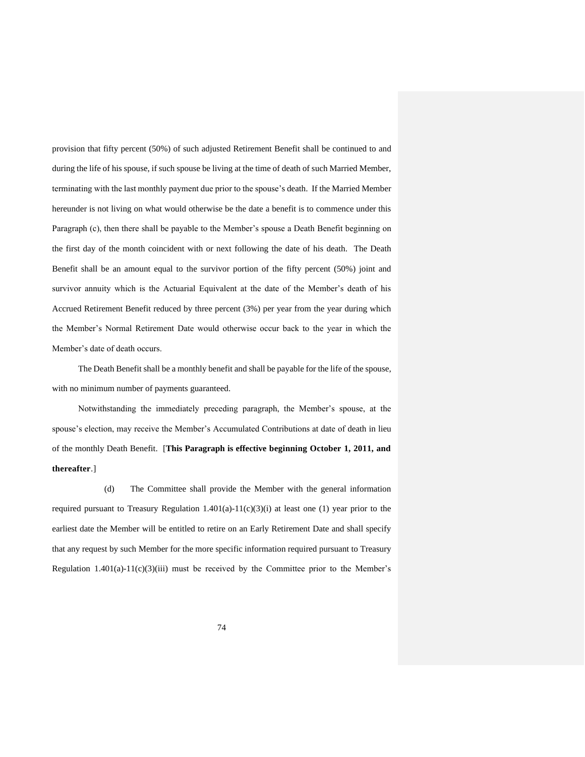provision that fifty percent (50%) of such adjusted Retirement Benefit shall be continued to and during the life of his spouse, if such spouse be living at the time of death of such Married Member, terminating with the last monthly payment due prior to the spouse's death. If the Married Member hereunder is not living on what would otherwise be the date a benefit is to commence under this Paragraph (c), then there shall be payable to the Member's spouse a Death Benefit beginning on the first day of the month coincident with or next following the date of his death. The Death Benefit shall be an amount equal to the survivor portion of the fifty percent (50%) joint and survivor annuity which is the Actuarial Equivalent at the date of the Member's death of his Accrued Retirement Benefit reduced by three percent (3%) per year from the year during which the Member's Normal Retirement Date would otherwise occur back to the year in which the Member's date of death occurs.

The Death Benefit shall be a monthly benefit and shall be payable for the life of the spouse, with no minimum number of payments guaranteed.

Notwithstanding the immediately preceding paragraph, the Member's spouse, at the spouse's election, may receive the Member's Accumulated Contributions at date of death in lieu of the monthly Death Benefit. [**This Paragraph is effective beginning October 1, 2011, and thereafter**.]

(d) The Committee shall provide the Member with the general information required pursuant to Treasury Regulation 1.401(a)-11(c)(3)(i) at least one (1) year prior to the earliest date the Member will be entitled to retire on an Early Retirement Date and shall specify that any request by such Member for the more specific information required pursuant to Treasury Regulation 1.401(a)-11(c)(3)(iii) must be received by the Committee prior to the Member's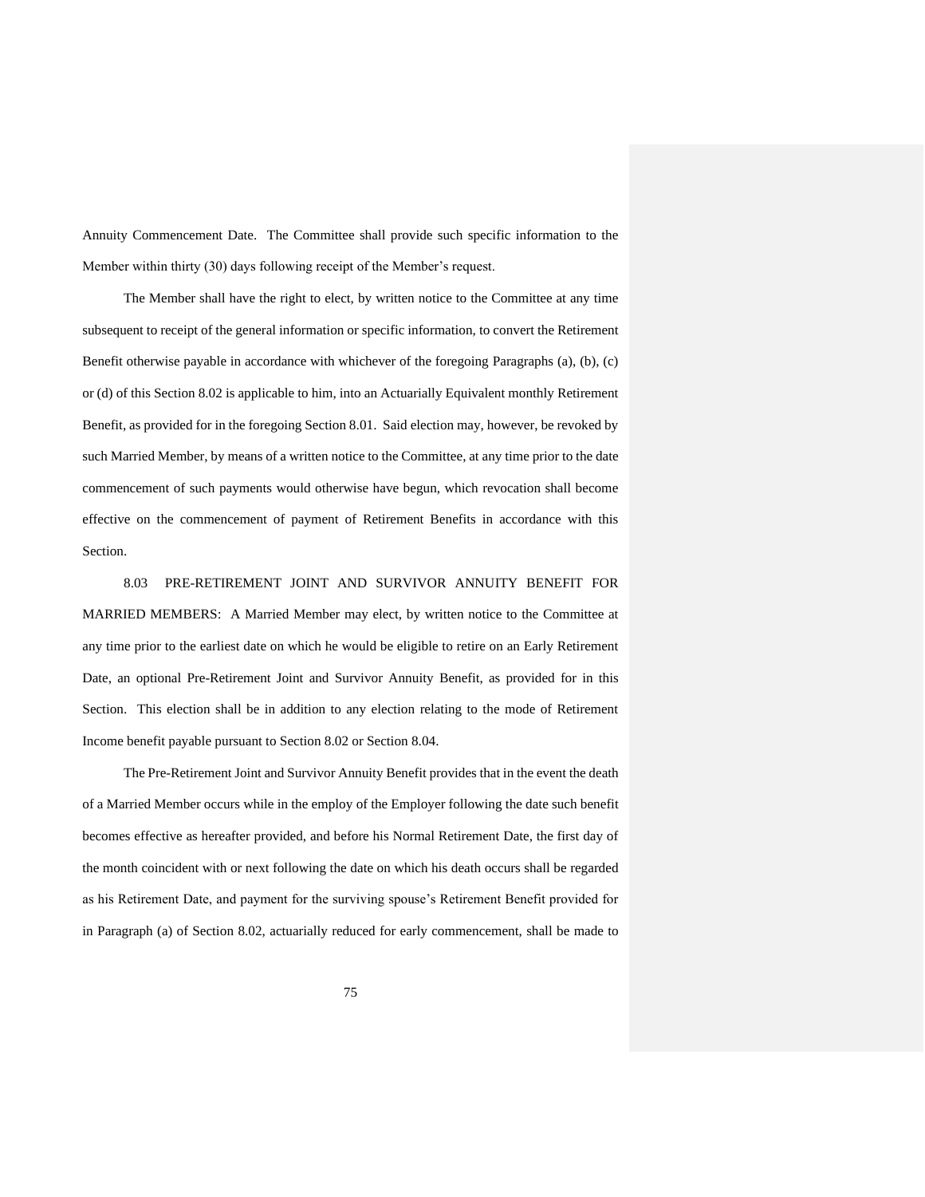Annuity Commencement Date. The Committee shall provide such specific information to the Member within thirty (30) days following receipt of the Member's request.

The Member shall have the right to elect, by written notice to the Committee at any time subsequent to receipt of the general information or specific information, to convert the Retirement Benefit otherwise payable in accordance with whichever of the foregoing Paragraphs (a), (b), (c) or (d) of this Section 8.02 is applicable to him, into an Actuarially Equivalent monthly Retirement Benefit, as provided for in the foregoing Section 8.01. Said election may, however, be revoked by such Married Member, by means of a written notice to the Committee, at any time prior to the date commencement of such payments would otherwise have begun, which revocation shall become effective on the commencement of payment of Retirement Benefits in accordance with this Section.

8.03 PRE-RETIREMENT JOINT AND SURVIVOR ANNUITY BENEFIT FOR MARRIED MEMBERS: A Married Member may elect, by written notice to the Committee at any time prior to the earliest date on which he would be eligible to retire on an Early Retirement Date, an optional Pre-Retirement Joint and Survivor Annuity Benefit, as provided for in this Section. This election shall be in addition to any election relating to the mode of Retirement Income benefit payable pursuant to Section 8.02 or Section 8.04.

The Pre-Retirement Joint and Survivor Annuity Benefit provides that in the event the death of a Married Member occurs while in the employ of the Employer following the date such benefit becomes effective as hereafter provided, and before his Normal Retirement Date, the first day of the month coincident with or next following the date on which his death occurs shall be regarded as his Retirement Date, and payment for the surviving spouse's Retirement Benefit provided for in Paragraph (a) of Section 8.02, actuarially reduced for early commencement, shall be made to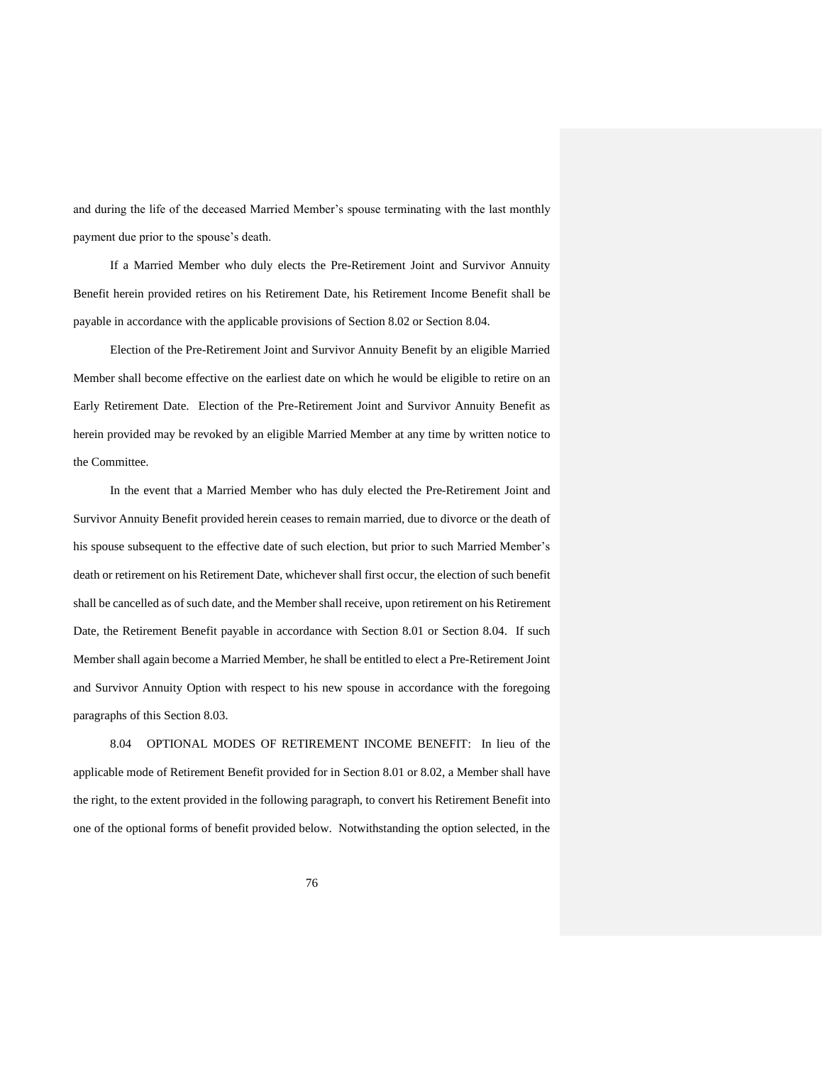and during the life of the deceased Married Member's spouse terminating with the last monthly payment due prior to the spouse's death.

If a Married Member who duly elects the Pre-Retirement Joint and Survivor Annuity Benefit herein provided retires on his Retirement Date, his Retirement Income Benefit shall be payable in accordance with the applicable provisions of Section 8.02 or Section 8.04.

Election of the Pre-Retirement Joint and Survivor Annuity Benefit by an eligible Married Member shall become effective on the earliest date on which he would be eligible to retire on an Early Retirement Date. Election of the Pre-Retirement Joint and Survivor Annuity Benefit as herein provided may be revoked by an eligible Married Member at any time by written notice to the Committee.

In the event that a Married Member who has duly elected the Pre-Retirement Joint and Survivor Annuity Benefit provided herein ceases to remain married, due to divorce or the death of his spouse subsequent to the effective date of such election, but prior to such Married Member's death or retirement on his Retirement Date, whichever shall first occur, the election of such benefit shall be cancelled as of such date, and the Member shall receive, upon retirement on his Retirement Date, the Retirement Benefit payable in accordance with Section 8.01 or Section 8.04. If such Member shall again become a Married Member, he shall be entitled to elect a Pre-Retirement Joint and Survivor Annuity Option with respect to his new spouse in accordance with the foregoing paragraphs of this Section 8.03.

8.04 OPTIONAL MODES OF RETIREMENT INCOME BENEFIT: In lieu of the applicable mode of Retirement Benefit provided for in Section 8.01 or 8.02, a Member shall have the right, to the extent provided in the following paragraph, to convert his Retirement Benefit into one of the optional forms of benefit provided below. Notwithstanding the option selected, in the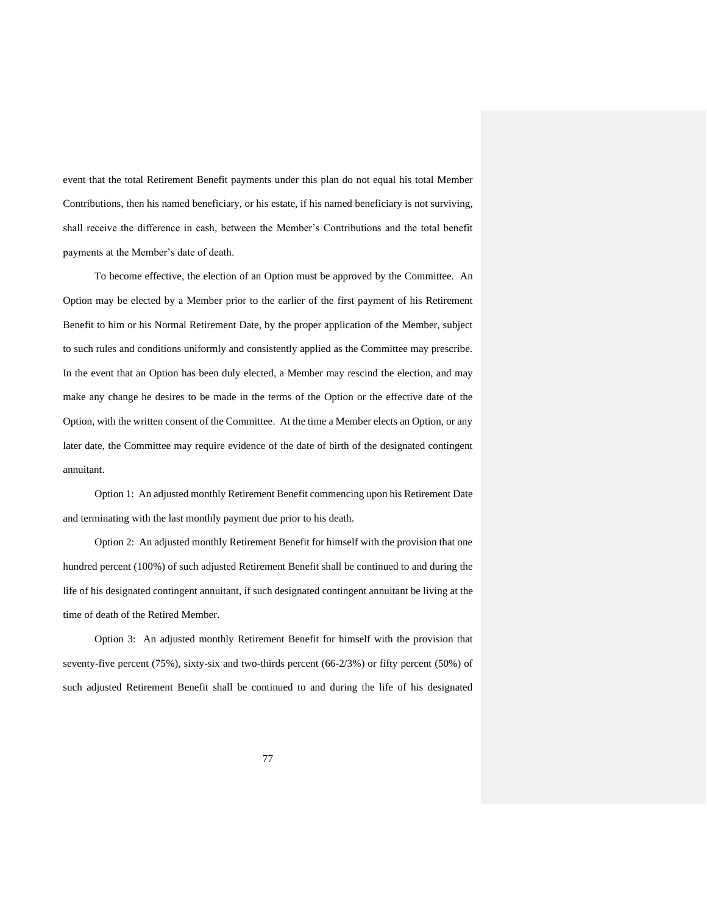event that the total Retirement Benefit payments under this plan do not equal his total Member Contributions, then his named beneficiary, or his estate, if his named beneficiary is not surviving, shall receive the difference in cash, between the Member's Contributions and the total benefit payments at the Member's date of death.

To become effective, the election of an Option must be approved by the Committee. An Option may be elected by a Member prior to the earlier of the first payment of his Retirement Benefit to him or his Normal Retirement Date, by the proper application of the Member, subject to such rules and conditions uniformly and consistently applied as the Committee may prescribe. In the event that an Option has been duly elected, a Member may rescind the election, and may make any change he desires to be made in the terms of the Option or the effective date of the Option, with the written consent of the Committee. At the time a Member elects an Option, or any later date, the Committee may require evidence of the date of birth of the designated contingent annuitant.

Option 1: An adjusted monthly Retirement Benefit commencing upon his Retirement Date and terminating with the last monthly payment due prior to his death.

Option 2: An adjusted monthly Retirement Benefit for himself with the provision that one hundred percent (100%) of such adjusted Retirement Benefit shall be continued to and during the life of his designated contingent annuitant, if such designated contingent annuitant be living at the time of death of the Retired Member.

Option 3: An adjusted monthly Retirement Benefit for himself with the provision that seventy-five percent (75%), sixty-six and two-thirds percent (66-2/3%) or fifty percent (50%) of such adjusted Retirement Benefit shall be continued to and during the life of his designated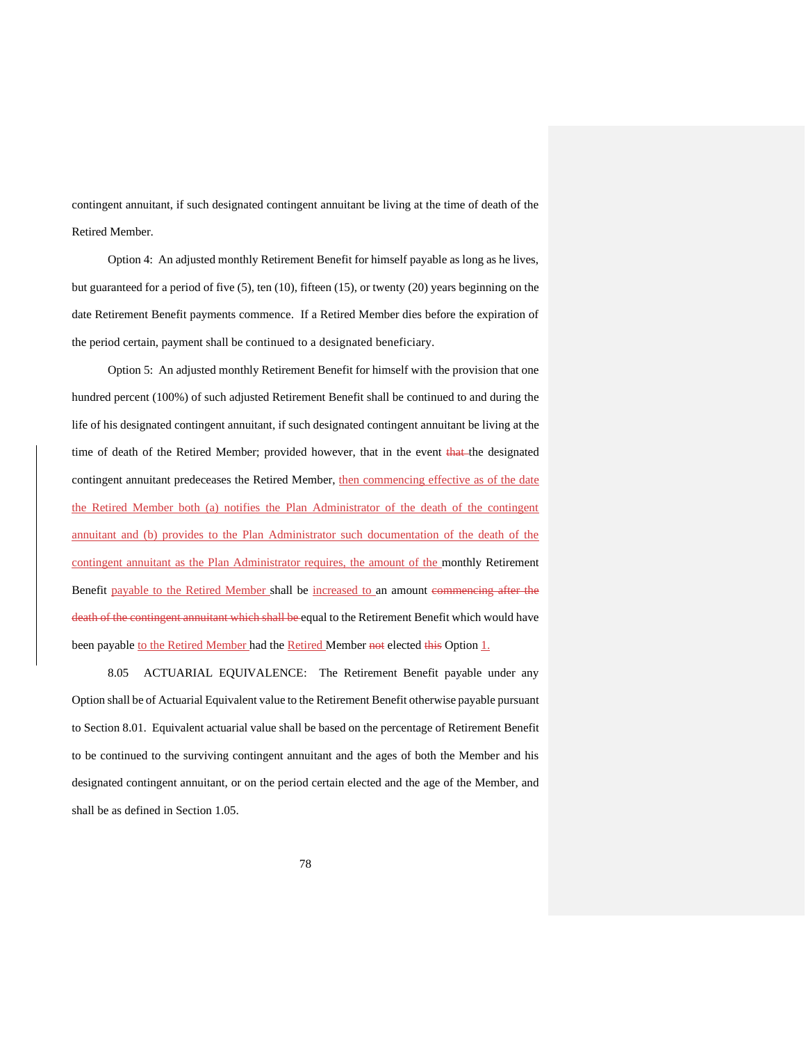contingent annuitant, if such designated contingent annuitant be living at the time of death of the Retired Member.

Option 4: An adjusted monthly Retirement Benefit for himself payable as long as he lives, but guaranteed for a period of five (5), ten (10), fifteen (15), or twenty (20) years beginning on the date Retirement Benefit payments commence. If a Retired Member dies before the expiration of the period certain, payment shall be continued to a designated beneficiary.

Option 5: An adjusted monthly Retirement Benefit for himself with the provision that one hundred percent (100%) of such adjusted Retirement Benefit shall be continued to and during the life of his designated contingent annuitant, if such designated contingent annuitant be living at the time of death of the Retired Member; provided however, that in the event ~~that~~ the designated contingent annuitant predeceases the Retired Member, <u>then commencing effective as of the date the Retired Member both (a) notifies the Plan Administrator of the death of the contingent annuitant and (b) provides to the Plan Administrator such documentation of the death of the contingent annuitant as the Plan Administrator requires, the amount of the</u> monthly Retirement Benefit <u>payable to the Retired Member</u> shall be <u>increased to</u> an amount ~~commencing after the death of the contingent annuitant which shall be~~ equal to the Retirement Benefit which would have been payable <u>to the Retired Member</u> had the <u>Retired</u> Member ~~not~~ elected ~~this~~ Option <u>1.</u>

8.05 ACTUARIAL EQUIVALENCE: The Retirement Benefit payable under any Option shall be of Actuarial Equivalent value to the Retirement Benefit otherwise payable pursuant to Section 8.01. Equivalent actuarial value shall be based on the percentage of Retirement Benefit to be continued to the surviving contingent annuitant and the ages of both the Member and his designated contingent annuitant, or on the period certain elected and the age of the Member, and shall be as defined in Section 1.05.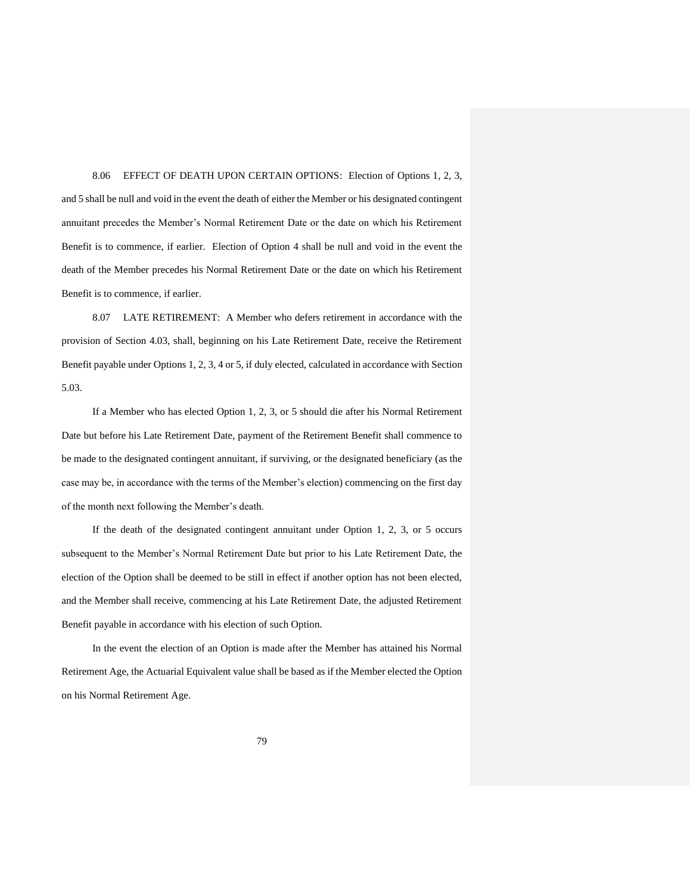8.06 EFFECT OF DEATH UPON CERTAIN OPTIONS: Election of Options 1, 2, 3, and 5 shall be null and void in the event the death of either the Member or his designated contingent annuitant precedes the Member's Normal Retirement Date or the date on which his Retirement Benefit is to commence, if earlier. Election of Option 4 shall be null and void in the event the death of the Member precedes his Normal Retirement Date or the date on which his Retirement Benefit is to commence, if earlier.

8.07 LATE RETIREMENT: A Member who defers retirement in accordance with the provision of Section 4.03, shall, beginning on his Late Retirement Date, receive the Retirement Benefit payable under Options 1, 2, 3, 4 or 5, if duly elected, calculated in accordance with Section 5.03.

If a Member who has elected Option 1, 2, 3, or 5 should die after his Normal Retirement Date but before his Late Retirement Date, payment of the Retirement Benefit shall commence to be made to the designated contingent annuitant, if surviving, or the designated beneficiary (as the case may be, in accordance with the terms of the Member's election) commencing on the first day of the month next following the Member's death.

If the death of the designated contingent annuitant under Option 1, 2, 3, or 5 occurs subsequent to the Member's Normal Retirement Date but prior to his Late Retirement Date, the election of the Option shall be deemed to be still in effect if another option has not been elected, and the Member shall receive, commencing at his Late Retirement Date, the adjusted Retirement Benefit payable in accordance with his election of such Option.

In the event the election of an Option is made after the Member has attained his Normal Retirement Age, the Actuarial Equivalent value shall be based as if the Member elected the Option on his Normal Retirement Age.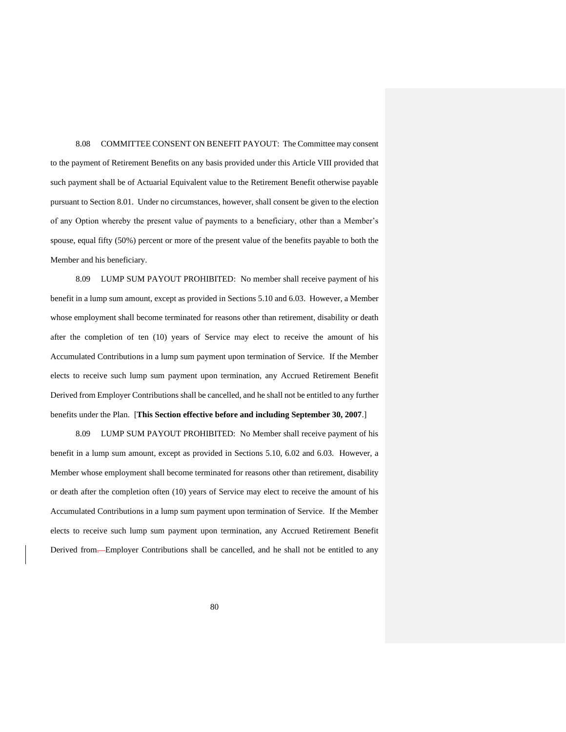8.08 COMMITTEE CONSENT ON BENEFIT PAYOUT: The Committee may consent to the payment of Retirement Benefits on any basis provided under this Article VIII provided that such payment shall be of Actuarial Equivalent value to the Retirement Benefit otherwise payable pursuant to Section 8.01. Under no circumstances, however, shall consent be given to the election of any Option whereby the present value of payments to a beneficiary, other than a Member's spouse, equal fifty (50%) percent or more of the present value of the benefits payable to both the Member and his beneficiary.

8.09 LUMP SUM PAYOUT PROHIBITED: No member shall receive payment of his benefit in a lump sum amount, except as provided in Sections 5.10 and 6.03. However, a Member whose employment shall become terminated for reasons other than retirement, disability or death after the completion of ten (10) years of Service may elect to receive the amount of his Accumulated Contributions in a lump sum payment upon termination of Service. If the Member elects to receive such lump sum payment upon termination, any Accrued Retirement Benefit Derived from Employer Contributions shall be cancelled, and he shall not be entitled to any further benefits under the Plan. [**This Section effective before and including September 30, 2007**.]

8.09 LUMP SUM PAYOUT PROHIBITED: No Member shall receive payment of his benefit in a lump sum amount, except as provided in Sections 5.10, 6.02 and 6.03. However, a Member whose employment shall become terminated for reasons other than retirement, disability or death after the completion often (10) years of Service may elect to receive the amount of his Accumulated Contributions in a lump sum payment upon termination of Service. If the Member elects to receive such lump sum payment upon termination, any Accrued Retirement Benefit Derived from Employer Contributions shall be cancelled, and he shall not be entitled to any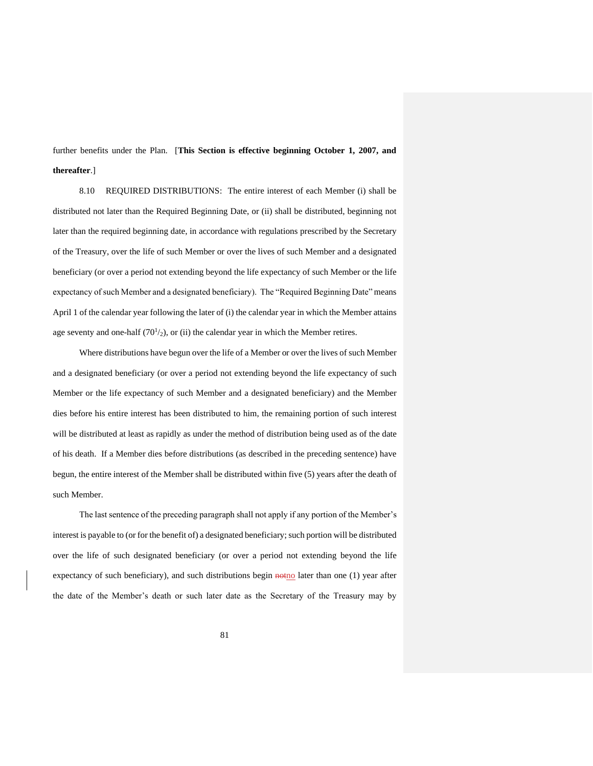further benefits under the Plan. [**This Section is effective beginning October 1, 2007, and thereafter**.]

8.10 REQUIRED DISTRIBUTIONS: The entire interest of each Member (i) shall be distributed not later than the Required Beginning Date, or (ii) shall be distributed, beginning not later than the required beginning date, in accordance with regulations prescribed by the Secretary of the Treasury, over the life of such Member or over the lives of such Member and a designated beneficiary (or over a period not extending beyond the life expectancy of such Member or the life expectancy of such Member and a designated beneficiary). The "Required Beginning Date" means April 1 of the calendar year following the later of (i) the calendar year in which the Member attains age seventy and one-half ($70^1/_2$), or (ii) the calendar year in which the Member retires.

Where distributions have begun over the life of a Member or over the lives of such Member and a designated beneficiary (or over a period not extending beyond the life expectancy of such Member or the life expectancy of such Member and a designated beneficiary) and the Member dies before his entire interest has been distributed to him, the remaining portion of such interest will be distributed at least as rapidly as under the method of distribution being used as of the date of his death. If a Member dies before distributions (as described in the preceding sentence) have begun, the entire interest of the Member shall be distributed within five (5) years after the death of such Member.

The last sentence of the preceding paragraph shall not apply if any portion of the Member's interest is payable to (or for the benefit of) a designated beneficiary; such portion will be distributed over the life of such designated beneficiary (or over a period not extending beyond the life expectancy of such beneficiary), and such distributions begin ~~not~~no later than one (1) year after the date of the Member's death or such later date as the Secretary of the Treasury may by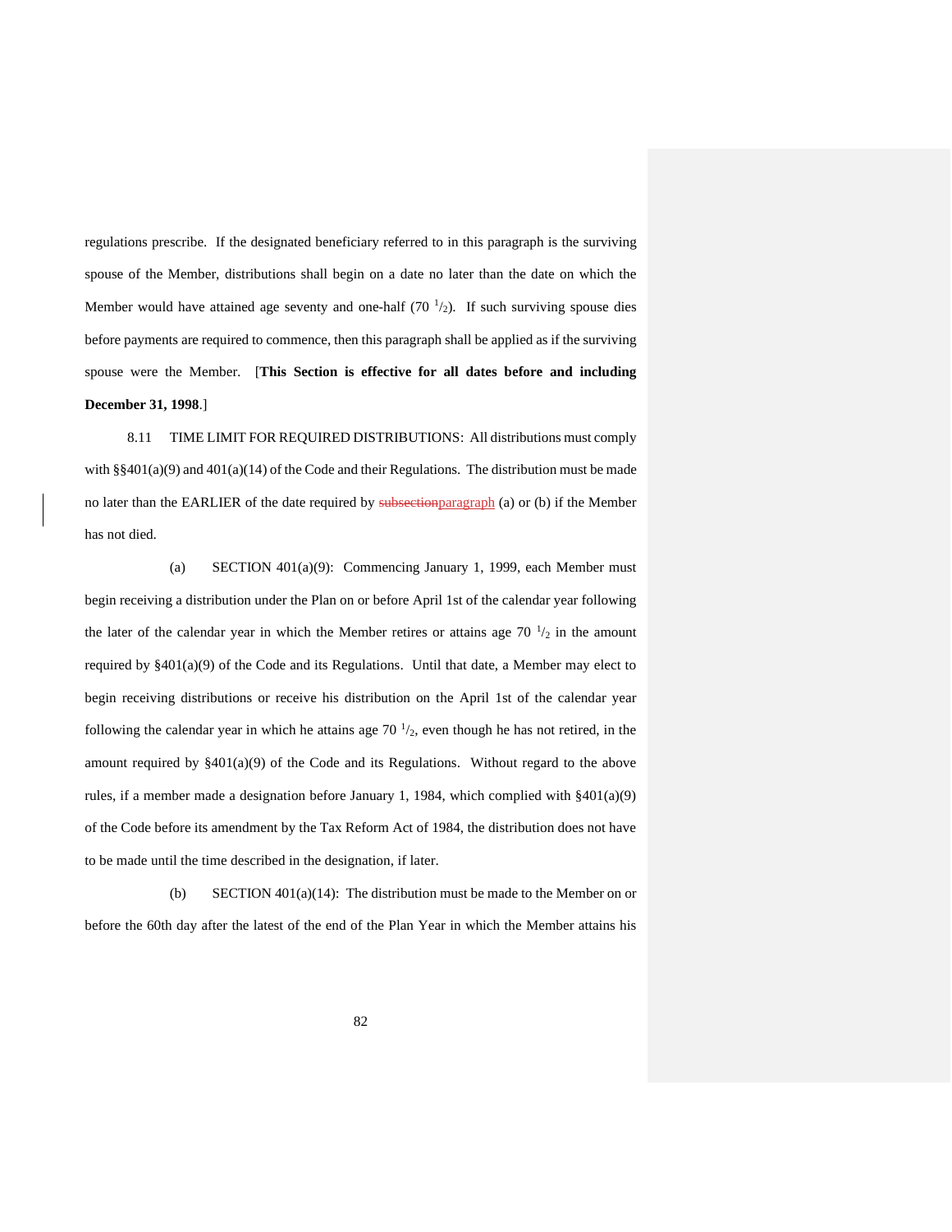regulations prescribe. If the designated beneficiary referred to in this paragraph is the surviving spouse of the Member, distributions shall begin on a date no later than the date on which the Member would have attained age seventy and one-half (70 $^{1}/_{2}$). If such surviving spouse dies before payments are required to commence, then this paragraph shall be applied as if the surviving spouse were the Member. [**This Section is effective for all dates before and including December 31, 1998**.]

8.11 TIME LIMIT FOR REQUIRED DISTRIBUTIONS: All distributions must comply with §§401(a)(9) and 401(a)(14) of the Code and their Regulations. The distribution must be made no later than the EARLIER of the date required by ~~subsection~~paragraph (a) or (b) if the Member has not died.

(a) SECTION 401(a)(9): Commencing January 1, 1999, each Member must begin receiving a distribution under the Plan on or before April 1st of the calendar year following the later of the calendar year in which the Member retires or attains age 70 $^{1}/_{2}$ in the amount required by §401(a)(9) of the Code and its Regulations. Until that date, a Member may elect to begin receiving distributions or receive his distribution on the April 1st of the calendar year following the calendar year in which he attains age 70 $^{1}/_{2}$, even though he has not retired, in the amount required by §401(a)(9) of the Code and its Regulations. Without regard to the above rules, if a member made a designation before January 1, 1984, which complied with §401(a)(9) of the Code before its amendment by the Tax Reform Act of 1984, the distribution does not have to be made until the time described in the designation, if later.

(b) SECTION 401(a)(14): The distribution must be made to the Member on or before the 60th day after the latest of the end of the Plan Year in which the Member attains his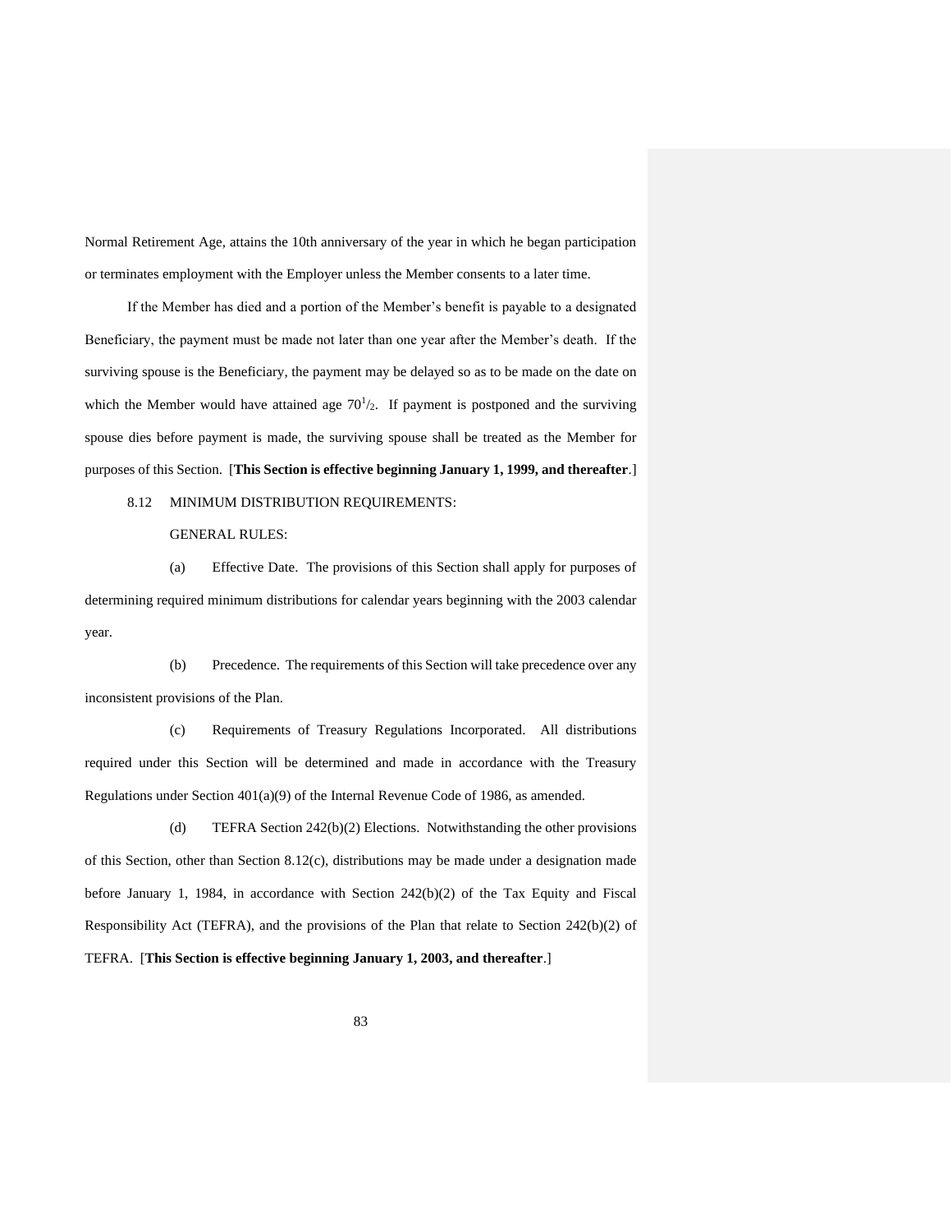Normal Retirement Age, attains the 10th anniversary of the year in which he began participation or terminates employment with the Employer unless the Member consents to a later time.

If the Member has died and a portion of the Member's benefit is payable to a designated Beneficiary, the payment must be made not later than one year after the Member's death. If the surviving spouse is the Beneficiary, the payment may be delayed so as to be made on the date on which the Member would have attained age $70^1/_2$. If payment is postponed and the surviving spouse dies before payment is made, the surviving spouse shall be treated as the Member for purposes of this Section. [**This Section is effective beginning January 1, 1999, and thereafter**.]

8.12 MINIMUM DISTRIBUTION REQUIREMENTS:

GENERAL RULES:

(a) Effective Date. The provisions of this Section shall apply for purposes of determining required minimum distributions for calendar years beginning with the 2003 calendar year.

(b) Precedence. The requirements of this Section will take precedence over any inconsistent provisions of the Plan.

(c) Requirements of Treasury Regulations Incorporated. All distributions required under this Section will be determined and made in accordance with the Treasury Regulations under Section 401(a)(9) of the Internal Revenue Code of 1986, as amended.

(d) TEFRA Section 242(b)(2) Elections. Notwithstanding the other provisions of this Section, other than Section 8.12(c), distributions may be made under a designation made before January 1, 1984, in accordance with Section 242(b)(2) of the Tax Equity and Fiscal Responsibility Act (TEFRA), and the provisions of the Plan that relate to Section 242(b)(2) of TEFRA. [**This Section is effective beginning January 1, 2003, and thereafter**.]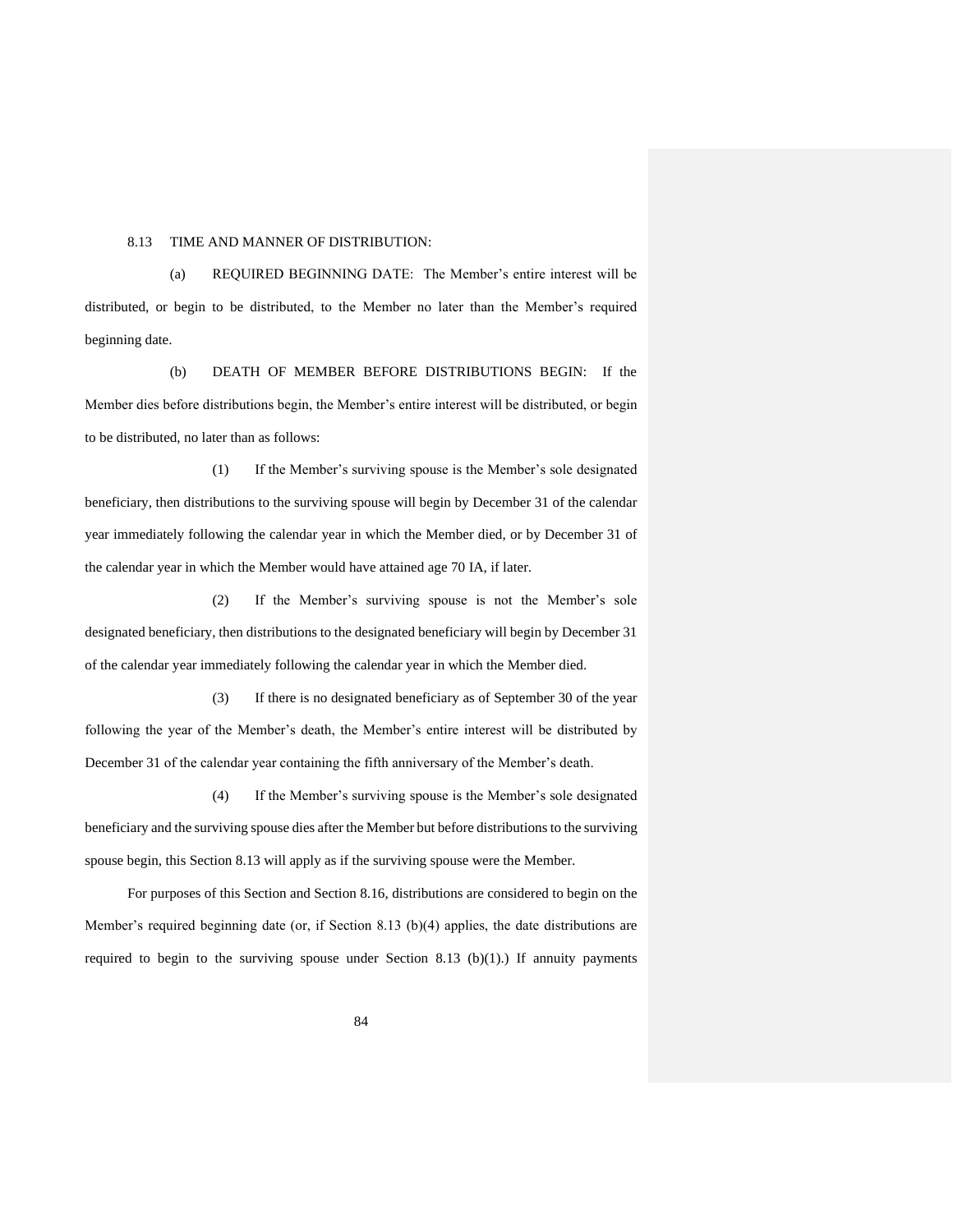8.13 TIME AND MANNER OF DISTRIBUTION:

(a) REQUIRED BEGINNING DATE: The Member's entire interest will be distributed, or begin to be distributed, to the Member no later than the Member's required beginning date.

(b) DEATH OF MEMBER BEFORE DISTRIBUTIONS BEGIN: If the Member dies before distributions begin, the Member's entire interest will be distributed, or begin to be distributed, no later than as follows:

(1) If the Member's surviving spouse is the Member's sole designated beneficiary, then distributions to the surviving spouse will begin by December 31 of the calendar year immediately following the calendar year in which the Member died, or by December 31 of the calendar year in which the Member would have attained age 70 IA, if later.

(2) If the Member's surviving spouse is not the Member's sole designated beneficiary, then distributions to the designated beneficiary will begin by December 31 of the calendar year immediately following the calendar year in which the Member died.

(3) If there is no designated beneficiary as of September 30 of the year following the year of the Member's death, the Member's entire interest will be distributed by December 31 of the calendar year containing the fifth anniversary of the Member's death.

(4) If the Member's surviving spouse is the Member's sole designated beneficiary and the surviving spouse dies after the Member but before distributions to the surviving spouse begin, this Section 8.13 will apply as if the surviving spouse were the Member.

For purposes of this Section and Section 8.16, distributions are considered to begin on the Member's required beginning date (or, if Section 8.13 (b)(4) applies, the date distributions are required to begin to the surviving spouse under Section 8.13 (b)(1).) If annuity payments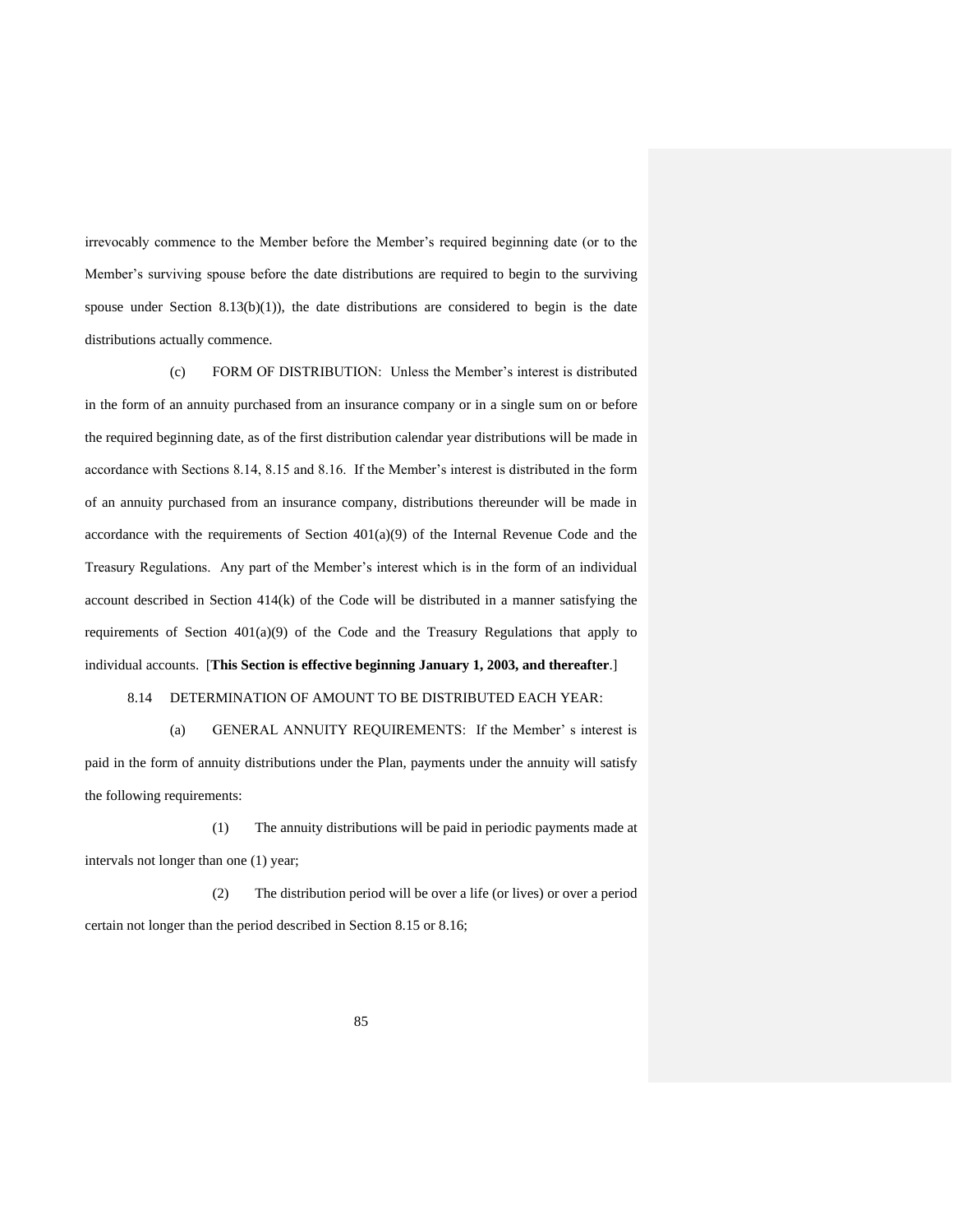irrevocably commence to the Member before the Member's required beginning date (or to the Member's surviving spouse before the date distributions are required to begin to the surviving spouse under Section 8.13(b)(1)), the date distributions are considered to begin is the date distributions actually commence.

(c) FORM OF DISTRIBUTION: Unless the Member's interest is distributed in the form of an annuity purchased from an insurance company or in a single sum on or before the required beginning date, as of the first distribution calendar year distributions will be made in accordance with Sections 8.14, 8.15 and 8.16. If the Member's interest is distributed in the form of an annuity purchased from an insurance company, distributions thereunder will be made in accordance with the requirements of Section 401(a)(9) of the Internal Revenue Code and the Treasury Regulations. Any part of the Member's interest which is in the form of an individual account described in Section 414(k) of the Code will be distributed in a manner satisfying the requirements of Section 401(a)(9) of the Code and the Treasury Regulations that apply to individual accounts. [**This Section is effective beginning January 1, 2003, and thereafter**.]

8.14 DETERMINATION OF AMOUNT TO BE DISTRIBUTED EACH YEAR:

(a) GENERAL ANNUITY REQUIREMENTS: If the Member' s interest is paid in the form of annuity distributions under the Plan, payments under the annuity will satisfy the following requirements:

(1) The annuity distributions will be paid in periodic payments made at intervals not longer than one (1) year;

(2) The distribution period will be over a life (or lives) or over a period certain not longer than the period described in Section 8.15 or 8.16;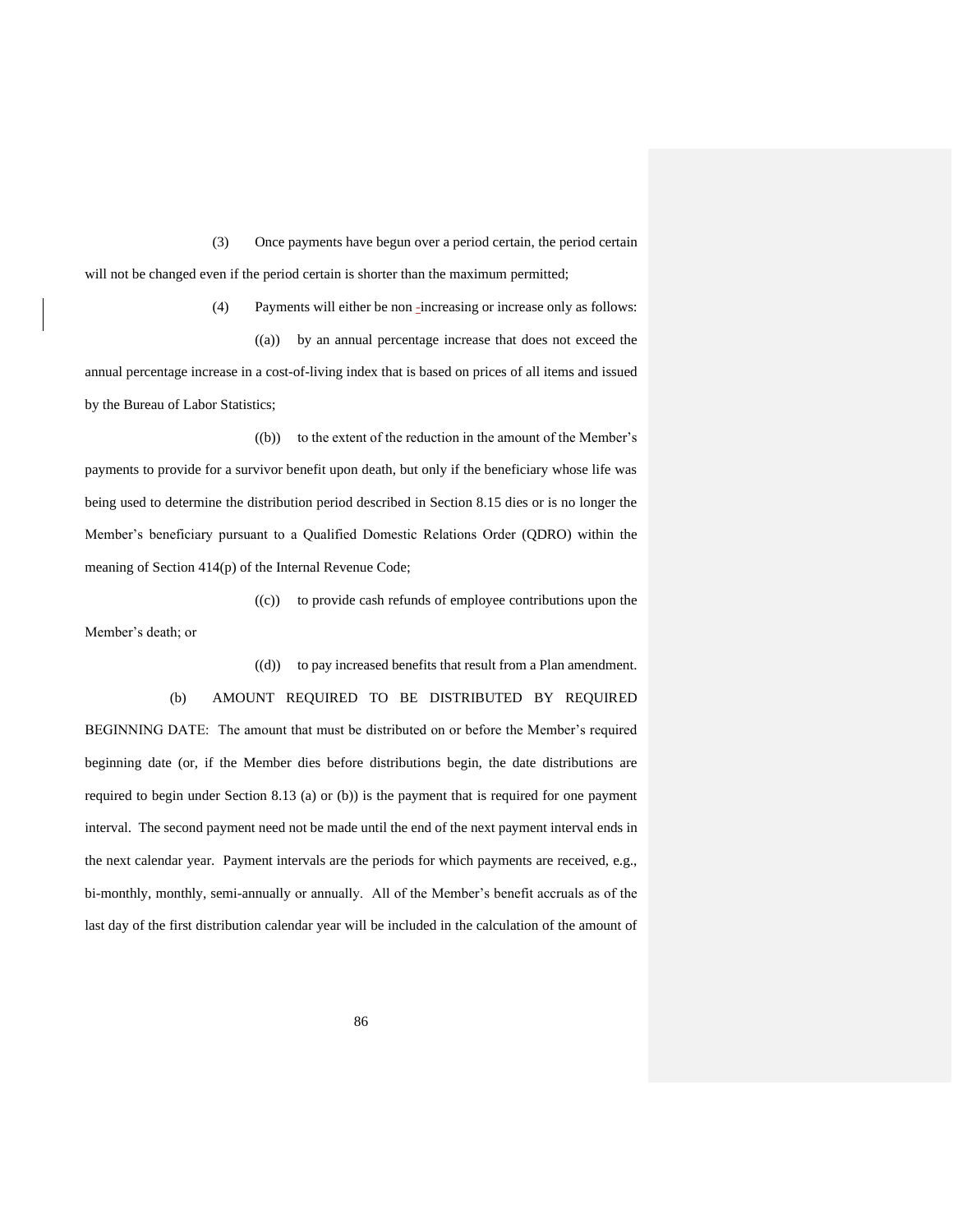(3) Once payments have begun over a period certain, the period certain will not be changed even if the period certain is shorter than the maximum permitted;

(4) Payments will either be non-increasing or increase only as follows:

((a)) by an annual percentage increase that does not exceed the annual percentage increase in a cost-of-living index that is based on prices of all items and issued by the Bureau of Labor Statistics;

((b)) to the extent of the reduction in the amount of the Member's payments to provide for a survivor benefit upon death, but only if the beneficiary whose life was being used to determine the distribution period described in Section 8.15 dies or is no longer the Member's beneficiary pursuant to a Qualified Domestic Relations Order (QDRO) within the meaning of Section 414(p) of the Internal Revenue Code;

((c)) to provide cash refunds of employee contributions upon the Member's death; or

((d)) to pay increased benefits that result from a Plan amendment.

(b) AMOUNT REQUIRED TO BE DISTRIBUTED BY REQUIRED BEGINNING DATE: The amount that must be distributed on or before the Member's required beginning date (or, if the Member dies before distributions begin, the date distributions are required to begin under Section 8.13 (a) or (b)) is the payment that is required for one payment interval. The second payment need not be made until the end of the next payment interval ends in the next calendar year. Payment intervals are the periods for which payments are received, e.g., bi-monthly, monthly, semi-annually or annually. All of the Member's benefit accruals as of the last day of the first distribution calendar year will be included in the calculation of the amount of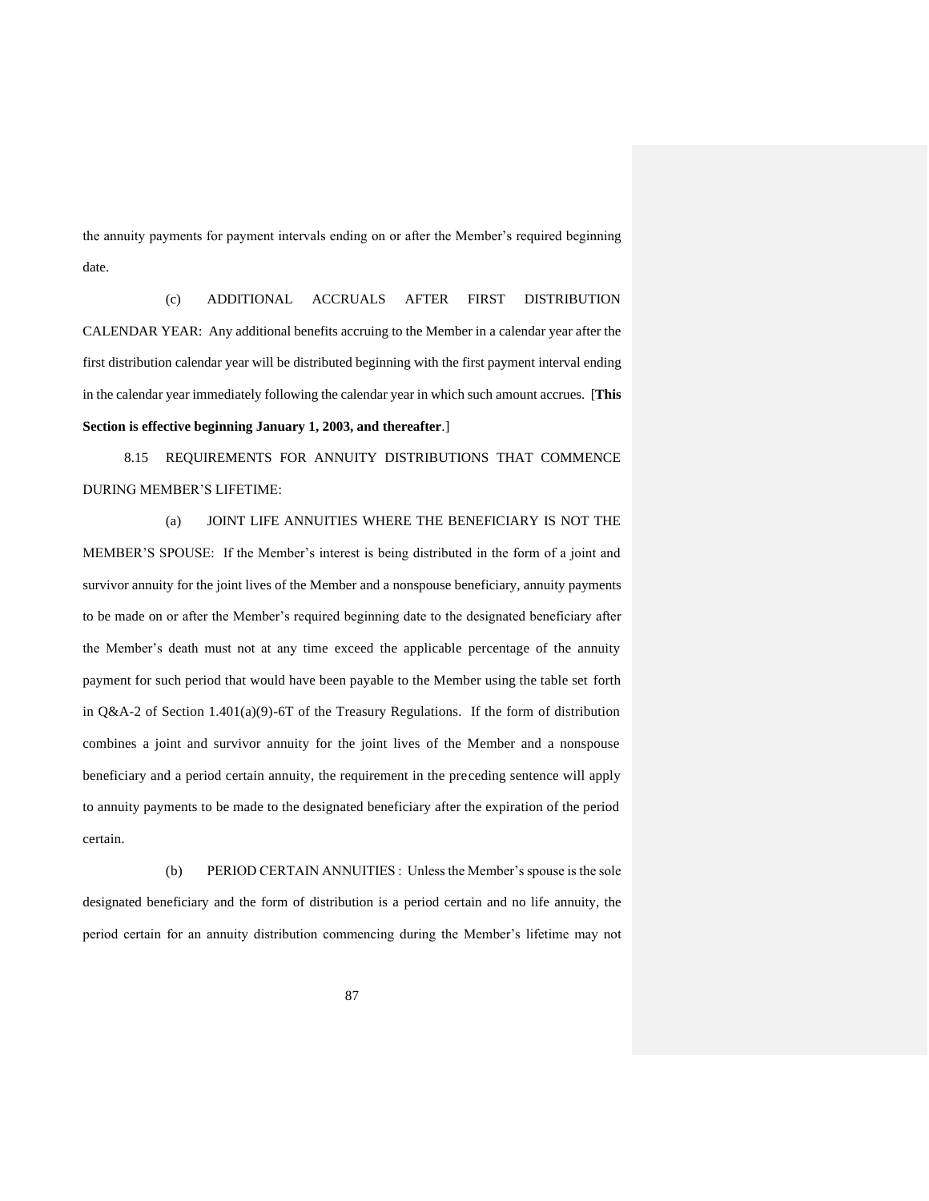the annuity payments for payment intervals ending on or after the Member's required beginning date.

(c) ADDITIONAL ACCRUALS AFTER FIRST DISTRIBUTION CALENDAR YEAR: Any additional benefits accruing to the Member in a calendar year after the first distribution calendar year will be distributed beginning with the first payment interval ending in the calendar year immediately following the calendar year in which such amount accrues. [**This Section is effective beginning January 1, 2003, and thereafter**.]

8.15 REQUIREMENTS FOR ANNUITY DISTRIBUTIONS THAT COMMENCE DURING MEMBER'S LIFETIME:

(a) JOINT LIFE ANNUITIES WHERE THE BENEFICIARY IS NOT THE MEMBER'S SPOUSE: If the Member's interest is being distributed in the form of a joint and survivor annuity for the joint lives of the Member and a nonspouse beneficiary, annuity payments to be made on or after the Member's required beginning date to the designated beneficiary after the Member's death must not at any time exceed the applicable percentage of the annuity payment for such period that would have been payable to the Member using the table set forth in Q&A-2 of Section 1.401(a)(9)-6T of the Treasury Regulations. If the form of distribution combines a joint and survivor annuity for the joint lives of the Member and a nonspouse beneficiary and a period certain annuity, the requirement in the preceding sentence will apply to annuity payments to be made to the designated beneficiary after the expiration of the period certain.

(b) PERIOD CERTAIN ANNUITIES: Unless the Member's spouse is the sole designated beneficiary and the form of distribution is a period certain and no life annuity, the period certain for an annuity distribution commencing during the Member's lifetime may not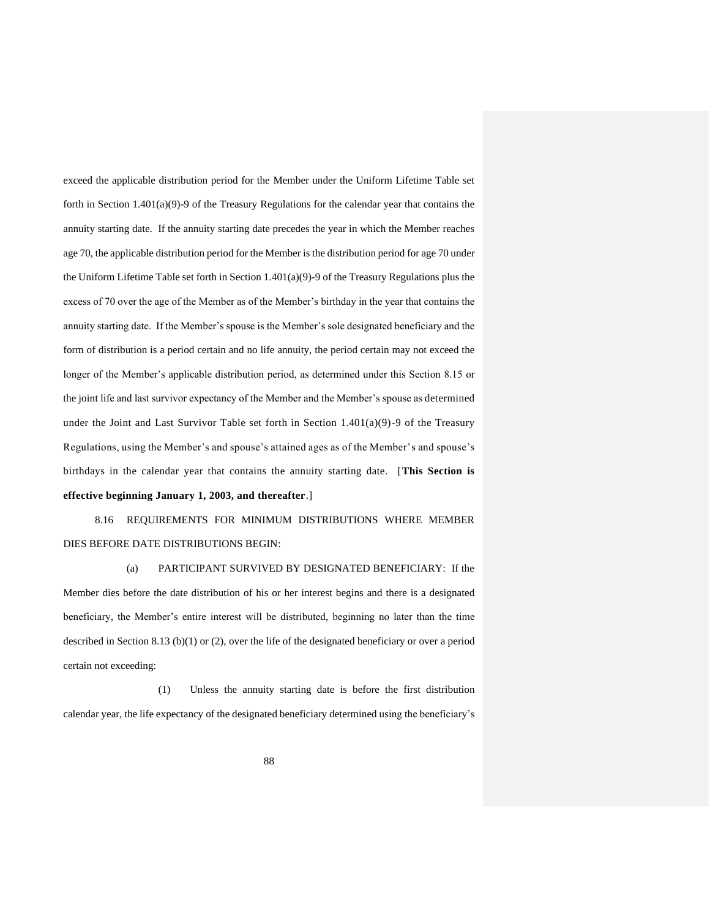exceed the applicable distribution period for the Member under the Uniform Lifetime Table set forth in Section 1.401(a)(9)-9 of the Treasury Regulations for the calendar year that contains the annuity starting date. If the annuity starting date precedes the year in which the Member reaches age 70, the applicable distribution period for the Member is the distribution period for age 70 under the Uniform Lifetime Table set forth in Section 1.401(a)(9)-9 of the Treasury Regulations plus the excess of 70 over the age of the Member as of the Member's birthday in the year that contains the annuity starting date. If the Member's spouse is the Member's sole designated beneficiary and the form of distribution is a period certain and no life annuity, the period certain may not exceed the longer of the Member's applicable distribution period, as determined under this Section 8.15 or the joint life and last survivor expectancy of the Member and the Member's spouse as determined under the Joint and Last Survivor Table set forth in Section 1.401(a)(9)-9 of the Treasury Regulations, using the Member's and spouse's attained ages as of the Member's and spouse's birthdays in the calendar year that contains the annuity starting date. [**This Section is effective beginning January 1, 2003, and thereafter**.]

8.16 REQUIREMENTS FOR MINIMUM DISTRIBUTIONS WHERE MEMBER DIES BEFORE DATE DISTRIBUTIONS BEGIN:

(a) PARTICIPANT SURVIVED BY DESIGNATED BENEFICIARY: If the Member dies before the date distribution of his or her interest begins and there is a designated beneficiary, the Member's entire interest will be distributed, beginning no later than the time described in Section 8.13 (b)(1) or (2), over the life of the designated beneficiary or over a period certain not exceeding:

(1) Unless the annuity starting date is before the first distribution calendar year, the life expectancy of the designated beneficiary determined using the beneficiary's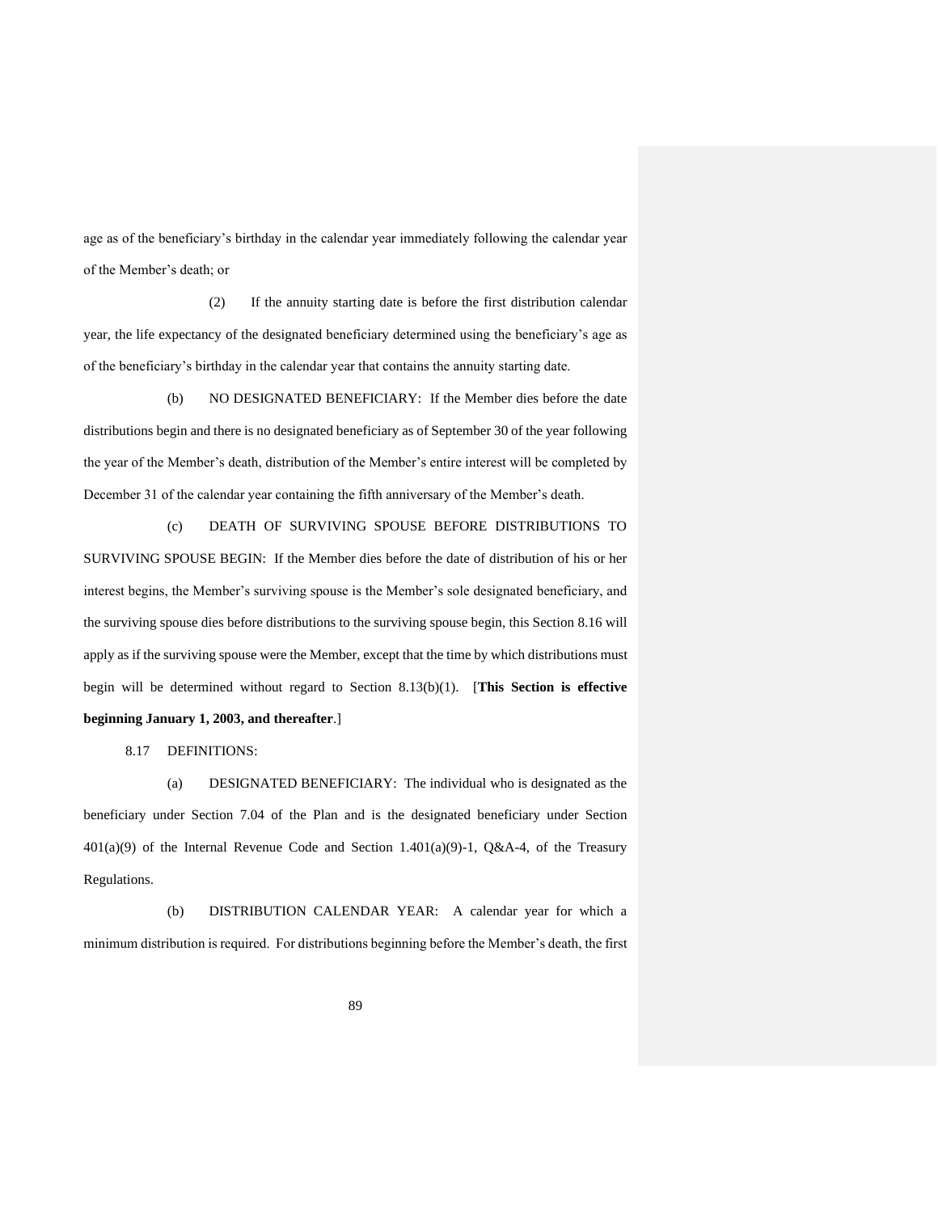age as of the beneficiary's birthday in the calendar year immediately following the calendar year of the Member's death; or

(2) If the annuity starting date is before the first distribution calendar year, the life expectancy of the designated beneficiary determined using the beneficiary's age as of the beneficiary's birthday in the calendar year that contains the annuity starting date.

(b) NO DESIGNATED BENEFICIARY: If the Member dies before the date distributions begin and there is no designated beneficiary as of September 30 of the year following the year of the Member's death, distribution of the Member's entire interest will be completed by December 31 of the calendar year containing the fifth anniversary of the Member's death.

(c) DEATH OF SURVIVING SPOUSE BEFORE DISTRIBUTIONS TO SURVIVING SPOUSE BEGIN: If the Member dies before the date of distribution of his or her interest begins, the Member's surviving spouse is the Member's sole designated beneficiary, and the surviving spouse dies before distributions to the surviving spouse begin, this Section 8.16 will apply as if the surviving spouse were the Member, except that the time by which distributions must begin will be determined without regard to Section 8.13(b)(1). [**This Section is effective beginning January 1, 2003, and thereafter**.]

8.17 DEFINITIONS:

(a) DESIGNATED BENEFICIARY: The individual who is designated as the beneficiary under Section 7.04 of the Plan and is the designated beneficiary under Section 401(a)(9) of the Internal Revenue Code and Section 1.401(a)(9)-1, Q&A-4, of the Treasury Regulations.

(b) DISTRIBUTION CALENDAR YEAR: A calendar year for which a minimum distribution is required. For distributions beginning before the Member's death, the first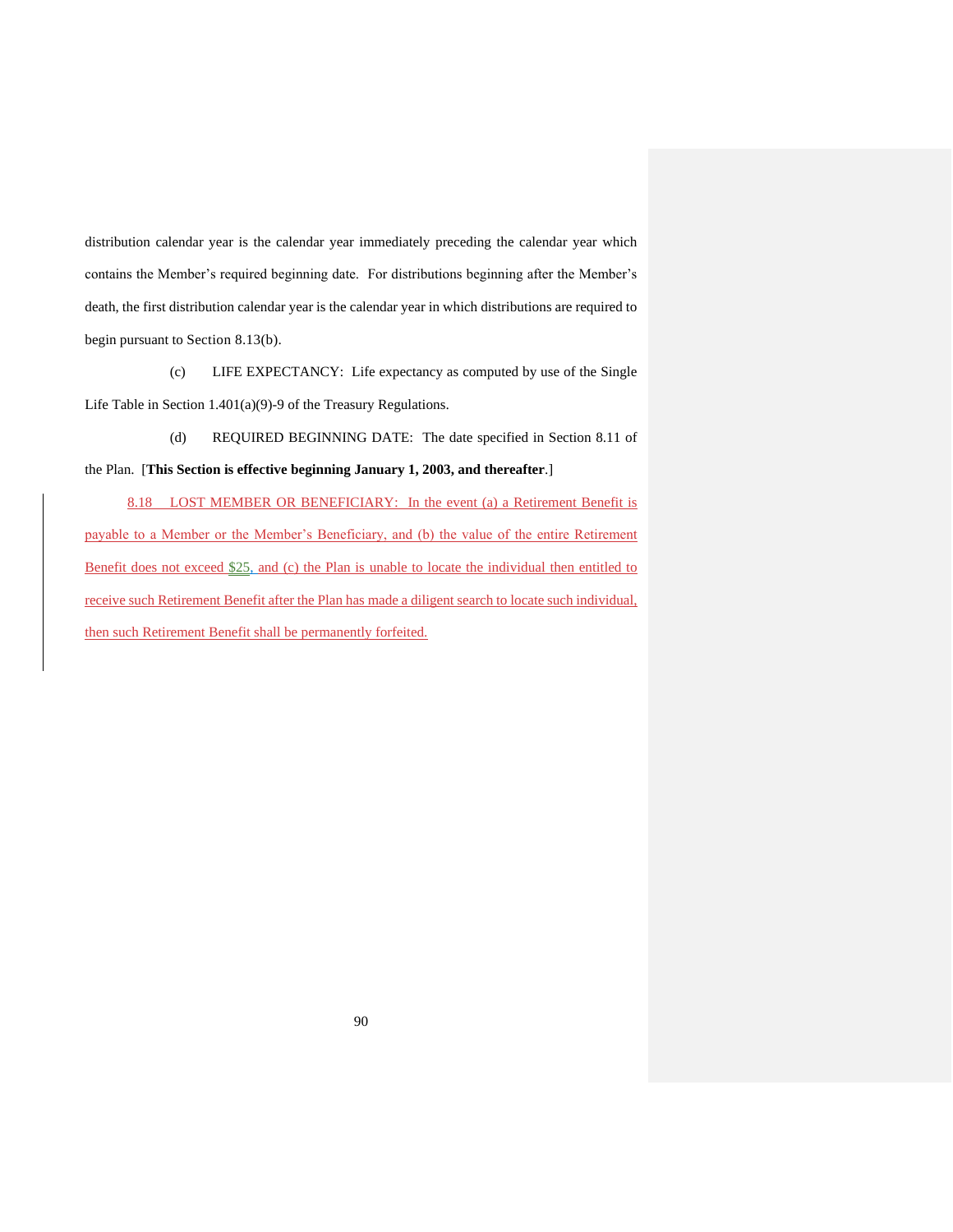distribution calendar year is the calendar year immediately preceding the calendar year which contains the Member's required beginning date. For distributions beginning after the Member's death, the first distribution calendar year is the calendar year in which distributions are required to begin pursuant to Section 8.13(b).

(c) LIFE EXPECTANCY: Life expectancy as computed by use of the Single Life Table in Section 1.401(a)(9)-9 of the Treasury Regulations.

(d) REQUIRED BEGINNING DATE: The date specified in Section 8.11 of the Plan. [**This Section is effective beginning January 1, 2003, and thereafter**.]

8.18 LOST MEMBER OR BENEFICIARY: In the event (a) a Retirement Benefit is payable to a Member or the Member's Beneficiary, and (b) the value of the entire Retirement Benefit does not exceed $25, and (c) the Plan is unable to locate the individual then entitled to receive such Retirement Benefit after the Plan has made a diligent search to locate such individual, then such Retirement Benefit shall be permanently forfeited.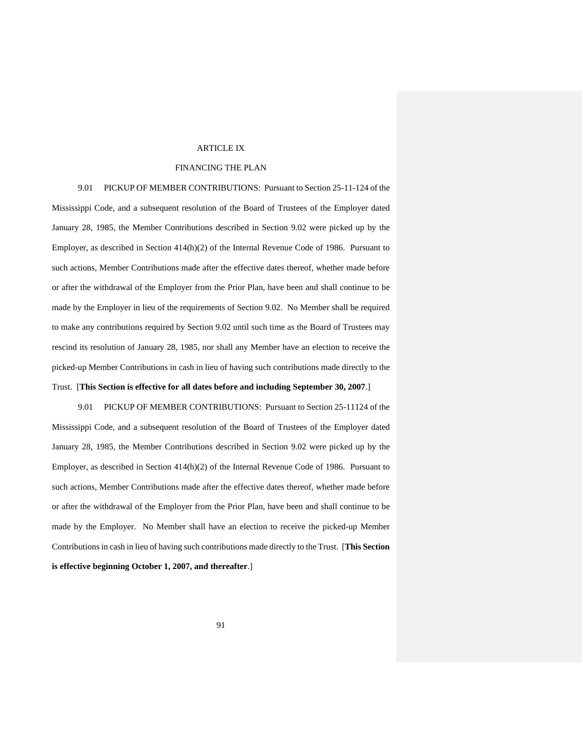# ARTICLE IX

## FINANCING THE PLAN

9.01 PICKUP OF MEMBER CONTRIBUTIONS: Pursuant to Section 25-11-124 of the Mississippi Code, and a subsequent resolution of the Board of Trustees of the Employer dated January 28, 1985, the Member Contributions described in Section 9.02 were picked up by the Employer, as described in Section 414(h)(2) of the Internal Revenue Code of 1986. Pursuant to such actions, Member Contributions made after the effective dates thereof, whether made before or after the withdrawal of the Employer from the Prior Plan, have been and shall continue to be made by the Employer in lieu of the requirements of Section 9.02. No Member shall be required to make any contributions required by Section 9.02 until such time as the Board of Trustees may rescind its resolution of January 28, 1985, nor shall any Member have an election to receive the picked-up Member Contributions in cash in lieu of having such contributions made directly to the Trust. [**This Section is effective for all dates before and including September 30, 2007**.]

9.01 PICKUP OF MEMBER CONTRIBUTIONS: Pursuant to Section 25-11124 of the Mississippi Code, and a subsequent resolution of the Board of Trustees of the Employer dated January 28, 1985, the Member Contributions described in Section 9.02 were picked up by the Employer, as described in Section 414(h)(2) of the Internal Revenue Code of 1986. Pursuant to such actions, Member Contributions made after the effective dates thereof, whether made before or after the withdrawal of the Employer from the Prior Plan, have been and shall continue to be made by the Employer. No Member shall have an election to receive the picked-up Member Contributions in cash in lieu of having such contributions made directly to the Trust. [**This Section is effective beginning October 1, 2007, and thereafter**.]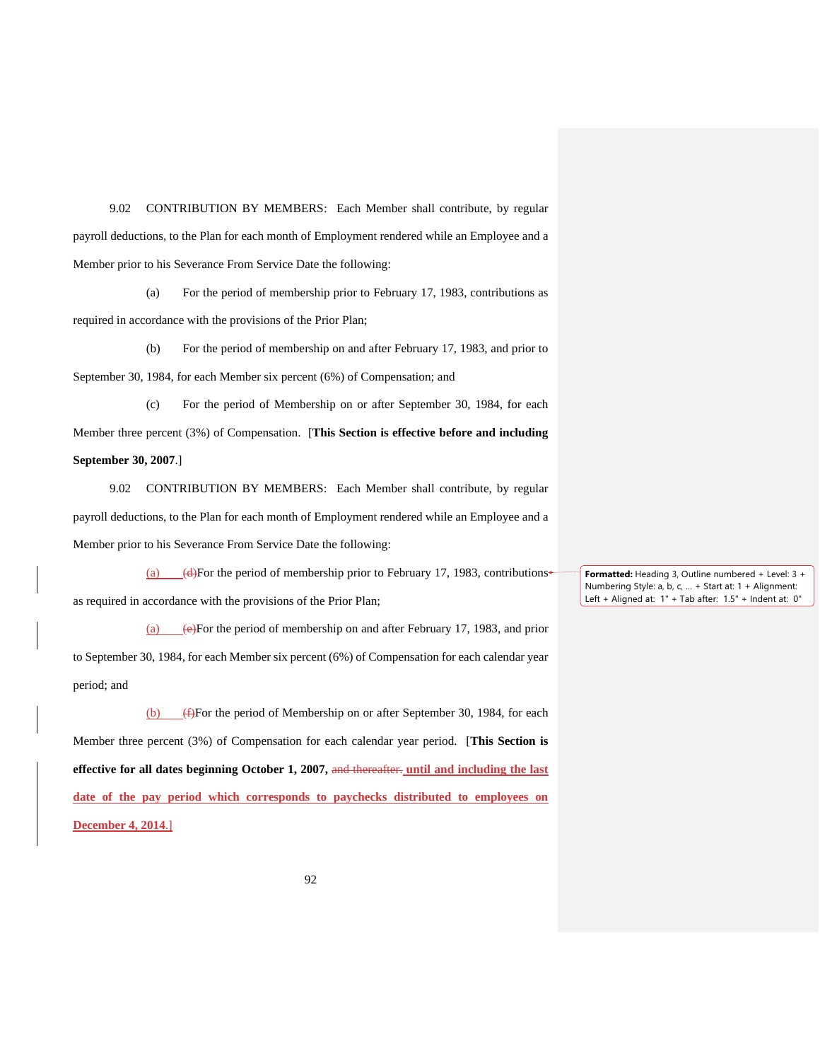9.02 CONTRIBUTION BY MEMBERS: Each Member shall contribute, by regular payroll deductions, to the Plan for each month of Employment rendered while an Employee and a Member prior to his Severance From Service Date the following:

(a) For the period of membership prior to February 17, 1983, contributions as required in accordance with the provisions of the Prior Plan;

(b) For the period of membership on and after February 17, 1983, and prior to September 30, 1984, for each Member six percent (6%) of Compensation; and

(c) For the period of Membership on or after September 30, 1984, for each Member three percent (3%) of Compensation. [**This Section is effective before and including September 30, 2007**.]

9.02 CONTRIBUTION BY MEMBERS: Each Member shall contribute, by regular payroll deductions, to the Plan for each month of Employment rendered while an Employee and a Member prior to his Severance From Service Date the following:

(a) ~~(d)~~For the period of membership prior to February 17, 1983, contributions as required in accordance with the provisions of the Prior Plan;

(a) ~~(e)~~For the period of membership on and after February 17, 1983, and prior to September 30, 1984, for each Member six percent (6%) of Compensation for each calendar year period; and

(b) ~~(f)~~For the period of Membership on or after September 30, 1984, for each Member three percent (3%) of Compensation for each calendar year period. [**This Section is effective for all dates beginning October 1, 2007,** ~~and thereafter.~~ **until and including the last date of the pay period which corresponds to paychecks distributed to employees on December 4, 2014**.]

Formatted: Heading 3, Outline numbered + Level: 3 + Numbering Style: a, b, c, … + Start at: 1 + Alignment: Left + Aligned at: 1" + Tab after: 1.5" + Indent at: 0"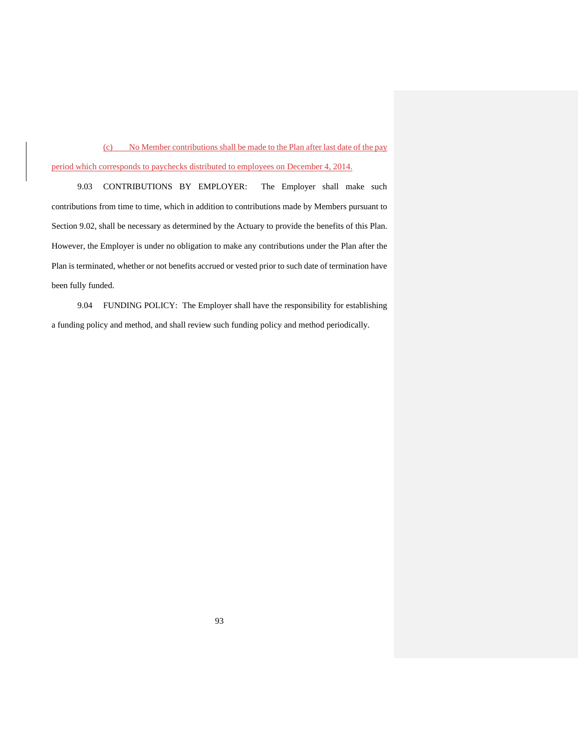(c) No Member contributions shall be made to the Plan after last date of the pay period which corresponds to paychecks distributed to employees on December 4, 2014.

9.03 CONTRIBUTIONS BY EMPLOYER: The Employer shall make such contributions from time to time, which in addition to contributions made by Members pursuant to Section 9.02, shall be necessary as determined by the Actuary to provide the benefits of this Plan. However, the Employer is under no obligation to make any contributions under the Plan after the Plan is terminated, whether or not benefits accrued or vested prior to such date of termination have been fully funded.

9.04 FUNDING POLICY: The Employer shall have the responsibility for establishing a funding policy and method, and shall review such funding policy and method periodically.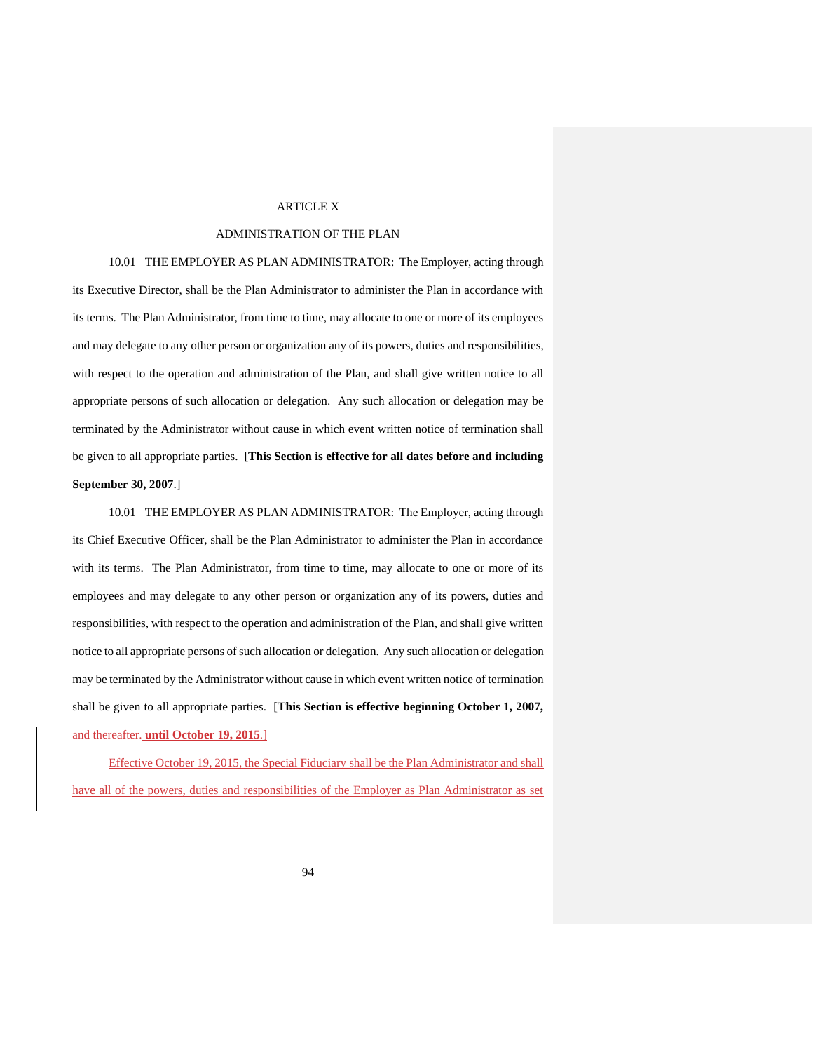ARTICLE X

ADMINISTRATION OF THE PLAN

10.01 THE EMPLOYER AS PLAN ADMINISTRATOR: The Employer, acting through its Executive Director, shall be the Plan Administrator to administer the Plan in accordance with its terms. The Plan Administrator, from time to time, may allocate to one or more of its employees and may delegate to any other person or organization any of its powers, duties and responsibilities, with respect to the operation and administration of the Plan, and shall give written notice to all appropriate persons of such allocation or delegation. Any such allocation or delegation may be terminated by the Administrator without cause in which event written notice of termination shall be given to all appropriate parties. [**This Section is effective for all dates before and including September 30, 2007**.]

10.01 THE EMPLOYER AS PLAN ADMINISTRATOR: The Employer, acting through its Chief Executive Officer, shall be the Plan Administrator to administer the Plan in accordance with its terms. The Plan Administrator, from time to time, may allocate to one or more of its employees and may delegate to any other person or organization any of its powers, duties and responsibilities, with respect to the operation and administration of the Plan, and shall give written notice to all appropriate persons of such allocation or delegation. Any such allocation or delegation may be terminated by the Administrator without cause in which event written notice of termination shall be given to all appropriate parties. [**This Section is effective beginning October 1, 2007,** ~~and thereafter.~~ **until October 19, 2015**.]

Effective October 19, 2015, the Special Fiduciary shall be the Plan Administrator and shall have all of the powers, duties and responsibilities of the Employer as Plan Administrator as set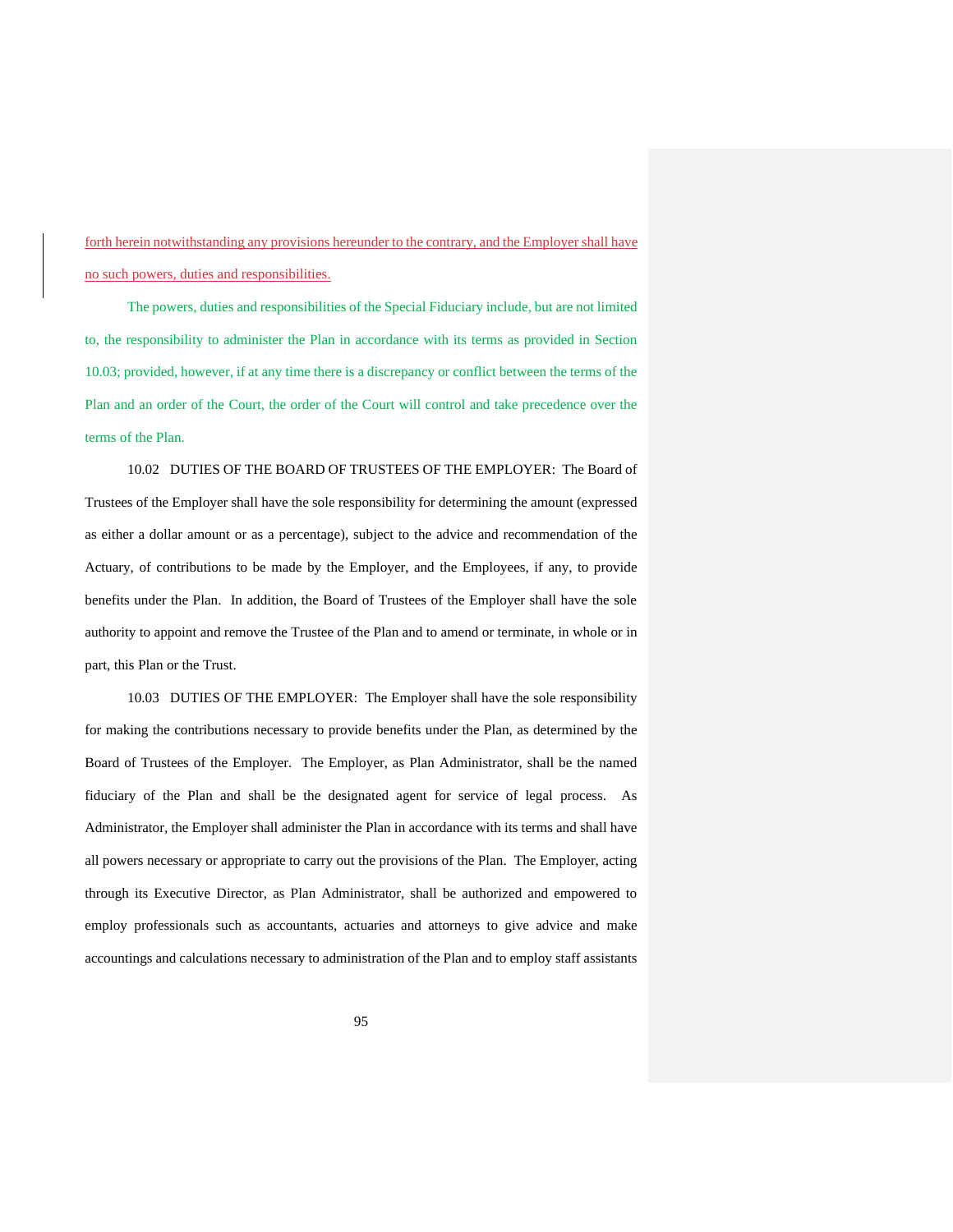forth herein notwithstanding any provisions hereunder to the contrary, and the Employer shall have no such powers, duties and responsibilities.

The powers, duties and responsibilities of the Special Fiduciary include, but are not limited to, the responsibility to administer the Plan in accordance with its terms as provided in Section 10.03; provided, however, if at any time there is a discrepancy or conflict between the terms of the Plan and an order of the Court, the order of the Court will control and take precedence over the terms of the Plan.

10.02 DUTIES OF THE BOARD OF TRUSTEES OF THE EMPLOYER: The Board of Trustees of the Employer shall have the sole responsibility for determining the amount (expressed as either a dollar amount or as a percentage), subject to the advice and recommendation of the Actuary, of contributions to be made by the Employer, and the Employees, if any, to provide benefits under the Plan. In addition, the Board of Trustees of the Employer shall have the sole authority to appoint and remove the Trustee of the Plan and to amend or terminate, in whole or in part, this Plan or the Trust.

10.03 DUTIES OF THE EMPLOYER: The Employer shall have the sole responsibility for making the contributions necessary to provide benefits under the Plan, as determined by the Board of Trustees of the Employer. The Employer, as Plan Administrator, shall be the named fiduciary of the Plan and shall be the designated agent for service of legal process. As Administrator, the Employer shall administer the Plan in accordance with its terms and shall have all powers necessary or appropriate to carry out the provisions of the Plan. The Employer, acting through its Executive Director, as Plan Administrator, shall be authorized and empowered to employ professionals such as accountants, actuaries and attorneys to give advice and make accountings and calculations necessary to administration of the Plan and to employ staff assistants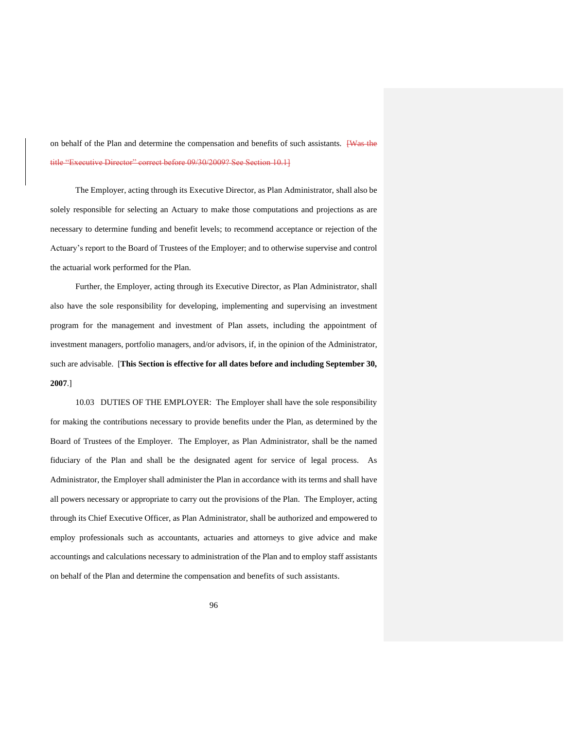on behalf of the Plan and determine the compensation and benefits of such assistants. ~~[Was the title "Executive Director" correct before 09/30/2009? See Section 10.1]~~

The Employer, acting through its Executive Director, as Plan Administrator, shall also be solely responsible for selecting an Actuary to make those computations and projections as are necessary to determine funding and benefit levels; to recommend acceptance or rejection of the Actuary's report to the Board of Trustees of the Employer; and to otherwise supervise and control the actuarial work performed for the Plan.

Further, the Employer, acting through its Executive Director, as Plan Administrator, shall also have the sole responsibility for developing, implementing and supervising an investment program for the management and investment of Plan assets, including the appointment of investment managers, portfolio managers, and/or advisors, if, in the opinion of the Administrator, such are advisable. [**This Section is effective for all dates before and including September 30, 2007**.]

10.03 DUTIES OF THE EMPLOYER: The Employer shall have the sole responsibility for making the contributions necessary to provide benefits under the Plan, as determined by the Board of Trustees of the Employer. The Employer, as Plan Administrator, shall be the named fiduciary of the Plan and shall be the designated agent for service of legal process. As Administrator, the Employer shall administer the Plan in accordance with its terms and shall have all powers necessary or appropriate to carry out the provisions of the Plan. The Employer, acting through its Chief Executive Officer, as Plan Administrator, shall be authorized and empowered to employ professionals such as accountants, actuaries and attorneys to give advice and make accountings and calculations necessary to administration of the Plan and to employ staff assistants on behalf of the Plan and determine the compensation and benefits of such assistants.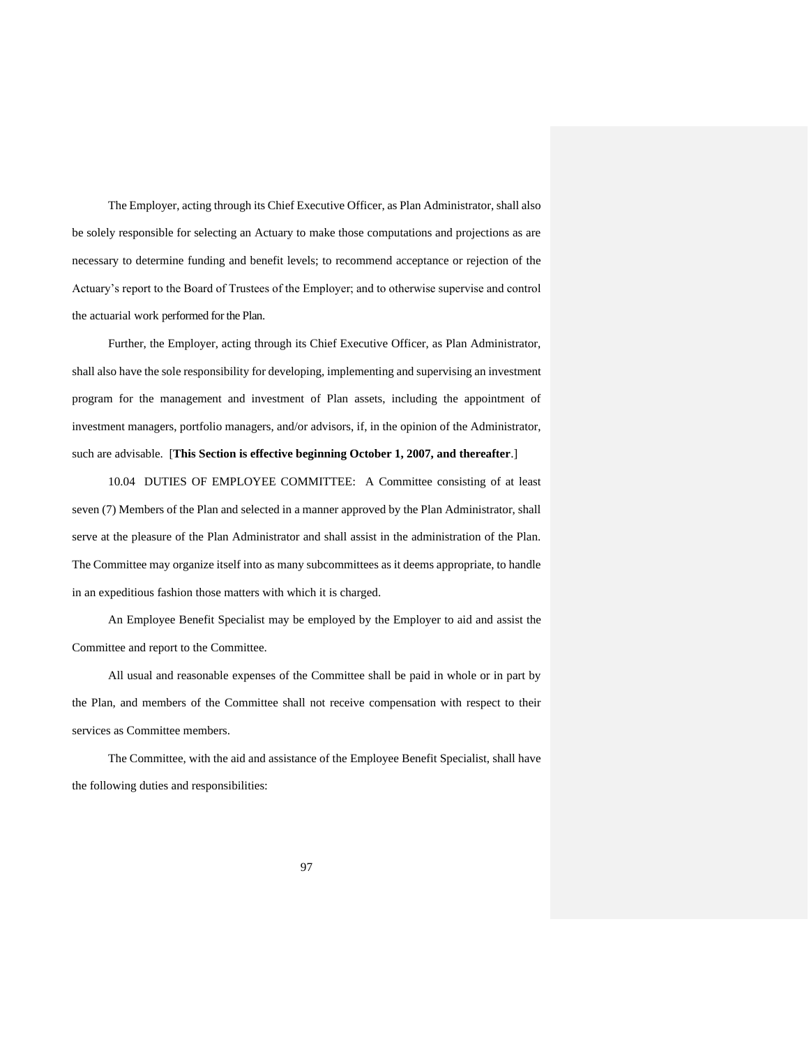The Employer, acting through its Chief Executive Officer, as Plan Administrator, shall also be solely responsible for selecting an Actuary to make those computations and projections as are necessary to determine funding and benefit levels; to recommend acceptance or rejection of the Actuary's report to the Board of Trustees of the Employer; and to otherwise supervise and control the actuarial work performed for the Plan.

Further, the Employer, acting through its Chief Executive Officer, as Plan Administrator, shall also have the sole responsibility for developing, implementing and supervising an investment program for the management and investment of Plan assets, including the appointment of investment managers, portfolio managers, and/or advisors, if, in the opinion of the Administrator, such are advisable. [**This Section is effective beginning October 1, 2007, and thereafter**.]

10.04 DUTIES OF EMPLOYEE COMMITTEE: A Committee consisting of at least seven (7) Members of the Plan and selected in a manner approved by the Plan Administrator, shall serve at the pleasure of the Plan Administrator and shall assist in the administration of the Plan. The Committee may organize itself into as many subcommittees as it deems appropriate, to handle in an expeditious fashion those matters with which it is charged.

An Employee Benefit Specialist may be employed by the Employer to aid and assist the Committee and report to the Committee.

All usual and reasonable expenses of the Committee shall be paid in whole or in part by the Plan, and members of the Committee shall not receive compensation with respect to their services as Committee members.

The Committee, with the aid and assistance of the Employee Benefit Specialist, shall have the following duties and responsibilities: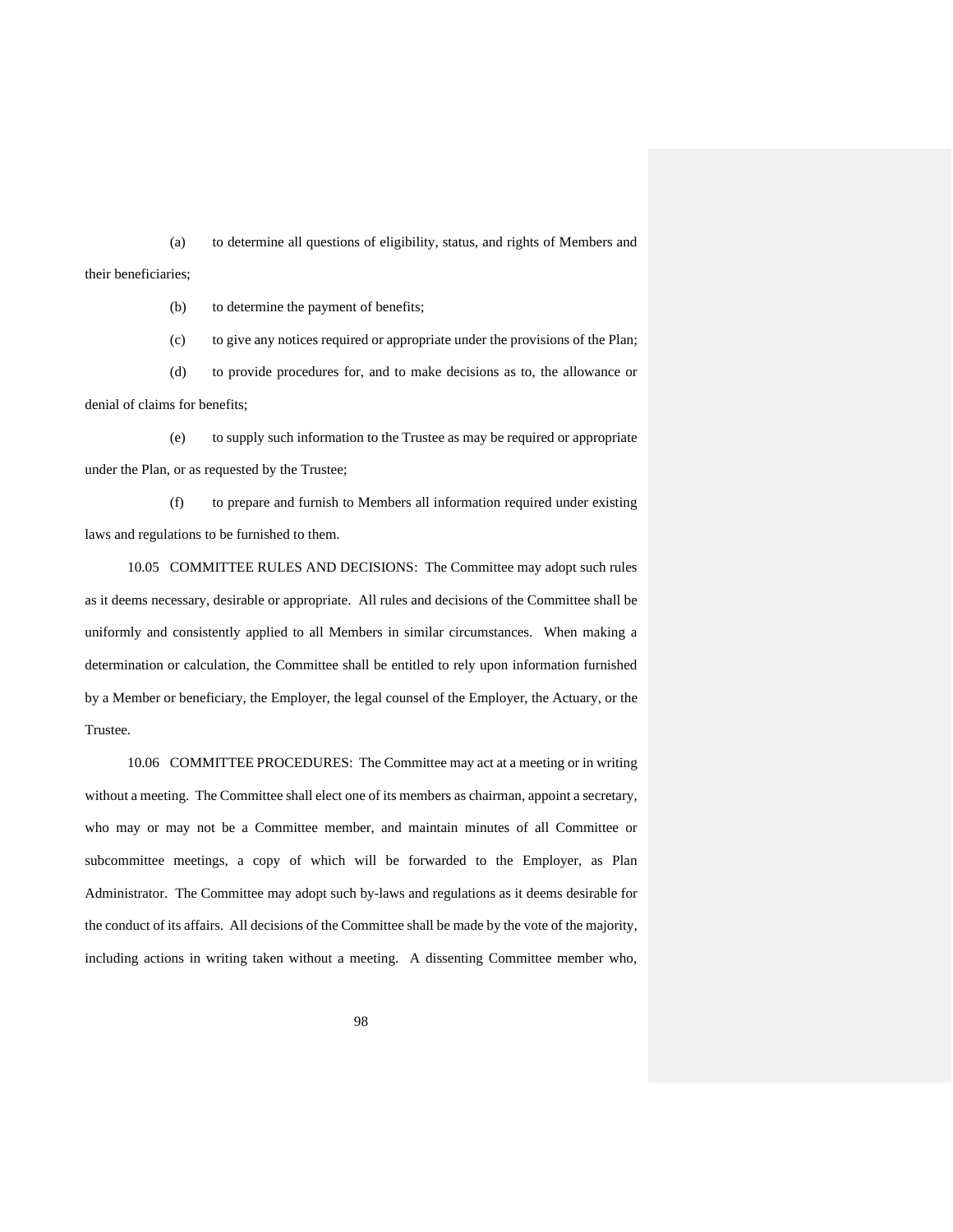(a) to determine all questions of eligibility, status, and rights of Members and their beneficiaries;

(b) to determine the payment of benefits;

(c) to give any notices required or appropriate under the provisions of the Plan;

(d) to provide procedures for, and to make decisions as to, the allowance or denial of claims for benefits;

(e) to supply such information to the Trustee as may be required or appropriate under the Plan, or as requested by the Trustee;

(f) to prepare and furnish to Members all information required under existing laws and regulations to be furnished to them.

10.05 COMMITTEE RULES AND DECISIONS: The Committee may adopt such rules as it deems necessary, desirable or appropriate. All rules and decisions of the Committee shall be uniformly and consistently applied to all Members in similar circumstances. When making a determination or calculation, the Committee shall be entitled to rely upon information furnished by a Member or beneficiary, the Employer, the legal counsel of the Employer, the Actuary, or the Trustee.

10.06 COMMITTEE PROCEDURES: The Committee may act at a meeting or in writing without a meeting. The Committee shall elect one of its members as chairman, appoint a secretary, who may or may not be a Committee member, and maintain minutes of all Committee or subcommittee meetings, a copy of which will be forwarded to the Employer, as Plan Administrator. The Committee may adopt such by-laws and regulations as it deems desirable for the conduct of its affairs. All decisions of the Committee shall be made by the vote of the majority, including actions in writing taken without a meeting. A dissenting Committee member who,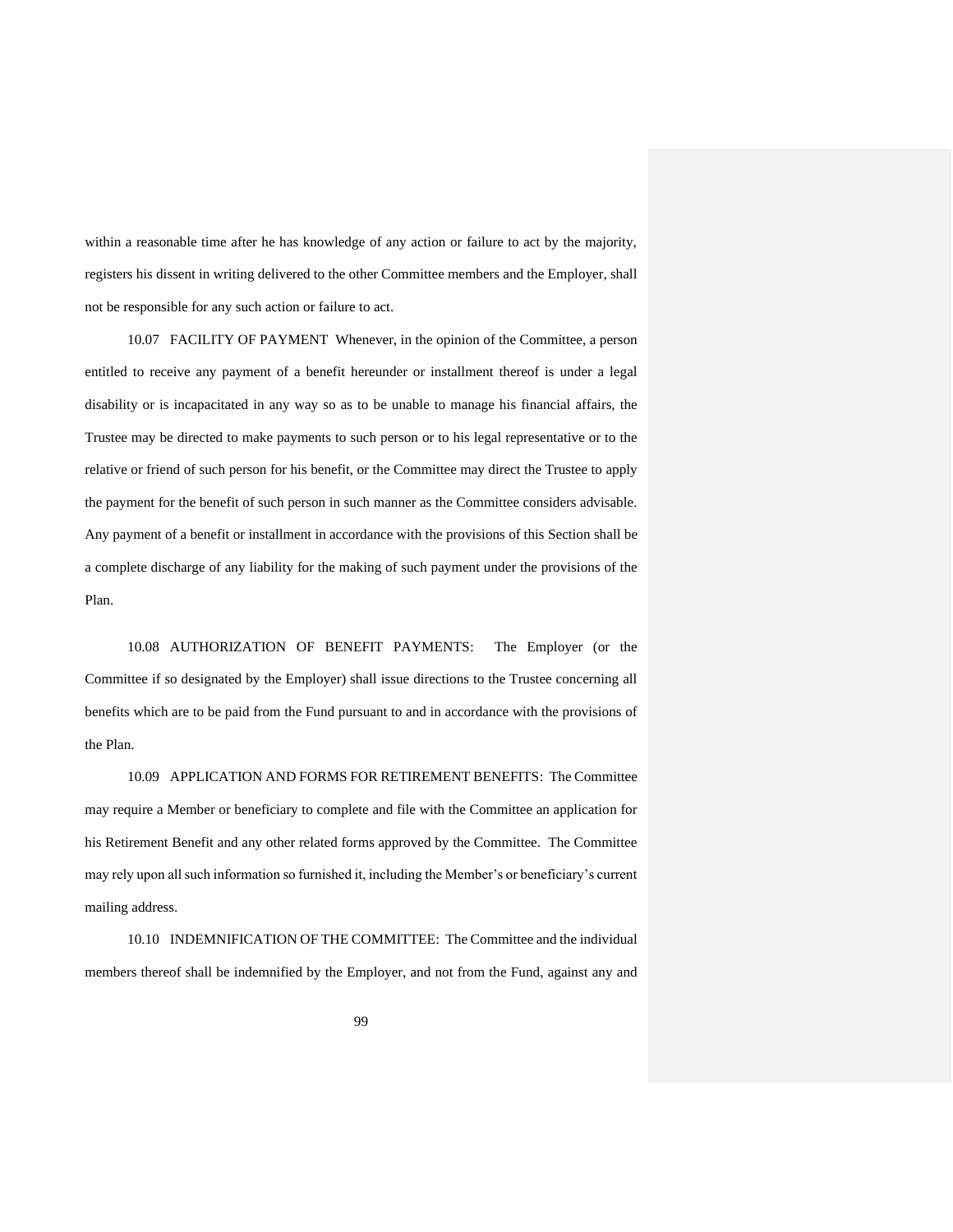within a reasonable time after he has knowledge of any action or failure to act by the majority, registers his dissent in writing delivered to the other Committee members and the Employer, shall not be responsible for any such action or failure to act.

10.07 FACILITY OF PAYMENT Whenever, in the opinion of the Committee, a person entitled to receive any payment of a benefit hereunder or installment thereof is under a legal disability or is incapacitated in any way so as to be unable to manage his financial affairs, the Trustee may be directed to make payments to such person or to his legal representative or to the relative or friend of such person for his benefit, or the Committee may direct the Trustee to apply the payment for the benefit of such person in such manner as the Committee considers advisable. Any payment of a benefit or installment in accordance with the provisions of this Section shall be a complete discharge of any liability for the making of such payment under the provisions of the Plan.

10.08 AUTHORIZATION OF BENEFIT PAYMENTS: The Employer (or the Committee if so designated by the Employer) shall issue directions to the Trustee concerning all benefits which are to be paid from the Fund pursuant to and in accordance with the provisions of the Plan.

10.09 APPLICATION AND FORMS FOR RETIREMENT BENEFITS: The Committee may require a Member or beneficiary to complete and file with the Committee an application for his Retirement Benefit and any other related forms approved by the Committee. The Committee may rely upon all such information so furnished it, including the Member's or beneficiary's current mailing address.

10.10 INDEMNIFICATION OF THE COMMITTEE: The Committee and the individual members thereof shall be indemnified by the Employer, and not from the Fund, against any and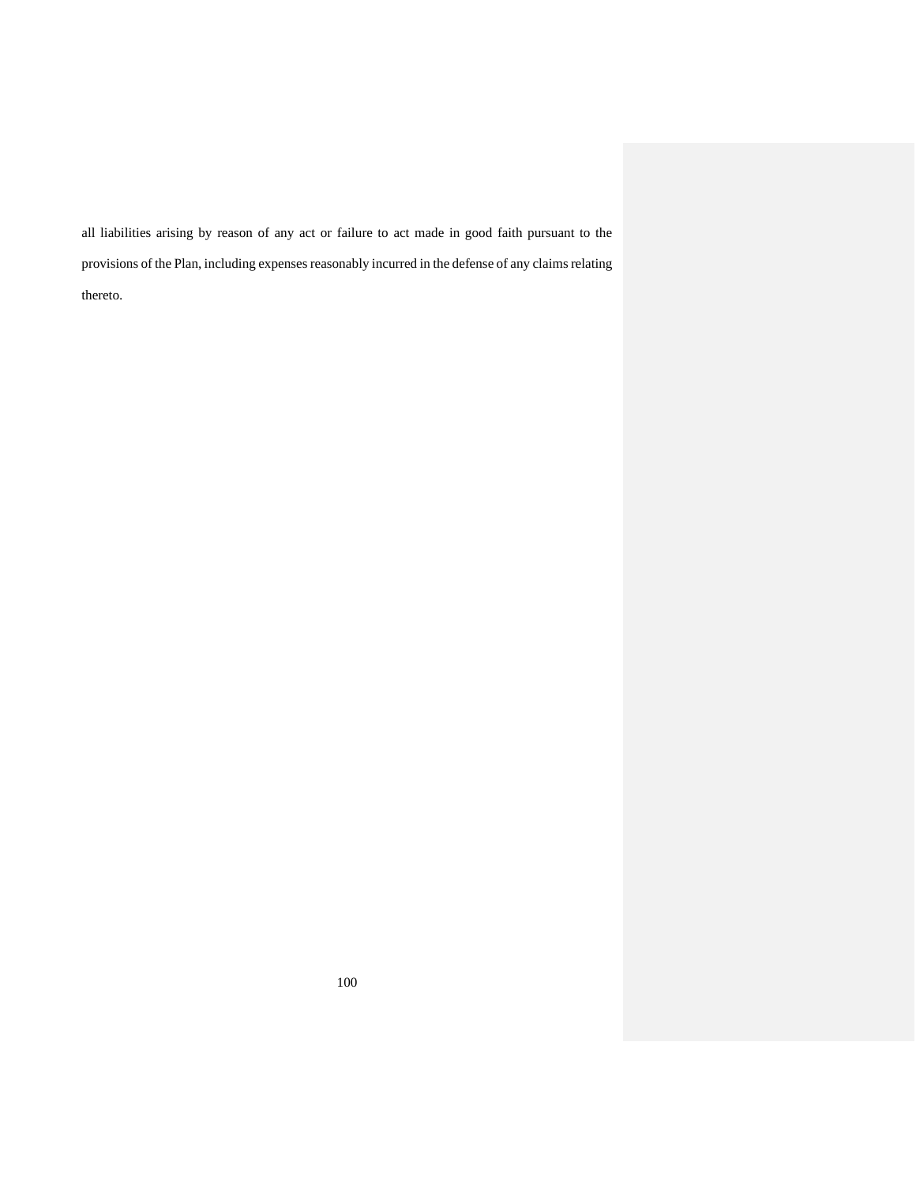all liabilities arising by reason of any act or failure to act made in good faith pursuant to the provisions of the Plan, including expenses reasonably incurred in the defense of any claims relating thereto.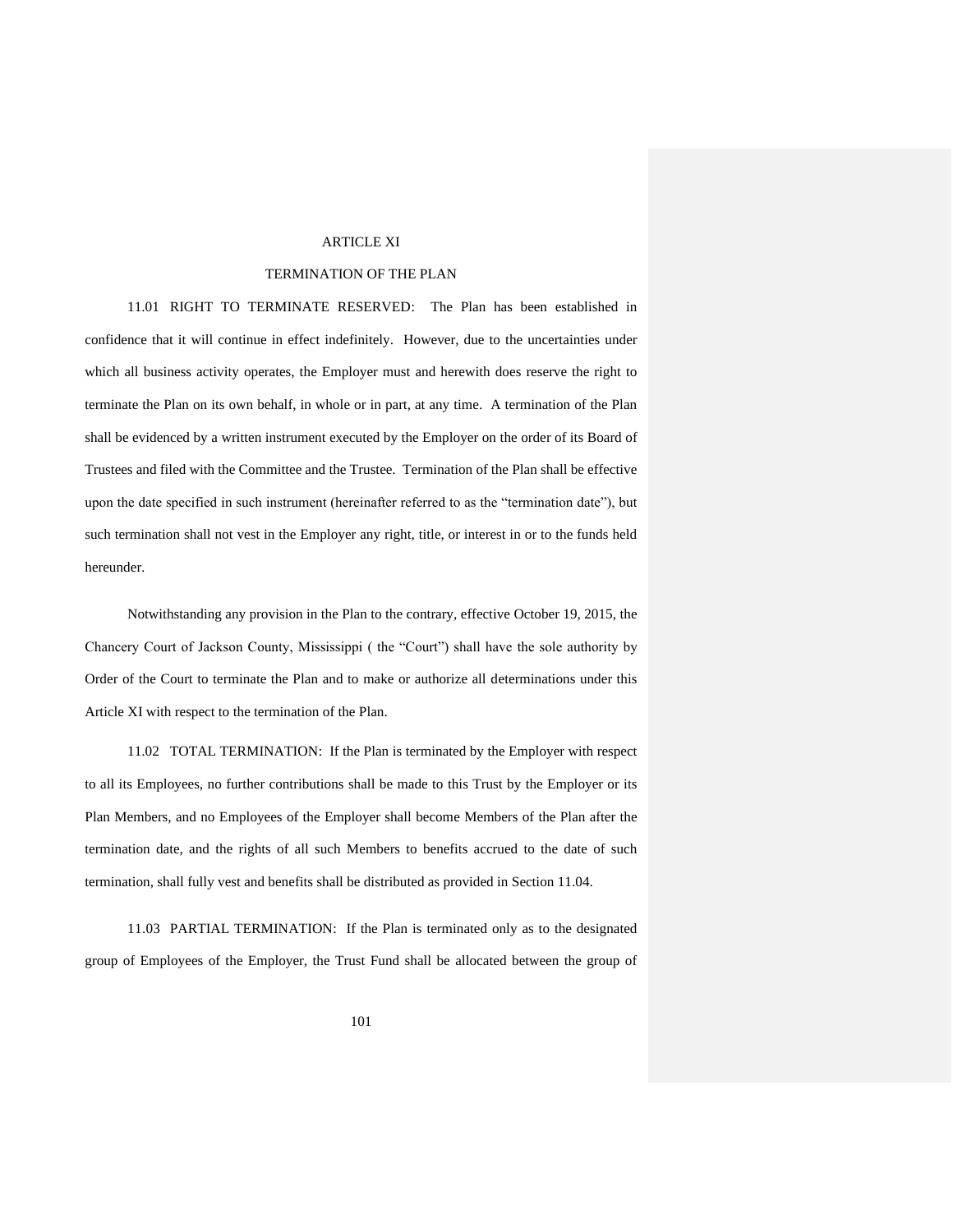## ARTICLE XI

## TERMINATION OF THE PLAN

11.01 RIGHT TO TERMINATE RESERVED: The Plan has been established in confidence that it will continue in effect indefinitely. However, due to the uncertainties under which all business activity operates, the Employer must and herewith does reserve the right to terminate the Plan on its own behalf, in whole or in part, at any time. A termination of the Plan shall be evidenced by a written instrument executed by the Employer on the order of its Board of Trustees and filed with the Committee and the Trustee. Termination of the Plan shall be effective upon the date specified in such instrument (hereinafter referred to as the "termination date"), but such termination shall not vest in the Employer any right, title, or interest in or to the funds held hereunder.

Notwithstanding any provision in the Plan to the contrary, effective October 19, 2015, the Chancery Court of Jackson County, Mississippi ( the "Court") shall have the sole authority by Order of the Court to terminate the Plan and to make or authorize all determinations under this Article XI with respect to the termination of the Plan.

11.02 TOTAL TERMINATION: If the Plan is terminated by the Employer with respect to all its Employees, no further contributions shall be made to this Trust by the Employer or its Plan Members, and no Employees of the Employer shall become Members of the Plan after the termination date, and the rights of all such Members to benefits accrued to the date of such termination, shall fully vest and benefits shall be distributed as provided in Section 11.04.

11.03 PARTIAL TERMINATION: If the Plan is terminated only as to the designated group of Employees of the Employer, the Trust Fund shall be allocated between the group of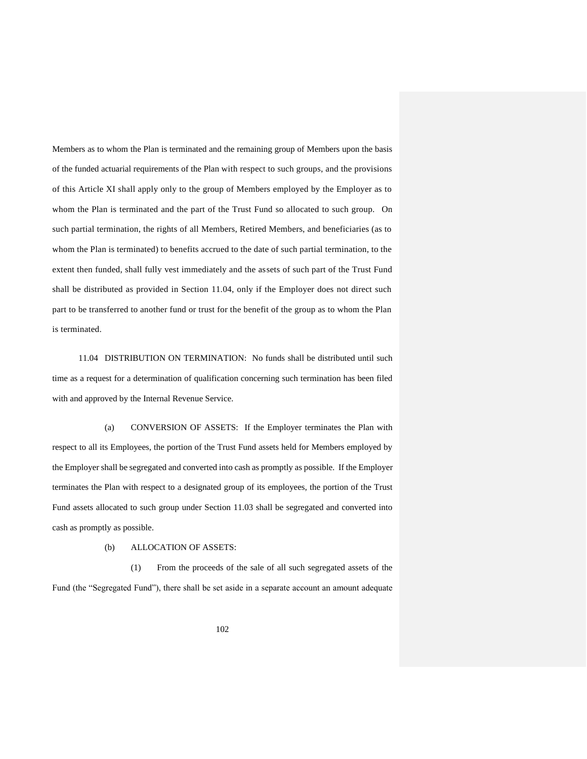Members as to whom the Plan is terminated and the remaining group of Members upon the basis of the funded actuarial requirements of the Plan with respect to such groups, and the provisions of this Article XI shall apply only to the group of Members employed by the Employer as to whom the Plan is terminated and the part of the Trust Fund so allocated to such group. On such partial termination, the rights of all Members, Retired Members, and beneficiaries (as to whom the Plan is terminated) to benefits accrued to the date of such partial termination, to the extent then funded, shall fully vest immediately and the assets of such part of the Trust Fund shall be distributed as provided in Section 11.04, only if the Employer does not direct such part to be transferred to another fund or trust for the benefit of the group as to whom the Plan is terminated.

11.04 DISTRIBUTION ON TERMINATION: No funds shall be distributed until such time as a request for a determination of qualification concerning such termination has been filed with and approved by the Internal Revenue Service.

(a) CONVERSION OF ASSETS: If the Employer terminates the Plan with respect to all its Employees, the portion of the Trust Fund assets held for Members employed by the Employer shall be segregated and converted into cash as promptly as possible. If the Employer terminates the Plan with respect to a designated group of its employees, the portion of the Trust Fund assets allocated to such group under Section 11.03 shall be segregated and converted into cash as promptly as possible.

(b) ALLOCATION OF ASSETS:

(1) From the proceeds of the sale of all such segregated assets of the Fund (the "Segregated Fund"), there shall be set aside in a separate account an amount adequate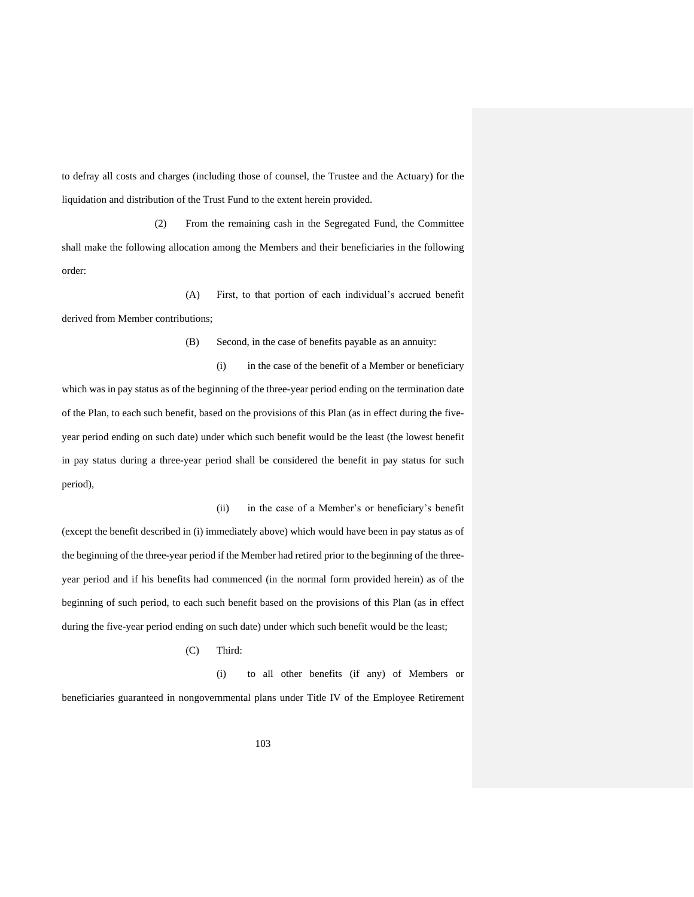to defray all costs and charges (including those of counsel, the Trustee and the Actuary) for the liquidation and distribution of the Trust Fund to the extent herein provided.

(2) From the remaining cash in the Segregated Fund, the Committee shall make the following allocation among the Members and their beneficiaries in the following order:

(A) First, to that portion of each individual's accrued benefit derived from Member contributions;

(B) Second, in the case of benefits payable as an annuity:

(i) in the case of the benefit of a Member or beneficiary which was in pay status as of the beginning of the three-year period ending on the termination date of the Plan, to each such benefit, based on the provisions of this Plan (as in effect during the five-year period ending on such date) under which such benefit would be the least (the lowest benefit in pay status during a three-year period shall be considered the benefit in pay status for such period),

(ii) in the case of a Member's or beneficiary's benefit (except the benefit described in (i) immediately above) which would have been in pay status as of the beginning of the three-year period if the Member had retired prior to the beginning of the three-year period and if his benefits had commenced (in the normal form provided herein) as of the beginning of such period, to each such benefit based on the provisions of this Plan (as in effect during the five-year period ending on such date) under which such benefit would be the least;

(C) Third:

(i) to all other benefits (if any) of Members or beneficiaries guaranteed in nongovernmental plans under Title IV of the Employee Retirement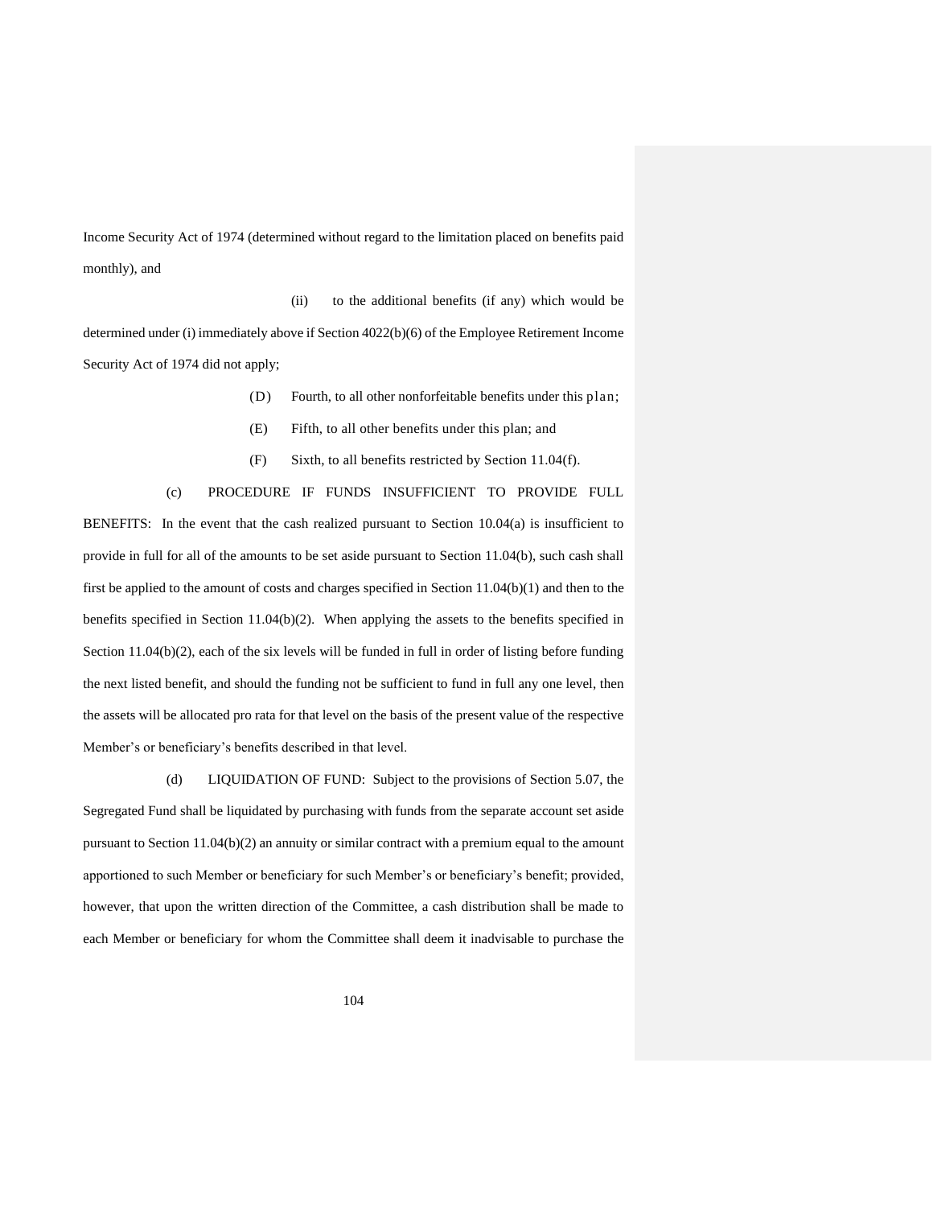Income Security Act of 1974 (determined without regard to the limitation placed on benefits paid monthly), and

(ii) to the additional benefits (if any) which would be determined under (i) immediately above if Section 4022(b)(6) of the Employee Retirement Income Security Act of 1974 did not apply;

(D) Fourth, to all other nonforfeitable benefits under this plan;

(E) Fifth, to all other benefits under this plan; and

(F) Sixth, to all benefits restricted by Section 11.04(f).

(c) PROCEDURE IF FUNDS INSUFFICIENT TO PROVIDE FULL BENEFITS: In the event that the cash realized pursuant to Section 10.04(a) is insufficient to provide in full for all of the amounts to be set aside pursuant to Section 11.04(b), such cash shall first be applied to the amount of costs and charges specified in Section 11.04(b)(1) and then to the benefits specified in Section 11.04(b)(2). When applying the assets to the benefits specified in Section 11.04(b)(2), each of the six levels will be funded in full in order of listing before funding the next listed benefit, and should the funding not be sufficient to fund in full any one level, then the assets will be allocated pro rata for that level on the basis of the present value of the respective Member's or beneficiary's benefits described in that level.

(d) LIQUIDATION OF FUND: Subject to the provisions of Section 5.07, the Segregated Fund shall be liquidated by purchasing with funds from the separate account set aside pursuant to Section 11.04(b)(2) an annuity or similar contract with a premium equal to the amount apportioned to such Member or beneficiary for such Member's or beneficiary's benefit; provided, however, that upon the written direction of the Committee, a cash distribution shall be made to each Member or beneficiary for whom the Committee shall deem it inadvisable to purchase the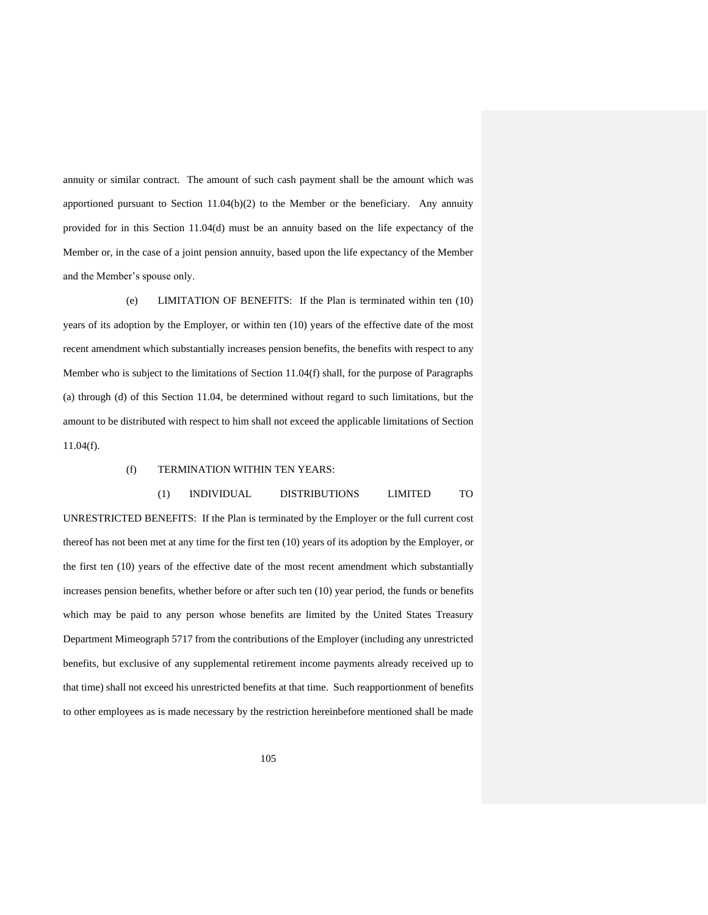annuity or similar contract. The amount of such cash payment shall be the amount which was apportioned pursuant to Section 11.04(b)(2) to the Member or the beneficiary. Any annuity provided for in this Section 11.04(d) must be an annuity based on the life expectancy of the Member or, in the case of a joint pension annuity, based upon the life expectancy of the Member and the Member's spouse only.

(e) LIMITATION OF BENEFITS: If the Plan is terminated within ten (10) years of its adoption by the Employer, or within ten (10) years of the effective date of the most recent amendment which substantially increases pension benefits, the benefits with respect to any Member who is subject to the limitations of Section 11.04(f) shall, for the purpose of Paragraphs (a) through (d) of this Section 11.04, be determined without regard to such limitations, but the amount to be distributed with respect to him shall not exceed the applicable limitations of Section 11.04(f).

(f) TERMINATION WITHIN TEN YEARS:

(1) INDIVIDUAL DISTRIBUTIONS LIMITED TO UNRESTRICTED BENEFITS: If the Plan is terminated by the Employer or the full current cost thereof has not been met at any time for the first ten (10) years of its adoption by the Employer, or the first ten (10) years of the effective date of the most recent amendment which substantially increases pension benefits, whether before or after such ten (10) year period, the funds or benefits which may be paid to any person whose benefits are limited by the United States Treasury Department Mimeograph 5717 from the contributions of the Employer (including any unrestricted benefits, but exclusive of any supplemental retirement income payments already received up to that time) shall not exceed his unrestricted benefits at that time. Such reapportionment of benefits to other employees as is made necessary by the restriction hereinbefore mentioned shall be made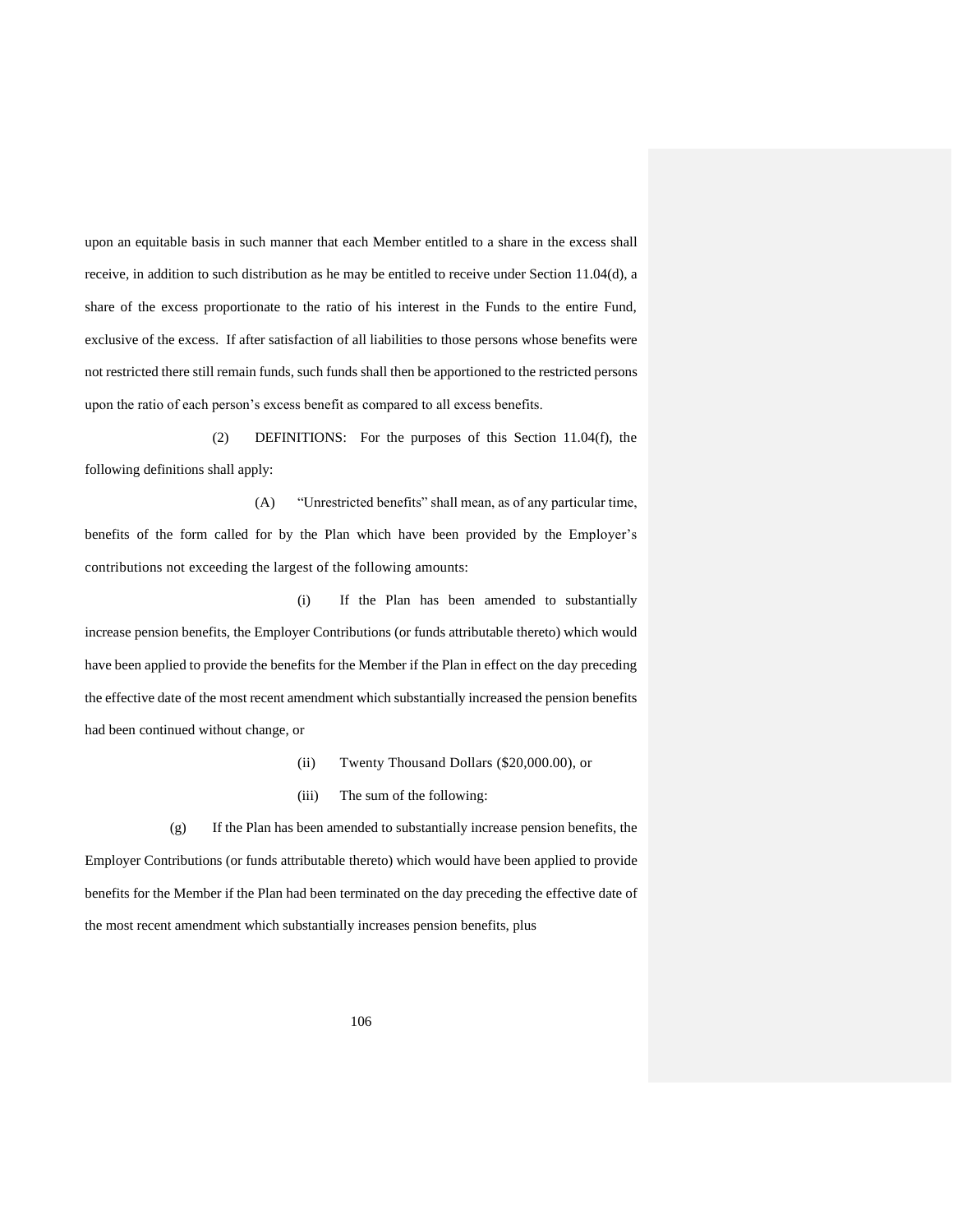upon an equitable basis in such manner that each Member entitled to a share in the excess shall receive, in addition to such distribution as he may be entitled to receive under Section 11.04(d), a share of the excess proportionate to the ratio of his interest in the Funds to the entire Fund, exclusive of the excess. If after satisfaction of all liabilities to those persons whose benefits were not restricted there still remain funds, such funds shall then be apportioned to the restricted persons upon the ratio of each person's excess benefit as compared to all excess benefits.

(2) DEFINITIONS: For the purposes of this Section 11.04(f), the following definitions shall apply:

(A) "Unrestricted benefits" shall mean, as of any particular time, benefits of the form called for by the Plan which have been provided by the Employer's contributions not exceeding the largest of the following amounts:

(i) If the Plan has been amended to substantially increase pension benefits, the Employer Contributions (or funds attributable thereto) which would have been applied to provide the benefits for the Member if the Plan in effect on the day preceding the effective date of the most recent amendment which substantially increased the pension benefits had been continued without change, or

(ii) Twenty Thousand Dollars ($20,000.00), or

(iii) The sum of the following:

(g) If the Plan has been amended to substantially increase pension benefits, the Employer Contributions (or funds attributable thereto) which would have been applied to provide benefits for the Member if the Plan had been terminated on the day preceding the effective date of the most recent amendment which substantially increases pension benefits, plus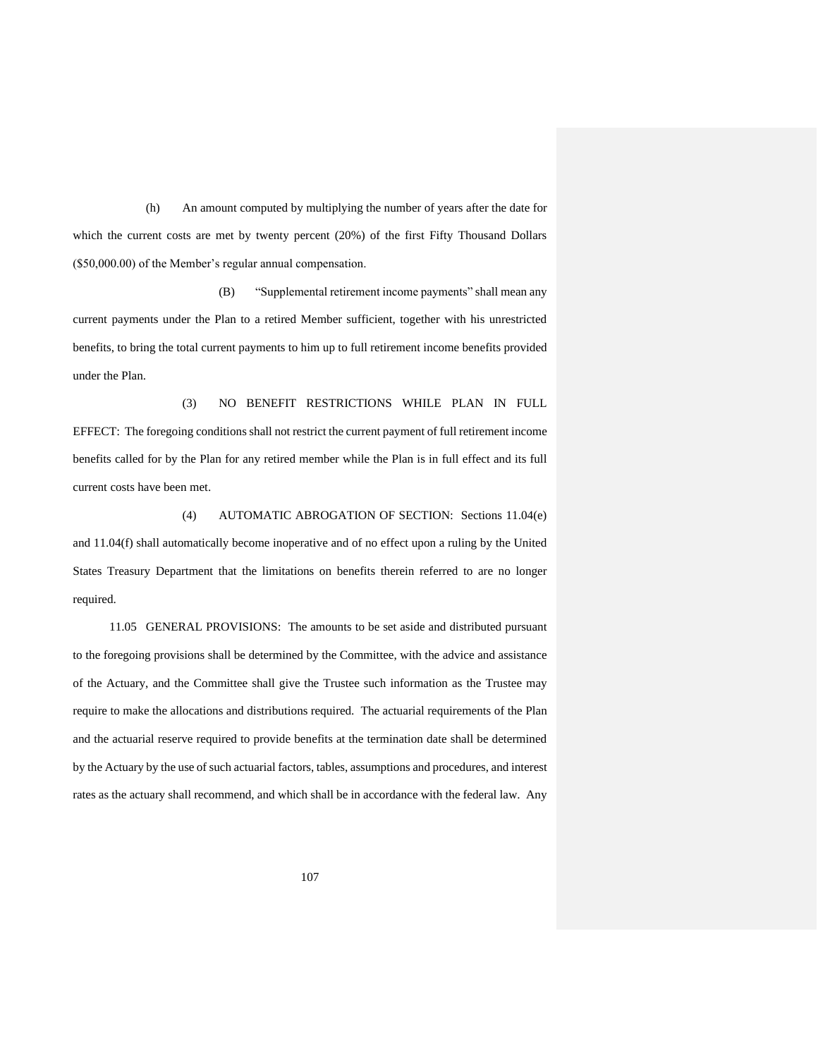(h) An amount computed by multiplying the number of years after the date for which the current costs are met by twenty percent (20%) of the first Fifty Thousand Dollars ($50,000.00) of the Member's regular annual compensation.

(B) "Supplemental retirement income payments" shall mean any current payments under the Plan to a retired Member sufficient, together with his unrestricted benefits, to bring the total current payments to him up to full retirement income benefits provided under the Plan.

(3) NO BENEFIT RESTRICTIONS WHILE PLAN IN FULL EFFECT: The foregoing conditions shall not restrict the current payment of full retirement income benefits called for by the Plan for any retired member while the Plan is in full effect and its full current costs have been met.

(4) AUTOMATIC ABROGATION OF SECTION: Sections 11.04(e) and 11.04(f) shall automatically become inoperative and of no effect upon a ruling by the United States Treasury Department that the limitations on benefits therein referred to are no longer required.

11.05 GENERAL PROVISIONS: The amounts to be set aside and distributed pursuant to the foregoing provisions shall be determined by the Committee, with the advice and assistance of the Actuary, and the Committee shall give the Trustee such information as the Trustee may require to make the allocations and distributions required. The actuarial requirements of the Plan and the actuarial reserve required to provide benefits at the termination date shall be determined by the Actuary by the use of such actuarial factors, tables, assumptions and procedures, and interest rates as the actuary shall recommend, and which shall be in accordance with the federal law. Any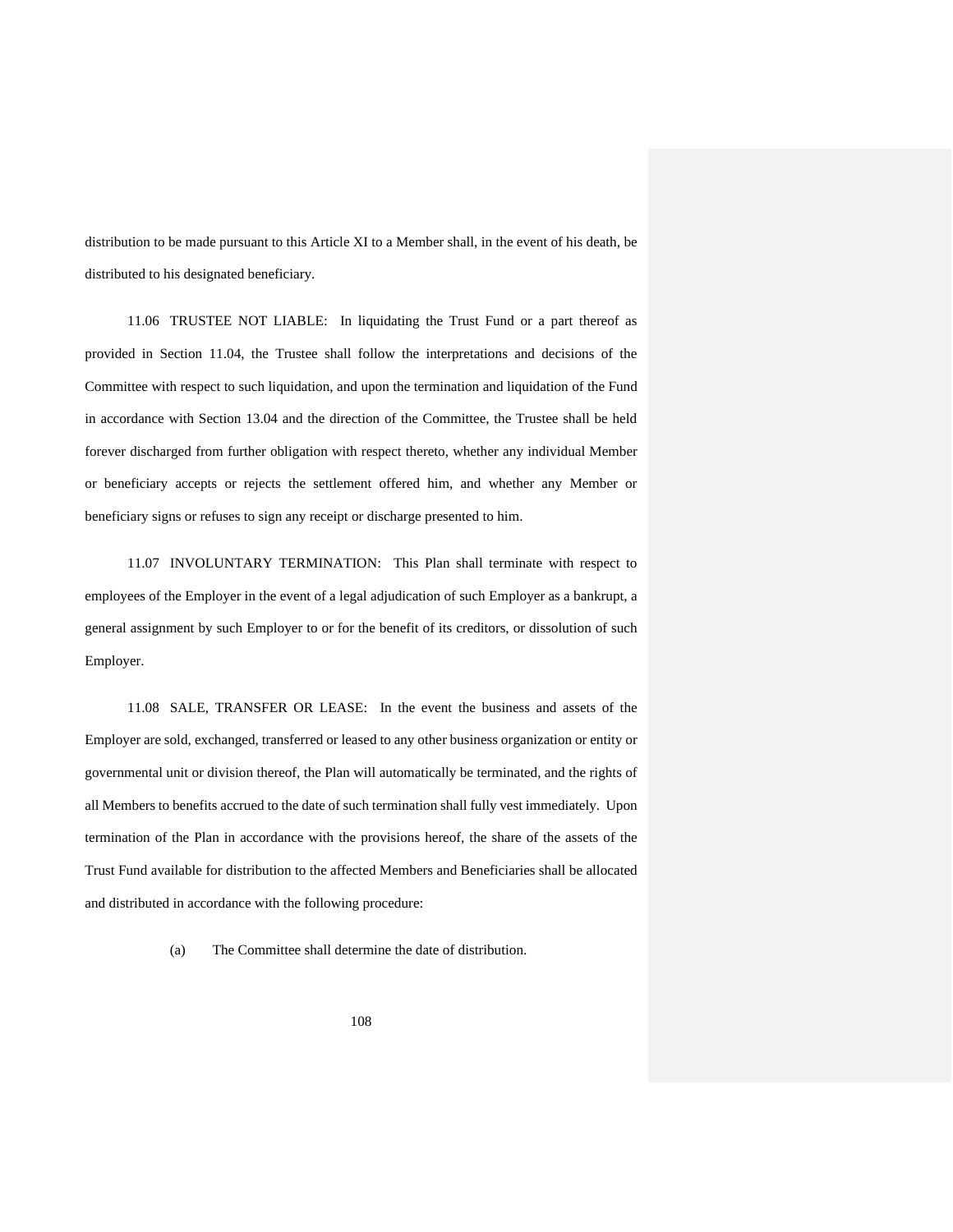distribution to be made pursuant to this Article XI to a Member shall, in the event of his death, be distributed to his designated beneficiary.

11.06 TRUSTEE NOT LIABLE: In liquidating the Trust Fund or a part thereof as provided in Section 11.04, the Trustee shall follow the interpretations and decisions of the Committee with respect to such liquidation, and upon the termination and liquidation of the Fund in accordance with Section 13.04 and the direction of the Committee, the Trustee shall be held forever discharged from further obligation with respect thereto, whether any individual Member or beneficiary accepts or rejects the settlement offered him, and whether any Member or beneficiary signs or refuses to sign any receipt or discharge presented to him.

11.07 INVOLUNTARY TERMINATION: This Plan shall terminate with respect to employees of the Employer in the event of a legal adjudication of such Employer as a bankrupt, a general assignment by such Employer to or for the benefit of its creditors, or dissolution of such Employer.

11.08 SALE, TRANSFER OR LEASE: In the event the business and assets of the Employer are sold, exchanged, transferred or leased to any other business organization or entity or governmental unit or division thereof, the Plan will automatically be terminated, and the rights of all Members to benefits accrued to the date of such termination shall fully vest immediately. Upon termination of the Plan in accordance with the provisions hereof, the share of the assets of the Trust Fund available for distribution to the affected Members and Beneficiaries shall be allocated and distributed in accordance with the following procedure:

(a) The Committee shall determine the date of distribution.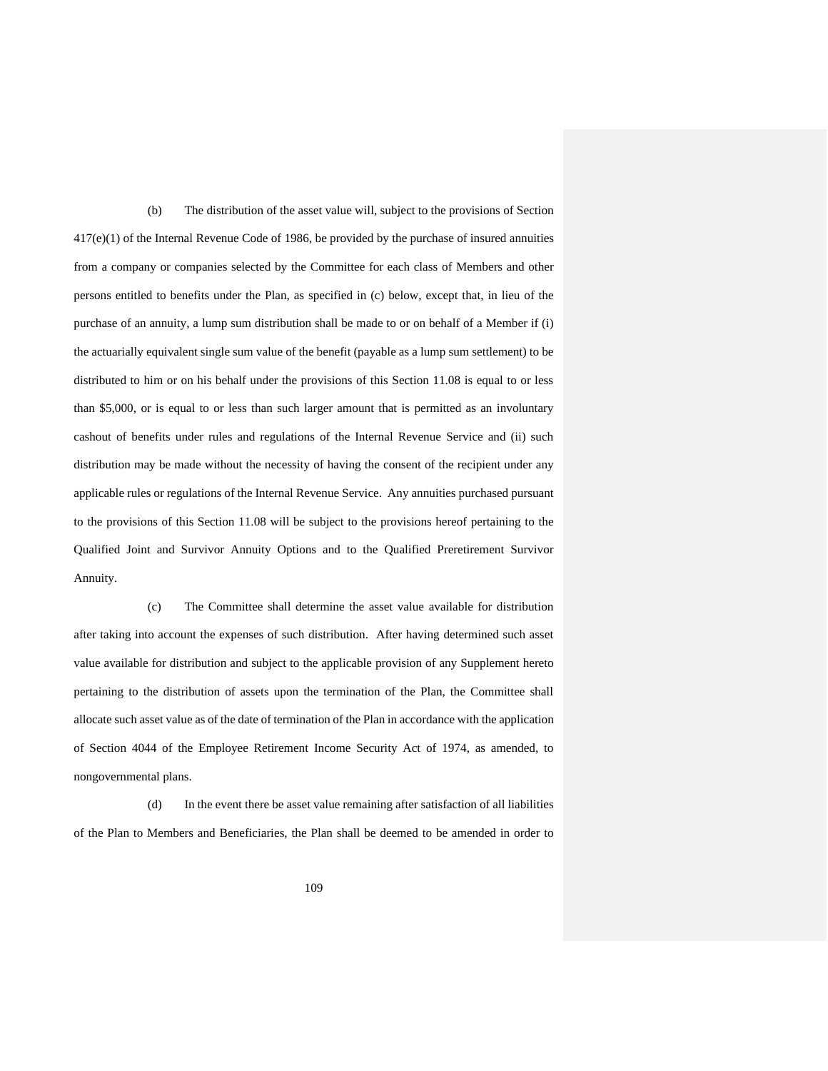(b) The distribution of the asset value will, subject to the provisions of Section 417(e)(1) of the Internal Revenue Code of 1986, be provided by the purchase of insured annuities from a company or companies selected by the Committee for each class of Members and other persons entitled to benefits under the Plan, as specified in (c) below, except that, in lieu of the purchase of an annuity, a lump sum distribution shall be made to or on behalf of a Member if (i) the actuarially equivalent single sum value of the benefit (payable as a lump sum settlement) to be distributed to him or on his behalf under the provisions of this Section 11.08 is equal to or less than $5,000, or is equal to or less than such larger amount that is permitted as an involuntary cashout of benefits under rules and regulations of the Internal Revenue Service and (ii) such distribution may be made without the necessity of having the consent of the recipient under any applicable rules or regulations of the Internal Revenue Service. Any annuities purchased pursuant to the provisions of this Section 11.08 will be subject to the provisions hereof pertaining to the Qualified Joint and Survivor Annuity Options and to the Qualified Preretirement Survivor Annuity.

(c) The Committee shall determine the asset value available for distribution after taking into account the expenses of such distribution. After having determined such asset value available for distribution and subject to the applicable provision of any Supplement hereto pertaining to the distribution of assets upon the termination of the Plan, the Committee shall allocate such asset value as of the date of termination of the Plan in accordance with the application of Section 4044 of the Employee Retirement Income Security Act of 1974, as amended, to nongovernmental plans.

(d) In the event there be asset value remaining after satisfaction of all liabilities of the Plan to Members and Beneficiaries, the Plan shall be deemed to be amended in order to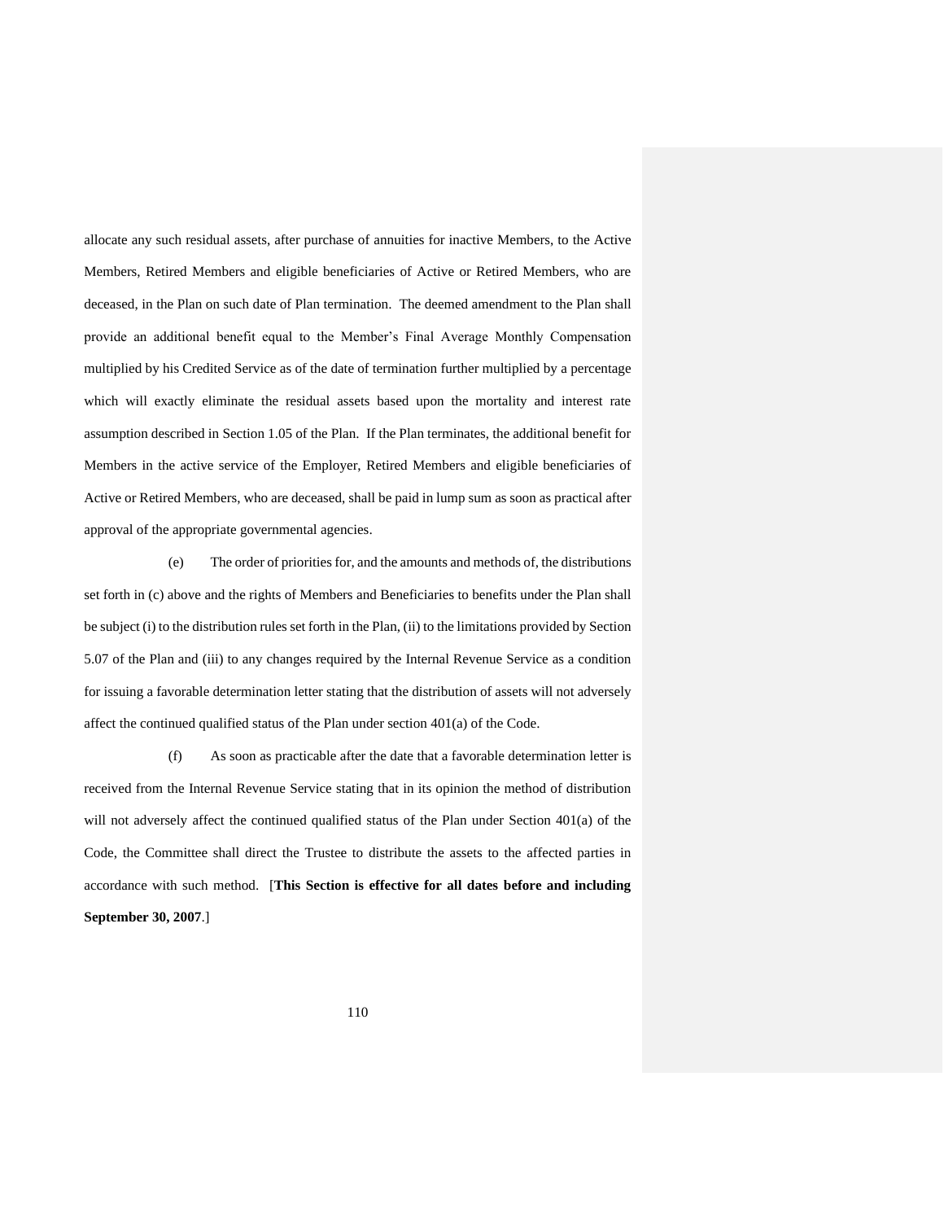allocate any such residual assets, after purchase of annuities for inactive Members, to the Active Members, Retired Members and eligible beneficiaries of Active or Retired Members, who are deceased, in the Plan on such date of Plan termination. The deemed amendment to the Plan shall provide an additional benefit equal to the Member's Final Average Monthly Compensation multiplied by his Credited Service as of the date of termination further multiplied by a percentage which will exactly eliminate the residual assets based upon the mortality and interest rate assumption described in Section 1.05 of the Plan. If the Plan terminates, the additional benefit for Members in the active service of the Employer, Retired Members and eligible beneficiaries of Active or Retired Members, who are deceased, shall be paid in lump sum as soon as practical after approval of the appropriate governmental agencies.

(e) The order of priorities for, and the amounts and methods of, the distributions set forth in (c) above and the rights of Members and Beneficiaries to benefits under the Plan shall be subject (i) to the distribution rules set forth in the Plan, (ii) to the limitations provided by Section 5.07 of the Plan and (iii) to any changes required by the Internal Revenue Service as a condition for issuing a favorable determination letter stating that the distribution of assets will not adversely affect the continued qualified status of the Plan under section 401(a) of the Code.

(f) As soon as practicable after the date that a favorable determination letter is received from the Internal Revenue Service stating that in its opinion the method of distribution will not adversely affect the continued qualified status of the Plan under Section 401(a) of the Code, the Committee shall direct the Trustee to distribute the assets to the affected parties in accordance with such method. [**This Section is effective for all dates before and including September 30, 2007**.]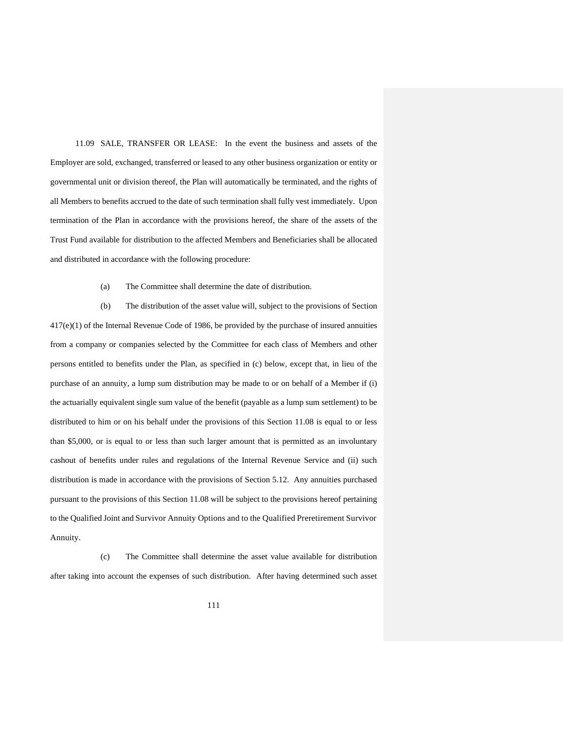11.09 SALE, TRANSFER OR LEASE: In the event the business and assets of the Employer are sold, exchanged, transferred or leased to any other business organization or entity or governmental unit or division thereof, the Plan will automatically be terminated, and the rights of all Members to benefits accrued to the date of such termination shall fully vest immediately. Upon termination of the Plan in accordance with the provisions hereof, the share of the assets of the Trust Fund available for distribution to the affected Members and Beneficiaries shall be allocated and distributed in accordance with the following procedure:

(a) The Committee shall determine the date of distribution.

(b) The distribution of the asset value will, subject to the provisions of Section 417(e)(1) of the Internal Revenue Code of 1986, be provided by the purchase of insured annuities from a company or companies selected by the Committee for each class of Members and other persons entitled to benefits under the Plan, as specified in (c) below, except that, in lieu of the purchase of an annuity, a lump sum distribution may be made to or on behalf of a Member if (i) the actuarially equivalent single sum value of the benefit (payable as a lump sum settlement) to be distributed to him or on his behalf under the provisions of this Section 11.08 is equal to or less than $5,000, or is equal to or less than such larger amount that is permitted as an involuntary cashout of benefits under rules and regulations of the Internal Revenue Service and (ii) such distribution is made in accordance with the provisions of Section 5.12. Any annuities purchased pursuant to the provisions of this Section 11.08 will be subject to the provisions hereof pertaining to the Qualified Joint and Survivor Annuity Options and to the Qualified Preretirement Survivor Annuity.

(c) The Committee shall determine the asset value available for distribution after taking into account the expenses of such distribution. After having determined such asset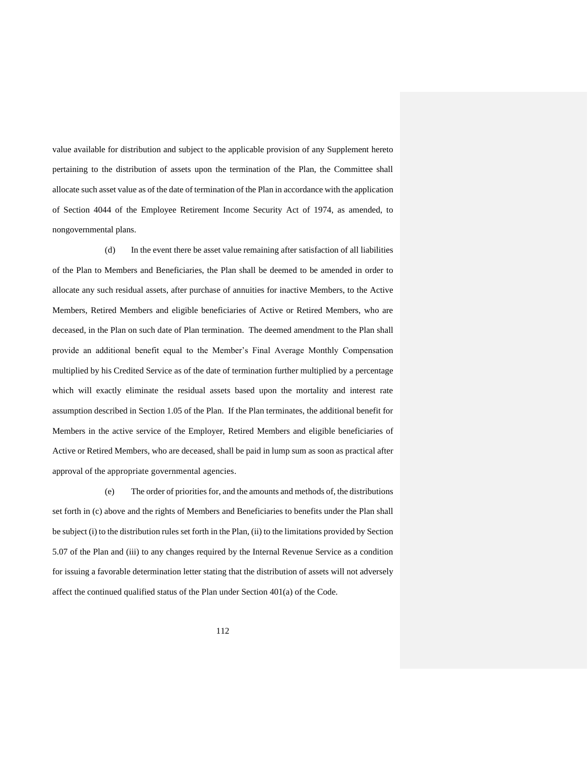value available for distribution and subject to the applicable provision of any Supplement hereto pertaining to the distribution of assets upon the termination of the Plan, the Committee shall allocate such asset value as of the date of termination of the Plan in accordance with the application of Section 4044 of the Employee Retirement Income Security Act of 1974, as amended, to nongovernmental plans.

(d) In the event there be asset value remaining after satisfaction of all liabilities of the Plan to Members and Beneficiaries, the Plan shall be deemed to be amended in order to allocate any such residual assets, after purchase of annuities for inactive Members, to the Active Members, Retired Members and eligible beneficiaries of Active or Retired Members, who are deceased, in the Plan on such date of Plan termination. The deemed amendment to the Plan shall provide an additional benefit equal to the Member's Final Average Monthly Compensation multiplied by his Credited Service as of the date of termination further multiplied by a percentage which will exactly eliminate the residual assets based upon the mortality and interest rate assumption described in Section 1.05 of the Plan. If the Plan terminates, the additional benefit for Members in the active service of the Employer, Retired Members and eligible beneficiaries of Active or Retired Members, who are deceased, shall be paid in lump sum as soon as practical after approval of the appropriate governmental agencies.

(e) The order of priorities for, and the amounts and methods of, the distributions set forth in (c) above and the rights of Members and Beneficiaries to benefits under the Plan shall be subject (i) to the distribution rules set forth in the Plan, (ii) to the limitations provided by Section 5.07 of the Plan and (iii) to any changes required by the Internal Revenue Service as a condition for issuing a favorable determination letter stating that the distribution of assets will not adversely affect the continued qualified status of the Plan under Section 401(a) of the Code.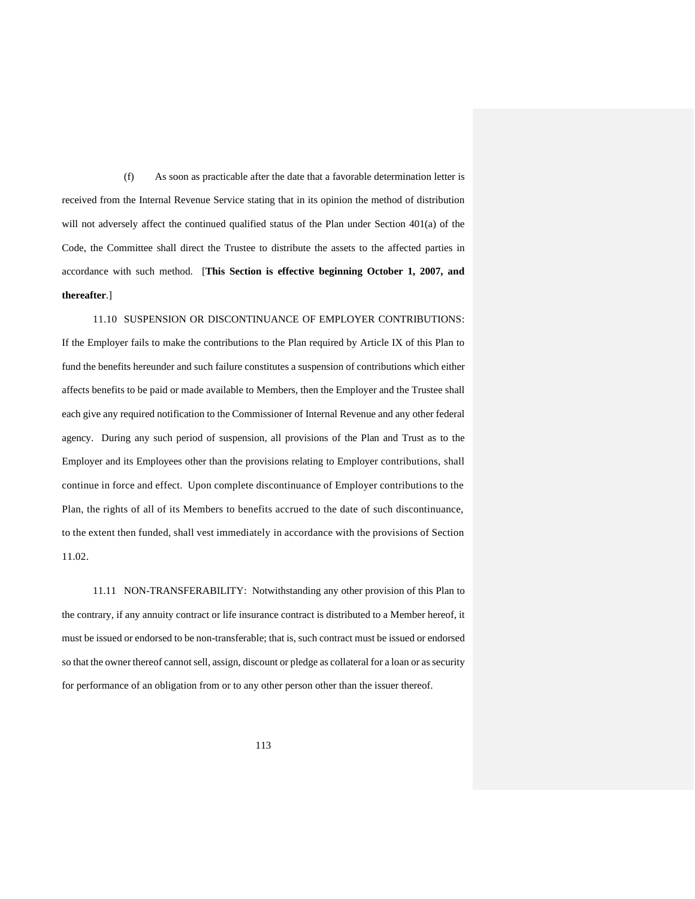(f) As soon as practicable after the date that a favorable determination letter is received from the Internal Revenue Service stating that in its opinion the method of distribution will not adversely affect the continued qualified status of the Plan under Section 401(a) of the Code, the Committee shall direct the Trustee to distribute the assets to the affected parties in accordance with such method. [**This Section is effective beginning October 1, 2007, and thereafter**.]

11.10 SUSPENSION OR DISCONTINUANCE OF EMPLOYER CONTRIBUTIONS: If the Employer fails to make the contributions to the Plan required by Article IX of this Plan to fund the benefits hereunder and such failure constitutes a suspension of contributions which either affects benefits to be paid or made available to Members, then the Employer and the Trustee shall each give any required notification to the Commissioner of Internal Revenue and any other federal agency. During any such period of suspension, all provisions of the Plan and Trust as to the Employer and its Employees other than the provisions relating to Employer contributions, shall continue in force and effect. Upon complete discontinuance of Employer contributions to the Plan, the rights of all of its Members to benefits accrued to the date of such discontinuance, to the extent then funded, shall vest immediately in accordance with the provisions of Section 11.02.

11.11 NON-TRANSFERABILITY: Notwithstanding any other provision of this Plan to the contrary, if any annuity contract or life insurance contract is distributed to a Member hereof, it must be issued or endorsed to be non-transferable; that is, such contract must be issued or endorsed so that the owner thereof cannot sell, assign, discount or pledge as collateral for a loan or as security for performance of an obligation from or to any other person other than the issuer thereof.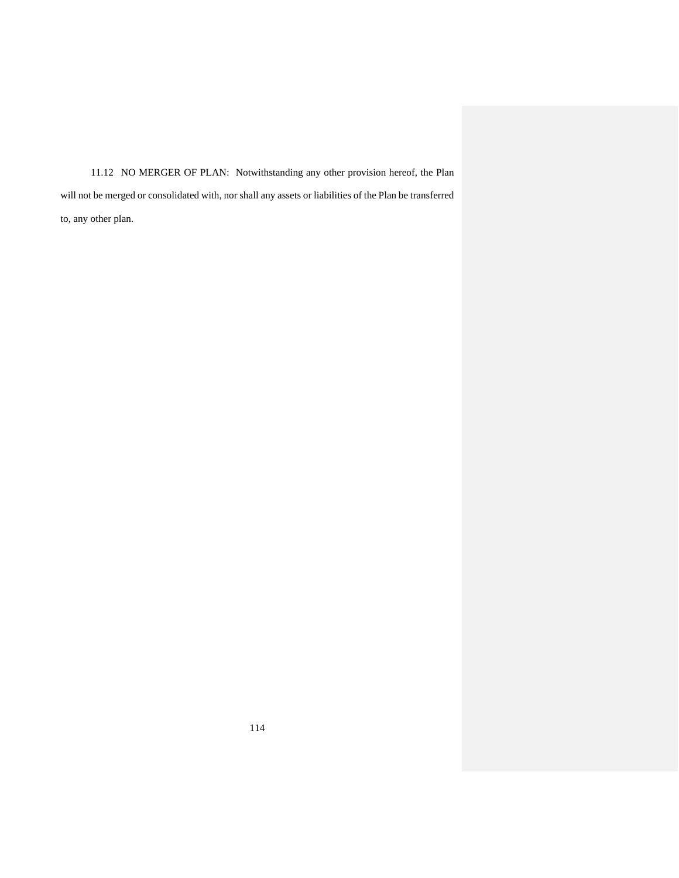11.12 NO MERGER OF PLAN: Notwithstanding any other provision hereof, the Plan will not be merged or consolidated with, nor shall any assets or liabilities of the Plan be transferred to, any other plan.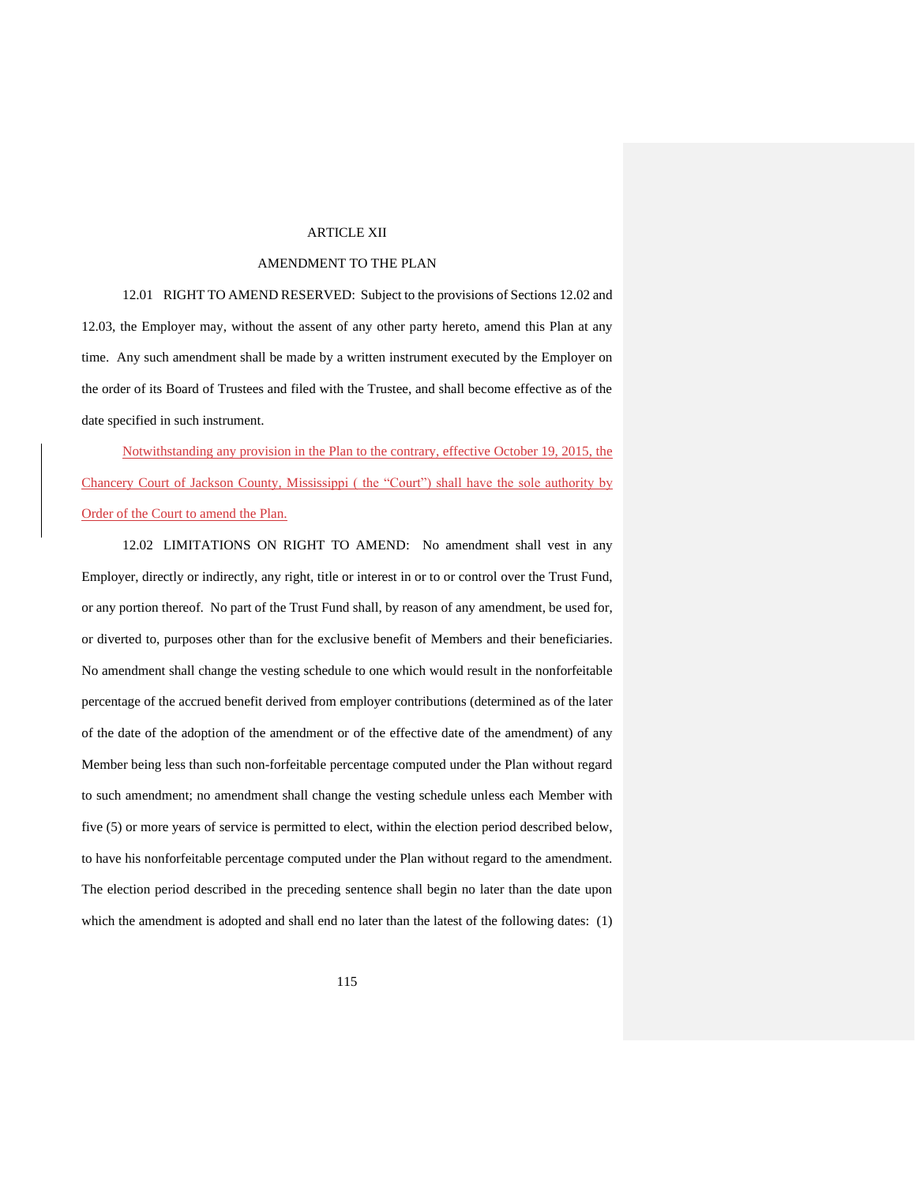# ARTICLE XII

## AMENDMENT TO THE PLAN

12.01 RIGHT TO AMEND RESERVED: Subject to the provisions of Sections 12.02 and 12.03, the Employer may, without the assent of any other party hereto, amend this Plan at any time. Any such amendment shall be made by a written instrument executed by the Employer on the order of its Board of Trustees and filed with the Trustee, and shall become effective as of the date specified in such instrument.

Notwithstanding any provision in the Plan to the contrary, effective October 19, 2015, the Chancery Court of Jackson County, Mississippi ( the "Court") shall have the sole authority by Order of the Court to amend the Plan.

12.02 LIMITATIONS ON RIGHT TO AMEND: No amendment shall vest in any Employer, directly or indirectly, any right, title or interest in or to or control over the Trust Fund, or any portion thereof. No part of the Trust Fund shall, by reason of any amendment, be used for, or diverted to, purposes other than for the exclusive benefit of Members and their beneficiaries. No amendment shall change the vesting schedule to one which would result in the nonforfeitable percentage of the accrued benefit derived from employer contributions (determined as of the later of the date of the adoption of the amendment or of the effective date of the amendment) of any Member being less than such non-forfeitable percentage computed under the Plan without regard to such amendment; no amendment shall change the vesting schedule unless each Member with five (5) or more years of service is permitted to elect, within the election period described below, to have his nonforfeitable percentage computed under the Plan without regard to the amendment. The election period described in the preceding sentence shall begin no later than the date upon which the amendment is adopted and shall end no later than the latest of the following dates: (1)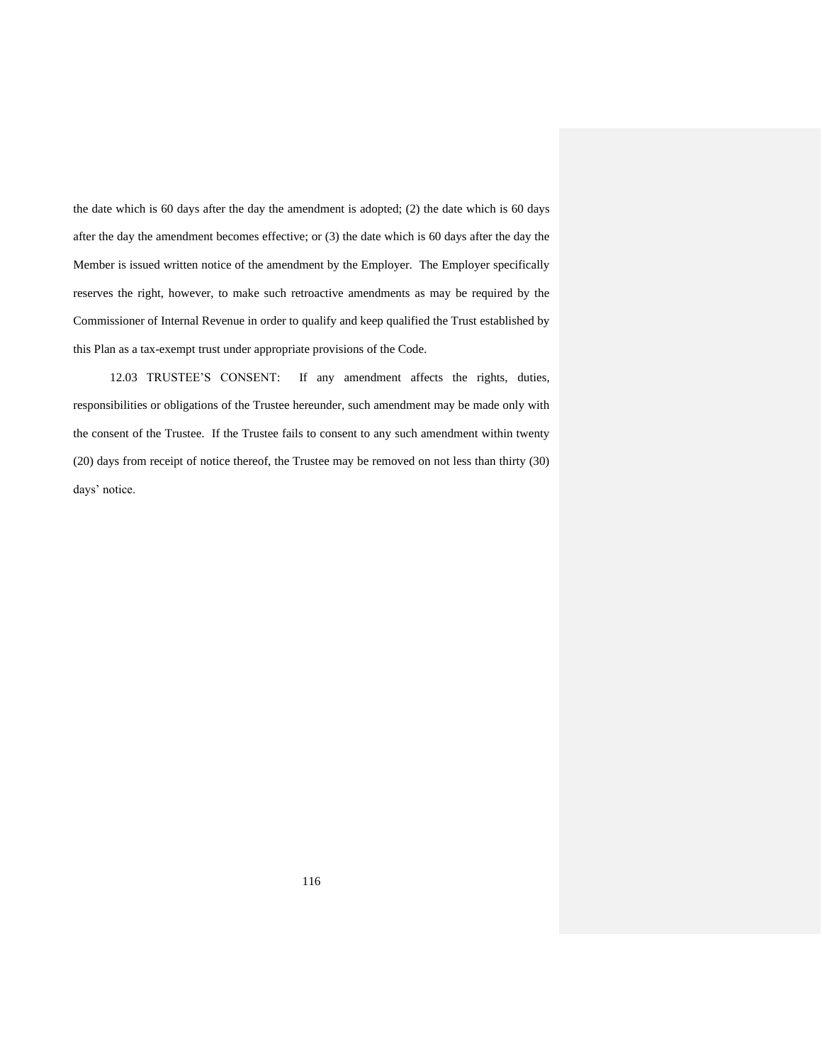the date which is 60 days after the day the amendment is adopted; (2) the date which is 60 days after the day the amendment becomes effective; or (3) the date which is 60 days after the day the Member is issued written notice of the amendment by the Employer. The Employer specifically reserves the right, however, to make such retroactive amendments as may be required by the Commissioner of Internal Revenue in order to qualify and keep qualified the Trust established by this Plan as a tax-exempt trust under appropriate provisions of the Code.

12.03 TRUSTEE'S CONSENT: If any amendment affects the rights, duties, responsibilities or obligations of the Trustee hereunder, such amendment may be made only with the consent of the Trustee. If the Trustee fails to consent to any such amendment within twenty (20) days from receipt of notice thereof, the Trustee may be removed on not less than thirty (30) days' notice.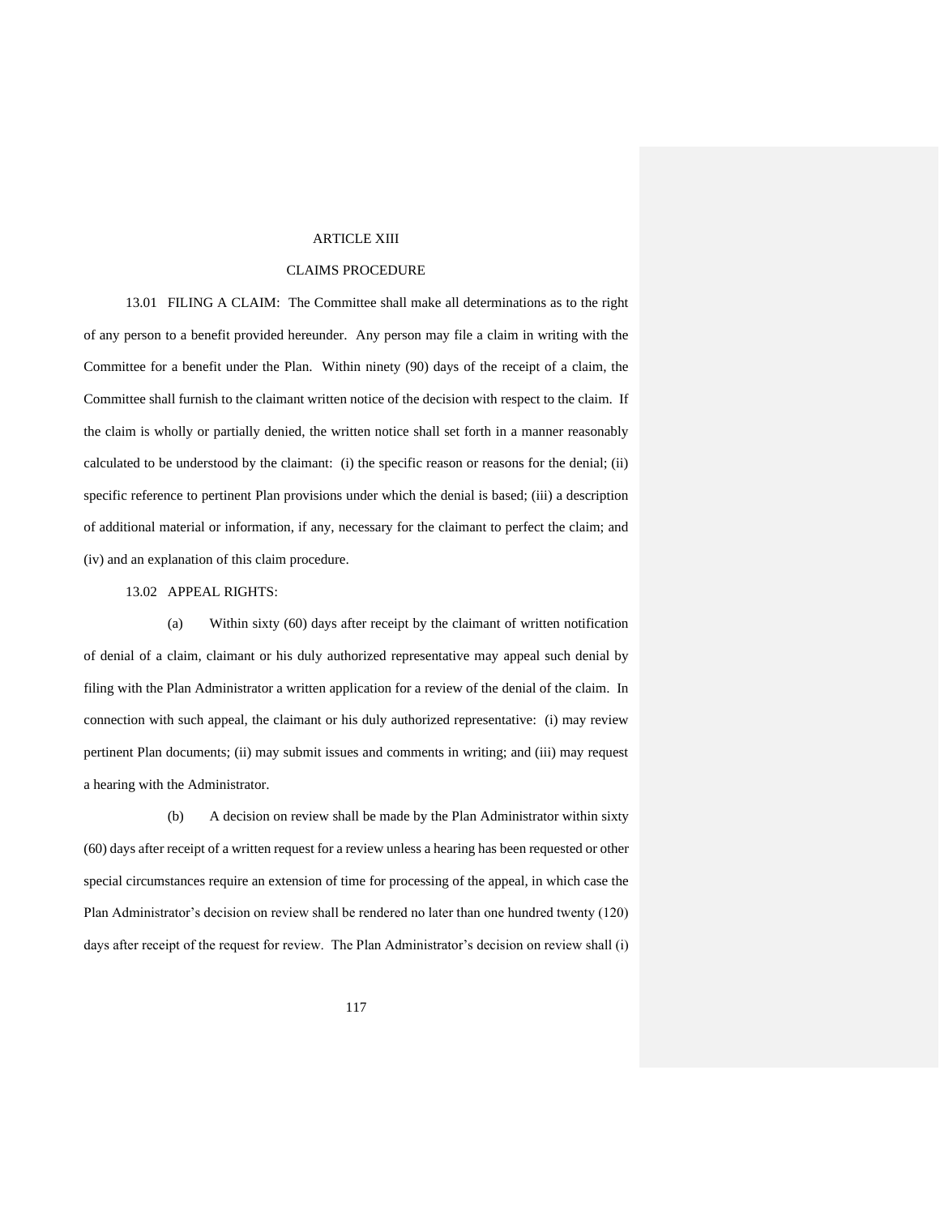# ARTICLE XIII

## CLAIMS PROCEDURE

13.01 FILING A CLAIM: The Committee shall make all determinations as to the right of any person to a benefit provided hereunder. Any person may file a claim in writing with the Committee for a benefit under the Plan. Within ninety (90) days of the receipt of a claim, the Committee shall furnish to the claimant written notice of the decision with respect to the claim. If the claim is wholly or partially denied, the written notice shall set forth in a manner reasonably calculated to be understood by the claimant: (i) the specific reason or reasons for the denial; (ii) specific reference to pertinent Plan provisions under which the denial is based; (iii) a description of additional material or information, if any, necessary for the claimant to perfect the claim; and (iv) and an explanation of this claim procedure.

13.02 APPEAL RIGHTS:

(a) Within sixty (60) days after receipt by the claimant of written notification of denial of a claim, claimant or his duly authorized representative may appeal such denial by filing with the Plan Administrator a written application for a review of the denial of the claim. In connection with such appeal, the claimant or his duly authorized representative: (i) may review pertinent Plan documents; (ii) may submit issues and comments in writing; and (iii) may request a hearing with the Administrator.

(b) A decision on review shall be made by the Plan Administrator within sixty (60) days after receipt of a written request for a review unless a hearing has been requested or other special circumstances require an extension of time for processing of the appeal, in which case the Plan Administrator's decision on review shall be rendered no later than one hundred twenty (120) days after receipt of the request for review. The Plan Administrator's decision on review shall (i)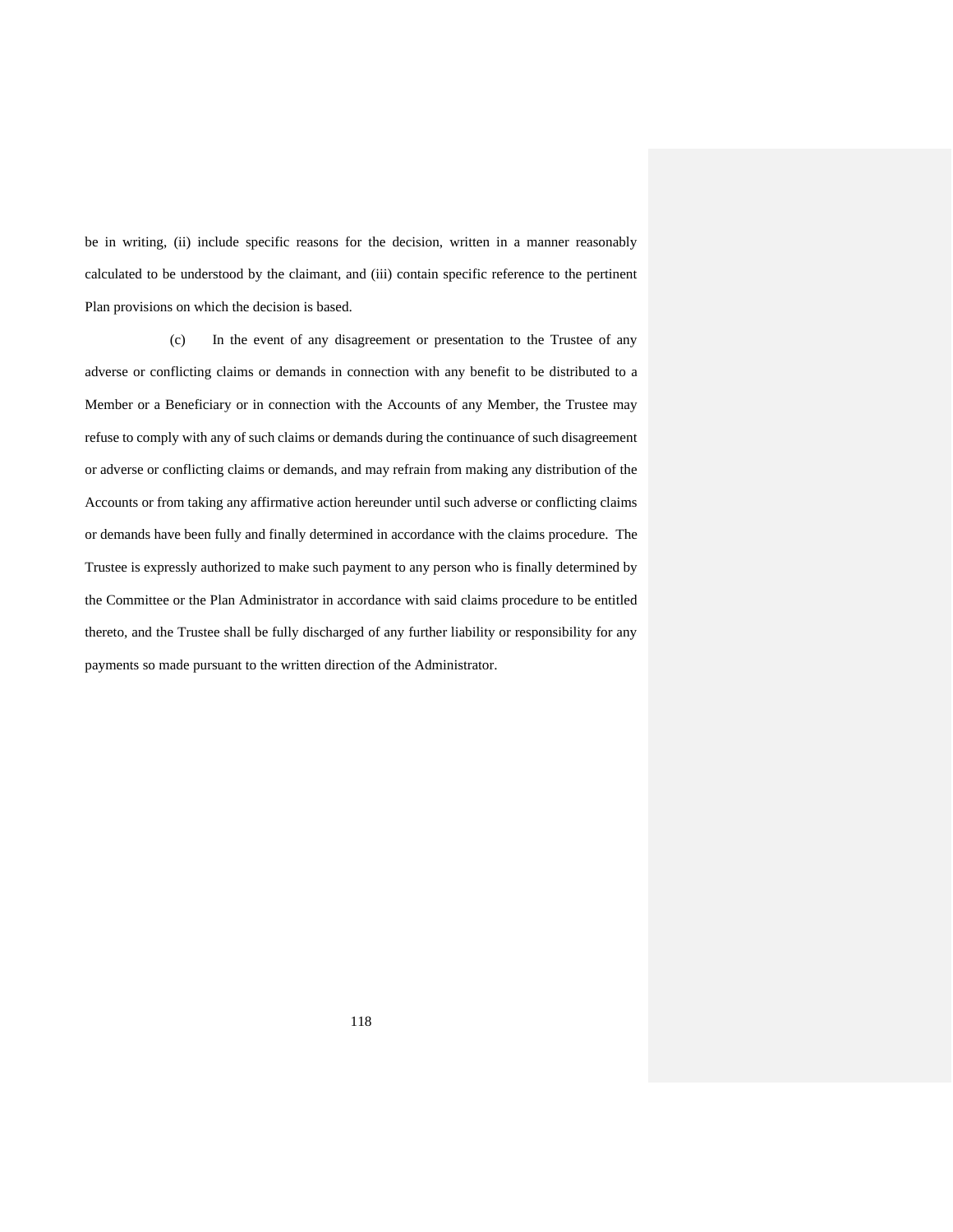be in writing, (ii) include specific reasons for the decision, written in a manner reasonably calculated to be understood by the claimant, and (iii) contain specific reference to the pertinent Plan provisions on which the decision is based.

(c) In the event of any disagreement or presentation to the Trustee of any adverse or conflicting claims or demands in connection with any benefit to be distributed to a Member or a Beneficiary or in connection with the Accounts of any Member, the Trustee may refuse to comply with any of such claims or demands during the continuance of such disagreement or adverse or conflicting claims or demands, and may refrain from making any distribution of the Accounts or from taking any affirmative action hereunder until such adverse or conflicting claims or demands have been fully and finally determined in accordance with the claims procedure. The Trustee is expressly authorized to make such payment to any person who is finally determined by the Committee or the Plan Administrator in accordance with said claims procedure to be entitled thereto, and the Trustee shall be fully discharged of any further liability or responsibility for any payments so made pursuant to the written direction of the Administrator.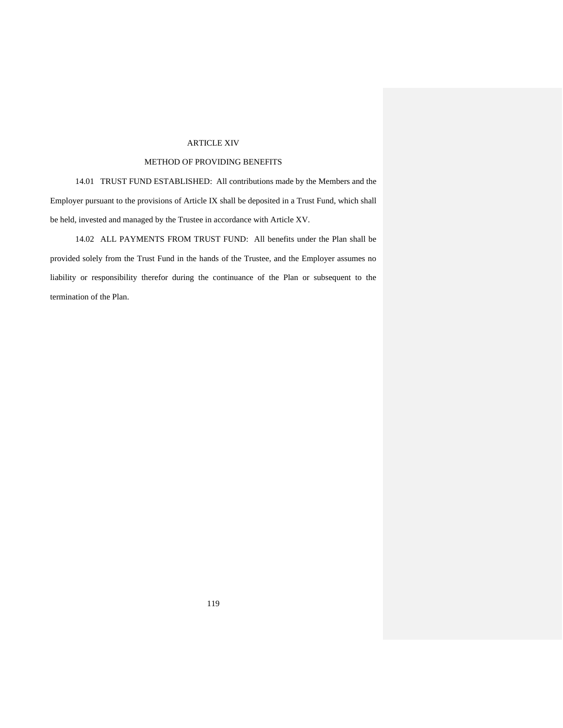# ARTICLE XIV

## METHOD OF PROVIDING BENEFITS

14.01 TRUST FUND ESTABLISHED: All contributions made by the Members and the Employer pursuant to the provisions of Article IX shall be deposited in a Trust Fund, which shall be held, invested and managed by the Trustee in accordance with Article XV.

14.02 ALL PAYMENTS FROM TRUST FUND: All benefits under the Plan shall be provided solely from the Trust Fund in the hands of the Trustee, and the Employer assumes no liability or responsibility therefor during the continuance of the Plan or subsequent to the termination of the Plan.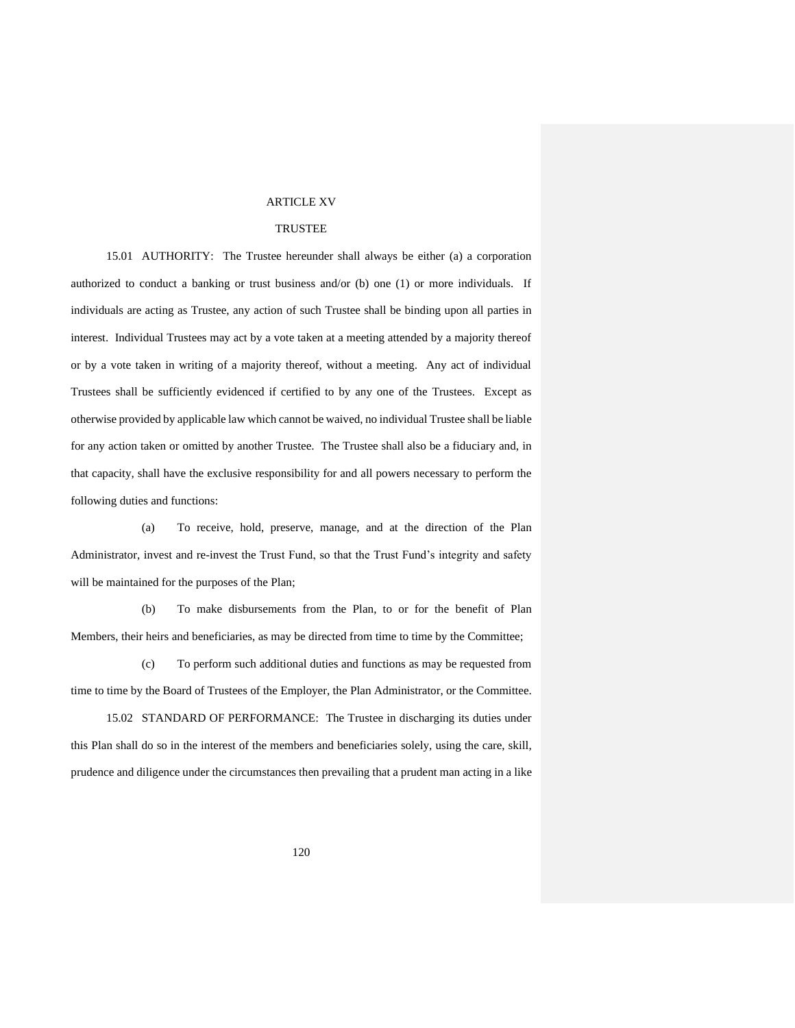# ARTICLE XV

## TRUSTEE

15.01 AUTHORITY: The Trustee hereunder shall always be either (a) a corporation authorized to conduct a banking or trust business and/or (b) one (1) or more individuals. If individuals are acting as Trustee, any action of such Trustee shall be binding upon all parties in interest. Individual Trustees may act by a vote taken at a meeting attended by a majority thereof or by a vote taken in writing of a majority thereof, without a meeting. Any act of individual Trustees shall be sufficiently evidenced if certified to by any one of the Trustees. Except as otherwise provided by applicable law which cannot be waived, no individual Trustee shall be liable for any action taken or omitted by another Trustee. The Trustee shall also be a fiduciary and, in that capacity, shall have the exclusive responsibility for and all powers necessary to perform the following duties and functions:

(a) To receive, hold, preserve, manage, and at the direction of the Plan Administrator, invest and re-invest the Trust Fund, so that the Trust Fund's integrity and safety will be maintained for the purposes of the Plan;

(b) To make disbursements from the Plan, to or for the benefit of Plan Members, their heirs and beneficiaries, as may be directed from time to time by the Committee;

(c) To perform such additional duties and functions as may be requested from time to time by the Board of Trustees of the Employer, the Plan Administrator, or the Committee.

15.02 STANDARD OF PERFORMANCE: The Trustee in discharging its duties under this Plan shall do so in the interest of the members and beneficiaries solely, using the care, skill, prudence and diligence under the circumstances then prevailing that a prudent man acting in a like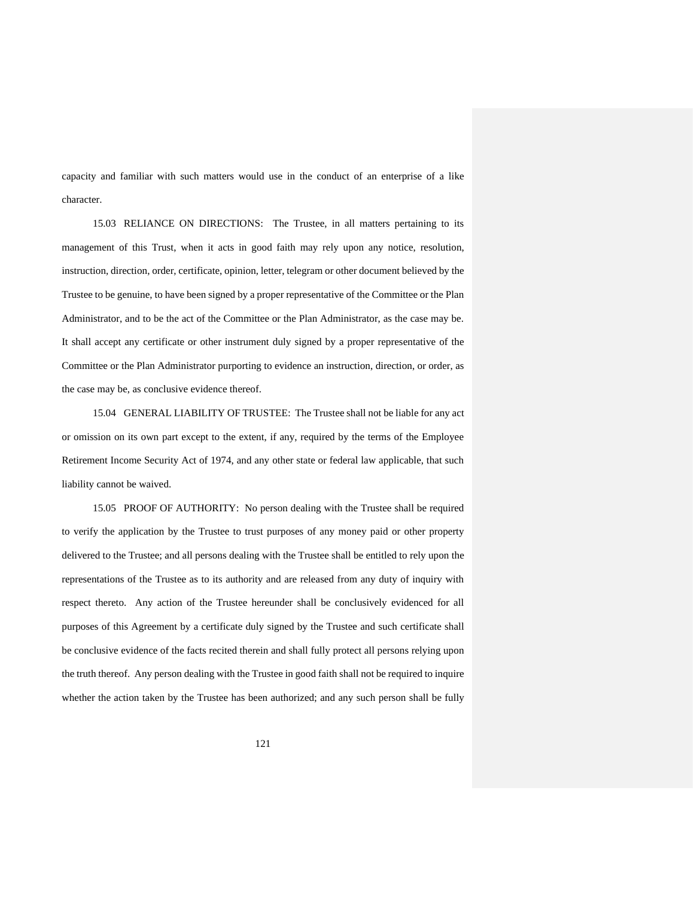capacity and familiar with such matters would use in the conduct of an enterprise of a like character.

15.03 RELIANCE ON DIRECTIONS: The Trustee, in all matters pertaining to its management of this Trust, when it acts in good faith may rely upon any notice, resolution, instruction, direction, order, certificate, opinion, letter, telegram or other document believed by the Trustee to be genuine, to have been signed by a proper representative of the Committee or the Plan Administrator, and to be the act of the Committee or the Plan Administrator, as the case may be. It shall accept any certificate or other instrument duly signed by a proper representative of the Committee or the Plan Administrator purporting to evidence an instruction, direction, or order, as the case may be, as conclusive evidence thereof.

15.04 GENERAL LIABILITY OF TRUSTEE: The Trustee shall not be liable for any act or omission on its own part except to the extent, if any, required by the terms of the Employee Retirement Income Security Act of 1974, and any other state or federal law applicable, that such liability cannot be waived.

15.05 PROOF OF AUTHORITY: No person dealing with the Trustee shall be required to verify the application by the Trustee to trust purposes of any money paid or other property delivered to the Trustee; and all persons dealing with the Trustee shall be entitled to rely upon the representations of the Trustee as to its authority and are released from any duty of inquiry with respect thereto. Any action of the Trustee hereunder shall be conclusively evidenced for all purposes of this Agreement by a certificate duly signed by the Trustee and such certificate shall be conclusive evidence of the facts recited therein and shall fully protect all persons relying upon the truth thereof. Any person dealing with the Trustee in good faith shall not be required to inquire whether the action taken by the Trustee has been authorized; and any such person shall be fully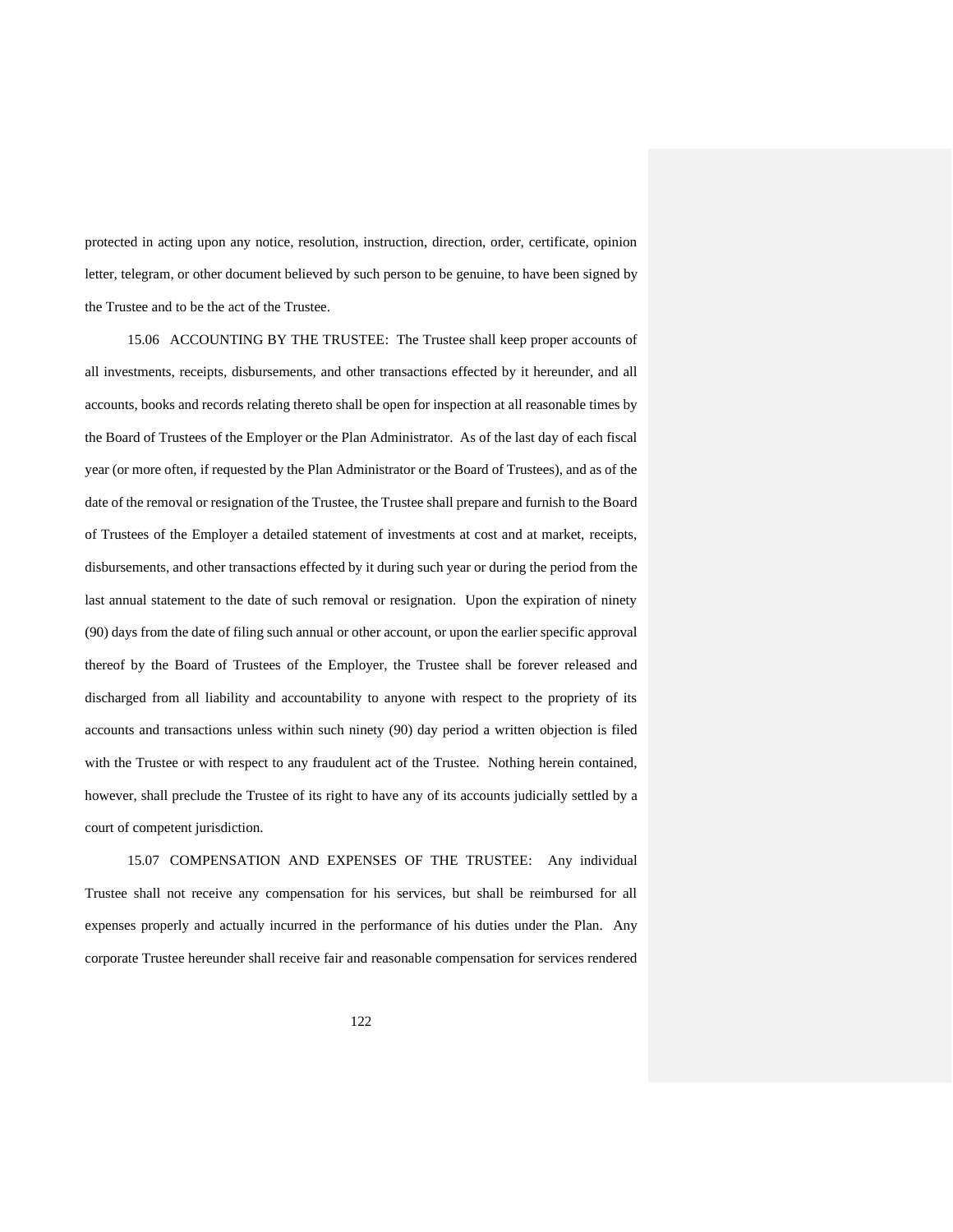protected in acting upon any notice, resolution, instruction, direction, order, certificate, opinion letter, telegram, or other document believed by such person to be genuine, to have been signed by the Trustee and to be the act of the Trustee.

15.06 ACCOUNTING BY THE TRUSTEE: The Trustee shall keep proper accounts of all investments, receipts, disbursements, and other transactions effected by it hereunder, and all accounts, books and records relating thereto shall be open for inspection at all reasonable times by the Board of Trustees of the Employer or the Plan Administrator. As of the last day of each fiscal year (or more often, if requested by the Plan Administrator or the Board of Trustees), and as of the date of the removal or resignation of the Trustee, the Trustee shall prepare and furnish to the Board of Trustees of the Employer a detailed statement of investments at cost and at market, receipts, disbursements, and other transactions effected by it during such year or during the period from the last annual statement to the date of such removal or resignation. Upon the expiration of ninety (90) days from the date of filing such annual or other account, or upon the earlier specific approval thereof by the Board of Trustees of the Employer, the Trustee shall be forever released and discharged from all liability and accountability to anyone with respect to the propriety of its accounts and transactions unless within such ninety (90) day period a written objection is filed with the Trustee or with respect to any fraudulent act of the Trustee. Nothing herein contained, however, shall preclude the Trustee of its right to have any of its accounts judicially settled by a court of competent jurisdiction.

15.07 COMPENSATION AND EXPENSES OF THE TRUSTEE: Any individual Trustee shall not receive any compensation for his services, but shall be reimbursed for all expenses properly and actually incurred in the performance of his duties under the Plan. Any corporate Trustee hereunder shall receive fair and reasonable compensation for services rendered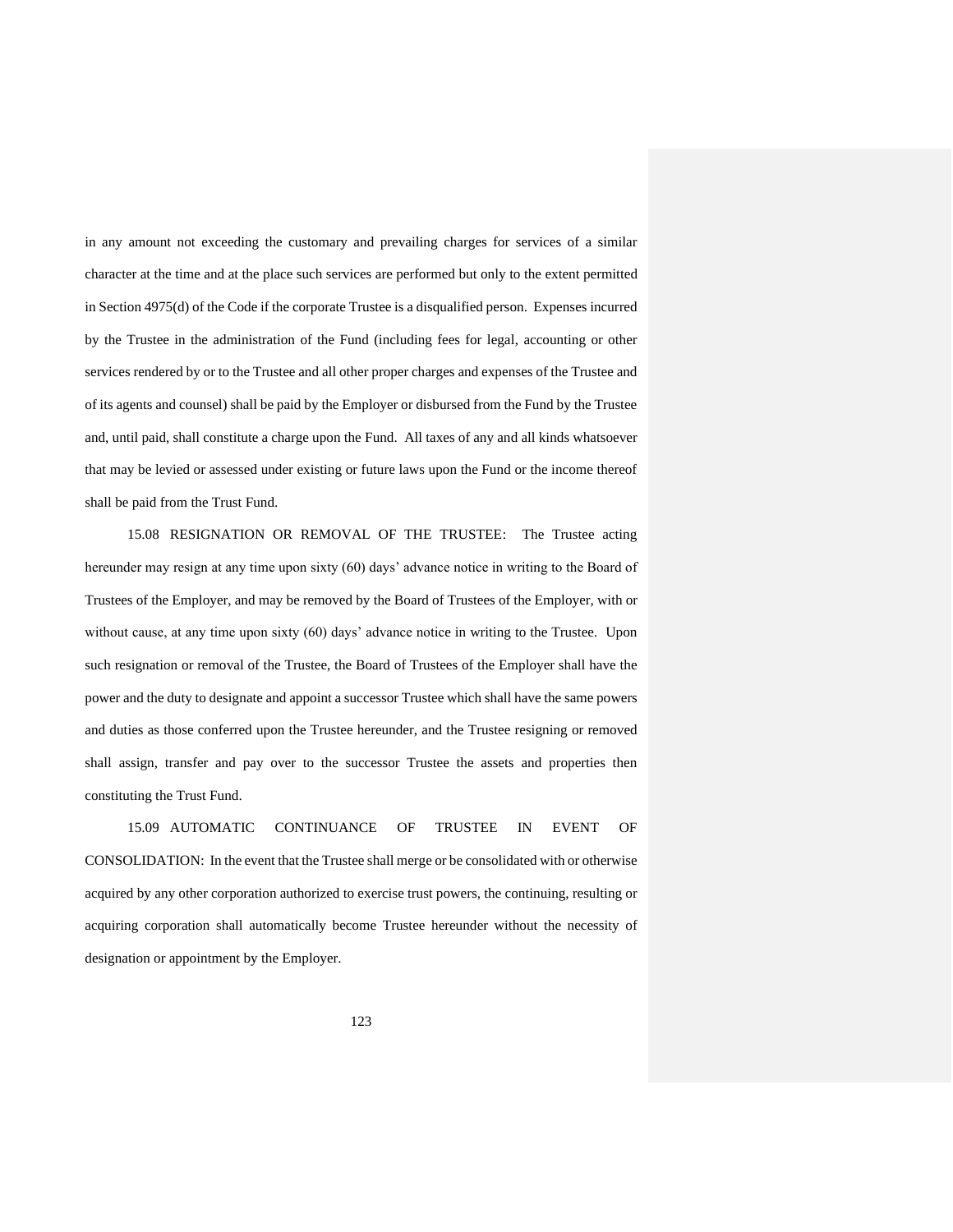in any amount not exceeding the customary and prevailing charges for services of a similar character at the time and at the place such services are performed but only to the extent permitted in Section 4975(d) of the Code if the corporate Trustee is a disqualified person. Expenses incurred by the Trustee in the administration of the Fund (including fees for legal, accounting or other services rendered by or to the Trustee and all other proper charges and expenses of the Trustee and of its agents and counsel) shall be paid by the Employer or disbursed from the Fund by the Trustee and, until paid, shall constitute a charge upon the Fund. All taxes of any and all kinds whatsoever that may be levied or assessed under existing or future laws upon the Fund or the income thereof shall be paid from the Trust Fund.

15.08 RESIGNATION OR REMOVAL OF THE TRUSTEE: The Trustee acting hereunder may resign at any time upon sixty (60) days' advance notice in writing to the Board of Trustees of the Employer, and may be removed by the Board of Trustees of the Employer, with or without cause, at any time upon sixty (60) days' advance notice in writing to the Trustee. Upon such resignation or removal of the Trustee, the Board of Trustees of the Employer shall have the power and the duty to designate and appoint a successor Trustee which shall have the same powers and duties as those conferred upon the Trustee hereunder, and the Trustee resigning or removed shall assign, transfer and pay over to the successor Trustee the assets and properties then constituting the Trust Fund.

15.09 AUTOMATIC CONTINUANCE OF TRUSTEE IN EVENT OF CONSOLIDATION: In the event that the Trustee shall merge or be consolidated with or otherwise acquired by any other corporation authorized to exercise trust powers, the continuing, resulting or acquiring corporation shall automatically become Trustee hereunder without the necessity of designation or appointment by the Employer.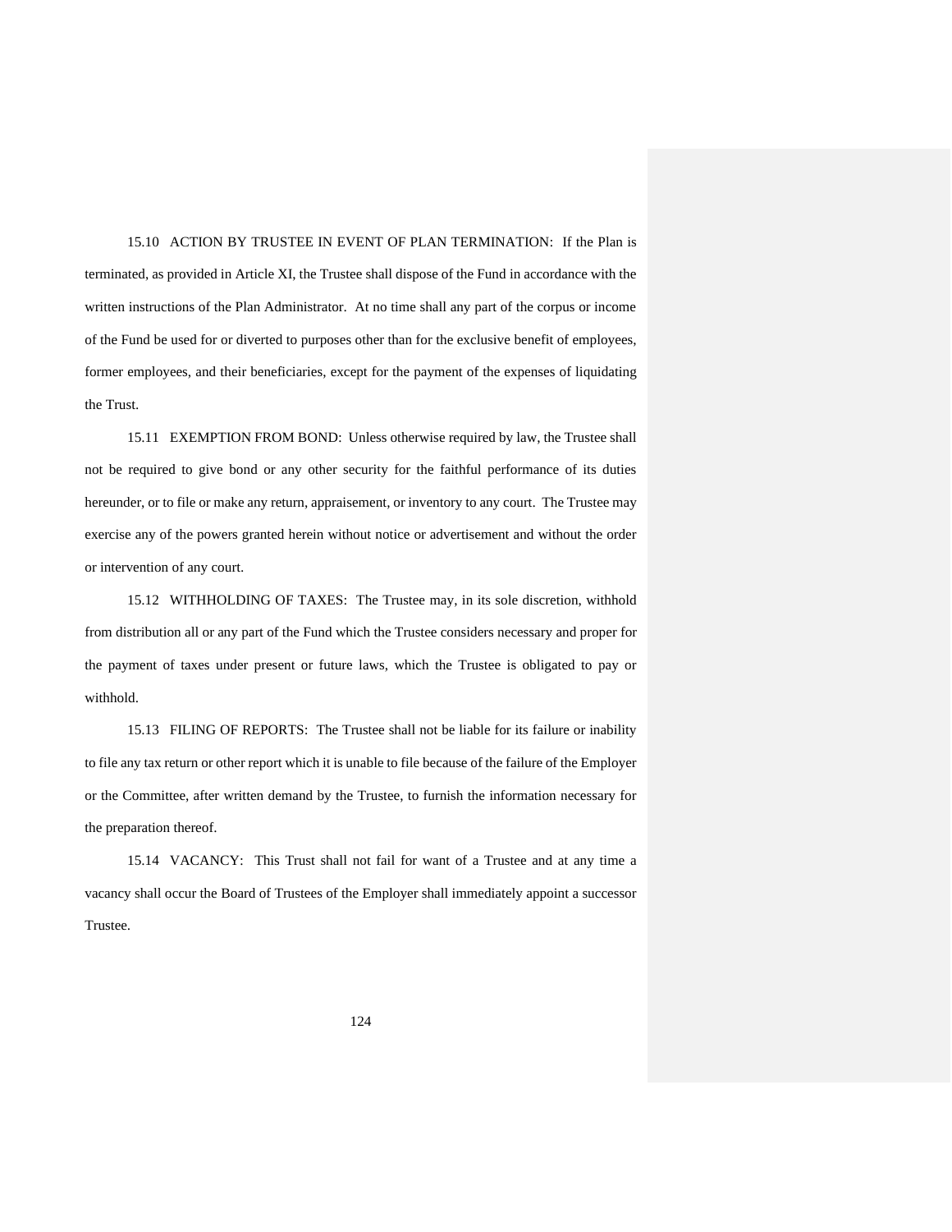15.10 ACTION BY TRUSTEE IN EVENT OF PLAN TERMINATION: If the Plan is terminated, as provided in Article XI, the Trustee shall dispose of the Fund in accordance with the written instructions of the Plan Administrator. At no time shall any part of the corpus or income of the Fund be used for or diverted to purposes other than for the exclusive benefit of employees, former employees, and their beneficiaries, except for the payment of the expenses of liquidating the Trust.

15.11 EXEMPTION FROM BOND: Unless otherwise required by law, the Trustee shall not be required to give bond or any other security for the faithful performance of its duties hereunder, or to file or make any return, appraisement, or inventory to any court. The Trustee may exercise any of the powers granted herein without notice or advertisement and without the order or intervention of any court.

15.12 WITHHOLDING OF TAXES: The Trustee may, in its sole discretion, withhold from distribution all or any part of the Fund which the Trustee considers necessary and proper for the payment of taxes under present or future laws, which the Trustee is obligated to pay or withhold.

15.13 FILING OF REPORTS: The Trustee shall not be liable for its failure or inability to file any tax return or other report which it is unable to file because of the failure of the Employer or the Committee, after written demand by the Trustee, to furnish the information necessary for the preparation thereof.

15.14 VACANCY: This Trust shall not fail for want of a Trustee and at any time a vacancy shall occur the Board of Trustees of the Employer shall immediately appoint a successor Trustee.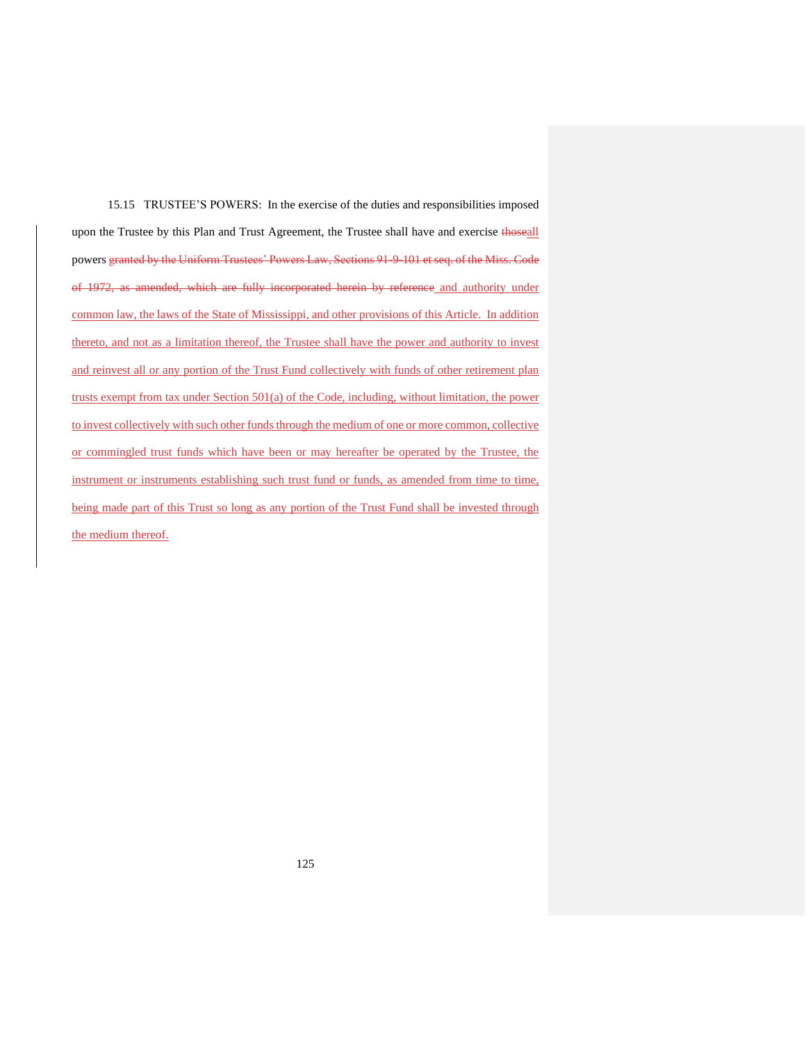15.15 TRUSTEE'S POWERS: In the exercise of the duties and responsibilities imposed upon the Trustee by this Plan and Trust Agreement, the Trustee shall have and exercise ~~those~~<u>all</u> powers ~~granted by the Uniform Trustees' Powers Law, Sections 91-9-101 et seq. of the Miss. Code of 1972, as amended, which are fully incorporated herein by reference~~<u> and authority under common law, the laws of the State of Mississippi, and other provisions of this Article. In addition thereto, and not as a limitation thereof, the Trustee shall have the power and authority to invest and reinvest all or any portion of the Trust Fund collectively with funds of other retirement plan trusts exempt from tax under Section 501(a) of the Code, including, without limitation, the power to invest collectively with such other funds through the medium of one or more common, collective or commingled trust funds which have been or may hereafter be operated by the Trustee, the instrument or instruments establishing such trust fund or funds, as amended from time to time, being made part of this Trust so long as any portion of the Trust Fund shall be invested through the medium thereof.</u>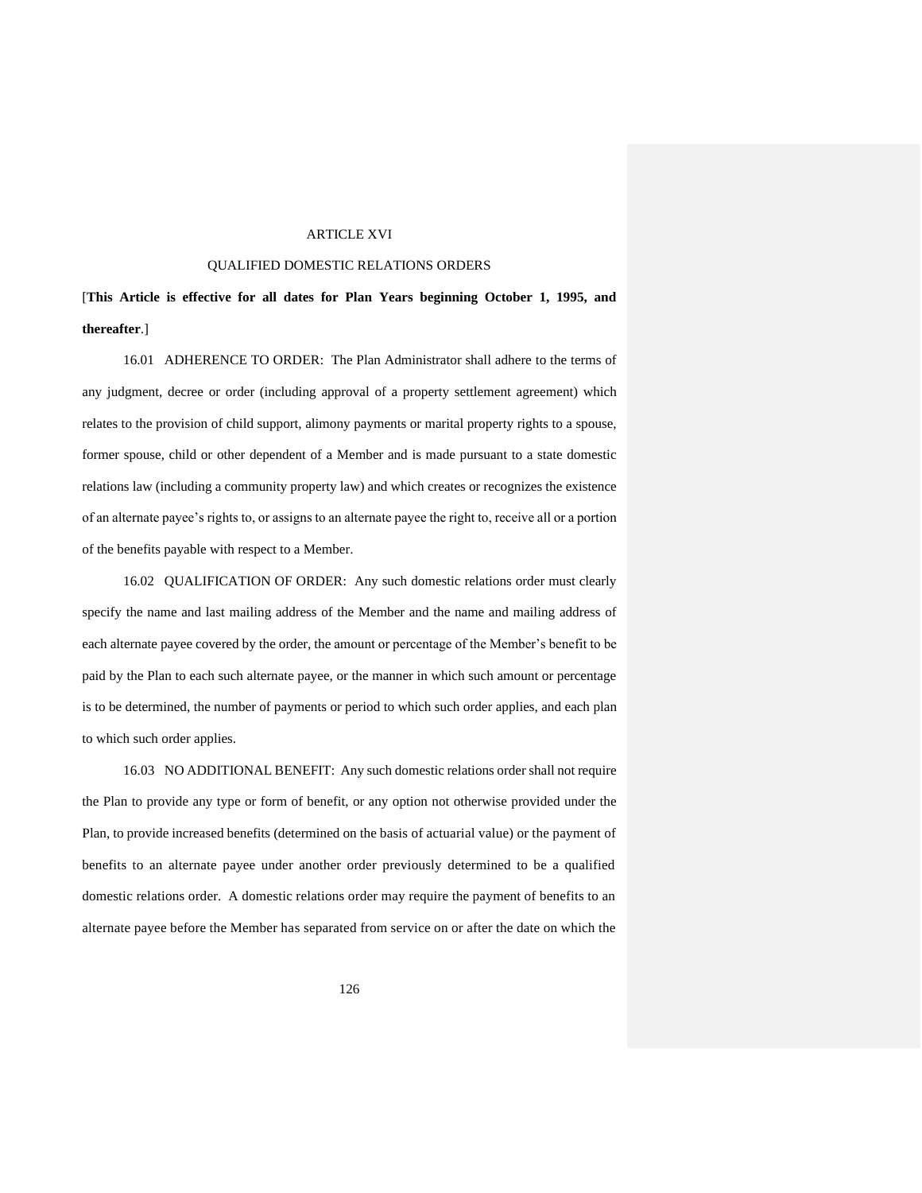# ARTICLE XVI

## QUALIFIED DOMESTIC RELATIONS ORDERS

[**This Article is effective for all dates for Plan Years beginning October 1, 1995, and thereafter**.]

16.01 ADHERENCE TO ORDER: The Plan Administrator shall adhere to the terms of any judgment, decree or order (including approval of a property settlement agreement) which relates to the provision of child support, alimony payments or marital property rights to a spouse, former spouse, child or other dependent of a Member and is made pursuant to a state domestic relations law (including a community property law) and which creates or recognizes the existence of an alternate payee's rights to, or assigns to an alternate payee the right to, receive all or a portion of the benefits payable with respect to a Member.

16.02 QUALIFICATION OF ORDER: Any such domestic relations order must clearly specify the name and last mailing address of the Member and the name and mailing address of each alternate payee covered by the order, the amount or percentage of the Member's benefit to be paid by the Plan to each such alternate payee, or the manner in which such amount or percentage is to be determined, the number of payments or period to which such order applies, and each plan to which such order applies.

16.03 NO ADDITIONAL BENEFIT: Any such domestic relations order shall not require the Plan to provide any type or form of benefit, or any option not otherwise provided under the Plan, to provide increased benefits (determined on the basis of actuarial value) or the payment of benefits to an alternate payee under another order previously determined to be a qualified domestic relations order. A domestic relations order may require the payment of benefits to an alternate payee before the Member has separated from service on or after the date on which the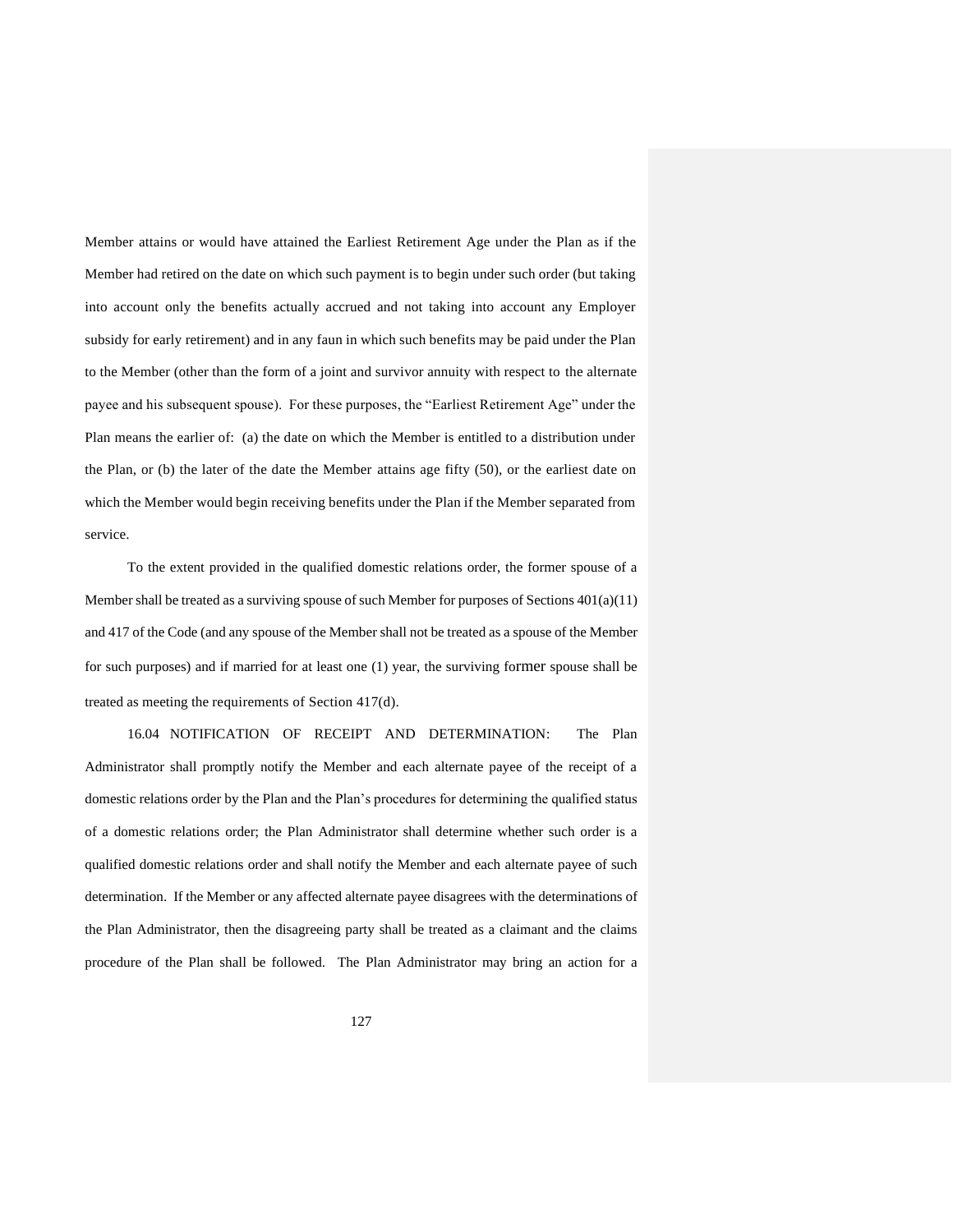Member attains or would have attained the Earliest Retirement Age under the Plan as if the Member had retired on the date on which such payment is to begin under such order (but taking into account only the benefits actually accrued and not taking into account any Employer subsidy for early retirement) and in any faun in which such benefits may be paid under the Plan to the Member (other than the form of a joint and survivor annuity with respect to the alternate payee and his subsequent spouse). For these purposes, the "Earliest Retirement Age" under the Plan means the earlier of: (a) the date on which the Member is entitled to a distribution under the Plan, or (b) the later of the date the Member attains age fifty (50), or the earliest date on which the Member would begin receiving benefits under the Plan if the Member separated from service.

To the extent provided in the qualified domestic relations order, the former spouse of a Member shall be treated as a surviving spouse of such Member for purposes of Sections 401(a)(11) and 417 of the Code (and any spouse of the Member shall not be treated as a spouse of the Member for such purposes) and if married for at least one (1) year, the surviving former spouse shall be treated as meeting the requirements of Section 417(d).

16.04 NOTIFICATION OF RECEIPT AND DETERMINATION: The Plan Administrator shall promptly notify the Member and each alternate payee of the receipt of a domestic relations order by the Plan and the Plan's procedures for determining the qualified status of a domestic relations order; the Plan Administrator shall determine whether such order is a qualified domestic relations order and shall notify the Member and each alternate payee of such determination. If the Member or any affected alternate payee disagrees with the determinations of the Plan Administrator, then the disagreeing party shall be treated as a claimant and the claims procedure of the Plan shall be followed. The Plan Administrator may bring an action for a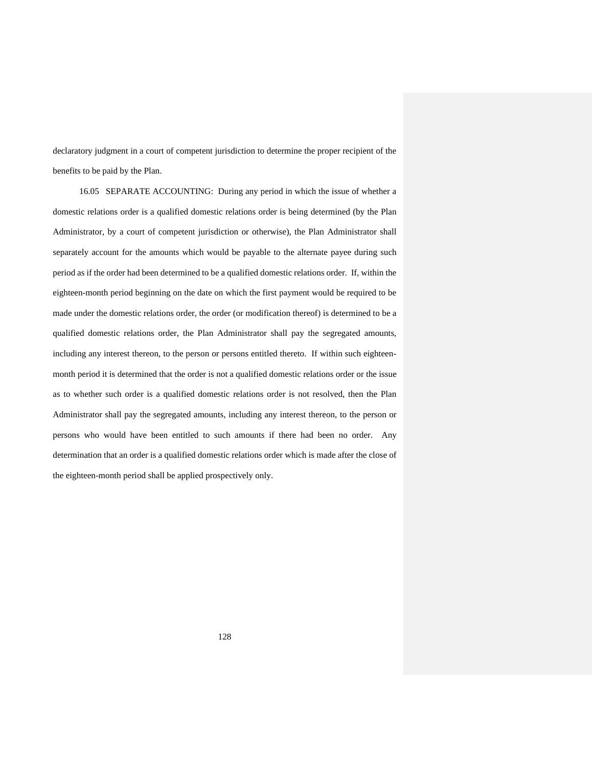declaratory judgment in a court of competent jurisdiction to determine the proper recipient of the benefits to be paid by the Plan.

16.05 SEPARATE ACCOUNTING: During any period in which the issue of whether a domestic relations order is a qualified domestic relations order is being determined (by the Plan Administrator, by a court of competent jurisdiction or otherwise), the Plan Administrator shall separately account for the amounts which would be payable to the alternate payee during such period as if the order had been determined to be a qualified domestic relations order. If, within the eighteen-month period beginning on the date on which the first payment would be required to be made under the domestic relations order, the order (or modification thereof) is determined to be a qualified domestic relations order, the Plan Administrator shall pay the segregated amounts, including any interest thereon, to the person or persons entitled thereto. If within such eighteen-month period it is determined that the order is not a qualified domestic relations order or the issue as to whether such order is a qualified domestic relations order is not resolved, then the Plan Administrator shall pay the segregated amounts, including any interest thereon, to the person or persons who would have been entitled to such amounts if there had been no order. Any determination that an order is a qualified domestic relations order which is made after the close of the eighteen-month period shall be applied prospectively only.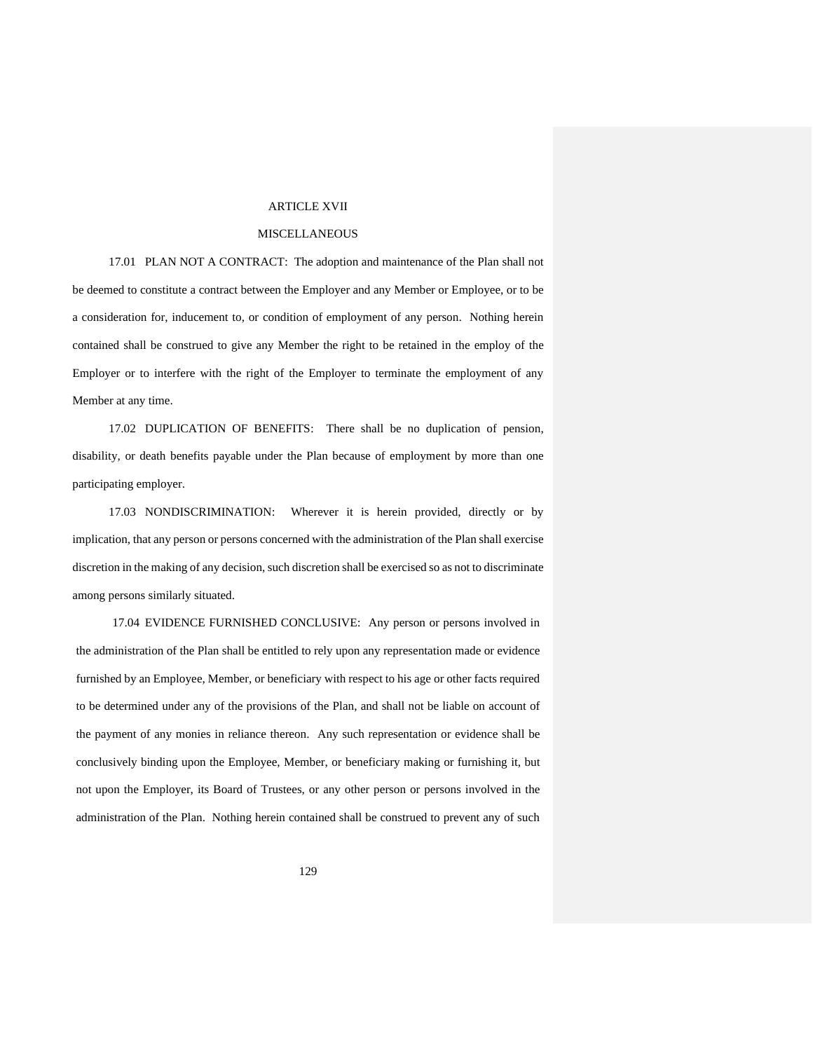# ARTICLE XVII

## MISCELLANEOUS

17.01 PLAN NOT A CONTRACT: The adoption and maintenance of the Plan shall not be deemed to constitute a contract between the Employer and any Member or Employee, or to be a consideration for, inducement to, or condition of employment of any person. Nothing herein contained shall be construed to give any Member the right to be retained in the employ of the Employer or to interfere with the right of the Employer to terminate the employment of any Member at any time.

17.02 DUPLICATION OF BENEFITS: There shall be no duplication of pension, disability, or death benefits payable under the Plan because of employment by more than one participating employer.

17.03 NONDISCRIMINATION: Wherever it is herein provided, directly or by implication, that any person or persons concerned with the administration of the Plan shall exercise discretion in the making of any decision, such discretion shall be exercised so as not to discriminate among persons similarly situated.

17.04 EVIDENCE FURNISHED CONCLUSIVE: Any person or persons involved in the administration of the Plan shall be entitled to rely upon any representation made or evidence furnished by an Employee, Member, or beneficiary with respect to his age or other facts required to be determined under any of the provisions of the Plan, and shall not be liable on account of the payment of any monies in reliance thereon. Any such representation or evidence shall be conclusively binding upon the Employee, Member, or beneficiary making or furnishing it, but not upon the Employer, its Board of Trustees, or any other person or persons involved in the administration of the Plan. Nothing herein contained shall be construed to prevent any of such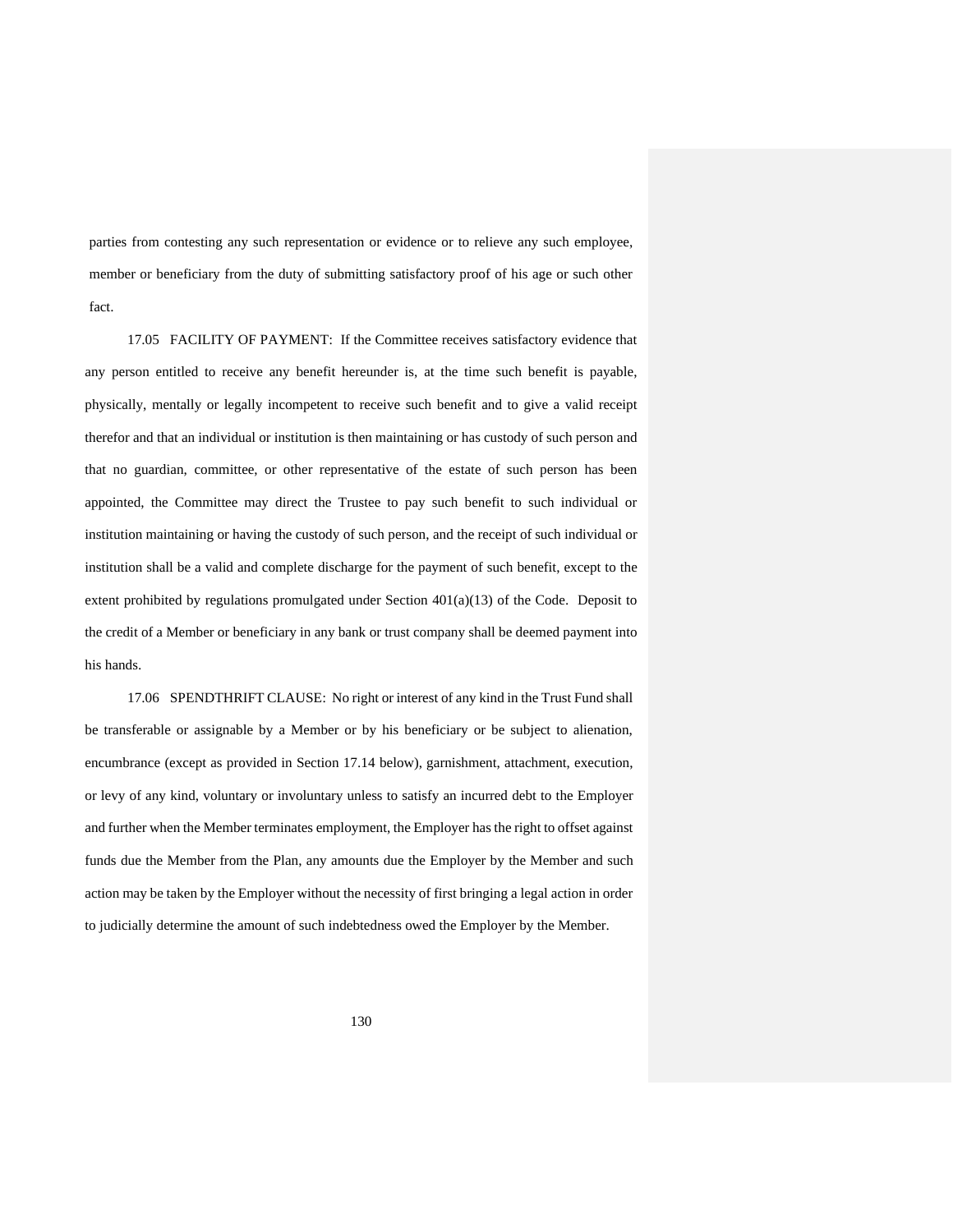parties from contesting any such representation or evidence or to relieve any such employee, member or beneficiary from the duty of submitting satisfactory proof of his age or such other fact.

17.05 FACILITY OF PAYMENT: If the Committee receives satisfactory evidence that any person entitled to receive any benefit hereunder is, at the time such benefit is payable, physically, mentally or legally incompetent to receive such benefit and to give a valid receipt therefor and that an individual or institution is then maintaining or has custody of such person and that no guardian, committee, or other representative of the estate of such person has been appointed, the Committee may direct the Trustee to pay such benefit to such individual or institution maintaining or having the custody of such person, and the receipt of such individual or institution shall be a valid and complete discharge for the payment of such benefit, except to the extent prohibited by regulations promulgated under Section 401(a)(13) of the Code. Deposit to the credit of a Member or beneficiary in any bank or trust company shall be deemed payment into his hands.

17.06 SPENDTHRIFT CLAUSE: No right or interest of any kind in the Trust Fund shall be transferable or assignable by a Member or by his beneficiary or be subject to alienation, encumbrance (except as provided in Section 17.14 below), garnishment, attachment, execution, or levy of any kind, voluntary or involuntary unless to satisfy an incurred debt to the Employer and further when the Member terminates employment, the Employer has the right to offset against funds due the Member from the Plan, any amounts due the Employer by the Member and such action may be taken by the Employer without the necessity of first bringing a legal action in order to judicially determine the amount of such indebtedness owed the Employer by the Member.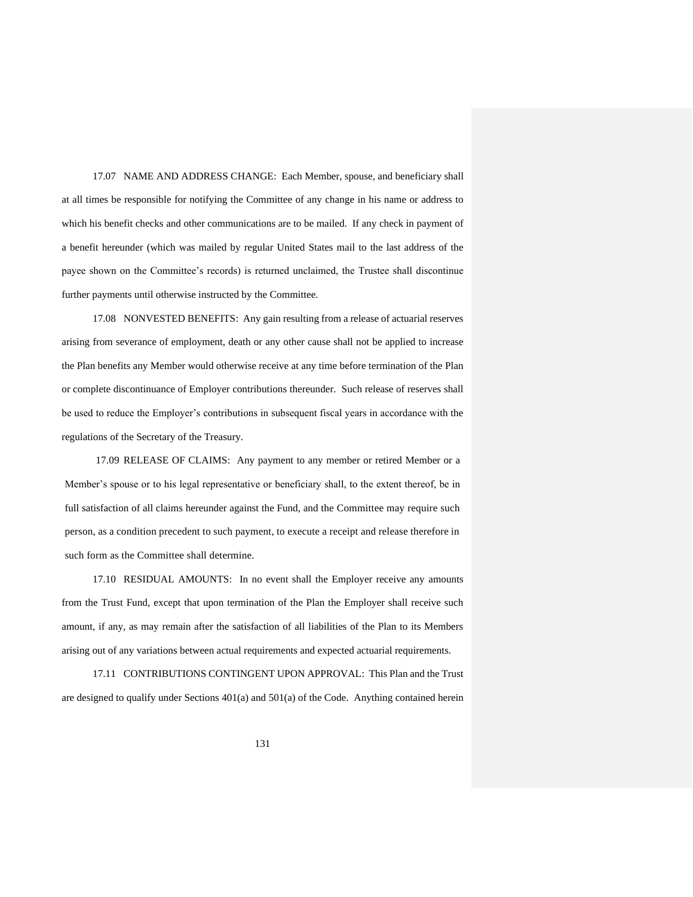17.07 NAME AND ADDRESS CHANGE: Each Member, spouse, and beneficiary shall at all times be responsible for notifying the Committee of any change in his name or address to which his benefit checks and other communications are to be mailed. If any check in payment of a benefit hereunder (which was mailed by regular United States mail to the last address of the payee shown on the Committee's records) is returned unclaimed, the Trustee shall discontinue further payments until otherwise instructed by the Committee.

17.08 NONVESTED BENEFITS: Any gain resulting from a release of actuarial reserves arising from severance of employment, death or any other cause shall not be applied to increase the Plan benefits any Member would otherwise receive at any time before termination of the Plan or complete discontinuance of Employer contributions thereunder. Such release of reserves shall be used to reduce the Employer's contributions in subsequent fiscal years in accordance with the regulations of the Secretary of the Treasury.

17.09 RELEASE OF CLAIMS: Any payment to any member or retired Member or a Member's spouse or to his legal representative or beneficiary shall, to the extent thereof, be in full satisfaction of all claims hereunder against the Fund, and the Committee may require such person, as a condition precedent to such payment, to execute a receipt and release therefore in such form as the Committee shall determine.

17.10 RESIDUAL AMOUNTS: In no event shall the Employer receive any amounts from the Trust Fund, except that upon termination of the Plan the Employer shall receive such amount, if any, as may remain after the satisfaction of all liabilities of the Plan to its Members arising out of any variations between actual requirements and expected actuarial requirements.

17.11 CONTRIBUTIONS CONTINGENT UPON APPROVAL: This Plan and the Trust are designed to qualify under Sections 401(a) and 501(a) of the Code. Anything contained herein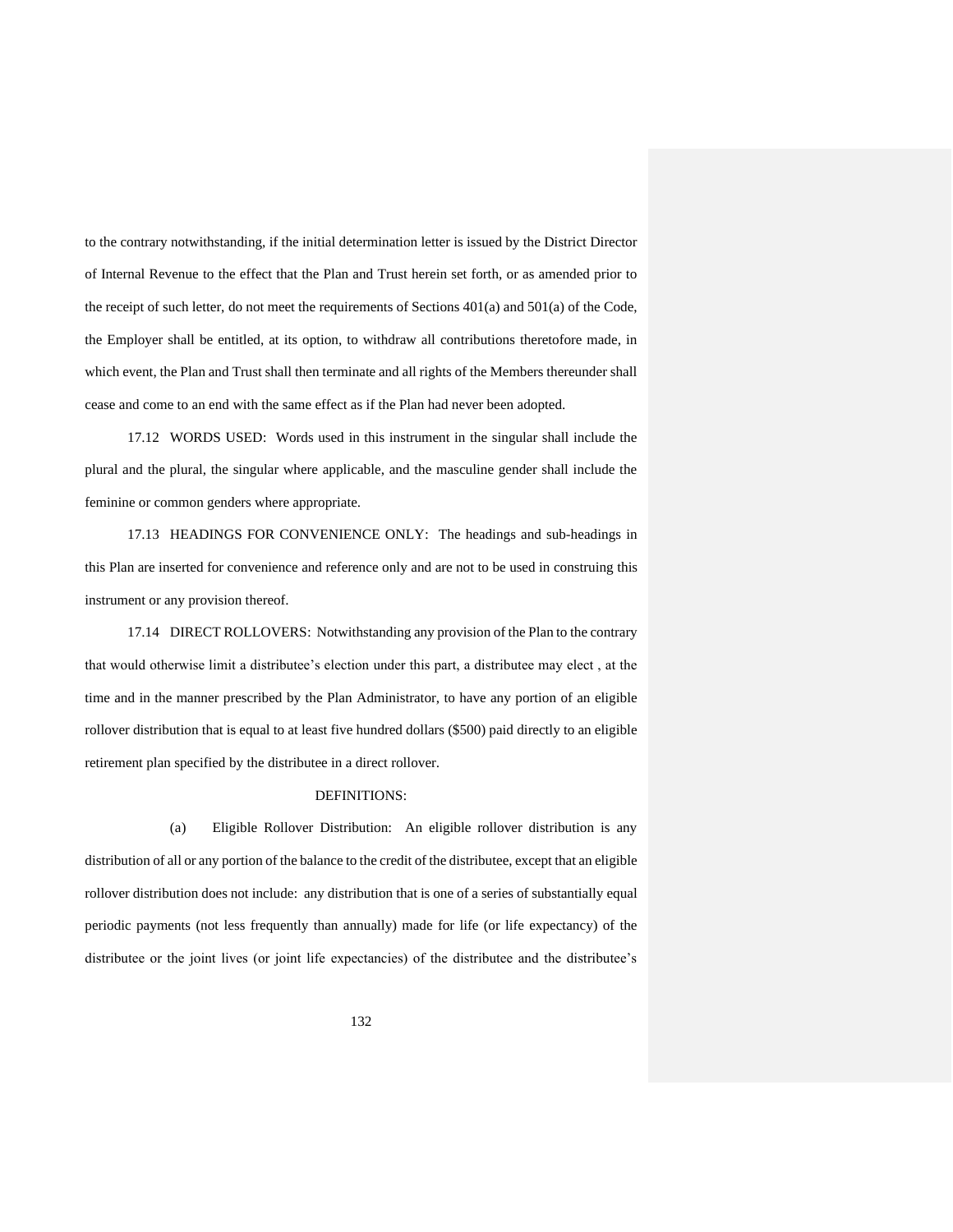to the contrary notwithstanding, if the initial determination letter is issued by the District Director of Internal Revenue to the effect that the Plan and Trust herein set forth, or as amended prior to the receipt of such letter, do not meet the requirements of Sections 401(a) and 501(a) of the Code, the Employer shall be entitled, at its option, to withdraw all contributions theretofore made, in which event, the Plan and Trust shall then terminate and all rights of the Members thereunder shall cease and come to an end with the same effect as if the Plan had never been adopted.

17.12 WORDS USED: Words used in this instrument in the singular shall include the plural and the plural, the singular where applicable, and the masculine gender shall include the feminine or common genders where appropriate.

17.13 HEADINGS FOR CONVENIENCE ONLY: The headings and sub-headings in this Plan are inserted for convenience and reference only and are not to be used in construing this instrument or any provision thereof.

17.14 DIRECT ROLLOVERS: Notwithstanding any provision of the Plan to the contrary that would otherwise limit a distributee's election under this part, a distributee may elect , at the time and in the manner prescribed by the Plan Administrator, to have any portion of an eligible rollover distribution that is equal to at least five hundred dollars ($500) paid directly to an eligible retirement plan specified by the distributee in a direct rollover.

DEFINITIONS:

(a) Eligible Rollover Distribution: An eligible rollover distribution is any distribution of all or any portion of the balance to the credit of the distributee, except that an eligible rollover distribution does not include: any distribution that is one of a series of substantially equal periodic payments (not less frequently than annually) made for life (or life expectancy) of the distributee or the joint lives (or joint life expectancies) of the distributee and the distributee's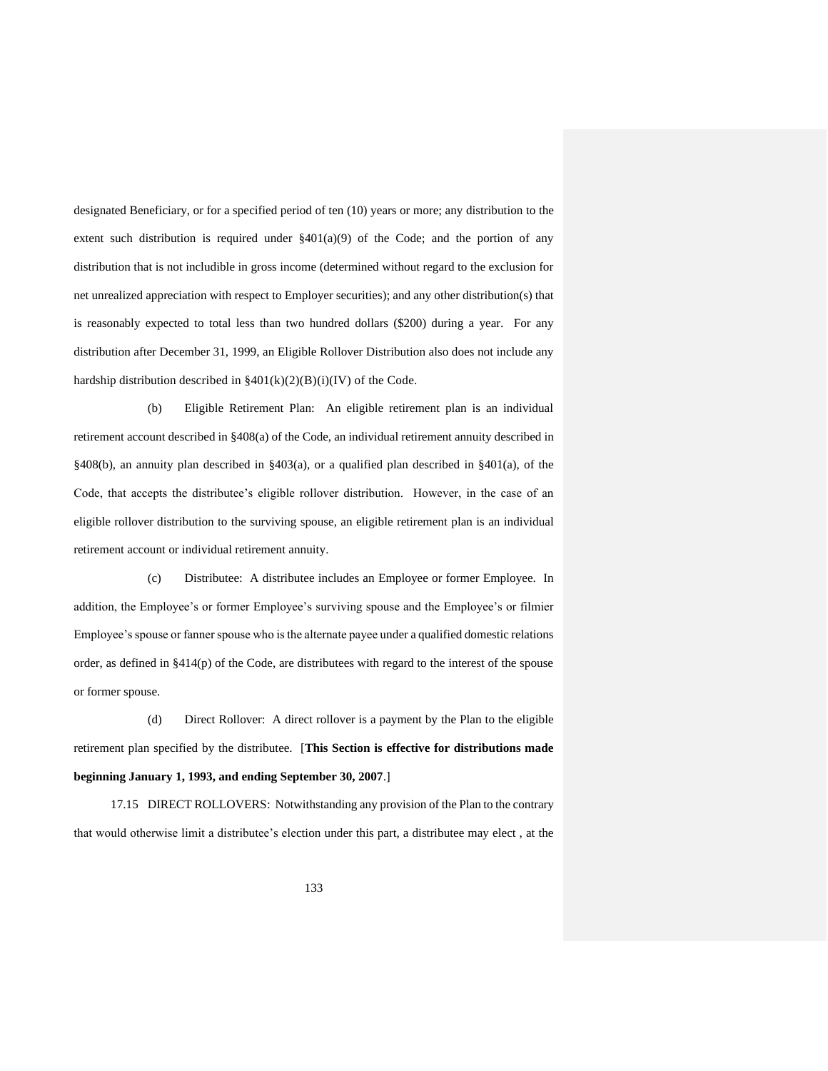designated Beneficiary, or for a specified period of ten (10) years or more; any distribution to the extent such distribution is required under §401(a)(9) of the Code; and the portion of any distribution that is not includible in gross income (determined without regard to the exclusion for net unrealized appreciation with respect to Employer securities); and any other distribution(s) that is reasonably expected to total less than two hundred dollars ($200) during a year. For any distribution after December 31, 1999, an Eligible Rollover Distribution also does not include any hardship distribution described in §401(k)(2)(B)(i)(IV) of the Code.

(b) Eligible Retirement Plan: An eligible retirement plan is an individual retirement account described in §408(a) of the Code, an individual retirement annuity described in §408(b), an annuity plan described in §403(a), or a qualified plan described in §401(a), of the Code, that accepts the distributee's eligible rollover distribution. However, in the case of an eligible rollover distribution to the surviving spouse, an eligible retirement plan is an individual retirement account or individual retirement annuity.

(c) Distributee: A distributee includes an Employee or former Employee. In addition, the Employee's or former Employee's surviving spouse and the Employee's or filmier Employee's spouse or fanner spouse who is the alternate payee under a qualified domestic relations order, as defined in §414(p) of the Code, are distributees with regard to the interest of the spouse or former spouse.

(d) Direct Rollover: A direct rollover is a payment by the Plan to the eligible retirement plan specified by the distributee. [**This Section is effective for distributions made beginning January 1, 1993, and ending September 30, 2007**.]

17.15 DIRECT ROLLOVERS: Notwithstanding any provision of the Plan to the contrary that would otherwise limit a distributee's election under this part, a distributee may elect , at the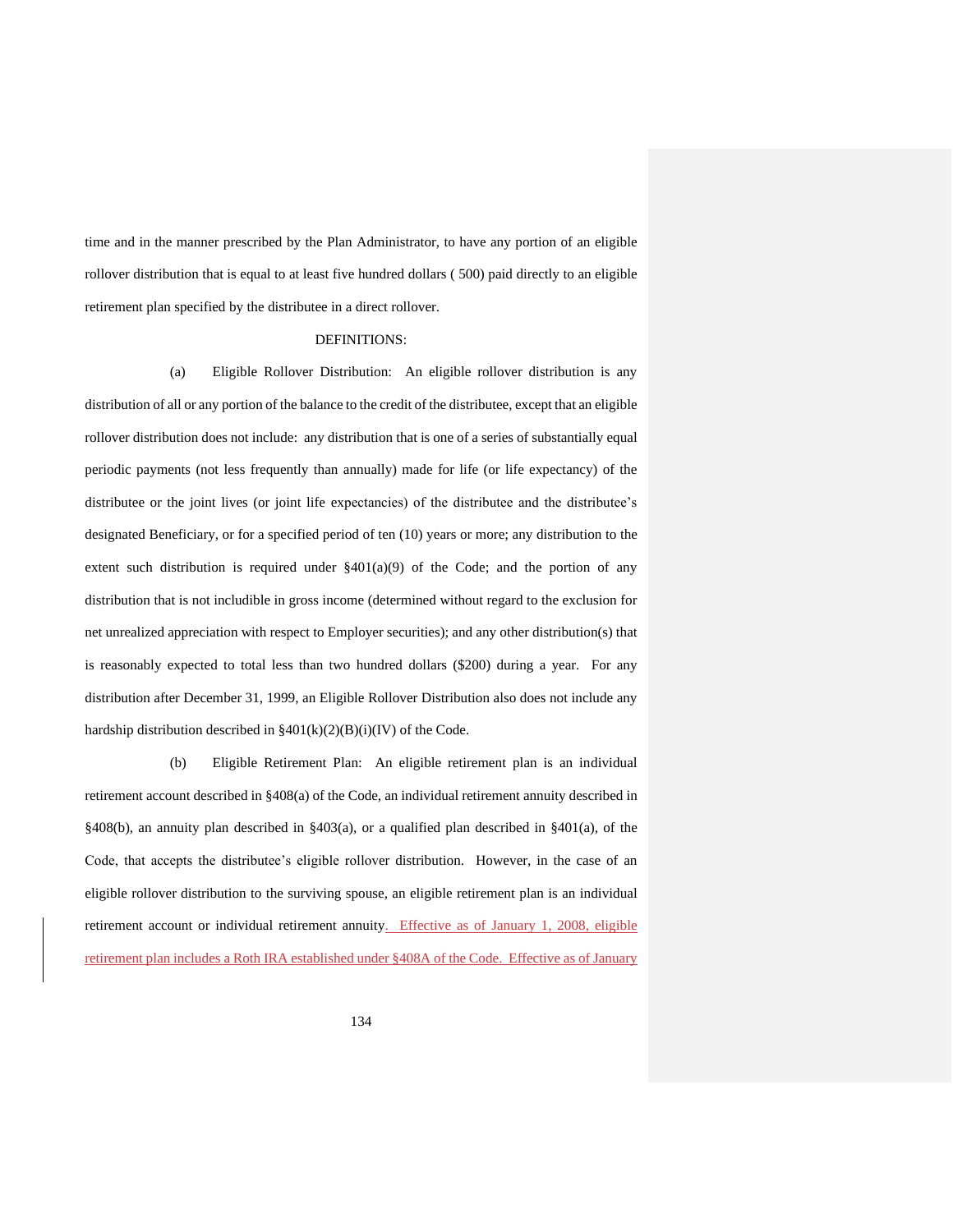time and in the manner prescribed by the Plan Administrator, to have any portion of an eligible rollover distribution that is equal to at least five hundred dollars ( 500) paid directly to an eligible retirement plan specified by the distributee in a direct rollover.

DEFINITIONS:

(a) Eligible Rollover Distribution: An eligible rollover distribution is any distribution of all or any portion of the balance to the credit of the distributee, except that an eligible rollover distribution does not include: any distribution that is one of a series of substantially equal periodic payments (not less frequently than annually) made for life (or life expectancy) of the distributee or the joint lives (or joint life expectancies) of the distributee and the distributee's designated Beneficiary, or for a specified period of ten (10) years or more; any distribution to the extent such distribution is required under §401(a)(9) of the Code; and the portion of any distribution that is not includible in gross income (determined without regard to the exclusion for net unrealized appreciation with respect to Employer securities); and any other distribution(s) that is reasonably expected to total less than two hundred dollars ($200) during a year. For any distribution after December 31, 1999, an Eligible Rollover Distribution also does not include any hardship distribution described in §401(k)(2)(B)(i)(IV) of the Code.

(b) Eligible Retirement Plan: An eligible retirement plan is an individual retirement account described in §408(a) of the Code, an individual retirement annuity described in §408(b), an annuity plan described in §403(a), or a qualified plan described in §401(a), of the Code, that accepts the distributee's eligible rollover distribution. However, in the case of an eligible rollover distribution to the surviving spouse, an eligible retirement plan is an individual retirement account or individual retirement annuity. Effective as of January 1, 2008, eligible retirement plan includes a Roth IRA established under §408A of the Code. Effective as of January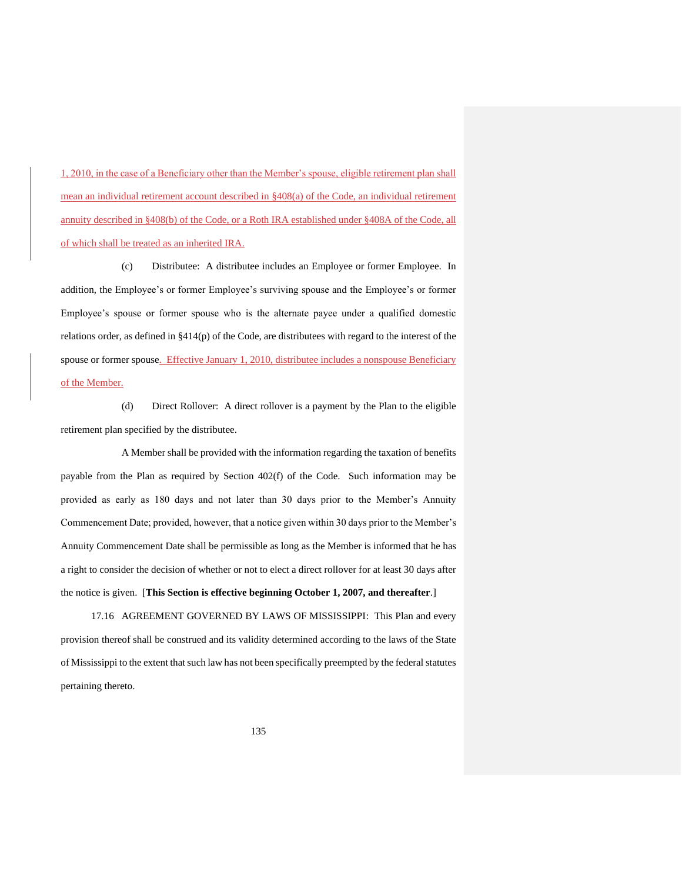1, 2010, in the case of a Beneficiary other than the Member's spouse, eligible retirement plan shall mean an individual retirement account described in §408(a) of the Code, an individual retirement annuity described in §408(b) of the Code, or a Roth IRA established under §408A of the Code, all of which shall be treated as an inherited IRA.

(c) Distributee: A distributee includes an Employee or former Employee. In addition, the Employee's or former Employee's surviving spouse and the Employee's or former Employee's spouse or former spouse who is the alternate payee under a qualified domestic relations order, as defined in §414(p) of the Code, are distributees with regard to the interest of the spouse or former spouse. Effective January 1, 2010, distributee includes a nonspouse Beneficiary of the Member.

(d) Direct Rollover: A direct rollover is a payment by the Plan to the eligible retirement plan specified by the distributee.

A Member shall be provided with the information regarding the taxation of benefits payable from the Plan as required by Section 402(f) of the Code. Such information may be provided as early as 180 days and not later than 30 days prior to the Member's Annuity Commencement Date; provided, however, that a notice given within 30 days prior to the Member's Annuity Commencement Date shall be permissible as long as the Member is informed that he has a right to consider the decision of whether or not to elect a direct rollover for at least 30 days after the notice is given. [**This Section is effective beginning October 1, 2007, and thereafter**.]

17.16 AGREEMENT GOVERNED BY LAWS OF MISSISSIPPI: This Plan and every provision thereof shall be construed and its validity determined according to the laws of the State of Mississippi to the extent that such law has not been specifically preempted by the federal statutes pertaining thereto.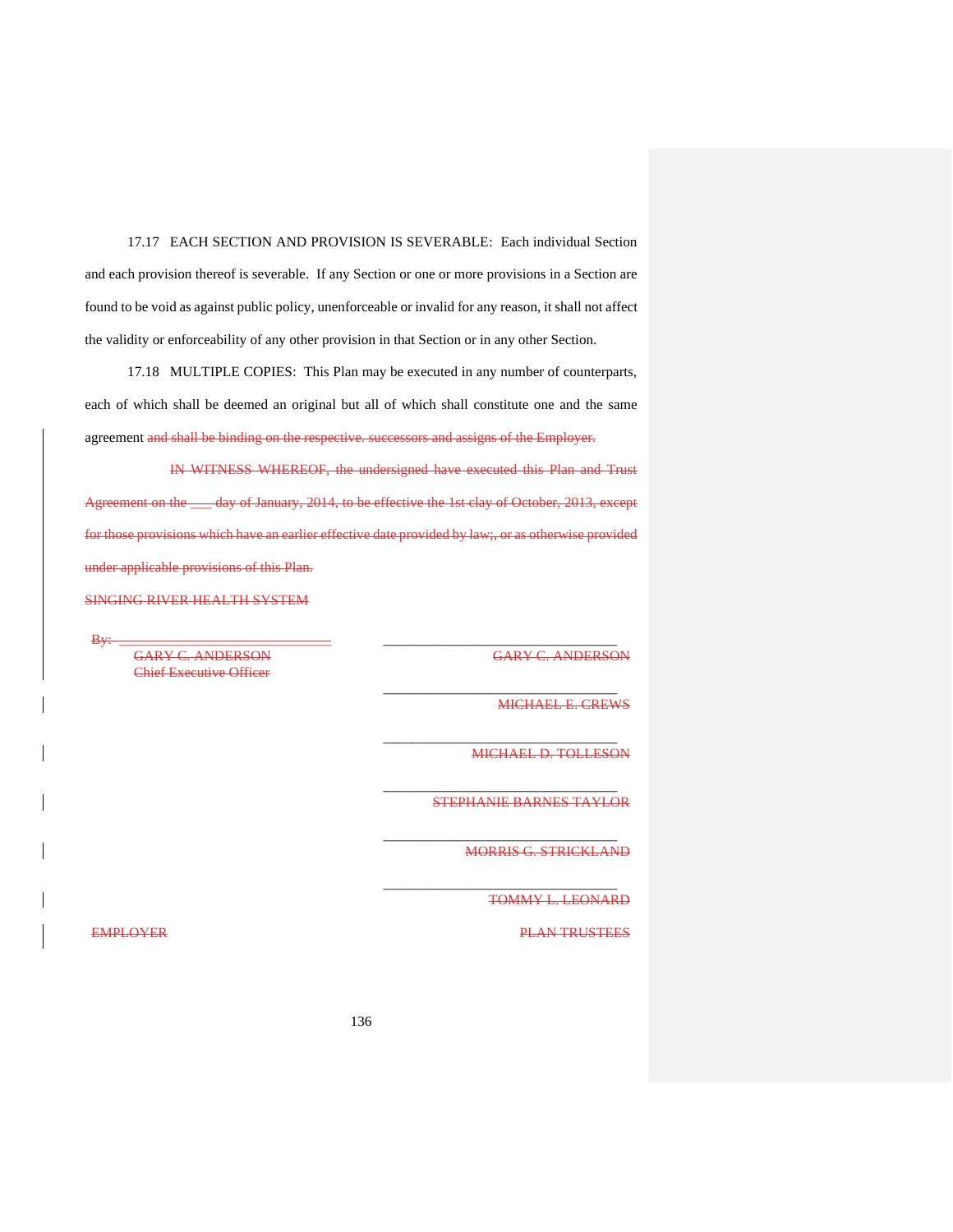17.17 EACH SECTION AND PROVISION IS SEVERABLE: Each individual Section and each provision thereof is severable. If any Section or one or more provisions in a Section are found to be void as against public policy, unenforceable or invalid for any reason, it shall not affect the validity or enforceability of any other provision in that Section or in any other Section.

17.18 MULTIPLE COPIES: This Plan may be executed in any number of counterparts, each of which shall be deemed an original but all of which shall constitute one and the same agreement ~~and shall be binding on the respective. successors and assigns of the Employer.~~

~~IN WITNESS WHEREOF, the undersigned have executed this Plan and Trust Agreement on the ___ day of January, 2014, to be effective the 1st clay of October, 2013, except for those provisions which have an earlier effective date provided by law;, or as otherwise provided under applicable provisions of this Plan.~~

~~SINGING RIVER HEALTH SYSTEM~~

~~By: ____________________________~~
~~GARY C. ANDERSON~~
~~Chief Executive Officer~~

~~EMPLOYER~~

________________________________
~~GARY C. ANDERSON~~

________________________________
~~MICHAEL E. CREWS~~

________________________________
~~MICHAEL D. TOLLESON~~

________________________________
~~STEPHANIE BARNES TAYLOR~~

________________________________
~~MORRIS G. STRICKLAND~~

________________________________
~~TOMMY L. LEONARD~~

~~PLAN TRUSTEES~~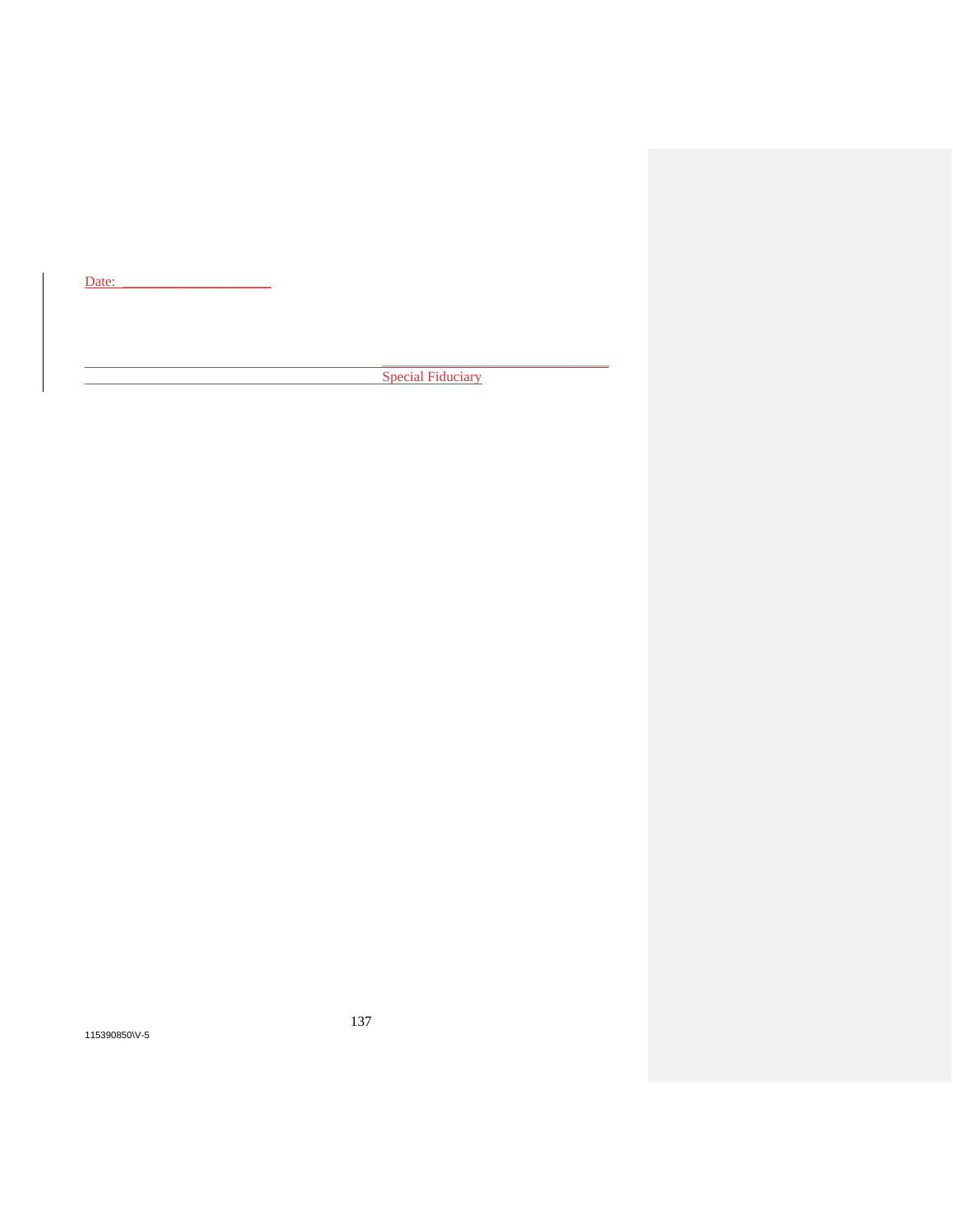Date: ___________________

______________________________

Special Fiduciary

115390850\V-5